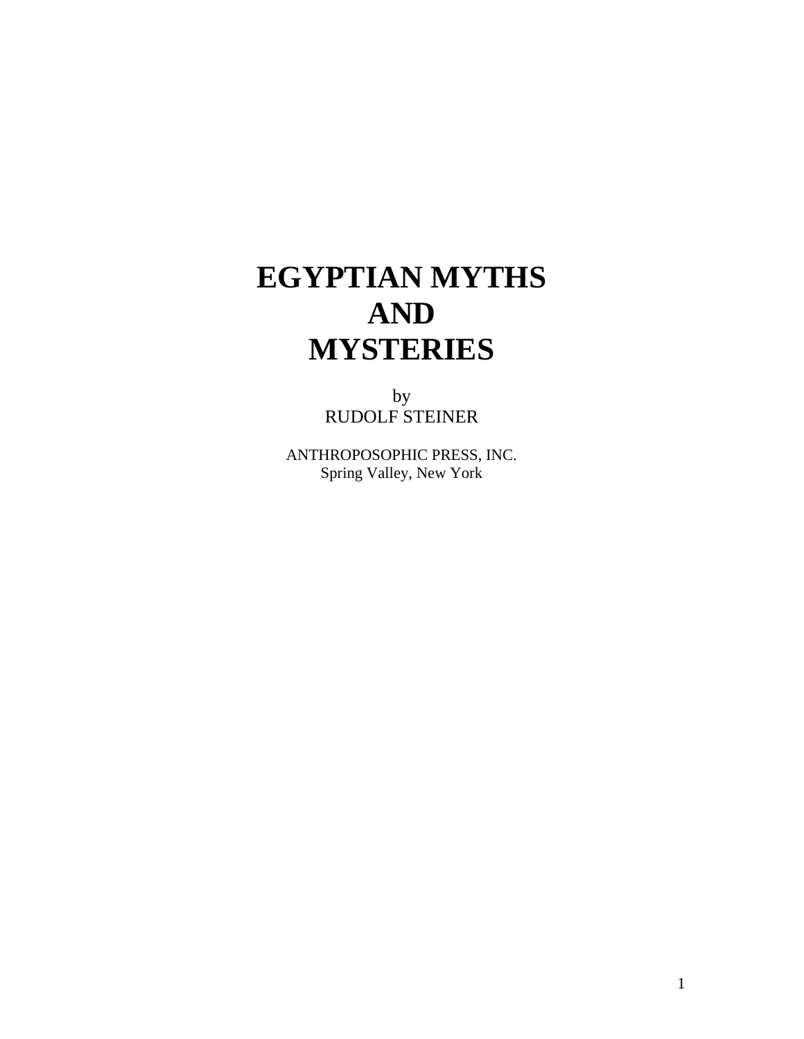# EGYPTIAN MYTHS AND MYSTERIES

by
RUDOLF STEINER

ANTHROPOSOPHIC PRESS, INC.
Spring Valley, New York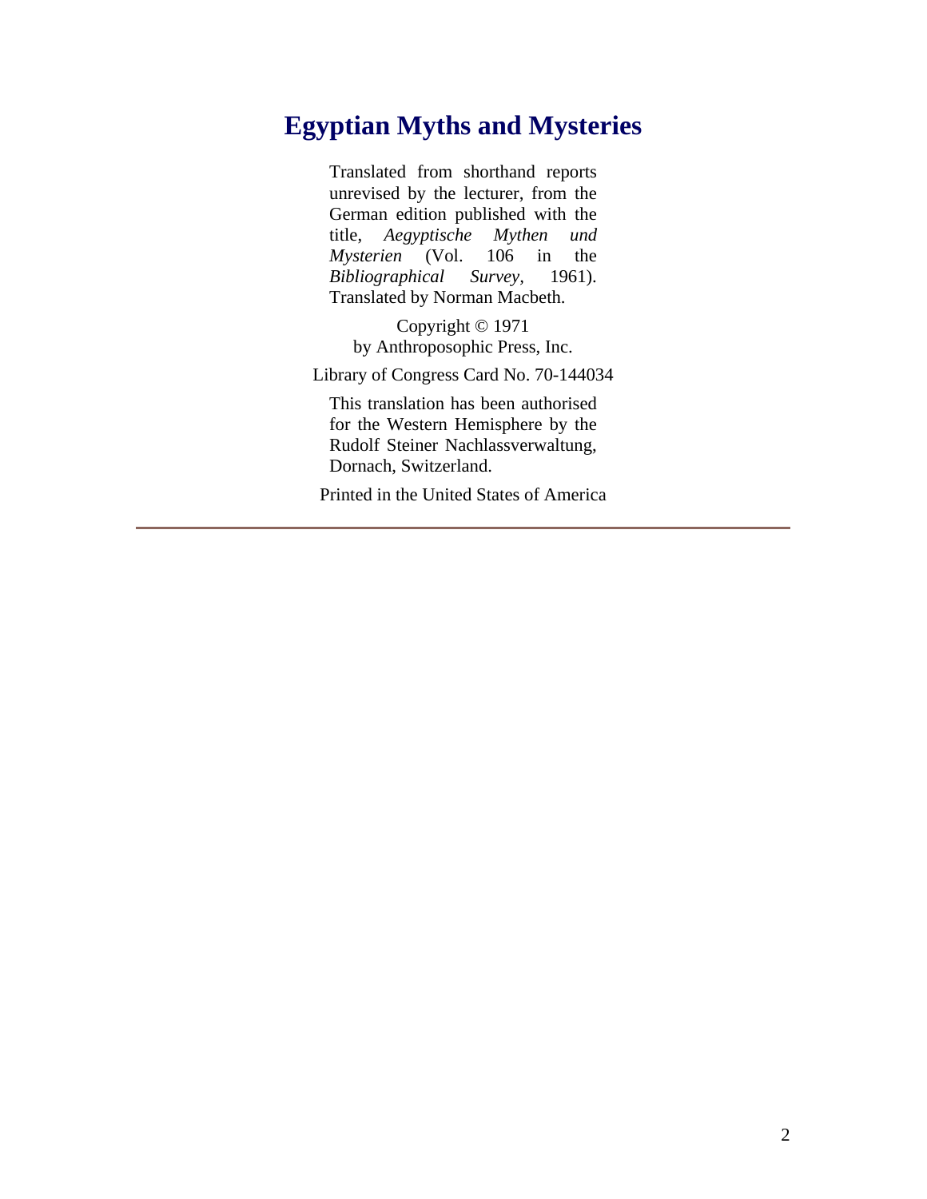# Egyptian Myths and Mysteries

Translated from shorthand reports unrevised by the lecturer, from the German edition published with the title, *Aegyptische Mythen und Mysterien* (Vol. 106 in the *Bibliographical Survey*, 1961). Translated by Norman Macbeth.

Copyright © 1971
by Anthroposophic Press, Inc.

Library of Congress Card No. 70-144034

This translation has been authorised for the Western Hemisphere by the Rudolf Steiner Nachlassverwaltung, Dornach, Switzerland.

Printed in the United States of America

---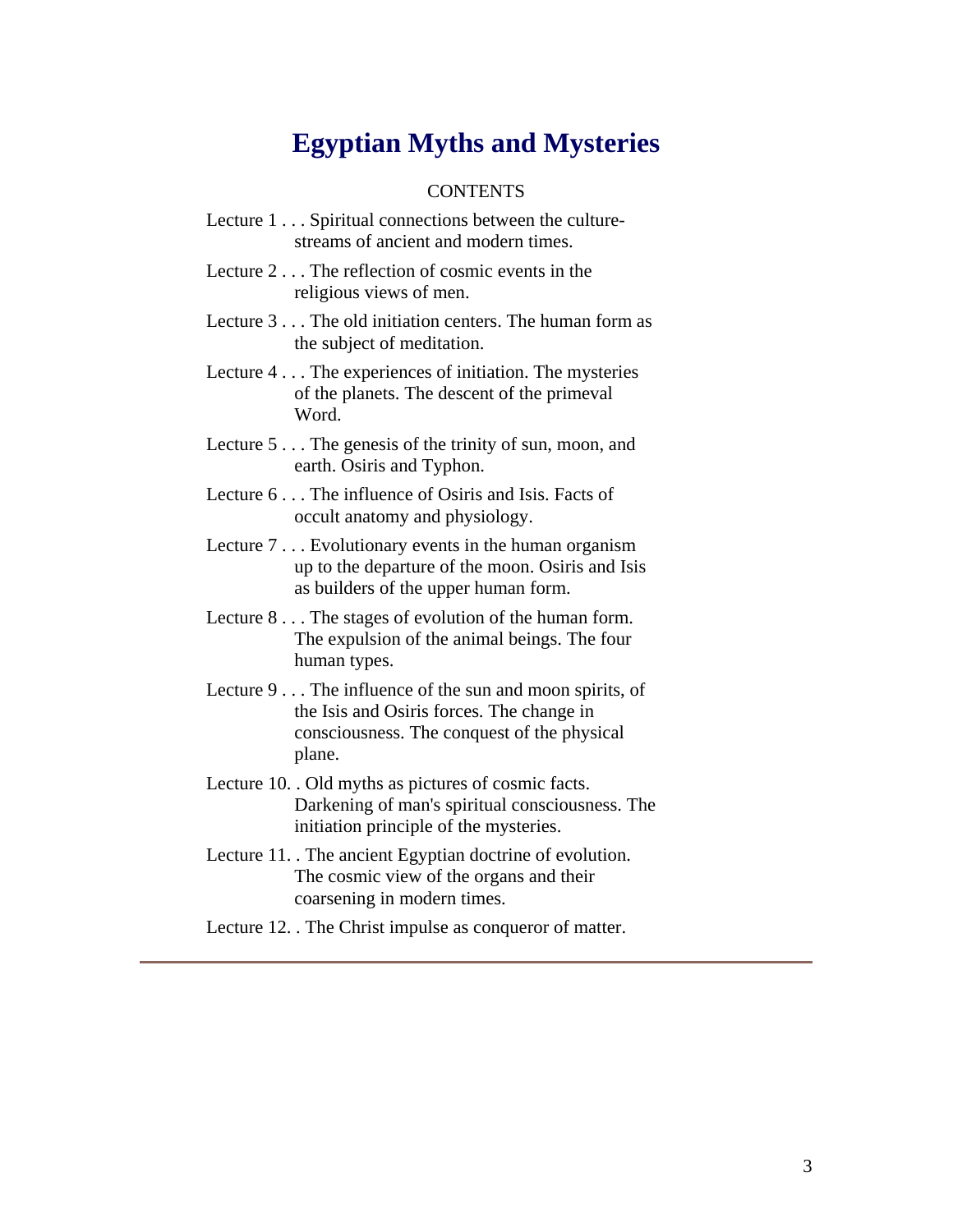# Egyptian Myths and Mysteries

CONTENTS

Lecture 1 . . . Spiritual connections between the culture-streams of ancient and modern times.

Lecture 2 . . . The reflection of cosmic events in the religious views of men.

Lecture 3 . . . The old initiation centers. The human form as the subject of meditation.

Lecture 4 . . . The experiences of initiation. The mysteries of the planets. The descent of the primeval Word.

Lecture 5 . . . The genesis of the trinity of sun, moon, and earth. Osiris and Typhon.

Lecture 6 . . . The influence of Osiris and Isis. Facts of occult anatomy and physiology.

Lecture 7 . . . Evolutionary events in the human organism up to the departure of the moon. Osiris and Isis as builders of the upper human form.

Lecture 8 . . . The stages of evolution of the human form. The expulsion of the animal beings. The four human types.

Lecture 9 . . . The influence of the sun and moon spirits, of the Isis and Osiris forces. The change in consciousness. The conquest of the physical plane.

Lecture 10. . Old myths as pictures of cosmic facts. Darkening of man's spiritual consciousness. The initiation principle of the mysteries.

Lecture 11. . The ancient Egyptian doctrine of evolution. The cosmic view of the organs and their coarsening in modern times.

Lecture 12. . The Christ impulse as conqueror of matter.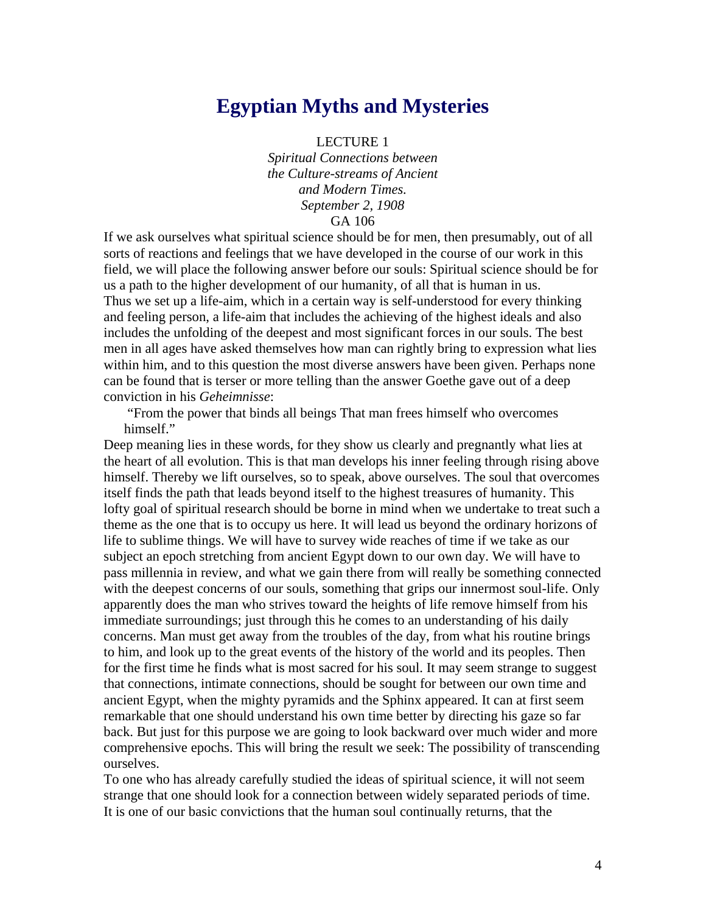# Egyptian Myths and Mysteries

LECTURE 1

*Spiritual Connections between the Culture-streams of Ancient and Modern Times.*

*September 2, 1908*

GA 106

If we ask ourselves what spiritual science should be for men, then presumably, out of all sorts of reactions and feelings that we have developed in the course of our work in this field, we will place the following answer before our souls: Spiritual science should be for us a path to the higher development of our humanity, of all that is human in us.

Thus we set up a life-aim, which in a certain way is self-understood for every thinking and feeling person, a life-aim that includes the achieving of the highest ideals and also includes the unfolding of the deepest and most significant forces in our souls. The best men in all ages have asked themselves how man can rightly bring to expression what lies within him, and to this question the most diverse answers have been given. Perhaps none can be found that is terser or more telling than the answer Goethe gave out of a deep conviction in his *Geheimnisse*:

> "From the power that binds all beings That man frees himself who overcomes himself."

Deep meaning lies in these words, for they show us clearly and pregnantly what lies at the heart of all evolution. This is that man develops his inner feeling through rising above himself. Thereby we lift ourselves, so to speak, above ourselves. The soul that overcomes itself finds the path that leads beyond itself to the highest treasures of humanity. This lofty goal of spiritual research should be borne in mind when we undertake to treat such a theme as the one that is to occupy us here. It will lead us beyond the ordinary horizons of life to sublime things. We will have to survey wide reaches of time if we take as our subject an epoch stretching from ancient Egypt down to our own day. We will have to pass millennia in review, and what we gain there from will really be something connected with the deepest concerns of our souls, something that grips our innermost soul-life. Only apparently does the man who strives toward the heights of life remove himself from his immediate surroundings; just through this he comes to an understanding of his daily concerns. Man must get away from the troubles of the day, from what his routine brings to him, and look up to the great events of the history of the world and its peoples. Then for the first time he finds what is most sacred for his soul. It may seem strange to suggest that connections, intimate connections, should be sought for between our own time and ancient Egypt, when the mighty pyramids and the Sphinx appeared. It can at first seem remarkable that one should understand his own time better by directing his gaze so far back. But just for this purpose we are going to look backward over much wider and more comprehensive epochs. This will bring the result we seek: The possibility of transcending ourselves.

To one who has already carefully studied the ideas of spiritual science, it will not seem strange that one should look for a connection between widely separated periods of time. It is one of our basic convictions that the human soul continually returns, that the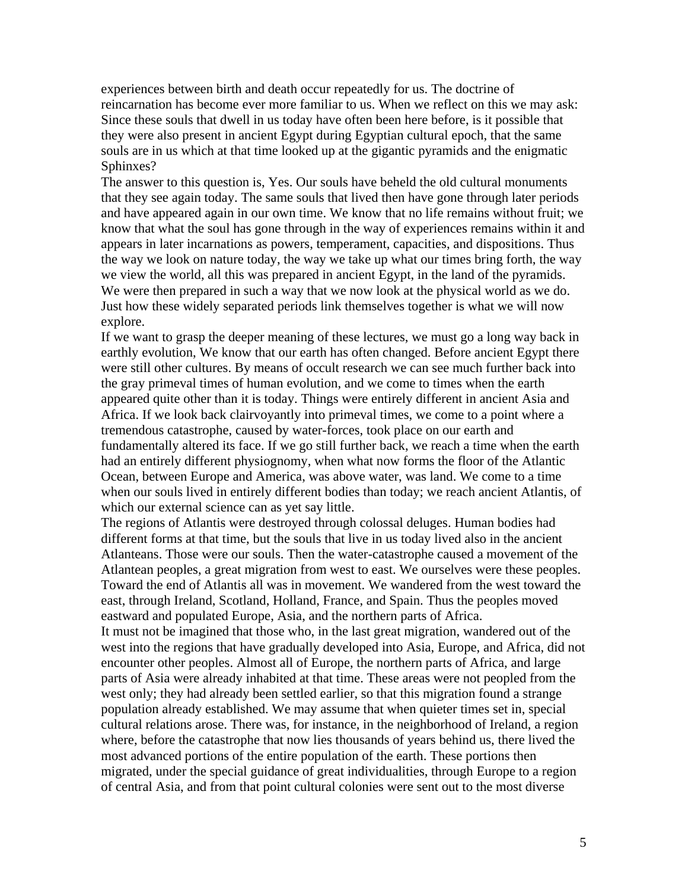experiences between birth and death occur repeatedly for us. The doctrine of reincarnation has become ever more familiar to us. When we reflect on this we may ask: Since these souls that dwell in us today have often been here before, is it possible that they were also present in ancient Egypt during Egyptian cultural epoch, that the same souls are in us which at that time looked up at the gigantic pyramids and the enigmatic Sphinxes?

The answer to this question is, Yes. Our souls have beheld the old cultural monuments that they see again today. The same souls that lived then have gone through later periods and have appeared again in our own time. We know that no life remains without fruit; we know that what the soul has gone through in the way of experiences remains within it and appears in later incarnations as powers, temperament, capacities, and dispositions. Thus the way we look on nature today, the way we take up what our times bring forth, the way we view the world, all this was prepared in ancient Egypt, in the land of the pyramids. We were then prepared in such a way that we now look at the physical world as we do. Just how these widely separated periods link themselves together is what we will now explore.

If we want to grasp the deeper meaning of these lectures, we must go a long way back in earthly evolution, We know that our earth has often changed. Before ancient Egypt there were still other cultures. By means of occult research we can see much further back into the gray primeval times of human evolution, and we come to times when the earth appeared quite other than it is today. Things were entirely different in ancient Asia and Africa. If we look back clairvoyantly into primeval times, we come to a point where a tremendous catastrophe, caused by water-forces, took place on our earth and fundamentally altered its face. If we go still further back, we reach a time when the earth had an entirely different physiognomy, when what now forms the floor of the Atlantic Ocean, between Europe and America, was above water, was land. We come to a time when our souls lived in entirely different bodies than today; we reach ancient Atlantis, of which our external science can as yet say little.

The regions of Atlantis were destroyed through colossal deluges. Human bodies had different forms at that time, but the souls that live in us today lived also in the ancient Atlanteans. Those were our souls. Then the water-catastrophe caused a movement of the Atlantean peoples, a great migration from west to east. We ourselves were these peoples. Toward the end of Atlantis all was in movement. We wandered from the west toward the east, through Ireland, Scotland, Holland, France, and Spain. Thus the peoples moved eastward and populated Europe, Asia, and the northern parts of Africa.

It must not be imagined that those who, in the last great migration, wandered out of the west into the regions that have gradually developed into Asia, Europe, and Africa, did not encounter other peoples. Almost all of Europe, the northern parts of Africa, and large parts of Asia were already inhabited at that time. These areas were not peopled from the west only; they had already been settled earlier, so that this migration found a strange population already established. We may assume that when quieter times set in, special cultural relations arose. There was, for instance, in the neighborhood of Ireland, a region where, before the catastrophe that now lies thousands of years behind us, there lived the most advanced portions of the entire population of the earth. These portions then migrated, under the special guidance of great individualities, through Europe to a region of central Asia, and from that point cultural colonies were sent out to the most diverse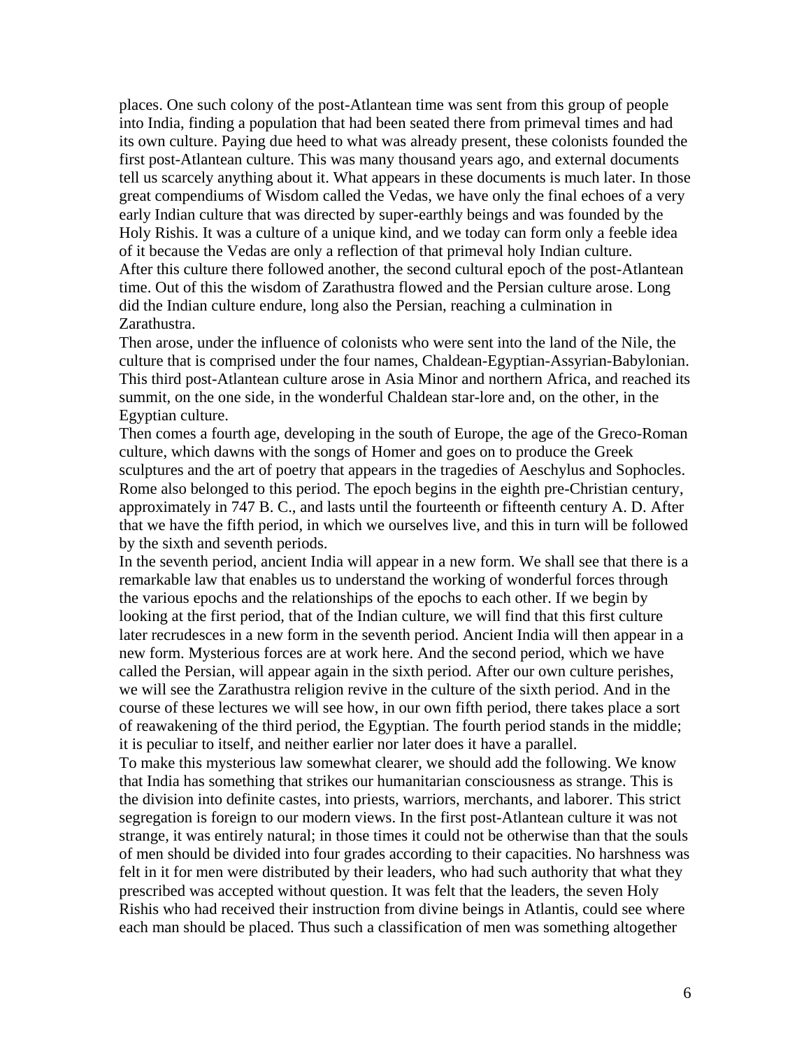places. One such colony of the post-Atlantean time was sent from this group of people into India, finding a population that had been seated there from primeval times and had its own culture. Paying due heed to what was already present, these colonists founded the first post-Atlantean culture. This was many thousand years ago, and external documents tell us scarcely anything about it. What appears in these documents is much later. In those great compendiums of Wisdom called the Vedas, we have only the final echoes of a very early Indian culture that was directed by super-earthly beings and was founded by the Holy Rishis. It was a culture of a unique kind, and we today can form only a feeble idea of it because the Vedas are only a reflection of that primeval holy Indian culture.

After this culture there followed another, the second cultural epoch of the post-Atlantean time. Out of this the wisdom of Zarathustra flowed and the Persian culture arose. Long did the Indian culture endure, long also the Persian, reaching a culmination in Zarathustra.

Then arose, under the influence of colonists who were sent into the land of the Nile, the culture that is comprised under the four names, Chaldean-Egyptian-Assyrian-Babylonian. This third post-Atlantean culture arose in Asia Minor and northern Africa, and reached its summit, on the one side, in the wonderful Chaldean star-lore and, on the other, in the Egyptian culture.

Then comes a fourth age, developing in the south of Europe, the age of the Greco-Roman culture, which dawns with the songs of Homer and goes on to produce the Greek sculptures and the art of poetry that appears in the tragedies of Aeschylus and Sophocles. Rome also belonged to this period. The epoch begins in the eighth pre-Christian century, approximately in 747 B. C., and lasts until the fourteenth or fifteenth century A. D. After that we have the fifth period, in which we ourselves live, and this in turn will be followed by the sixth and seventh periods.

In the seventh period, ancient India will appear in a new form. We shall see that there is a remarkable law that enables us to understand the working of wonderful forces through the various epochs and the relationships of the epochs to each other. If we begin by looking at the first period, that of the Indian culture, we will find that this first culture later recrudesces in a new form in the seventh period. Ancient India will then appear in a new form. Mysterious forces are at work here. And the second period, which we have called the Persian, will appear again in the sixth period. After our own culture perishes, we will see the Zarathustra religion revive in the culture of the sixth period. And in the course of these lectures we will see how, in our own fifth period, there takes place a sort of reawakening of the third period, the Egyptian. The fourth period stands in the middle; it is peculiar to itself, and neither earlier nor later does it have a parallel.

To make this mysterious law somewhat clearer, we should add the following. We know that India has something that strikes our humanitarian consciousness as strange. This is the division into definite castes, into priests, warriors, merchants, and laborer. This strict segregation is foreign to our modern views. In the first post-Atlantean culture it was not strange, it was entirely natural; in those times it could not be otherwise than that the souls of men should be divided into four grades according to their capacities. No harshness was felt in it for men were distributed by their leaders, who had such authority that what they prescribed was accepted without question. It was felt that the leaders, the seven Holy Rishis who had received their instruction from divine beings in Atlantis, could see where each man should be placed. Thus such a classification of men was something altogether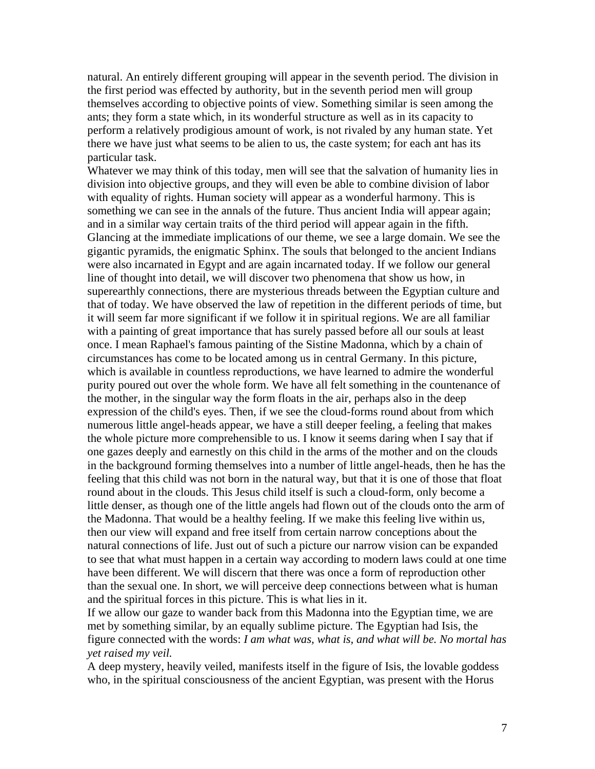natural. An entirely different grouping will appear in the seventh period. The division in the first period was effected by authority, but in the seventh period men will group themselves according to objective points of view. Something similar is seen among the ants; they form a state which, in its wonderful structure as well as in its capacity to perform a relatively prodigious amount of work, is not rivaled by any human state. Yet there we have just what seems to be alien to us, the caste system; for each ant has its particular task.

Whatever we may think of this today, men will see that the salvation of humanity lies in division into objective groups, and they will even be able to combine division of labor with equality of rights. Human society will appear as a wonderful harmony. This is something we can see in the annals of the future. Thus ancient India will appear again; and in a similar way certain traits of the third period will appear again in the fifth.

Glancing at the immediate implications of our theme, we see a large domain. We see the gigantic pyramids, the enigmatic Sphinx. The souls that belonged to the ancient Indians were also incarnated in Egypt and are again incarnated today. If we follow our general line of thought into detail, we will discover two phenomena that show us how, in superearthly connections, there are mysterious threads between the Egyptian culture and that of today. We have observed the law of repetition in the different periods of time, but it will seem far more significant if we follow it in spiritual regions. We are all familiar with a painting of great importance that has surely passed before all our souls at least once. I mean Raphael's famous painting of the Sistine Madonna, which by a chain of circumstances has come to be located among us in central Germany. In this picture, which is available in countless reproductions, we have learned to admire the wonderful purity poured out over the whole form. We have all felt something in the countenance of the mother, in the singular way the form floats in the air, perhaps also in the deep expression of the child's eyes. Then, if we see the cloud-forms round about from which numerous little angel-heads appear, we have a still deeper feeling, a feeling that makes the whole picture more comprehensible to us. I know it seems daring when I say that if one gazes deeply and earnestly on this child in the arms of the mother and on the clouds in the background forming themselves into a number of little angel-heads, then he has the feeling that this child was not born in the natural way, but that it is one of those that float round about in the clouds. This Jesus child itself is such a cloud-form, only become a little denser, as though one of the little angels had flown out of the clouds onto the arm of the Madonna. That would be a healthy feeling. If we make this feeling live within us, then our view will expand and free itself from certain narrow conceptions about the natural connections of life. Just out of such a picture our narrow vision can be expanded to see that what must happen in a certain way according to modern laws could at one time have been different. We will discern that there was once a form of reproduction other than the sexual one. In short, we will perceive deep connections between what is human and the spiritual forces in this picture. This is what lies in it.

If we allow our gaze to wander back from this Madonna into the Egyptian time, we are met by something similar, by an equally sublime picture. The Egyptian had Isis, the figure connected with the words: *I am what was, what is, and what will be. No mortal has yet raised my veil.*

A deep mystery, heavily veiled, manifests itself in the figure of Isis, the lovable goddess who, in the spiritual consciousness of the ancient Egyptian, was present with the Horus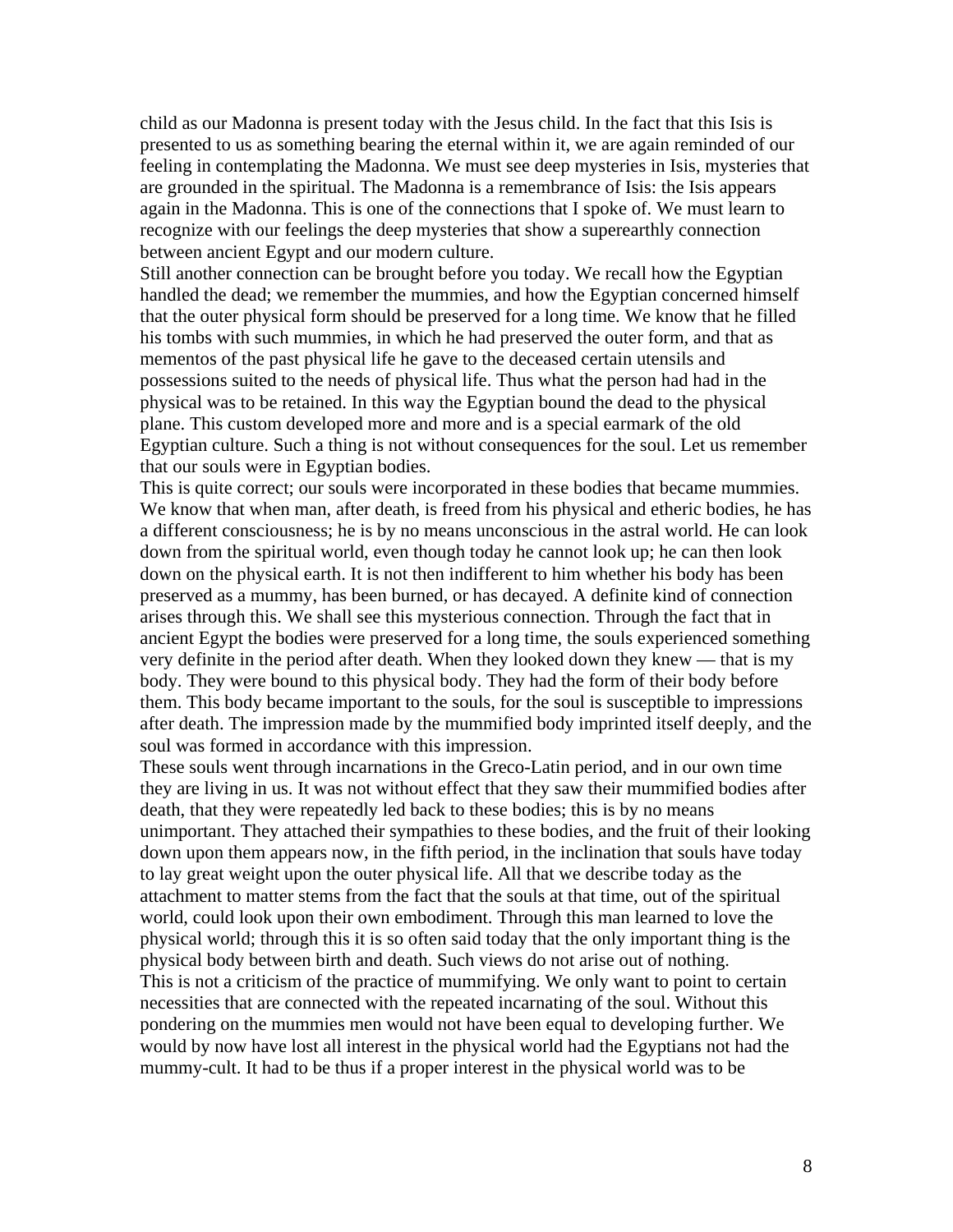child as our Madonna is present today with the Jesus child. In the fact that this Isis is presented to us as something bearing the eternal within it, we are again reminded of our feeling in contemplating the Madonna. We must see deep mysteries in Isis, mysteries that are grounded in the spiritual. The Madonna is a remembrance of Isis: the Isis appears again in the Madonna. This is one of the connections that I spoke of. We must learn to recognize with our feelings the deep mysteries that show a superearthly connection between ancient Egypt and our modern culture.

Still another connection can be brought before you today. We recall how the Egyptian handled the dead; we remember the mummies, and how the Egyptian concerned himself that the outer physical form should be preserved for a long time. We know that he filled his tombs with such mummies, in which he had preserved the outer form, and that as mementos of the past physical life he gave to the deceased certain utensils and possessions suited to the needs of physical life. Thus what the person had had in the physical was to be retained. In this way the Egyptian bound the dead to the physical plane. This custom developed more and more and is a special earmark of the old Egyptian culture. Such a thing is not without consequences for the soul. Let us remember that our souls were in Egyptian bodies.

This is quite correct; our souls were incorporated in these bodies that became mummies. We know that when man, after death, is freed from his physical and etheric bodies, he has a different consciousness; he is by no means unconscious in the astral world. He can look down from the spiritual world, even though today he cannot look up; he can then look down on the physical earth. It is not then indifferent to him whether his body has been preserved as a mummy, has been burned, or has decayed. A definite kind of connection arises through this. We shall see this mysterious connection. Through the fact that in ancient Egypt the bodies were preserved for a long time, the souls experienced something very definite in the period after death. When they looked down they knew — that is my body. They were bound to this physical body. They had the form of their body before them. This body became important to the souls, for the soul is susceptible to impressions after death. The impression made by the mummified body imprinted itself deeply, and the soul was formed in accordance with this impression.

These souls went through incarnations in the Greco-Latin period, and in our own time they are living in us. It was not without effect that they saw their mummified bodies after death, that they were repeatedly led back to these bodies; this is by no means unimportant. They attached their sympathies to these bodies, and the fruit of their looking down upon them appears now, in the fifth period, in the inclination that souls have today to lay great weight upon the outer physical life. All that we describe today as the attachment to matter stems from the fact that the souls at that time, out of the spiritual world, could look upon their own embodiment. Through this man learned to love the physical world; through this it is so often said today that the only important thing is the physical body between birth and death. Such views do not arise out of nothing.

This is not a criticism of the practice of mummifying. We only want to point to certain necessities that are connected with the repeated incarnating of the soul. Without this pondering on the mummies men would not have been equal to developing further. We would by now have lost all interest in the physical world had the Egyptians not had the mummy-cult. It had to be thus if a proper interest in the physical world was to be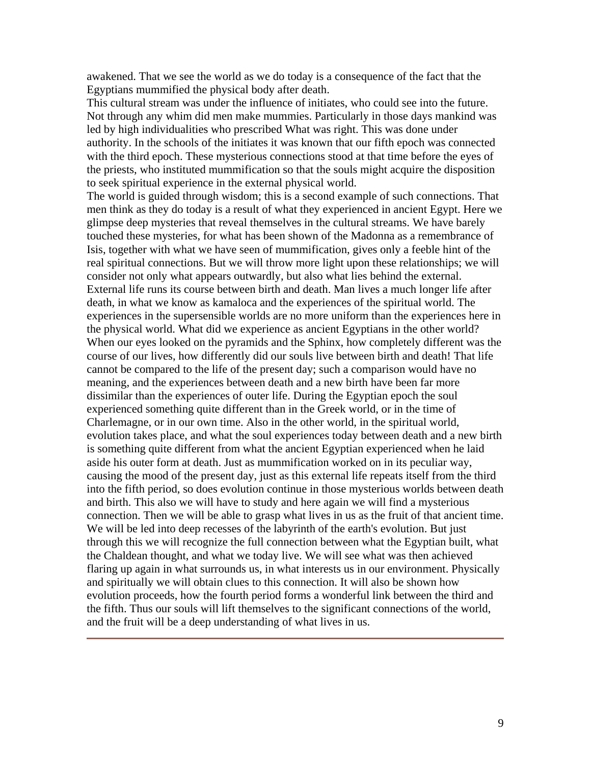awakened. That we see the world as we do today is a consequence of the fact that the Egyptians mummified the physical body after death.

This cultural stream was under the influence of initiates, who could see into the future. Not through any whim did men make mummies. Particularly in those days mankind was led by high individualities who prescribed What was right. This was done under authority. In the schools of the initiates it was known that our fifth epoch was connected with the third epoch. These mysterious connections stood at that time before the eyes of the priests, who instituted mummification so that the souls might acquire the disposition to seek spiritual experience in the external physical world.

The world is guided through wisdom; this is a second example of such connections. That men think as they do today is a result of what they experienced in ancient Egypt. Here we glimpse deep mysteries that reveal themselves in the cultural streams. We have barely touched these mysteries, for what has been shown of the Madonna as a remembrance of Isis, together with what we have seen of mummification, gives only a feeble hint of the real spiritual connections. But we will throw more light upon these relationships; we will consider not only what appears outwardly, but also what lies behind the external. External life runs its course between birth and death. Man lives a much longer life after death, in what we know as kamaloca and the experiences of the spiritual world. The experiences in the supersensible worlds are no more uniform than the experiences here in the physical world. What did we experience as ancient Egyptians in the other world? When our eyes looked on the pyramids and the Sphinx, how completely different was the course of our lives, how differently did our souls live between birth and death! That life cannot be compared to the life of the present day; such a comparison would have no meaning, and the experiences between death and a new birth have been far more dissimilar than the experiences of outer life. During the Egyptian epoch the soul experienced something quite different than in the Greek world, or in the time of Charlemagne, or in our own time. Also in the other world, in the spiritual world, evolution takes place, and what the soul experiences today between death and a new birth is something quite different from what the ancient Egyptian experienced when he laid aside his outer form at death. Just as mummification worked on in its peculiar way, causing the mood of the present day, just as this external life repeats itself from the third into the fifth period, so does evolution continue in those mysterious worlds between death and birth. This also we will have to study and here again we will find a mysterious connection. Then we will be able to grasp what lives in us as the fruit of that ancient time. We will be led into deep recesses of the labyrinth of the earth's evolution. But just through this we will recognize the full connection between what the Egyptian built, what the Chaldean thought, and what we today live. We will see what was then achieved flaring up again in what surrounds us, in what interests us in our environment. Physically and spiritually we will obtain clues to this connection. It will also be shown how evolution proceeds, how the fourth period forms a wonderful link between the third and the fifth. Thus our souls will lift themselves to the significant connections of the world, and the fruit will be a deep understanding of what lives in us.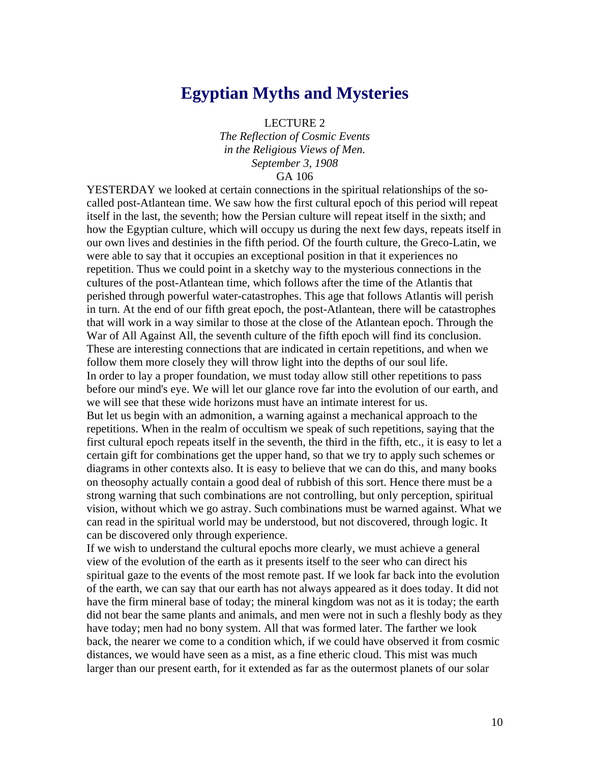# Egyptian Myths and Mysteries

LECTURE 2

*The Reflection of Cosmic Events in the Religious Views of Men.*

*September 3, 1908*

GA 106

YESTERDAY we looked at certain connections in the spiritual relationships of the so-called post-Atlantean time. We saw how the first cultural epoch of this period will repeat itself in the last, the seventh; how the Persian culture will repeat itself in the sixth; and how the Egyptian culture, which will occupy us during the next few days, repeats itself in our own lives and destinies in the fifth period. Of the fourth culture, the Greco-Latin, we were able to say that it occupies an exceptional position in that it experiences no repetition. Thus we could point in a sketchy way to the mysterious connections in the cultures of the post-Atlantean time, which follows after the time of the Atlantis that perished through powerful water-catastrophes. This age that follows Atlantis will perish in turn. At the end of our fifth great epoch, the post-Atlantean, there will be catastrophes that will work in a way similar to those at the close of the Atlantean epoch. Through the War of All Against All, the seventh culture of the fifth epoch will find its conclusion. These are interesting connections that are indicated in certain repetitions, and when we follow them more closely they will throw light into the depths of our soul life.

In order to lay a proper foundation, we must today allow still other repetitions to pass before our mind's eye. We will let our glance rove far into the evolution of our earth, and we will see that these wide horizons must have an intimate interest for us.

But let us begin with an admonition, a warning against a mechanical approach to the repetitions. When in the realm of occultism we speak of such repetitions, saying that the first cultural epoch repeats itself in the seventh, the third in the fifth, etc., it is easy to let a certain gift for combinations get the upper hand, so that we try to apply such schemes or diagrams in other contexts also. It is easy to believe that we can do this, and many books on theosophy actually contain a good deal of rubbish of this sort. Hence there must be a strong warning that such combinations are not controlling, but only perception, spiritual vision, without which we go astray. Such combinations must be warned against. What we can read in the spiritual world may be understood, but not discovered, through logic. It can be discovered only through experience.

If we wish to understand the cultural epochs more clearly, we must achieve a general view of the evolution of the earth as it presents itself to the seer who can direct his spiritual gaze to the events of the most remote past. If we look far back into the evolution of the earth, we can say that our earth has not always appeared as it does today. It did not have the firm mineral base of today; the mineral kingdom was not as it is today; the earth did not bear the same plants and animals, and men were not in such a fleshly body as they have today; men had no bony system. All that was formed later. The farther we look back, the nearer we come to a condition which, if we could have observed it from cosmic distances, we would have seen as a mist, as a fine etheric cloud. This mist was much larger than our present earth, for it extended as far as the outermost planets of our solar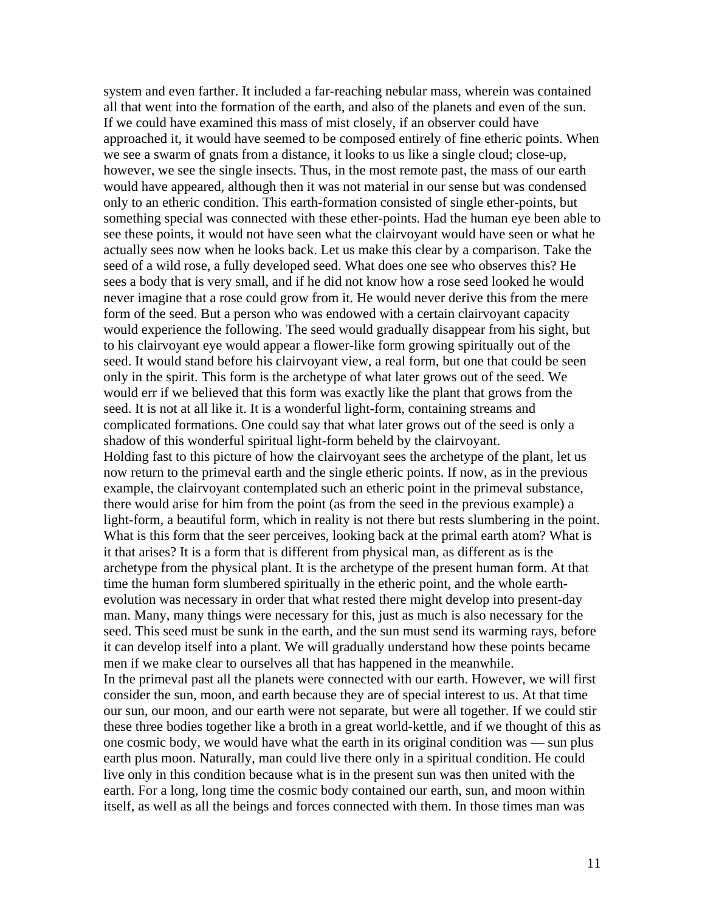system and even farther. It included a far-reaching nebular mass, wherein was contained all that went into the formation of the earth, and also of the planets and even of the sun. If we could have examined this mass of mist closely, if an observer could have approached it, it would have seemed to be composed entirely of fine etheric points. When we see a swarm of gnats from a distance, it looks to us like a single cloud; close-up, however, we see the single insects. Thus, in the most remote past, the mass of our earth would have appeared, although then it was not material in our sense but was condensed only to an etheric condition. This earth-formation consisted of single ether-points, but something special was connected with these ether-points. Had the human eye been able to see these points, it would not have seen what the clairvoyant would have seen or what he actually sees now when he looks back. Let us make this clear by a comparison. Take the seed of a wild rose, a fully developed seed. What does one see who observes this? He sees a body that is very small, and if he did not know how a rose seed looked he would never imagine that a rose could grow from it. He would never derive this from the mere form of the seed. But a person who was endowed with a certain clairvoyant capacity would experience the following. The seed would gradually disappear from his sight, but to his clairvoyant eye would appear a flower-like form growing spiritually out of the seed. It would stand before his clairvoyant view, a real form, but one that could be seen only in the spirit. This form is the archetype of what later grows out of the seed. We would err if we believed that this form was exactly like the plant that grows from the seed. It is not at all like it. It is a wonderful light-form, containing streams and complicated formations. One could say that what later grows out of the seed is only a shadow of this wonderful spiritual light-form beheld by the clairvoyant.

Holding fast to this picture of how the clairvoyant sees the archetype of the plant, let us now return to the primeval earth and the single etheric points. If now, as in the previous example, the clairvoyant contemplated such an etheric point in the primeval substance, there would arise for him from the point (as from the seed in the previous example) a light-form, a beautiful form, which in reality is not there but rests slumbering in the point. What is this form that the seer perceives, looking back at the primal earth atom? What is it that arises? It is a form that is different from physical man, as different as is the archetype from the physical plant. It is the archetype of the present human form. At that time the human form slumbered spiritually in the etheric point, and the whole earth-evolution was necessary in order that what rested there might develop into present-day man. Many, many things were necessary for this, just as much is also necessary for the seed. This seed must be sunk in the earth, and the sun must send its warming rays, before it can develop itself into a plant. We will gradually understand how these points became men if we make clear to ourselves all that has happened in the meanwhile.

In the primeval past all the planets were connected with our earth. However, we will first consider the sun, moon, and earth because they are of special interest to us. At that time our sun, our moon, and our earth were not separate, but were all together. If we could stir these three bodies together like a broth in a great world-kettle, and if we thought of this as one cosmic body, we would have what the earth in its original condition was — sun plus earth plus moon. Naturally, man could live there only in a spiritual condition. He could live only in this condition because what is in the present sun was then united with the earth. For a long, long time the cosmic body contained our earth, sun, and moon within itself, as well as all the beings and forces connected with them. In those times man was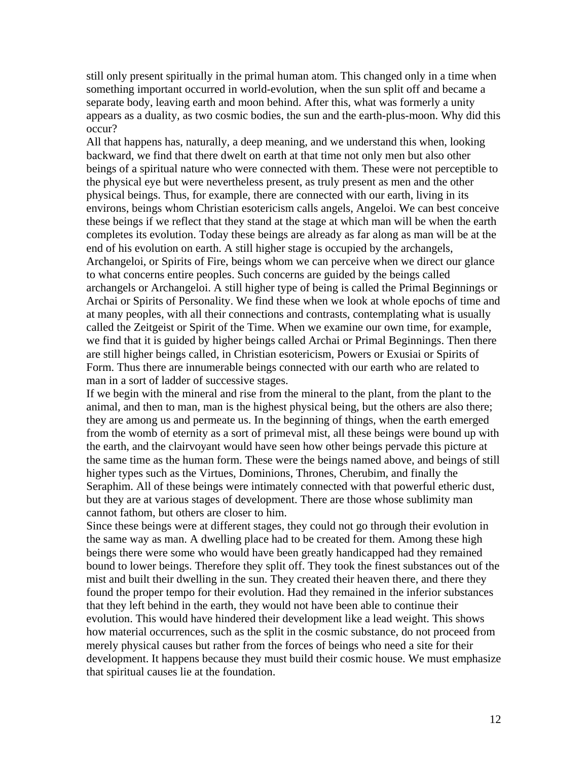still only present spiritually in the primal human atom. This changed only in a time when something important occurred in world-evolution, when the sun split off and became a separate body, leaving earth and moon behind. After this, what was formerly a unity appears as a duality, as two cosmic bodies, the sun and the earth-plus-moon. Why did this occur?

All that happens has, naturally, a deep meaning, and we understand this when, looking backward, we find that there dwelt on earth at that time not only men but also other beings of a spiritual nature who were connected with them. These were not perceptible to the physical eye but were nevertheless present, as truly present as men and the other physical beings. Thus, for example, there are connected with our earth, living in its environs, beings whom Christian esotericism calls angels, Angeloi. We can best conceive these beings if we reflect that they stand at the stage at which man will be when the earth completes its evolution. Today these beings are already as far along as man will be at the end of his evolution on earth. A still higher stage is occupied by the archangels, Archangeloi, or Spirits of Fire, beings whom we can perceive when we direct our glance to what concerns entire peoples. Such concerns are guided by the beings called archangels or Archangeloi. A still higher type of being is called the Primal Beginnings or Archai or Spirits of Personality. We find these when we look at whole epochs of time and at many peoples, with all their connections and contrasts, contemplating what is usually called the Zeitgeist or Spirit of the Time. When we examine our own time, for example, we find that it is guided by higher beings called Archai or Primal Beginnings. Then there are still higher beings called, in Christian esotericism, Powers or Exusiai or Spirits of Form. Thus there are innumerable beings connected with our earth who are related to man in a sort of ladder of successive stages.

If we begin with the mineral and rise from the mineral to the plant, from the plant to the animal, and then to man, man is the highest physical being, but the others are also there; they are among us and permeate us. In the beginning of things, when the earth emerged from the womb of eternity as a sort of primeval mist, all these beings were bound up with the earth, and the clairvoyant would have seen how other beings pervade this picture at the same time as the human form. These were the beings named above, and beings of still higher types such as the Virtues, Dominions, Thrones, Cherubim, and finally the Seraphim. All of these beings were intimately connected with that powerful etheric dust, but they are at various stages of development. There are those whose sublimity man cannot fathom, but others are closer to him.

Since these beings were at different stages, they could not go through their evolution in the same way as man. A dwelling place had to be created for them. Among these high beings there were some who would have been greatly handicapped had they remained bound to lower beings. Therefore they split off. They took the finest substances out of the mist and built their dwelling in the sun. They created their heaven there, and there they found the proper tempo for their evolution. Had they remained in the inferior substances that they left behind in the earth, they would not have been able to continue their evolution. This would have hindered their development like a lead weight. This shows how material occurrences, such as the split in the cosmic substance, do not proceed from merely physical causes but rather from the forces of beings who need a site for their development. It happens because they must build their cosmic house. We must emphasize that spiritual causes lie at the foundation.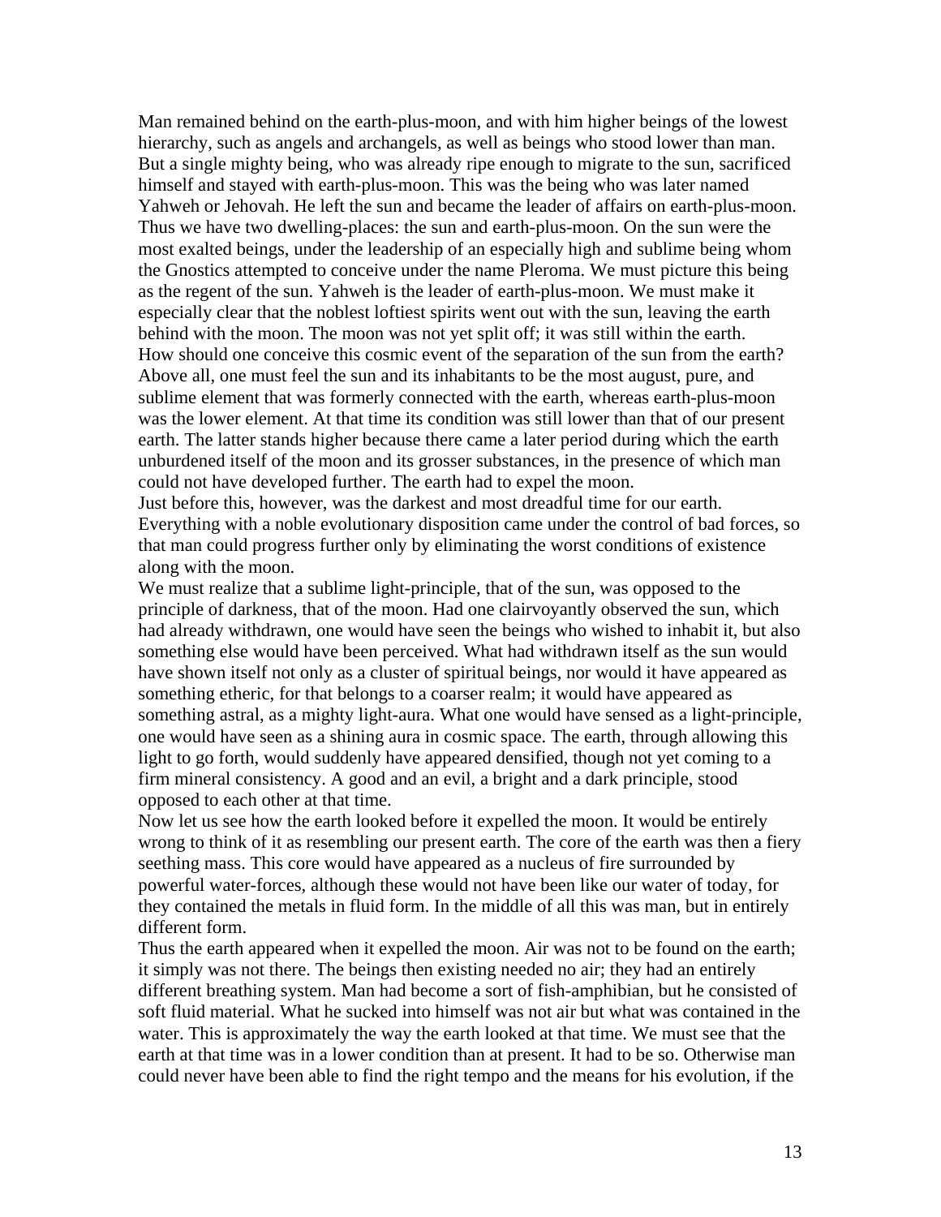Man remained behind on the earth-plus-moon, and with him higher beings of the lowest hierarchy, such as angels and archangels, as well as beings who stood lower than man. But a single mighty being, who was already ripe enough to migrate to the sun, sacrificed himself and stayed with earth-plus-moon. This was the being who was later named Yahweh or Jehovah. He left the sun and became the leader of affairs on earth-plus-moon. Thus we have two dwelling-places: the sun and earth-plus-moon. On the sun were the most exalted beings, under the leadership of an especially high and sublime being whom the Gnostics attempted to conceive under the name Pleroma. We must picture this being as the regent of the sun. Yahweh is the leader of earth-plus-moon. We must make it especially clear that the noblest loftiest spirits went out with the sun, leaving the earth behind with the moon. The moon was not yet split off; it was still within the earth.

How should one conceive this cosmic event of the separation of the sun from the earth? Above all, one must feel the sun and its inhabitants to be the most august, pure, and sublime element that was formerly connected with the earth, whereas earth-plus-moon was the lower element. At that time its condition was still lower than that of our present earth. The latter stands higher because there came a later period during which the earth unburdened itself of the moon and its grosser substances, in the presence of which man could not have developed further. The earth had to expel the moon.

Just before this, however, was the darkest and most dreadful time for our earth. Everything with a noble evolutionary disposition came under the control of bad forces, so that man could progress further only by eliminating the worst conditions of existence along with the moon.

We must realize that a sublime light-principle, that of the sun, was opposed to the principle of darkness, that of the moon. Had one clairvoyantly observed the sun, which had already withdrawn, one would have seen the beings who wished to inhabit it, but also something else would have been perceived. What had withdrawn itself as the sun would have shown itself not only as a cluster of spiritual beings, nor would it have appeared as something etheric, for that belongs to a coarser realm; it would have appeared as something astral, as a mighty light-aura. What one would have sensed as a light-principle, one would have seen as a shining aura in cosmic space. The earth, through allowing this light to go forth, would suddenly have appeared densified, though not yet coming to a firm mineral consistency. A good and an evil, a bright and a dark principle, stood opposed to each other at that time.

Now let us see how the earth looked before it expelled the moon. It would be entirely wrong to think of it as resembling our present earth. The core of the earth was then a fiery seething mass. This core would have appeared as a nucleus of fire surrounded by powerful water-forces, although these would not have been like our water of today, for they contained the metals in fluid form. In the middle of all this was man, but in entirely different form.

Thus the earth appeared when it expelled the moon. Air was not to be found on the earth; it simply was not there. The beings then existing needed no air; they had an entirely different breathing system. Man had become a sort of fish-amphibian, but he consisted of soft fluid material. What he sucked into himself was not air but what was contained in the water. This is approximately the way the earth looked at that time. We must see that the earth at that time was in a lower condition than at present. It had to be so. Otherwise man could never have been able to find the right tempo and the means for his evolution, if the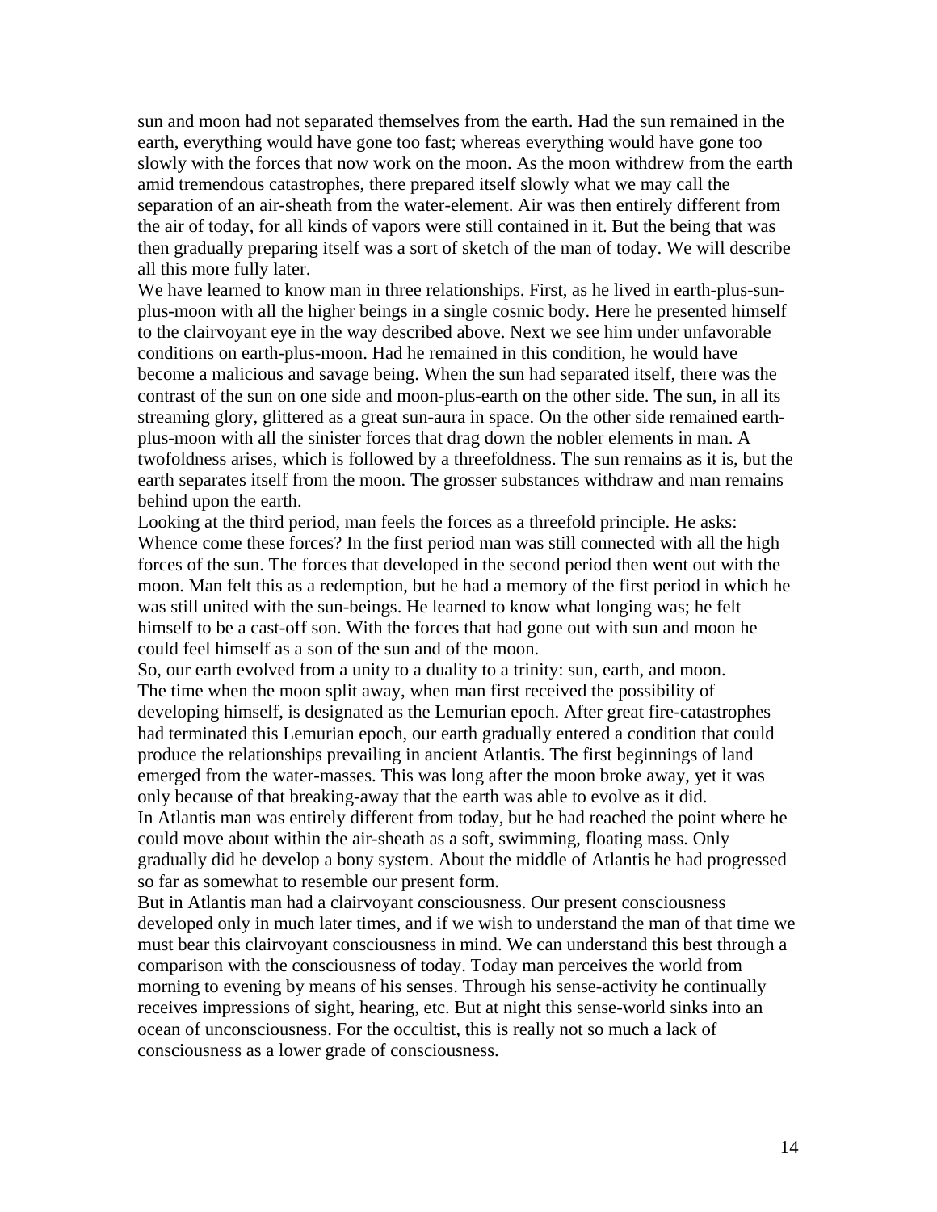sun and moon had not separated themselves from the earth. Had the sun remained in the earth, everything would have gone too fast; whereas everything would have gone too slowly with the forces that now work on the moon. As the moon withdrew from the earth amid tremendous catastrophes, there prepared itself slowly what we may call the separation of an air-sheath from the water-element. Air was then entirely different from the air of today, for all kinds of vapors were still contained in it. But the being that was then gradually preparing itself was a sort of sketch of the man of today. We will describe all this more fully later.

We have learned to know man in three relationships. First, as he lived in earth-plus-sun-plus-moon with all the higher beings in a single cosmic body. Here he presented himself to the clairvoyant eye in the way described above. Next we see him under unfavorable conditions on earth-plus-moon. Had he remained in this condition, he would have become a malicious and savage being. When the sun had separated itself, there was the contrast of the sun on one side and moon-plus-earth on the other side. The sun, in all its streaming glory, glittered as a great sun-aura in space. On the other side remained earth-plus-moon with all the sinister forces that drag down the nobler elements in man. A twofoldness arises, which is followed by a threefoldness. The sun remains as it is, but the earth separates itself from the moon. The grosser substances withdraw and man remains behind upon the earth.

Looking at the third period, man feels the forces as a threefold principle. He asks: Whence come these forces? In the first period man was still connected with all the high forces of the sun. The forces that developed in the second period then went out with the moon. Man felt this as a redemption, but he had a memory of the first period in which he was still united with the sun-beings. He learned to know what longing was; he felt himself to be a cast-off son. With the forces that had gone out with sun and moon he could feel himself as a son of the sun and of the moon.

So, our earth evolved from a unity to a duality to a trinity: sun, earth, and moon.

The time when the moon split away, when man first received the possibility of developing himself, is designated as the Lemurian epoch. After great fire-catastrophes had terminated this Lemurian epoch, our earth gradually entered a condition that could produce the relationships prevailing in ancient Atlantis. The first beginnings of land emerged from the water-masses. This was long after the moon broke away, yet it was only because of that breaking-away that the earth was able to evolve as it did.

In Atlantis man was entirely different from today, but he had reached the point where he could move about within the air-sheath as a soft, swimming, floating mass. Only gradually did he develop a bony system. About the middle of Atlantis he had progressed so far as somewhat to resemble our present form.

But in Atlantis man had a clairvoyant consciousness. Our present consciousness developed only in much later times, and if we wish to understand the man of that time we must bear this clairvoyant consciousness in mind. We can understand this best through a comparison with the consciousness of today. Today man perceives the world from morning to evening by means of his senses. Through his sense-activity he continually receives impressions of sight, hearing, etc. But at night this sense-world sinks into an ocean of unconsciousness. For the occultist, this is really not so much a lack of consciousness as a lower grade of consciousness.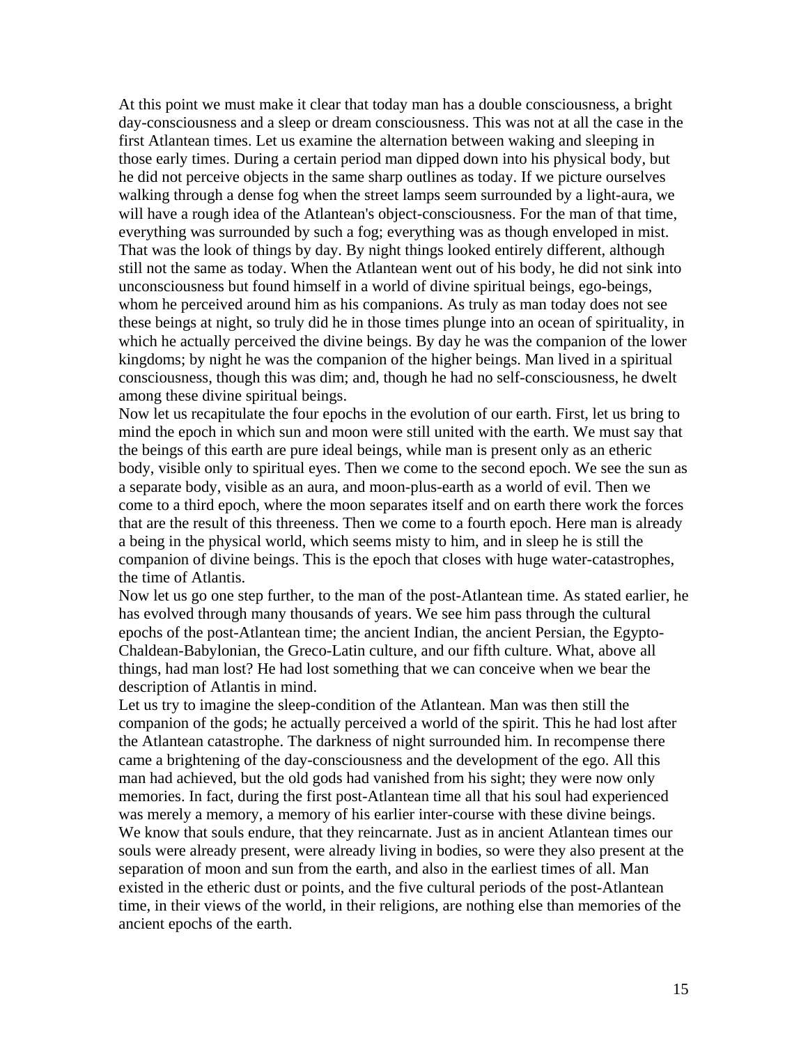At this point we must make it clear that today man has a double consciousness, a bright day-consciousness and a sleep or dream consciousness. This was not at all the case in the first Atlantean times. Let us examine the alternation between waking and sleeping in those early times. During a certain period man dipped down into his physical body, but he did not perceive objects in the same sharp outlines as today. If we picture ourselves walking through a dense fog when the street lamps seem surrounded by a light-aura, we will have a rough idea of the Atlantean's object-consciousness. For the man of that time, everything was surrounded by such a fog; everything was as though enveloped in mist. That was the look of things by day. By night things looked entirely different, although still not the same as today. When the Atlantean went out of his body, he did not sink into unconsciousness but found himself in a world of divine spiritual beings, ego-beings, whom he perceived around him as his companions. As truly as man today does not see these beings at night, so truly did he in those times plunge into an ocean of spirituality, in which he actually perceived the divine beings. By day he was the companion of the lower kingdoms; by night he was the companion of the higher beings. Man lived in a spiritual consciousness, though this was dim; and, though he had no self-consciousness, he dwelt among these divine spiritual beings.

Now let us recapitulate the four epochs in the evolution of our earth. First, let us bring to mind the epoch in which sun and moon were still united with the earth. We must say that the beings of this earth are pure ideal beings, while man is present only as an etheric body, visible only to spiritual eyes. Then we come to the second epoch. We see the sun as a separate body, visible as an aura, and moon-plus-earth as a world of evil. Then we come to a third epoch, where the moon separates itself and on earth there work the forces that are the result of this threeness. Then we come to a fourth epoch. Here man is already a being in the physical world, which seems misty to him, and in sleep he is still the companion of divine beings. This is the epoch that closes with huge water-catastrophes, the time of Atlantis.

Now let us go one step further, to the man of the post-Atlantean time. As stated earlier, he has evolved through many thousands of years. We see him pass through the cultural epochs of the post-Atlantean time; the ancient Indian, the ancient Persian, the Egypto-Chaldean-Babylonian, the Greco-Latin culture, and our fifth culture. What, above all things, had man lost? He had lost something that we can conceive when we bear the description of Atlantis in mind.

Let us try to imagine the sleep-condition of the Atlantean. Man was then still the companion of the gods; he actually perceived a world of the spirit. This he had lost after the Atlantean catastrophe. The darkness of night surrounded him. In recompense there came a brightening of the day-consciousness and the development of the ego. All this man had achieved, but the old gods had vanished from his sight; they were now only memories. In fact, during the first post-Atlantean time all that his soul had experienced was merely a memory, a memory of his earlier inter-course with these divine beings.

We know that souls endure, that they reincarnate. Just as in ancient Atlantean times our souls were already present, were already living in bodies, so were they also present at the separation of moon and sun from the earth, and also in the earliest times of all. Man existed in the etheric dust or points, and the five cultural periods of the post-Atlantean time, in their views of the world, in their religions, are nothing else than memories of the ancient epochs of the earth.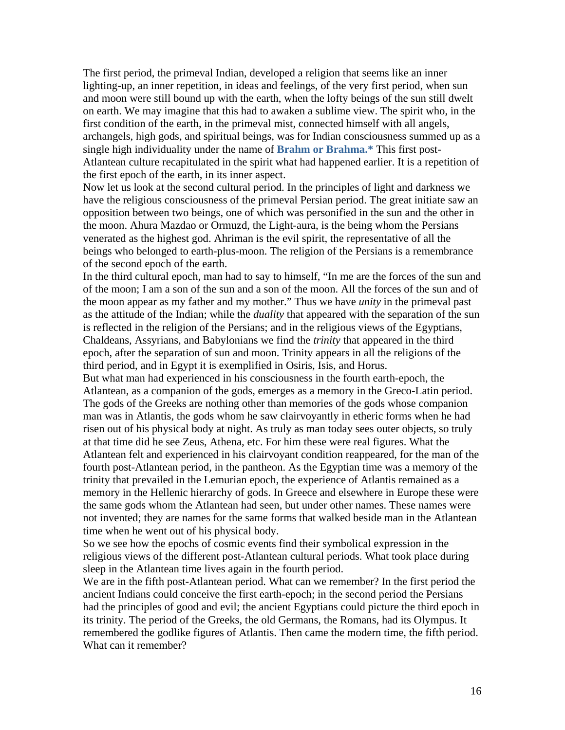The first period, the primeval Indian, developed a religion that seems like an inner lighting-up, an inner repetition, in ideas and feelings, of the very first period, when sun and moon were still bound up with the earth, when the lofty beings of the sun still dwelt on earth. We may imagine that this had to awaken a sublime view. The spirit who, in the first condition of the earth, in the primeval mist, connected himself with all angels, archangels, high gods, and spiritual beings, was for Indian consciousness summed up as a single high individuality under the name of **Brahm or Brahma.*** This first post-Atlantean culture recapitulated in the spirit what had happened earlier. It is a repetition of the first epoch of the earth, in its inner aspect.

Now let us look at the second cultural period. In the principles of light and darkness we have the religious consciousness of the primeval Persian period. The great initiate saw an opposition between two beings, one of which was personified in the sun and the other in the moon. Ahura Mazdao or Ormuzd, the Light-aura, is the being whom the Persians venerated as the highest god. Ahriman is the evil spirit, the representative of all the beings who belonged to earth-plus-moon. The religion of the Persians is a remembrance of the second epoch of the earth.

In the third cultural epoch, man had to say to himself, "In me are the forces of the sun and of the moon; I am a son of the sun and a son of the moon. All the forces of the sun and of the moon appear as my father and my mother." Thus we have *unity* in the primeval past as the attitude of the Indian; while the *duality* that appeared with the separation of the sun is reflected in the religion of the Persians; and in the religious views of the Egyptians, Chaldeans, Assyrians, and Babylonians we find the *trinity* that appeared in the third epoch, after the separation of sun and moon. Trinity appears in all the religions of the third period, and in Egypt it is exemplified in Osiris, Isis, and Horus.

But what man had experienced in his consciousness in the fourth earth-epoch, the Atlantean, as a companion of the gods, emerges as a memory in the Greco-Latin period. The gods of the Greeks are nothing other than memories of the gods whose companion man was in Atlantis, the gods whom he saw clairvoyantly in etheric forms when he had risen out of his physical body at night. As truly as man today sees outer objects, so truly at that time did he see Zeus, Athena, etc. For him these were real figures. What the Atlantean felt and experienced in his clairvoyant condition reappeared, for the man of the fourth post-Atlantean period, in the pantheon. As the Egyptian time was a memory of the trinity that prevailed in the Lemurian epoch, the experience of Atlantis remained as a memory in the Hellenic hierarchy of gods. In Greece and elsewhere in Europe these were the same gods whom the Atlantean had seen, but under other names. These names were not invented; they are names for the same forms that walked beside man in the Atlantean time when he went out of his physical body.

So we see how the epochs of cosmic events find their symbolical expression in the religious views of the different post-Atlantean cultural periods. What took place during sleep in the Atlantean time lives again in the fourth period.

We are in the fifth post-Atlantean period. What can we remember? In the first period the ancient Indians could conceive the first earth-epoch; in the second period the Persians had the principles of good and evil; the ancient Egyptians could picture the third epoch in its trinity. The period of the Greeks, the old Germans, the Romans, had its Olympus. It remembered the godlike figures of Atlantis. Then came the modern time, the fifth period. What can it remember?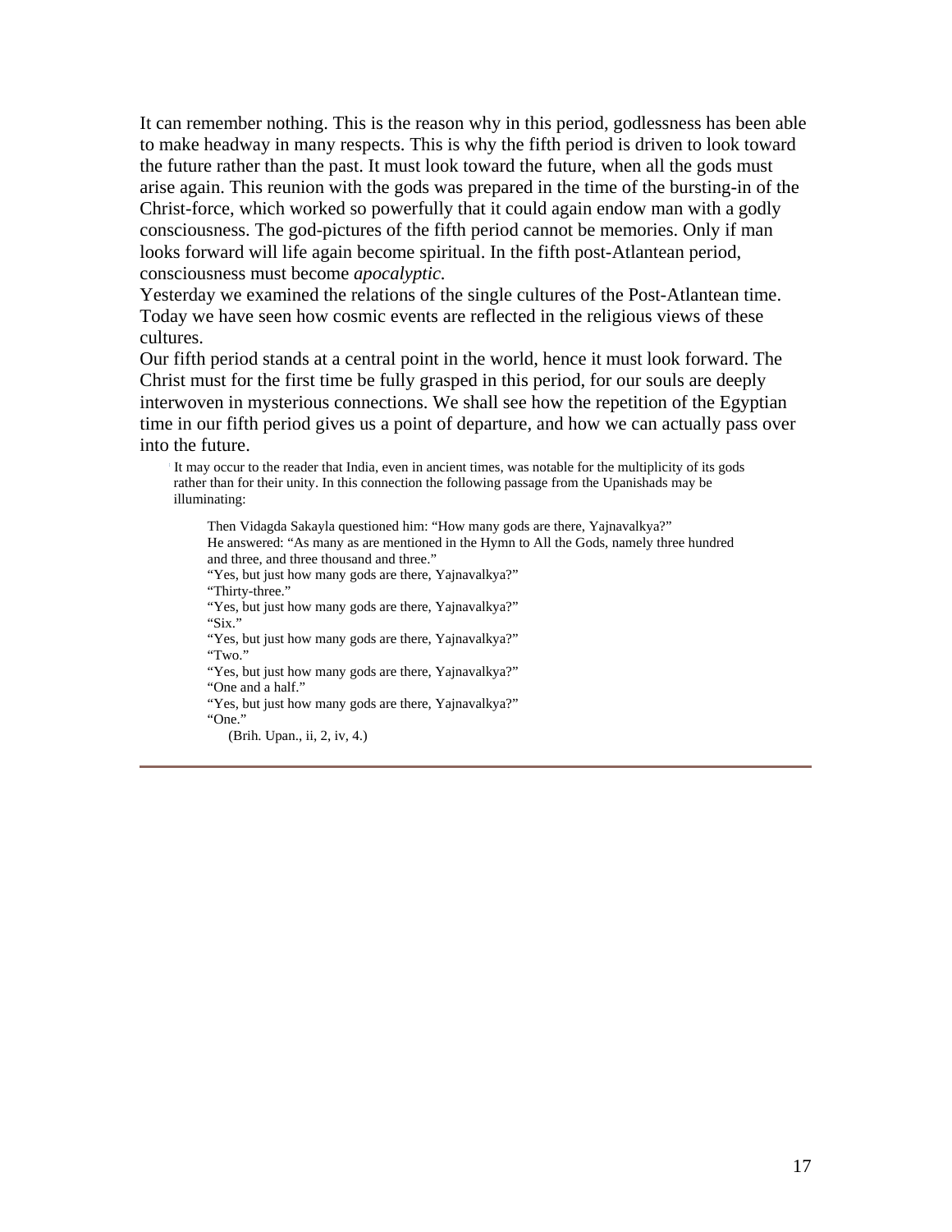It can remember nothing. This is the reason why in this period, godlessness has been able to make headway in many respects. This is why the fifth period is driven to look toward the future rather than the past. It must look toward the future, when all the gods must arise again. This reunion with the gods was prepared in the time of the bursting-in of the Christ-force, which worked so powerfully that it could again endow man with a godly consciousness. The god-pictures of the fifth period cannot be memories. Only if man looks forward will life again become spiritual. In the fifth post-Atlantean period, consciousness must become *apocalyptic*.

Yesterday we examined the relations of the single cultures of the Post-Atlantean time. Today we have seen how cosmic events are reflected in the religious views of these cultures.

Our fifth period stands at a central point in the world, hence it must look forward. The Christ must for the first time be fully grasped in this period, for our souls are deeply interwoven in mysterious connections. We shall see how the repetition of the Egyptian time in our fifth period gives us a point of departure, and how we can actually pass over into the future.

[i] It may occur to the reader that India, even in ancient times, was notable for the multiplicity of its gods rather than for their unity. In this connection the following passage from the Upanishads may be illuminating:

> Then Vidagda Sakayla questioned him: "How many gods are there, Yajnavalkya?"
> He answered: "As many as are mentioned in the Hymn to All the Gods, namely three hundred and three, and three thousand and three."
> "Yes, but just how many gods are there, Yajnavalkya?"
> "Thirty-three."
> "Yes, but just how many gods are there, Yajnavalkya?"
> "Six."
> "Yes, but just how many gods are there, Yajnavalkya?"
> "Two."
> "Yes, but just how many gods are there, Yajnavalkya?"
> "One and a half."
> "Yes, but just how many gods are there, Yajnavalkya?"
> "One."
> (Brih. Upan., ii, 2, iv, 4.)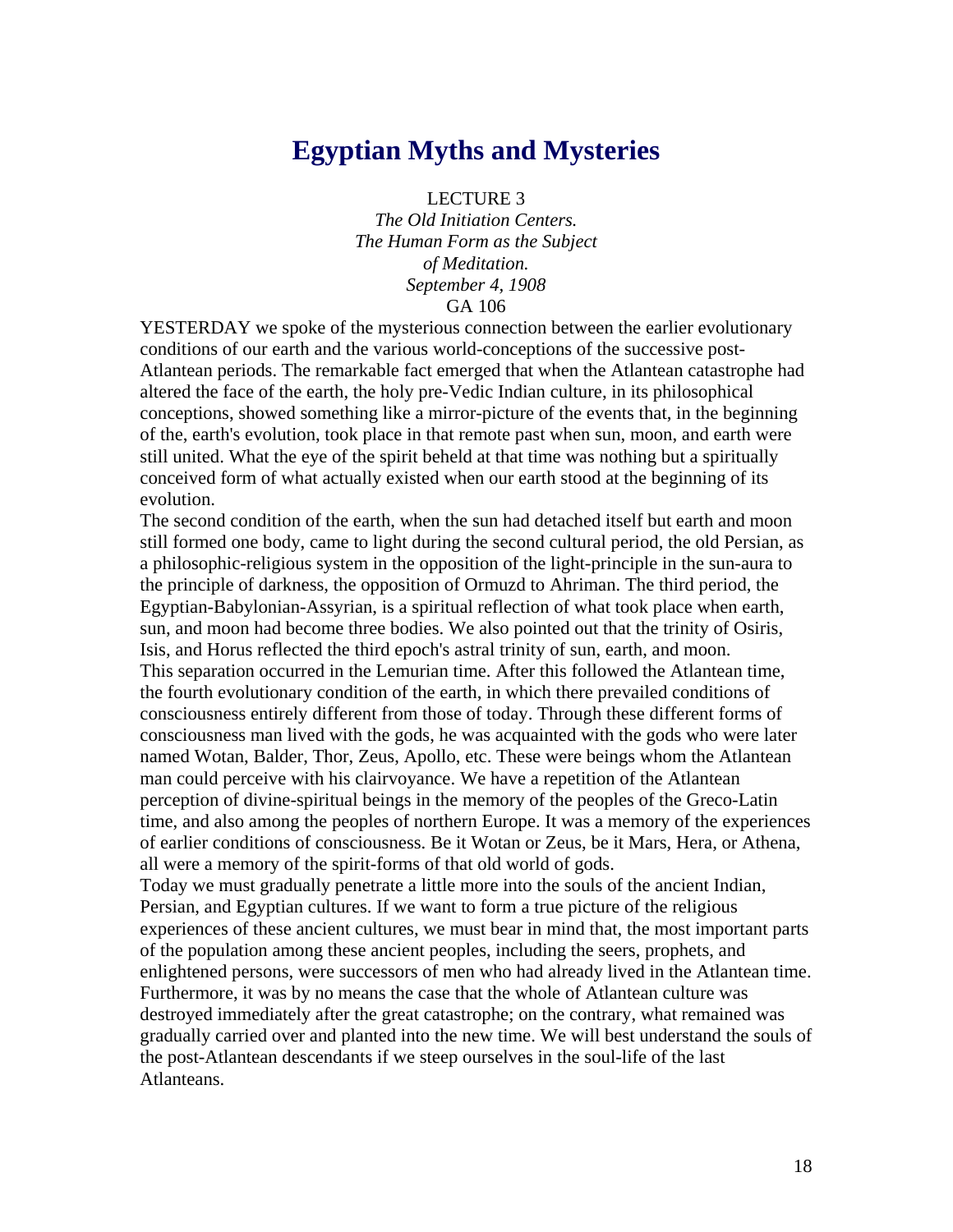# Egyptian Myths and Mysteries

LECTURE 3

*The Old Initiation Centers.*
*The Human Form as the Subject of Meditation.*
*September 4, 1908*
GA 106

YESTERDAY we spoke of the mysterious connection between the earlier evolutionary conditions of our earth and the various world-conceptions of the successive post-Atlantean periods. The remarkable fact emerged that when the Atlantean catastrophe had altered the face of the earth, the holy pre-Vedic Indian culture, in its philosophical conceptions, showed something like a mirror-picture of the events that, in the beginning of the, earth's evolution, took place in that remote past when sun, moon, and earth were still united. What the eye of the spirit beheld at that time was nothing but a spiritually conceived form of what actually existed when our earth stood at the beginning of its evolution.

The second condition of the earth, when the sun had detached itself but earth and moon still formed one body, came to light during the second cultural period, the old Persian, as a philosophic-religious system in the opposition of the light-principle in the sun-aura to the principle of darkness, the opposition of Ormuzd to Ahriman. The third period, the Egyptian-Babylonian-Assyrian, is a spiritual reflection of what took place when earth, sun, and moon had become three bodies. We also pointed out that the trinity of Osiris, Isis, and Horus reflected the third epoch's astral trinity of sun, earth, and moon.

This separation occurred in the Lemurian time. After this followed the Atlantean time, the fourth evolutionary condition of the earth, in which there prevailed conditions of consciousness entirely different from those of today. Through these different forms of consciousness man lived with the gods, he was acquainted with the gods who were later named Wotan, Balder, Thor, Zeus, Apollo, etc. These were beings whom the Atlantean man could perceive with his clairvoyance. We have a repetition of the Atlantean perception of divine-spiritual beings in the memory of the peoples of the Greco-Latin time, and also among the peoples of northern Europe. It was a memory of the experiences of earlier conditions of consciousness. Be it Wotan or Zeus, be it Mars, Hera, or Athena, all were a memory of the spirit-forms of that old world of gods.

Today we must gradually penetrate a little more into the souls of the ancient Indian, Persian, and Egyptian cultures. If we want to form a true picture of the religious experiences of these ancient cultures, we must bear in mind that, the most important parts of the population among these ancient peoples, including the seers, prophets, and enlightened persons, were successors of men who had already lived in the Atlantean time. Furthermore, it was by no means the case that the whole of Atlantean culture was destroyed immediately after the great catastrophe; on the contrary, what remained was gradually carried over and planted into the new time. We will best understand the souls of the post-Atlantean descendants if we steep ourselves in the soul-life of the last Atlanteans.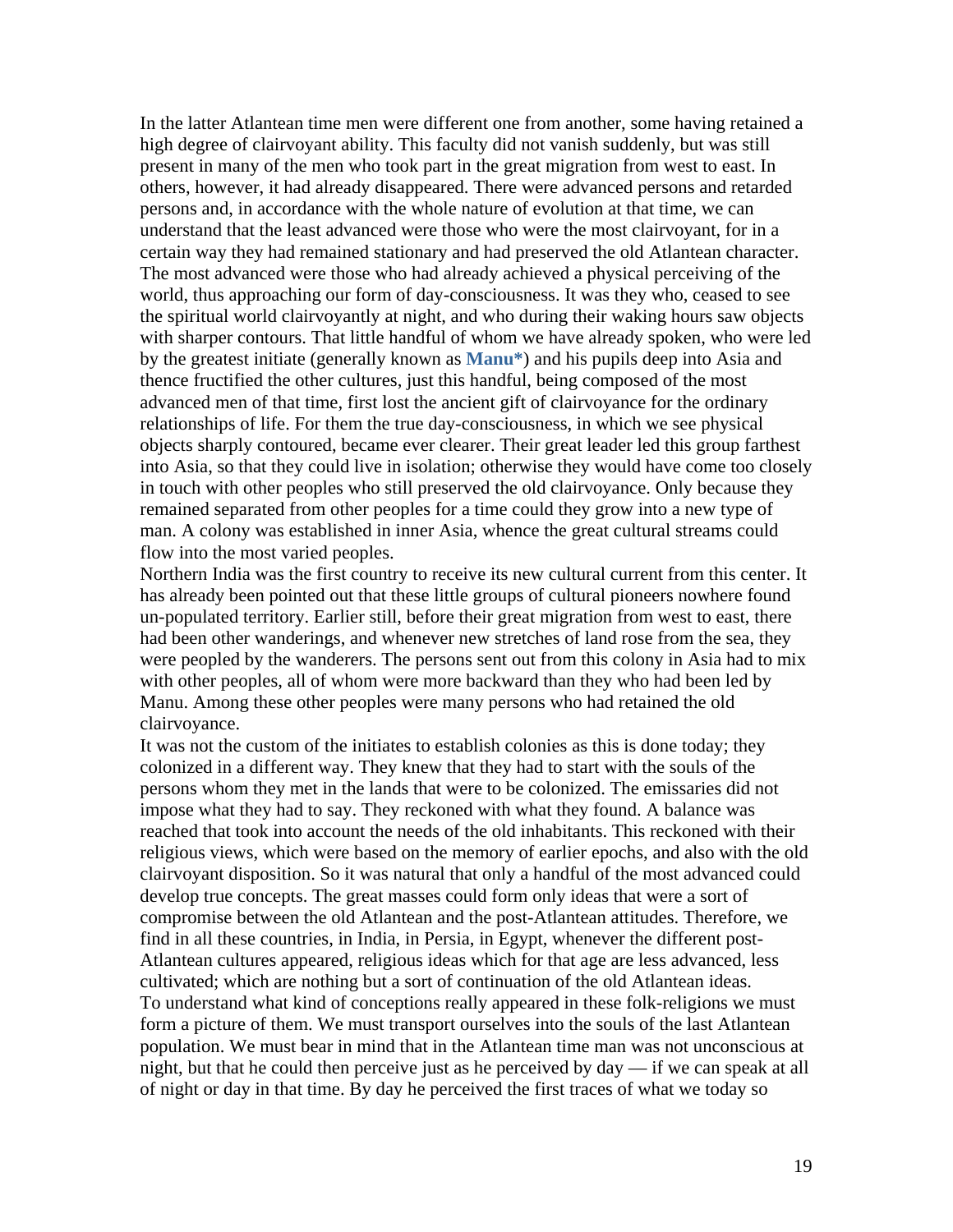In the latter Atlantean time men were different one from another, some having retained a high degree of clairvoyant ability. This faculty did not vanish suddenly, but was still present in many of the men who took part in the great migration from west to east. In others, however, it had already disappeared. There were advanced persons and retarded persons and, in accordance with the whole nature of evolution at that time, we can understand that the least advanced were those who were the most clairvoyant, for in a certain way they had remained stationary and had preserved the old Atlantean character. The most advanced were those who had already achieved a physical perceiving of the world, thus approaching our form of day-consciousness. It was they who, ceased to see the spiritual world clairvoyantly at night, and who during their waking hours saw objects with sharper contours. That little handful of whom we have already spoken, who were led by the greatest initiate (generally known as **Manu***) and his pupils deep into Asia and thence fructified the other cultures, just this handful, being composed of the most advanced men of that time, first lost the ancient gift of clairvoyance for the ordinary relationships of life. For them the true day-consciousness, in which we see physical objects sharply contoured, became ever clearer. Their great leader led this group farthest into Asia, so that they could live in isolation; otherwise they would have come too closely in touch with other peoples who still preserved the old clairvoyance. Only because they remained separated from other peoples for a time could they grow into a new type of man. A colony was established in inner Asia, whence the great cultural streams could flow into the most varied peoples.

Northern India was the first country to receive its new cultural current from this center. It has already been pointed out that these little groups of cultural pioneers nowhere found un-populated territory. Earlier still, before their great migration from west to east, there had been other wanderings, and whenever new stretches of land rose from the sea, they were peopled by the wanderers. The persons sent out from this colony in Asia had to mix with other peoples, all of whom were more backward than they who had been led by Manu. Among these other peoples were many persons who had retained the old clairvoyance.

It was not the custom of the initiates to establish colonies as this is done today; they colonized in a different way. They knew that they had to start with the souls of the persons whom they met in the lands that were to be colonized. The emissaries did not impose what they had to say. They reckoned with what they found. A balance was reached that took into account the needs of the old inhabitants. This reckoned with their religious views, which were based on the memory of earlier epochs, and also with the old clairvoyant disposition. So it was natural that only a handful of the most advanced could develop true concepts. The great masses could form only ideas that were a sort of compromise between the old Atlantean and the post-Atlantean attitudes. Therefore, we find in all these countries, in India, in Persia, in Egypt, whenever the different post-Atlantean cultures appeared, religious ideas which for that age are less advanced, less cultivated; which are nothing but a sort of continuation of the old Atlantean ideas.

To understand what kind of conceptions really appeared in these folk-religions we must form a picture of them. We must transport ourselves into the souls of the last Atlantean population. We must bear in mind that in the Atlantean time man was not unconscious at night, but that he could then perceive just as he perceived by day — if we can speak at all of night or day in that time. By day he perceived the first traces of what we today so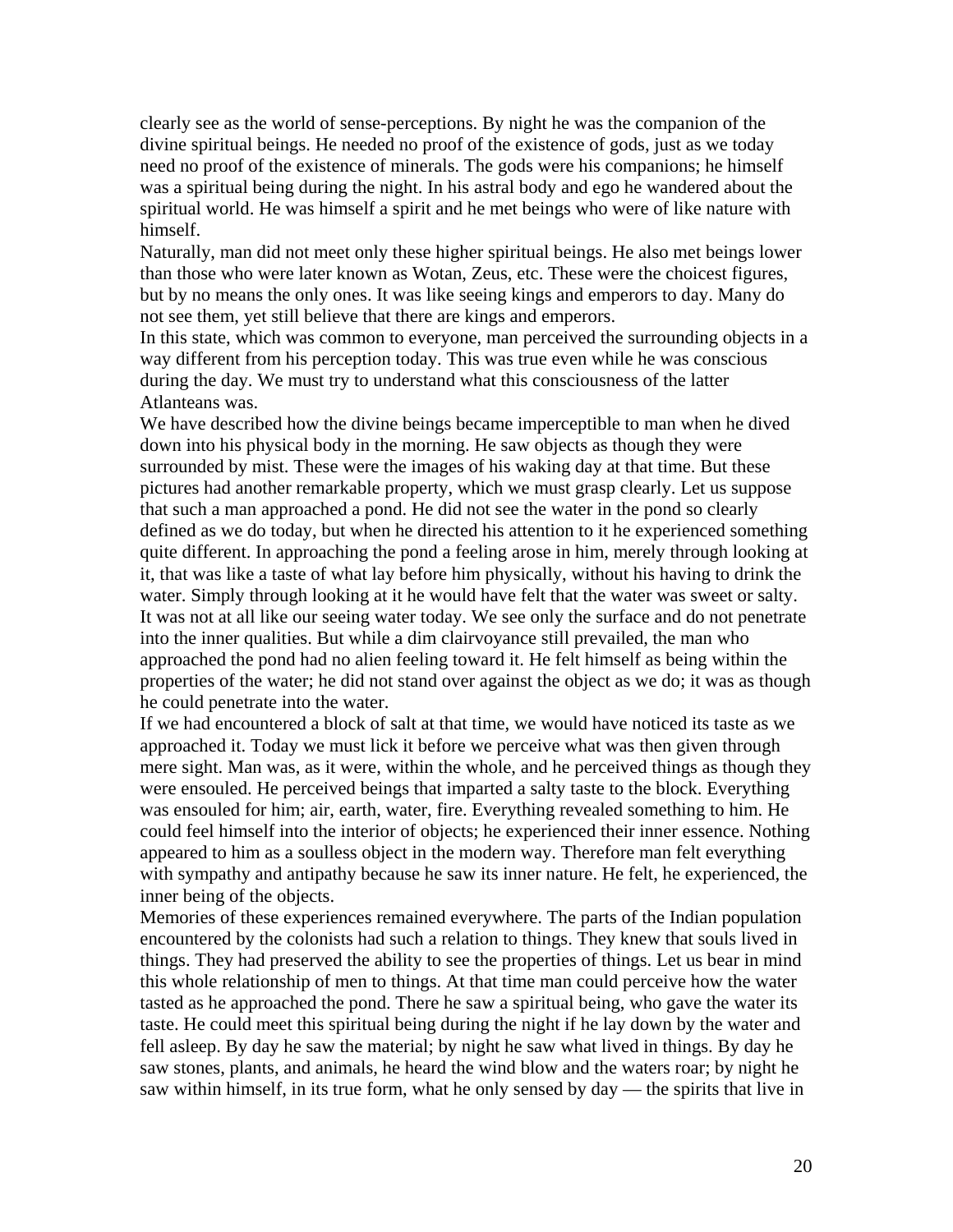clearly see as the world of sense-perceptions. By night he was the companion of the divine spiritual beings. He needed no proof of the existence of gods, just as we today need no proof of the existence of minerals. The gods were his companions; he himself was a spiritual being during the night. In his astral body and ego he wandered about the spiritual world. He was himself a spirit and he met beings who were of like nature with himself.

Naturally, man did not meet only these higher spiritual beings. He also met beings lower than those who were later known as Wotan, Zeus, etc. These were the choicest figures, but by no means the only ones. It was like seeing kings and emperors to day. Many do not see them, yet still believe that there are kings and emperors.

In this state, which was common to everyone, man perceived the surrounding objects in a way different from his perception today. This was true even while he was conscious during the day. We must try to understand what this consciousness of the latter Atlanteans was.

We have described how the divine beings became imperceptible to man when he dived down into his physical body in the morning. He saw objects as though they were surrounded by mist. These were the images of his waking day at that time. But these pictures had another remarkable property, which we must grasp clearly. Let us suppose that such a man approached a pond. He did not see the water in the pond so clearly defined as we do today, but when he directed his attention to it he experienced something quite different. In approaching the pond a feeling arose in him, merely through looking at it, that was like a taste of what lay before him physically, without his having to drink the water. Simply through looking at it he would have felt that the water was sweet or salty. It was not at all like our seeing water today. We see only the surface and do not penetrate into the inner qualities. But while a dim clairvoyance still prevailed, the man who approached the pond had no alien feeling toward it. He felt himself as being within the properties of the water; he did not stand over against the object as we do; it was as though he could penetrate into the water.

If we had encountered a block of salt at that time, we would have noticed its taste as we approached it. Today we must lick it before we perceive what was then given through mere sight. Man was, as it were, within the whole, and he perceived things as though they were ensouled. He perceived beings that imparted a salty taste to the block. Everything was ensouled for him; air, earth, water, fire. Everything revealed something to him. He could feel himself into the interior of objects; he experienced their inner essence. Nothing appeared to him as a soulless object in the modern way. Therefore man felt everything with sympathy and antipathy because he saw its inner nature. He felt, he experienced, the inner being of the objects.

Memories of these experiences remained everywhere. The parts of the Indian population encountered by the colonists had such a relation to things. They knew that souls lived in things. They had preserved the ability to see the properties of things. Let us bear in mind this whole relationship of men to things. At that time man could perceive how the water tasted as he approached the pond. There he saw a spiritual being, who gave the water its taste. He could meet this spiritual being during the night if he lay down by the water and fell asleep. By day he saw the material; by night he saw what lived in things. By day he saw stones, plants, and animals, he heard the wind blow and the waters roar; by night he saw within himself, in its true form, what he only sensed by day — the spirits that live in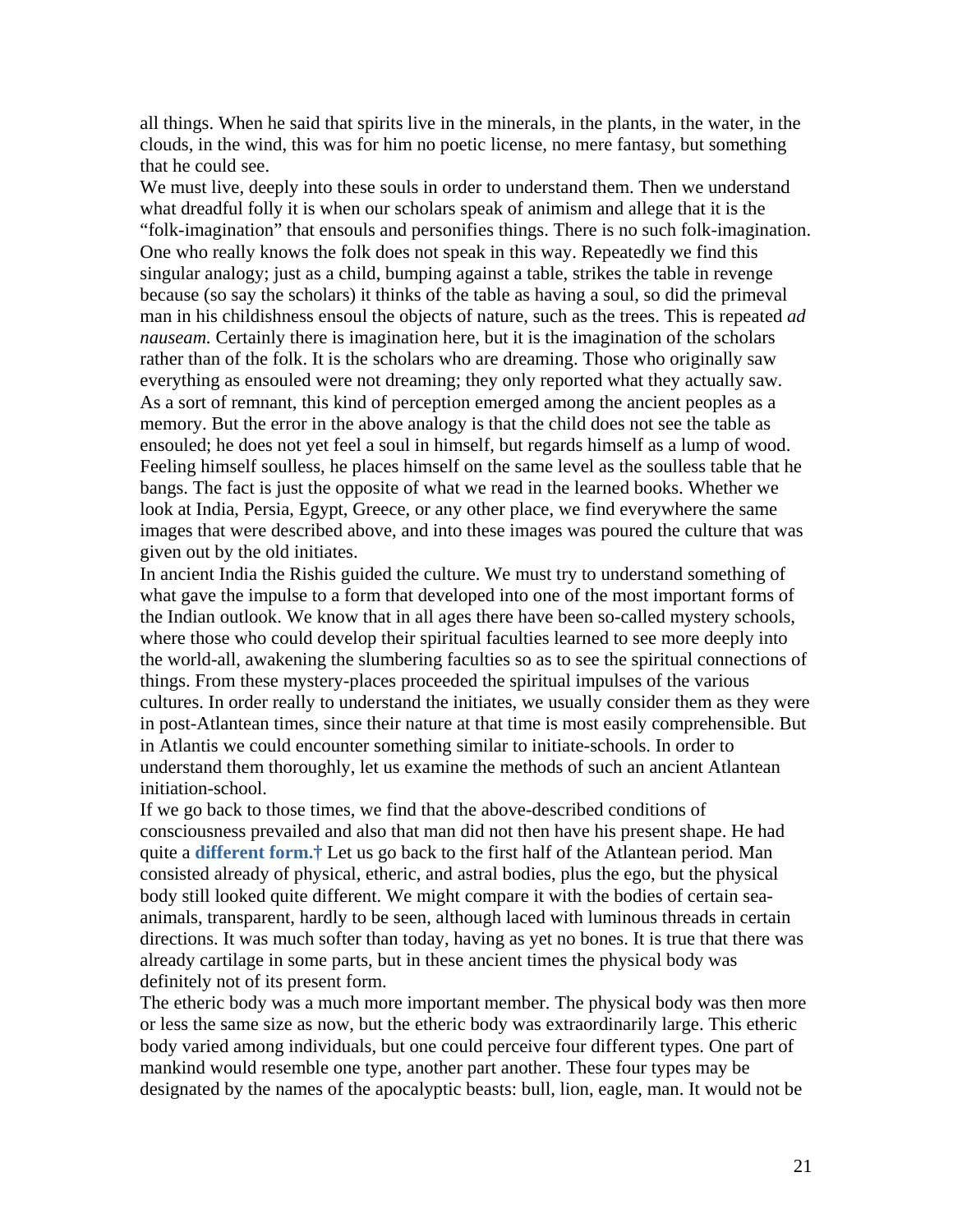all things. When he said that spirits live in the minerals, in the plants, in the water, in the clouds, in the wind, this was for him no poetic license, no mere fantasy, but something that he could see.

We must live, deeply into these souls in order to understand them. Then we understand what dreadful folly it is when our scholars speak of animism and allege that it is the "folk-imagination" that ensouls and personifies things. There is no such folk-imagination. One who really knows the folk does not speak in this way. Repeatedly we find this singular analogy; just as a child, bumping against a table, strikes the table in revenge because (so say the scholars) it thinks of the table as having a soul, so did the primeval man in his childishness ensoul the objects of nature, such as the trees. This is repeated *ad nauseam.* Certainly there is imagination here, but it is the imagination of the scholars rather than of the folk. It is the scholars who are dreaming. Those who originally saw everything as ensouled were not dreaming; they only reported what they actually saw. As a sort of remnant, this kind of perception emerged among the ancient peoples as a memory. But the error in the above analogy is that the child does not see the table as ensouled; he does not yet feel a soul in himself, but regards himself as a lump of wood. Feeling himself soulless, he places himself on the same level as the soulless table that he bangs. The fact is just the opposite of what we read in the learned books. Whether we look at India, Persia, Egypt, Greece, or any other place, we find everywhere the same images that were described above, and into these images was poured the culture that was given out by the old initiates.

In ancient India the Rishis guided the culture. We must try to understand something of what gave the impulse to a form that developed into one of the most important forms of the Indian outlook. We know that in all ages there have been so-called mystery schools, where those who could develop their spiritual faculties learned to see more deeply into the world-all, awakening the slumbering faculties so as to see the spiritual connections of things. From these mystery-places proceeded the spiritual impulses of the various cultures. In order really to understand the initiates, we usually consider them as they were in post-Atlantean times, since their nature at that time is most easily comprehensible. But in Atlantis we could encounter something similar to initiate-schools. In order to understand them thoroughly, let us examine the methods of such an ancient Atlantean initiation-school.

If we go back to those times, we find that the above-described conditions of consciousness prevailed and also that man did not then have his present shape. He had quite a **different form.†** Let us go back to the first half of the Atlantean period. Man consisted already of physical, etheric, and astral bodies, plus the ego, but the physical body still looked quite different. We might compare it with the bodies of certain sea-animals, transparent, hardly to be seen, although laced with luminous threads in certain directions. It was much softer than today, having as yet no bones. It is true that there was already cartilage in some parts, but in these ancient times the physical body was definitely not of its present form.

The etheric body was a much more important member. The physical body was then more or less the same size as now, but the etheric body was extraordinarily large. This etheric body varied among individuals, but one could perceive four different types. One part of mankind would resemble one type, another part another. These four types may be designated by the names of the apocalyptic beasts: bull, lion, eagle, man. It would not be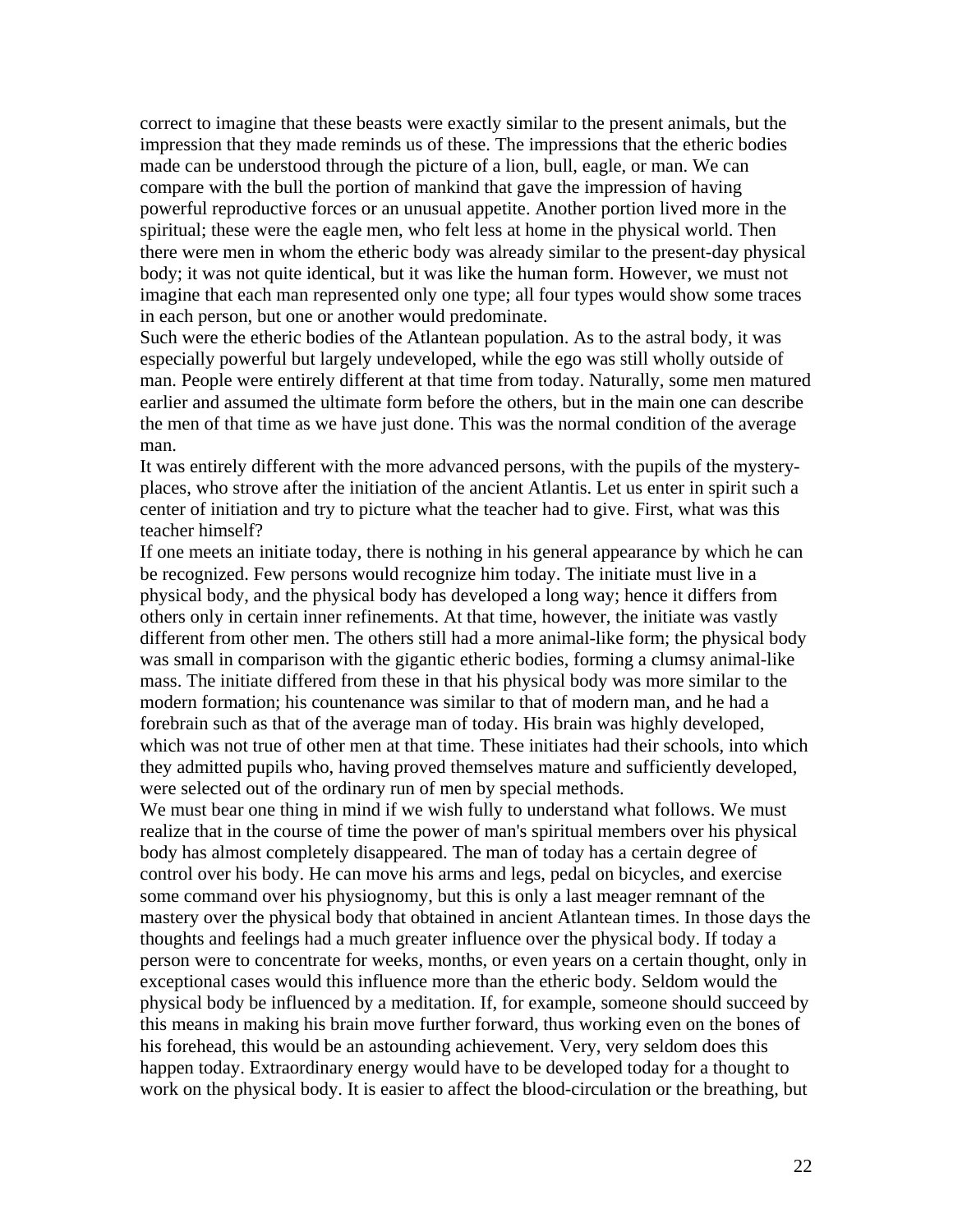correct to imagine that these beasts were exactly similar to the present animals, but the impression that they made reminds us of these. The impressions that the etheric bodies made can be understood through the picture of a lion, bull, eagle, or man. We can compare with the bull the portion of mankind that gave the impression of having powerful reproductive forces or an unusual appetite. Another portion lived more in the spiritual; these were the eagle men, who felt less at home in the physical world. Then there were men in whom the etheric body was already similar to the present-day physical body; it was not quite identical, but it was like the human form. However, we must not imagine that each man represented only one type; all four types would show some traces in each person, but one or another would predominate.

Such were the etheric bodies of the Atlantean population. As to the astral body, it was especially powerful but largely undeveloped, while the ego was still wholly outside of man. People were entirely different at that time from today. Naturally, some men matured earlier and assumed the ultimate form before the others, but in the main one can describe the men of that time as we have just done. This was the normal condition of the average man.

It was entirely different with the more advanced persons, with the pupils of the mystery-places, who strove after the initiation of the ancient Atlantis. Let us enter in spirit such a center of initiation and try to picture what the teacher had to give. First, what was this teacher himself?

If one meets an initiate today, there is nothing in his general appearance by which he can be recognized. Few persons would recognize him today. The initiate must live in a physical body, and the physical body has developed a long way; hence it differs from others only in certain inner refinements. At that time, however, the initiate was vastly different from other men. The others still had a more animal-like form; the physical body was small in comparison with the gigantic etheric bodies, forming a clumsy animal-like mass. The initiate differed from these in that his physical body was more similar to the modern formation; his countenance was similar to that of modern man, and he had a forebrain such as that of the average man of today. His brain was highly developed, which was not true of other men at that time. These initiates had their schools, into which they admitted pupils who, having proved themselves mature and sufficiently developed, were selected out of the ordinary run of men by special methods.

We must bear one thing in mind if we wish fully to understand what follows. We must realize that in the course of time the power of man's spiritual members over his physical body has almost completely disappeared. The man of today has a certain degree of control over his body. He can move his arms and legs, pedal on bicycles, and exercise some command over his physiognomy, but this is only a last meager remnant of the mastery over the physical body that obtained in ancient Atlantean times. In those days the thoughts and feelings had a much greater influence over the physical body. If today a person were to concentrate for weeks, months, or even years on a certain thought, only in exceptional cases would this influence more than the etheric body. Seldom would the physical body be influenced by a meditation. If, for example, someone should succeed by this means in making his brain move further forward, thus working even on the bones of his forehead, this would be an astounding achievement. Very, very seldom does this happen today. Extraordinary energy would have to be developed today for a thought to work on the physical body. It is easier to affect the blood-circulation or the breathing, but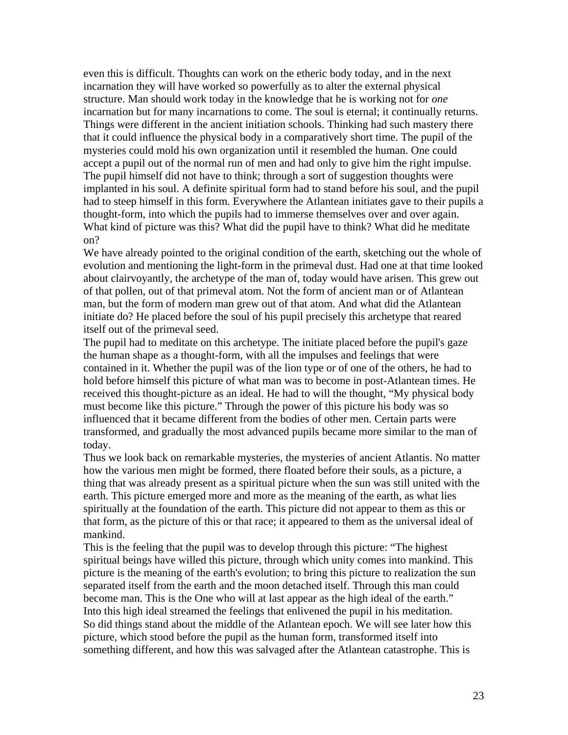even this is difficult. Thoughts can work on the etheric body today, and in the next incarnation they will have worked so powerfully as to alter the external physical structure. Man should work today in the knowledge that he is working not for *one* incarnation but for many incarnations to come. The soul is eternal; it continually returns. Things were different in the ancient initiation schools. Thinking had such mastery there that it could influence the physical body in a comparatively short time. The pupil of the mysteries could mold his own organization until it resembled the human. One could accept a pupil out of the normal run of men and had only to give him the right impulse. The pupil himself did not have to think; through a sort of suggestion thoughts were implanted in his soul. A definite spiritual form had to stand before his soul, and the pupil had to steep himself in this form. Everywhere the Atlantean initiates gave to their pupils a thought-form, into which the pupils had to immerse themselves over and over again. What kind of picture was this? What did the pupil have to think? What did he meditate on?

We have already pointed to the original condition of the earth, sketching out the whole of evolution and mentioning the light-form in the primeval dust. Had one at that time looked about clairvoyantly, the archetype of the man of, today would have arisen. This grew out of that pollen, out of that primeval atom. Not the form of ancient man or of Atlantean man, but the form of modern man grew out of that atom. And what did the Atlantean initiate do? He placed before the soul of his pupil precisely this archetype that reared itself out of the primeval seed.

The pupil had to meditate on this archetype. The initiate placed before the pupil's gaze the human shape as a thought-form, with all the impulses and feelings that were contained in it. Whether the pupil was of the lion type or of one of the others, he had to hold before himself this picture of what man was to become in post-Atlantean times. He received this thought-picture as an ideal. He had to will the thought, “My physical body must become like this picture.” Through the power of this picture his body was so influenced that it became different from the bodies of other men. Certain parts were transformed, and gradually the most advanced pupils became more similar to the man of today.

Thus we look back on remarkable mysteries, the mysteries of ancient Atlantis. No matter how the various men might be formed, there floated before their souls, as a picture, a thing that was already present as a spiritual picture when the sun was still united with the earth. This picture emerged more and more as the meaning of the earth, as what lies spiritually at the foundation of the earth. This picture did not appear to them as this or that form, as the picture of this or that race; it appeared to them as the universal ideal of mankind.

This is the feeling that the pupil was to develop through this picture: “The highest spiritual beings have willed this picture, through which unity comes into mankind. This picture is the meaning of the earth's evolution; to bring this picture to realization the sun separated itself from the earth and the moon detached itself. Through this man could become man. This is the One who will at last appear as the high ideal of the earth.”

Into this high ideal streamed the feelings that enlivened the pupil in his meditation.

So did things stand about the middle of the Atlantean epoch. We will see later how this picture, which stood before the pupil as the human form, transformed itself into something different, and how this was salvaged after the Atlantean catastrophe. This is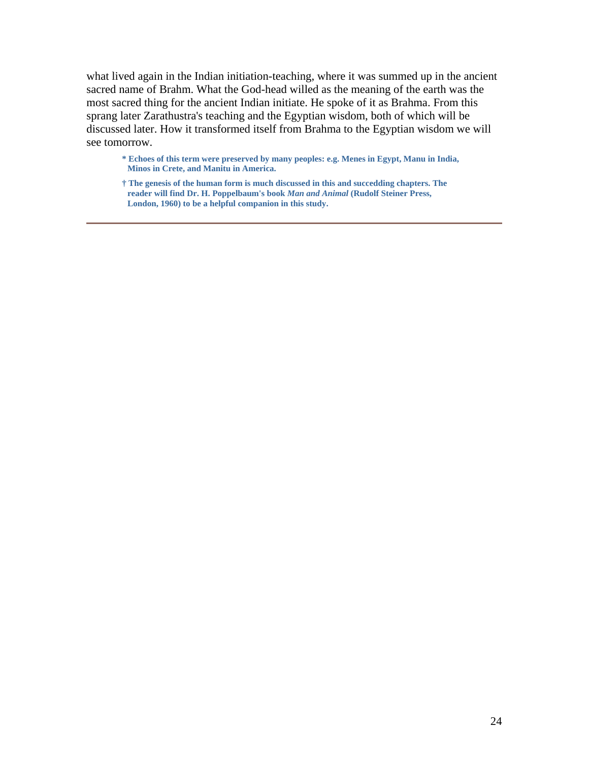what lived again in the Indian initiation-teaching, where it was summed up in the ancient sacred name of Brahm. What the God-head willed as the meaning of the earth was the most sacred thing for the ancient Indian initiate. He spoke of it as Brahma. From this sprang later Zarathustra's teaching and the Egyptian wisdom, both of which will be discussed later. How it transformed itself from Brahma to the Egyptian wisdom we will see tomorrow.

**\* Echoes of this term were preserved by many peoples: e.g. Menes in Egypt, Manu in India, Minos in Crete, and Manitu in America.**

**† The genesis of the human form is much discussed in this and succedding chapters. The reader will find Dr. H. Poppelbaum's book *Man and Animal* (Rudolf Steiner Press, London, 1960) to be a helpful companion in this study.**

---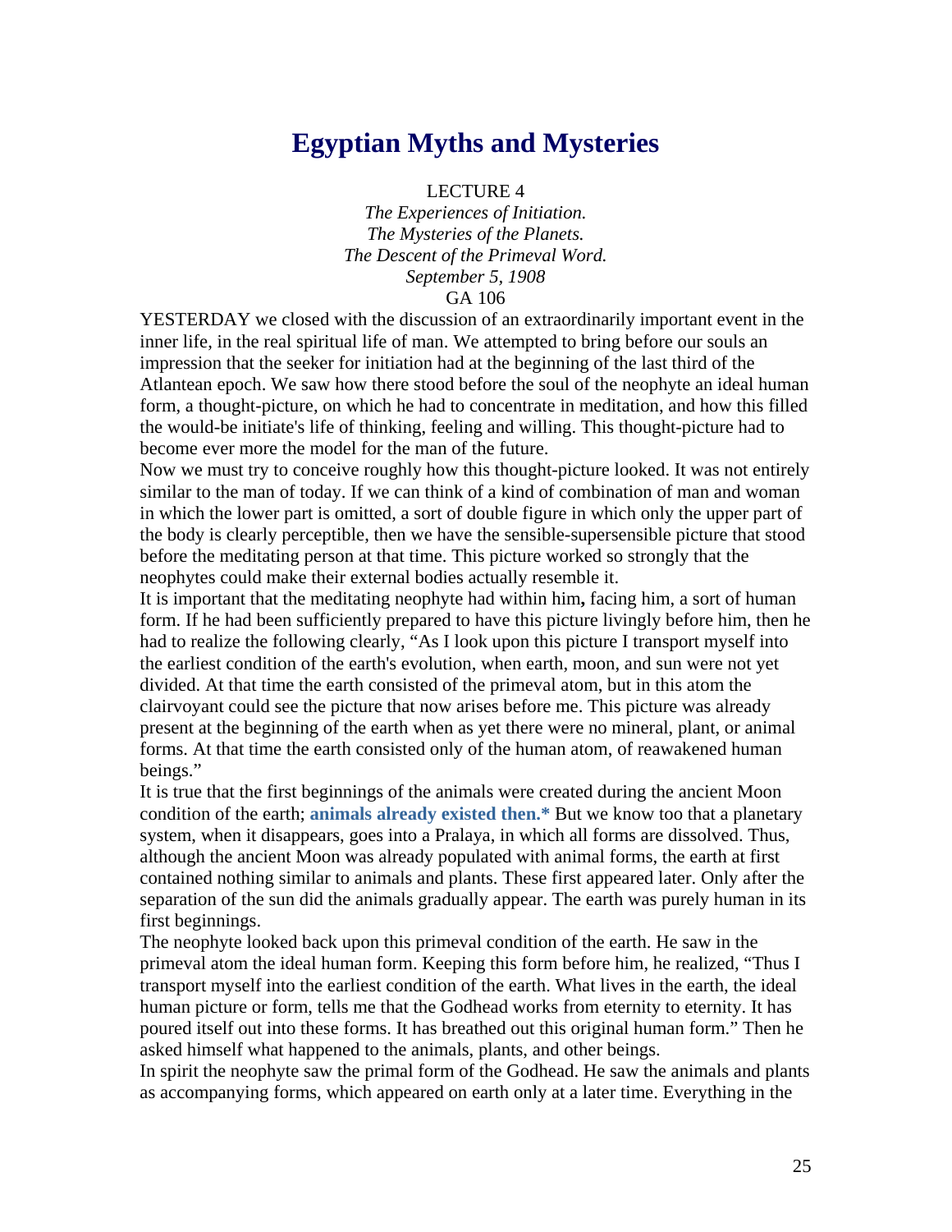# Egyptian Myths and Mysteries

LECTURE 4

*The Experiences of Initiation.*
*The Mysteries of the Planets.*
*The Descent of the Primeval Word.*
*September 5, 1908*
GA 106

YESTERDAY we closed with the discussion of an extraordinarily important event in the inner life, in the real spiritual life of man. We attempted to bring before our souls an impression that the seeker for initiation had at the beginning of the last third of the Atlantean epoch. We saw how there stood before the soul of the neophyte an ideal human form, a thought-picture, on which he had to concentrate in meditation, and how this filled the would-be initiate's life of thinking, feeling and willing. This thought-picture had to become ever more the model for the man of the future.

Now we must try to conceive roughly how this thought-picture looked. It was not entirely similar to the man of today. If we can think of a kind of combination of man and woman in which the lower part is omitted, a sort of double figure in which only the upper part of the body is clearly perceptible, then we have the sensible-supersensible picture that stood before the meditating person at that time. This picture worked so strongly that the neophytes could make their external bodies actually resemble it.

It is important that the meditating neophyte had within him**,** facing him, a sort of human form. If he had been sufficiently prepared to have this picture livingly before him, then he had to realize the following clearly, "As I look upon this picture I transport myself into the earliest condition of the earth's evolution, when earth, moon, and sun were not yet divided. At that time the earth consisted of the primeval atom, but in this atom the clairvoyant could see the picture that now arises before me. This picture was already present at the beginning of the earth when as yet there were no mineral, plant, or animal forms. At that time the earth consisted only of the human atom, of reawakened human beings."

It is true that the first beginnings of the animals were created during the ancient Moon condition of the earth; **animals already existed then.*** But we know too that a planetary system, when it disappears, goes into a Pralaya, in which all forms are dissolved. Thus, although the ancient Moon was already populated with animal forms, the earth at first contained nothing similar to animals and plants. These first appeared later. Only after the separation of the sun did the animals gradually appear. The earth was purely human in its first beginnings.

The neophyte looked back upon this primeval condition of the earth. He saw in the primeval atom the ideal human form. Keeping this form before him, he realized, "Thus I transport myself into the earliest condition of the earth. What lives in the earth, the ideal human picture or form, tells me that the Godhead works from eternity to eternity. It has poured itself out into these forms. It has breathed out this original human form." Then he asked himself what happened to the animals, plants, and other beings.

In spirit the neophyte saw the primal form of the Godhead. He saw the animals and plants as accompanying forms, which appeared on earth only at a later time. Everything in the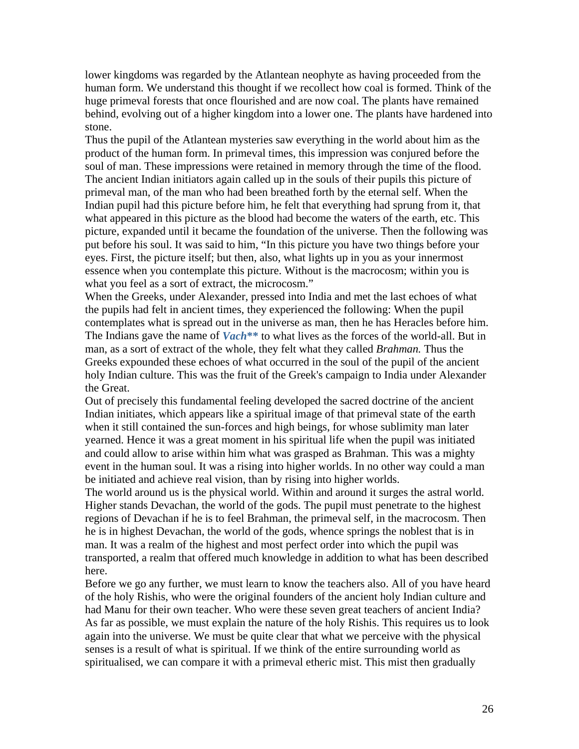lower kingdoms was regarded by the Atlantean neophyte as having proceeded from the human form. We understand this thought if we recollect how coal is formed. Think of the huge primeval forests that once flourished and are now coal. The plants have remained behind, evolving out of a higher kingdom into a lower one. The plants have hardened into stone.

Thus the pupil of the Atlantean mysteries saw everything in the world about him as the product of the human form. In primeval times, this impression was conjured before the soul of man. These impressions were retained in memory through the time of the flood. The ancient Indian initiators again called up in the souls of their pupils this picture of primeval man, of the man who had been breathed forth by the eternal self. When the Indian pupil had this picture before him, he felt that everything had sprung from it, that what appeared in this picture as the blood had become the waters of the earth, etc. This picture, expanded until it became the foundation of the universe. Then the following was put before his soul. It was said to him, "In this picture you have two things before your eyes. First, the picture itself; but then, also, what lights up in you as your innermost essence when you contemplate this picture. Without is the macrocosm; within you is what you feel as a sort of extract, the microcosm."

When the Greeks, under Alexander, pressed into India and met the last echoes of what the pupils had felt in ancient times, they experienced the following: When the pupil contemplates what is spread out in the universe as man, then he has Heracles before him. The Indians gave the name of ***Vach**** to what lives as the forces of the world-all. But in man, as a sort of extract of the whole, they felt what they called *Brahman.* Thus the Greeks expounded these echoes of what occurred in the soul of the pupil of the ancient holy Indian culture. This was the fruit of the Greek's campaign to India under Alexander the Great.

Out of precisely this fundamental feeling developed the sacred doctrine of the ancient Indian initiates, which appears like a spiritual image of that primeval state of the earth when it still contained the sun-forces and high beings, for whose sublimity man later yearned. Hence it was a great moment in his spiritual life when the pupil was initiated and could allow to arise within him what was grasped as Brahman. This was a mighty event in the human soul. It was a rising into higher worlds. In no other way could a man be initiated and achieve real vision, than by rising into higher worlds.

The world around us is the physical world. Within and around it surges the astral world. Higher stands Devachan, the world of the gods. The pupil must penetrate to the highest regions of Devachan if he is to feel Brahman, the primeval self, in the macrocosm. Then he is in highest Devachan, the world of the gods, whence springs the noblest that is in man. It was a realm of the highest and most perfect order into which the pupil was transported, a realm that offered much knowledge in addition to what has been described here.

Before we go any further, we must learn to know the teachers also. All of you have heard of the holy Rishis, who were the original founders of the ancient holy Indian culture and had Manu for their own teacher. Who were these seven great teachers of ancient India? As far as possible, we must explain the nature of the holy Rishis. This requires us to look again into the universe. We must be quite clear that what we perceive with the physical senses is a result of what is spiritual. If we think of the entire surrounding world as spiritualised, we can compare it with a primeval etheric mist. This mist then gradually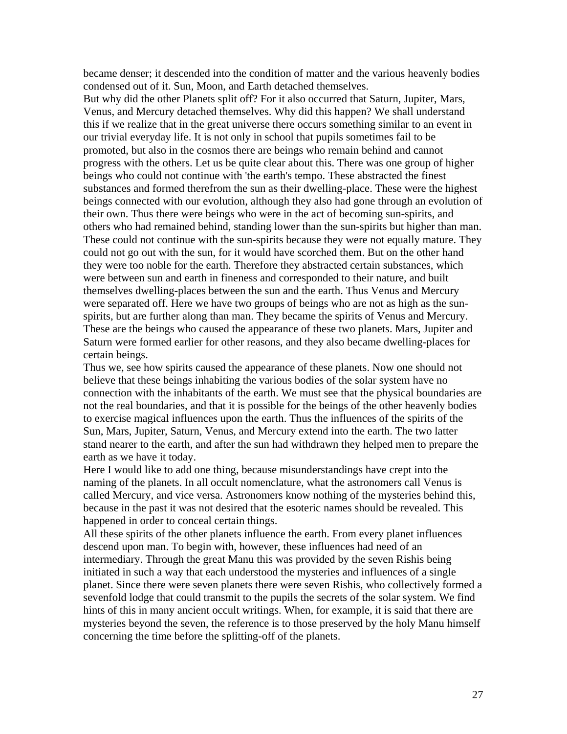became denser; it descended into the condition of matter and the various heavenly bodies condensed out of it. Sun, Moon, and Earth detached themselves.

But why did the other Planets split off? For it also occurred that Saturn, Jupiter, Mars, Venus, and Mercury detached themselves. Why did this happen? We shall understand this if we realize that in the great universe there occurs something similar to an event in our trivial everyday life. It is not only in school that pupils sometimes fail to be promoted, but also in the cosmos there are beings who remain behind and cannot progress with the others. Let us be quite clear about this. There was one group of higher beings who could not continue with 'the earth's tempo. These abstracted the finest substances and formed therefrom the sun as their dwelling-place. These were the highest beings connected with our evolution, although they also had gone through an evolution of their own. Thus there were beings who were in the act of becoming sun-spirits, and others who had remained behind, standing lower than the sun-spirits but higher than man. These could not continue with the sun-spirits because they were not equally mature. They could not go out with the sun, for it would have scorched them. But on the other hand they were too noble for the earth. Therefore they abstracted certain substances, which were between sun and earth in fineness and corresponded to their nature, and built themselves dwelling-places between the sun and the earth. Thus Venus and Mercury were separated off. Here we have two groups of beings who are not as high as the sun-spirits, but are further along than man. They became the spirits of Venus and Mercury. These are the beings who caused the appearance of these two planets. Mars, Jupiter and Saturn were formed earlier for other reasons, and they also became dwelling-places for certain beings.

Thus we, see how spirits caused the appearance of these planets. Now one should not believe that these beings inhabiting the various bodies of the solar system have no connection with the inhabitants of the earth. We must see that the physical boundaries are not the real boundaries, and that it is possible for the beings of the other heavenly bodies to exercise magical influences upon the earth. Thus the influences of the spirits of the Sun, Mars, Jupiter, Saturn, Venus, and Mercury extend into the earth. The two latter stand nearer to the earth, and after the sun had withdrawn they helped men to prepare the earth as we have it today.

Here I would like to add one thing, because misunderstandings have crept into the naming of the planets. In all occult nomenclature, what the astronomers call Venus is called Mercury, and vice versa. Astronomers know nothing of the mysteries behind this, because in the past it was not desired that the esoteric names should be revealed. This happened in order to conceal certain things.

All these spirits of the other planets influence the earth. From every planet influences descend upon man. To begin with, however, these influences had need of an intermediary. Through the great Manu this was provided by the seven Rishis being initiated in such a way that each understood the mysteries and influences of a single planet. Since there were seven planets there were seven Rishis, who collectively formed a sevenfold lodge that could transmit to the pupils the secrets of the solar system. We find hints of this in many ancient occult writings. When, for example, it is said that there are mysteries beyond the seven, the reference is to those preserved by the holy Manu himself concerning the time before the splitting-off of the planets.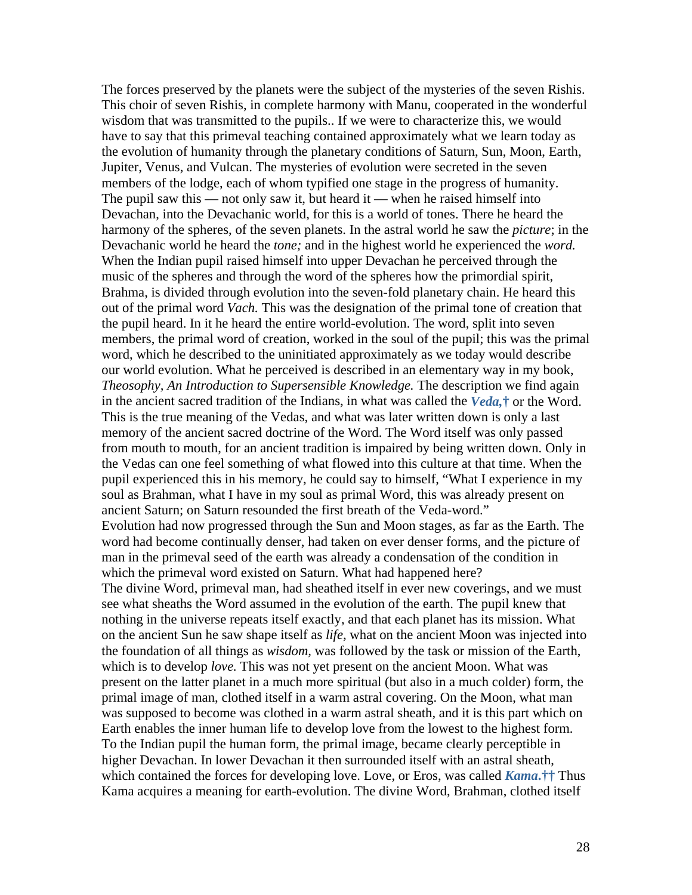The forces preserved by the planets were the subject of the mysteries of the seven Rishis. This choir of seven Rishis, in complete harmony with Manu, cooperated in the wonderful wisdom that was transmitted to the pupils.. If we were to characterize this, we would have to say that this primeval teaching contained approximately what we learn today as the evolution of humanity through the planetary conditions of Saturn, Sun, Moon, Earth, Jupiter, Venus, and Vulcan. The mysteries of evolution were secreted in the seven members of the lodge, each of whom typified one stage in the progress of humanity. The pupil saw this — not only saw it, but heard it — when he raised himself into Devachan, into the Devachanic world, for this is a world of tones. There he heard the harmony of the spheres, of the seven planets. In the astral world he saw the *picture*; in the Devachanic world he heard the *tone;* and in the highest world he experienced the *word.* When the Indian pupil raised himself into upper Devachan he perceived through the music of the spheres and through the word of the spheres how the primordial spirit, Brahma, is divided through evolution into the seven-fold planetary chain. He heard this out of the primal word *Vach.* This was the designation of the primal tone of creation that the pupil heard. In it he heard the entire world-evolution. The word, split into seven members, the primal word of creation, worked in the soul of the pupil; this was the primal word, which he described to the uninitiated approximately as we today would describe our world evolution. What he perceived is described in an elementary way in my book, *Theosophy, An Introduction to Supersensible Knowledge.* The description we find again in the ancient sacred tradition of the Indians, in what was called the ***Veda,*****†** or the Word. This is the true meaning of the Vedas, and what was later written down is only a last memory of the ancient sacred doctrine of the Word. The Word itself was only passed from mouth to mouth, for an ancient tradition is impaired by being written down. Only in the Vedas can one feel something of what flowed into this culture at that time. When the pupil experienced this in his memory, he could say to himself, "What I experience in my soul as Brahman, what I have in my soul as primal Word, this was already present on ancient Saturn; on Saturn resounded the first breath of the Veda-word."

Evolution had now progressed through the Sun and Moon stages, as far as the Earth. The word had become continually denser, had taken on ever denser forms, and the picture of man in the primeval seed of the earth was already a condensation of the condition in which the primeval word existed on Saturn. What had happened here?

The divine Word, primeval man, had sheathed itself in ever new coverings, and we must see what sheaths the Word assumed in the evolution of the earth. The pupil knew that nothing in the universe repeats itself exactly, and that each planet has its mission. What on the ancient Sun he saw shape itself as *life,* what on the ancient Moon was injected into the foundation of all things as *wisdom,* was followed by the task or mission of the Earth, which is to develop *love.* This was not yet present on the ancient Moon. What was present on the latter planet in a much more spiritual (but also in a much colder) form, the primal image of man, clothed itself in a warm astral covering. On the Moon, what man was supposed to become was clothed in a warm astral sheath, and it is this part which on Earth enables the inner human life to develop love from the lowest to the highest form. To the Indian pupil the human form, the primal image, became clearly perceptible in higher Devachan. In lower Devachan it then surrounded itself with an astral sheath, which contained the forces for developing love. Love, or Eros, was called ***Kama.*****††** Thus Kama acquires a meaning for earth-evolution. The divine Word, Brahman, clothed itself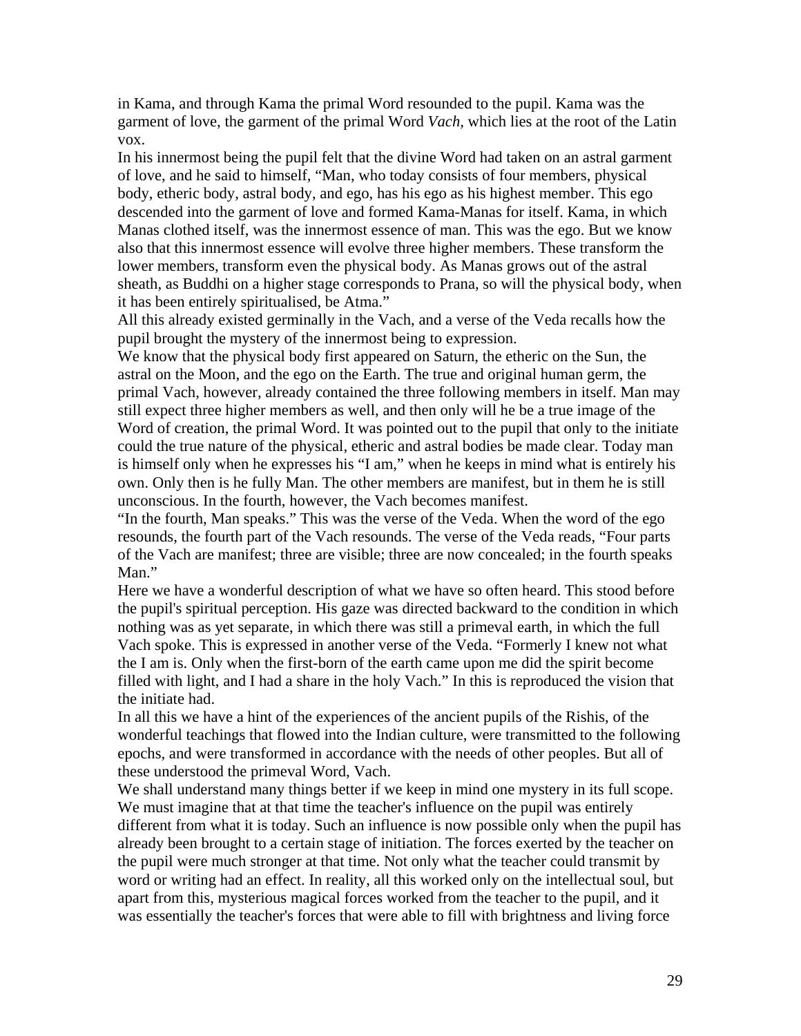in Kama, and through Kama the primal Word resounded to the pupil. Kama was the garment of love, the garment of the primal Word *Vach*, which lies at the root of the Latin vox.

In his innermost being the pupil felt that the divine Word had taken on an astral garment of love, and he said to himself, "Man, who today consists of four members, physical body, etheric body, astral body, and ego, has his ego as his highest member. This ego descended into the garment of love and formed Kama-Manas for itself. Kama, in which Manas clothed itself, was the innermost essence of man. This was the ego. But we know also that this innermost essence will evolve three higher members. These transform the lower members, transform even the physical body. As Manas grows out of the astral sheath, as Buddhi on a higher stage corresponds to Prana, so will the physical body, when it has been entirely spiritualised, be Atma."

All this already existed germinally in the Vach, and a verse of the Veda recalls how the pupil brought the mystery of the innermost being to expression.

We know that the physical body first appeared on Saturn, the etheric on the Sun, the astral on the Moon, and the ego on the Earth. The true and original human germ, the primal Vach, however, already contained the three following members in itself. Man may still expect three higher members as well, and then only will he be a true image of the Word of creation, the primal Word. It was pointed out to the pupil that only to the initiate could the true nature of the physical, etheric and astral bodies be made clear. Today man is himself only when he expresses his "I am," when he keeps in mind what is entirely his own. Only then is he fully Man. The other members are manifest, but in them he is still unconscious. In the fourth, however, the Vach becomes manifest.

"In the fourth, Man speaks." This was the verse of the Veda. When the word of the ego resounds, the fourth part of the Vach resounds. The verse of the Veda reads, "Four parts of the Vach are manifest; three are visible; three are now concealed; in the fourth speaks Man."

Here we have a wonderful description of what we have so often heard. This stood before the pupil's spiritual perception. His gaze was directed backward to the condition in which nothing was as yet separate, in which there was still a primeval earth, in which the full Vach spoke. This is expressed in another verse of the Veda. "Formerly I knew not what the I am is. Only when the first-born of the earth came upon me did the spirit become filled with light, and I had a share in the holy Vach." In this is reproduced the vision that the initiate had.

In all this we have a hint of the experiences of the ancient pupils of the Rishis, of the wonderful teachings that flowed into the Indian culture, were transmitted to the following epochs, and were transformed in accordance with the needs of other peoples. But all of these understood the primeval Word, Vach.

We shall understand many things better if we keep in mind one mystery in its full scope. We must imagine that at that time the teacher's influence on the pupil was entirely different from what it is today. Such an influence is now possible only when the pupil has already been brought to a certain stage of initiation. The forces exerted by the teacher on the pupil were much stronger at that time. Not only what the teacher could transmit by word or writing had an effect. In reality, all this worked only on the intellectual soul, but apart from this, mysterious magical forces worked from the teacher to the pupil, and it was essentially the teacher's forces that were able to fill with brightness and living force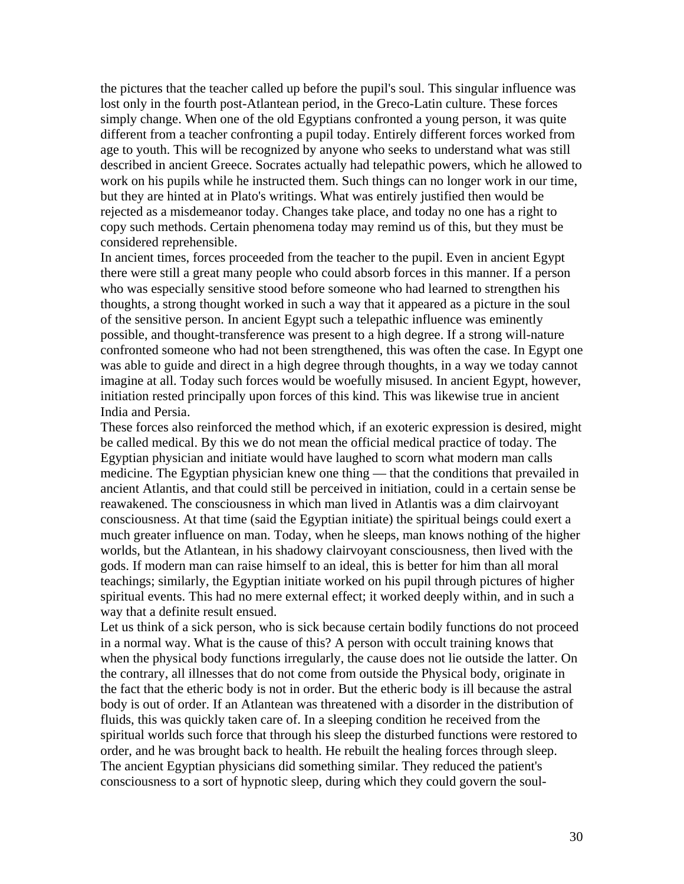the pictures that the teacher called up before the pupil's soul. This singular influence was lost only in the fourth post-Atlantean period, in the Greco-Latin culture. These forces simply change. When one of the old Egyptians confronted a young person, it was quite different from a teacher confronting a pupil today. Entirely different forces worked from age to youth. This will be recognized by anyone who seeks to understand what was still described in ancient Greece. Socrates actually had telepathic powers, which he allowed to work on his pupils while he instructed them. Such things can no longer work in our time, but they are hinted at in Plato's writings. What was entirely justified then would be rejected as a misdemeanor today. Changes take place, and today no one has a right to copy such methods. Certain phenomena today may remind us of this, but they must be considered reprehensible.

In ancient times, forces proceeded from the teacher to the pupil. Even in ancient Egypt there were still a great many people who could absorb forces in this manner. If a person who was especially sensitive stood before someone who had learned to strengthen his thoughts, a strong thought worked in such a way that it appeared as a picture in the soul of the sensitive person. In ancient Egypt such a telepathic influence was eminently possible, and thought-transference was present to a high degree. If a strong will-nature confronted someone who had not been strengthened, this was often the case. In Egypt one was able to guide and direct in a high degree through thoughts, in a way we today cannot imagine at all. Today such forces would be woefully misused. In ancient Egypt, however, initiation rested principally upon forces of this kind. This was likewise true in ancient India and Persia.

These forces also reinforced the method which, if an exoteric expression is desired, might be called medical. By this we do not mean the official medical practice of today. The Egyptian physician and initiate would have laughed to scorn what modern man calls medicine. The Egyptian physician knew one thing — that the conditions that prevailed in ancient Atlantis, and that could still be perceived in initiation, could in a certain sense be reawakened. The consciousness in which man lived in Atlantis was a dim clairvoyant consciousness. At that time (said the Egyptian initiate) the spiritual beings could exert a much greater influence on man. Today, when he sleeps, man knows nothing of the higher worlds, but the Atlantean, in his shadowy clairvoyant consciousness, then lived with the gods. If modern man can raise himself to an ideal, this is better for him than all moral teachings; similarly, the Egyptian initiate worked on his pupil through pictures of higher spiritual events. This had no mere external effect; it worked deeply within, and in such a way that a definite result ensued.

Let us think of a sick person, who is sick because certain bodily functions do not proceed in a normal way. What is the cause of this? A person with occult training knows that when the physical body functions irregularly, the cause does not lie outside the latter. On the contrary, all illnesses that do not come from outside the Physical body, originate in the fact that the etheric body is not in order. But the etheric body is ill because the astral body is out of order. If an Atlantean was threatened with a disorder in the distribution of fluids, this was quickly taken care of. In a sleeping condition he received from the spiritual worlds such force that through his sleep the disturbed functions were restored to order, and he was brought back to health. He rebuilt the healing forces through sleep. The ancient Egyptian physicians did something similar. They reduced the patient's consciousness to a sort of hypnotic sleep, during which they could govern the soul-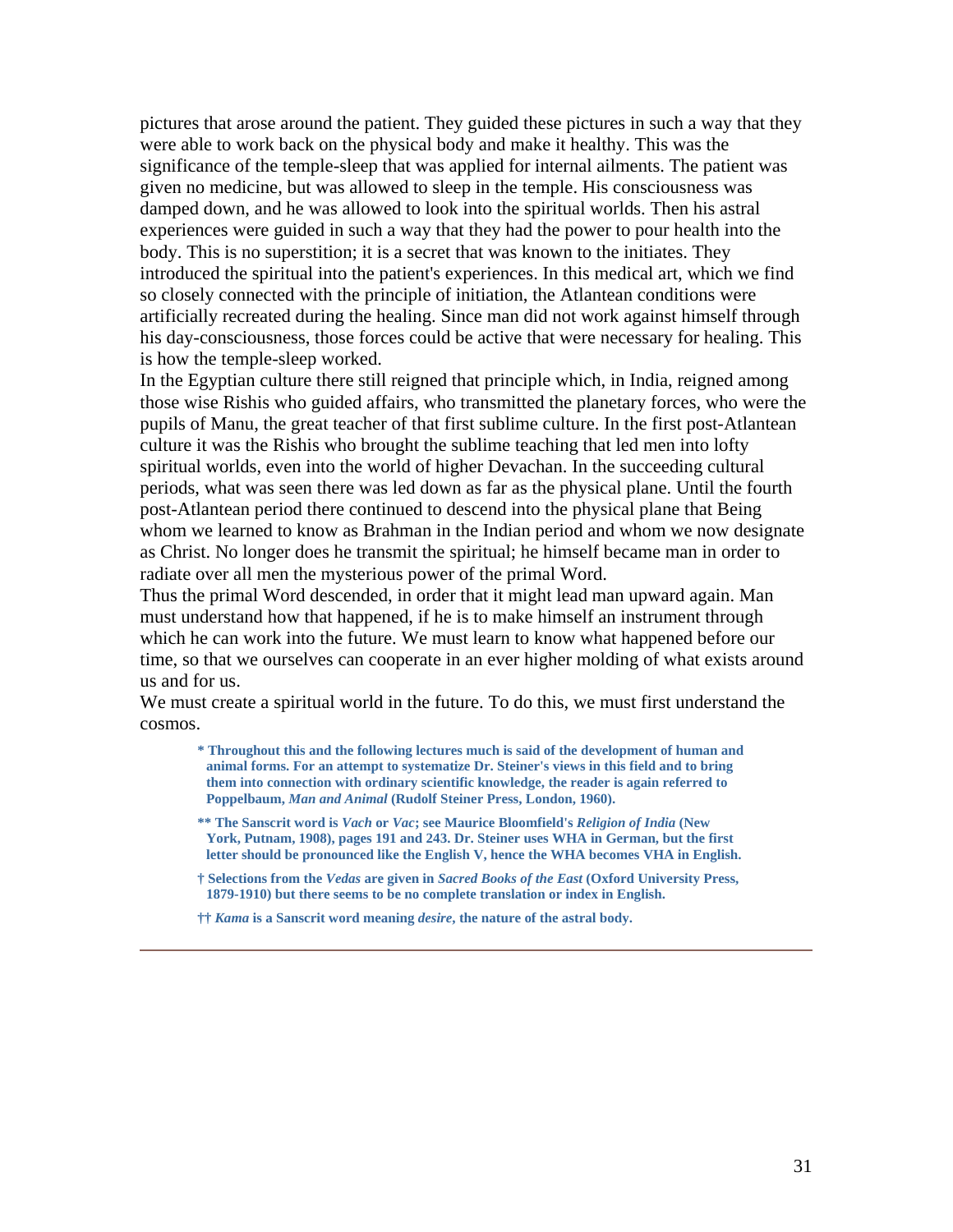pictures that arose around the patient. They guided these pictures in such a way that they were able to work back on the physical body and make it healthy. This was the significance of the temple-sleep that was applied for internal ailments. The patient was given no medicine, but was allowed to sleep in the temple. His consciousness was damped down, and he was allowed to look into the spiritual worlds. Then his astral experiences were guided in such a way that they had the power to pour health into the body. This is no superstition; it is a secret that was known to the initiates. They introduced the spiritual into the patient's experiences. In this medical art, which we find so closely connected with the principle of initiation, the Atlantean conditions were artificially recreated during the healing. Since man did not work against himself through his day-consciousness, those forces could be active that were necessary for healing. This is how the temple-sleep worked.

In the Egyptian culture there still reigned that principle which, in India, reigned among those wise Rishis who guided affairs, who transmitted the planetary forces, who were the pupils of Manu, the great teacher of that first sublime culture. In the first post-Atlantean culture it was the Rishis who brought the sublime teaching that led men into lofty spiritual worlds, even into the world of higher Devachan. In the succeeding cultural periods, what was seen there was led down as far as the physical plane. Until the fourth post-Atlantean period there continued to descend into the physical plane that Being whom we learned to know as Brahman in the Indian period and whom we now designate as Christ. No longer does he transmit the spiritual; he himself became man in order to radiate over all men the mysterious power of the primal Word.

Thus the primal Word descended, in order that it might lead man upward again. Man must understand how that happened, if he is to make himself an instrument through which he can work into the future. We must learn to know what happened before our time, so that we ourselves can cooperate in an ever higher molding of what exists around us and for us.

We must create a spiritual world in the future. To do this, we must first understand the cosmos.

**\* Throughout this and the following lectures much is said of the development of human and animal forms. For an attempt to systematize Dr. Steiner's views in this field and to bring them into connection with ordinary scientific knowledge, the reader is again referred to Poppelbaum, *Man and Animal* (Rudolf Steiner Press, London, 1960).**

**\*\* The Sanscrit word is *Vach* or *Vac*; see Maurice Bloomfield's *Religion of India* (New York, Putnam, 1908), pages 191 and 243. Dr. Steiner uses WHA in German, but the first letter should be pronounced like the English V, hence the WHA becomes VHA in English.**

**† Selections from the *Vedas* are given in *Sacred Books of the East* (Oxford University Press, 1879-1910) but there seems to be no complete translation or index in English.**

**†† *Kama* is a Sanscrit word meaning *desire*, the nature of the astral body.**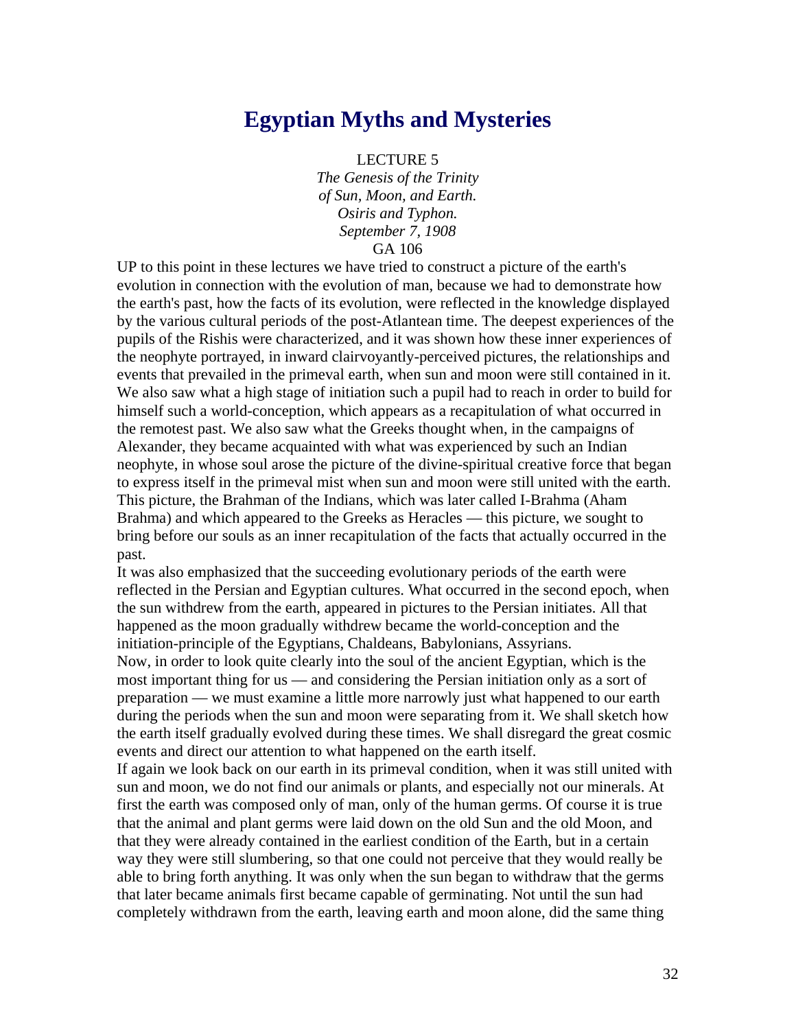# Egyptian Myths and Mysteries

LECTURE 5

*The Genesis of the Trinity*
*of Sun, Moon, and Earth.*
*Osiris and Typhon.*
*September 7, 1908*

GA 106

UP to this point in these lectures we have tried to construct a picture of the earth's evolution in connection with the evolution of man, because we had to demonstrate how the earth's past, how the facts of its evolution, were reflected in the knowledge displayed by the various cultural periods of the post-Atlantean time. The deepest experiences of the pupils of the Rishis were characterized, and it was shown how these inner experiences of the neophyte portrayed, in inward clairvoyantly-perceived pictures, the relationships and events that prevailed in the primeval earth, when sun and moon were still contained in it. We also saw what a high stage of initiation such a pupil had to reach in order to build for himself such a world-conception, which appears as a recapitulation of what occurred in the remotest past. We also saw what the Greeks thought when, in the campaigns of Alexander, they became acquainted with what was experienced by such an Indian neophyte, in whose soul arose the picture of the divine-spiritual creative force that began to express itself in the primeval mist when sun and moon were still united with the earth. This picture, the Brahman of the Indians, which was later called I-Brahma (Aham Brahma) and which appeared to the Greeks as Heracles — this picture, we sought to bring before our souls as an inner recapitulation of the facts that actually occurred in the past.

It was also emphasized that the succeeding evolutionary periods of the earth were reflected in the Persian and Egyptian cultures. What occurred in the second epoch, when the sun withdrew from the earth, appeared in pictures to the Persian initiates. All that happened as the moon gradually withdrew became the world-conception and the initiation-principle of the Egyptians, Chaldeans, Babylonians, Assyrians.

Now, in order to look quite clearly into the soul of the ancient Egyptian, which is the most important thing for us — and considering the Persian initiation only as a sort of preparation — we must examine a little more narrowly just what happened to our earth during the periods when the sun and moon were separating from it. We shall sketch how the earth itself gradually evolved during these times. We shall disregard the great cosmic events and direct our attention to what happened on the earth itself.

If again we look back on our earth in its primeval condition, when it was still united with sun and moon, we do not find our animals or plants, and especially not our minerals. At first the earth was composed only of man, only of the human germs. Of course it is true that the animal and plant germs were laid down on the old Sun and the old Moon, and that they were already contained in the earliest condition of the Earth, but in a certain way they were still slumbering, so that one could not perceive that they would really be able to bring forth anything. It was only when the sun began to withdraw that the germs that later became animals first became capable of germinating. Not until the sun had completely withdrawn from the earth, leaving earth and moon alone, did the same thing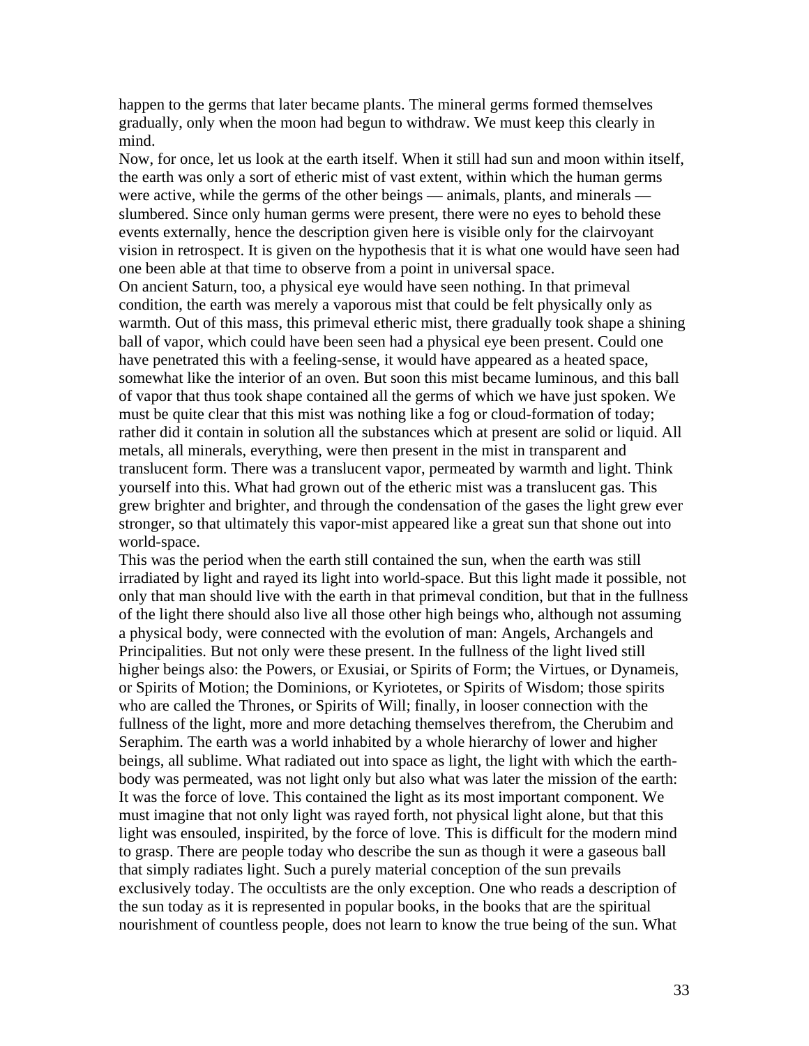happen to the germs that later became plants. The mineral germs formed themselves gradually, only when the moon had begun to withdraw. We must keep this clearly in mind.

Now, for once, let us look at the earth itself. When it still had sun and moon within itself, the earth was only a sort of etheric mist of vast extent, within which the human germs were active, while the germs of the other beings — animals, plants, and minerals — slumbered. Since only human germs were present, there were no eyes to behold these events externally, hence the description given here is visible only for the clairvoyant vision in retrospect. It is given on the hypothesis that it is what one would have seen had one been able at that time to observe from a point in universal space.

On ancient Saturn, too, a physical eye would have seen nothing. In that primeval condition, the earth was merely a vaporous mist that could be felt physically only as warmth. Out of this mass, this primeval etheric mist, there gradually took shape a shining ball of vapor, which could have been seen had a physical eye been present. Could one have penetrated this with a feeling-sense, it would have appeared as a heated space, somewhat like the interior of an oven. But soon this mist became luminous, and this ball of vapor that thus took shape contained all the germs of which we have just spoken. We must be quite clear that this mist was nothing like a fog or cloud-formation of today; rather did it contain in solution all the substances which at present are solid or liquid. All metals, all minerals, everything, were then present in the mist in transparent and translucent form. There was a translucent vapor, permeated by warmth and light. Think yourself into this. What had grown out of the etheric mist was a translucent gas. This grew brighter and brighter, and through the condensation of the gases the light grew ever stronger, so that ultimately this vapor-mist appeared like a great sun that shone out into world-space.

This was the period when the earth still contained the sun, when the earth was still irradiated by light and rayed its light into world-space. But this light made it possible, not only that man should live with the earth in that primeval condition, but that in the fullness of the light there should also live all those other high beings who, although not assuming a physical body, were connected with the evolution of man: Angels, Archangels and Principalities. But not only were these present. In the fullness of the light lived still higher beings also: the Powers, or Exusiai, or Spirits of Form; the Virtues, or Dynameis, or Spirits of Motion; the Dominions, or Kyriotetes, or Spirits of Wisdom; those spirits who are called the Thrones, or Spirits of Will; finally, in looser connection with the fullness of the light, more and more detaching themselves therefrom, the Cherubim and Seraphim. The earth was a world inhabited by a whole hierarchy of lower and higher beings, all sublime. What radiated out into space as light, the light with which the earth-body was permeated, was not light only but also what was later the mission of the earth: It was the force of love. This contained the light as its most important component. We must imagine that not only light was rayed forth, not physical light alone, but that this light was ensouled, inspirited, by the force of love. This is difficult for the modern mind to grasp. There are people today who describe the sun as though it were a gaseous ball that simply radiates light. Such a purely material conception of the sun prevails exclusively today. The occultists are the only exception. One who reads a description of the sun today as it is represented in popular books, in the books that are the spiritual nourishment of countless people, does not learn to know the true being of the sun. What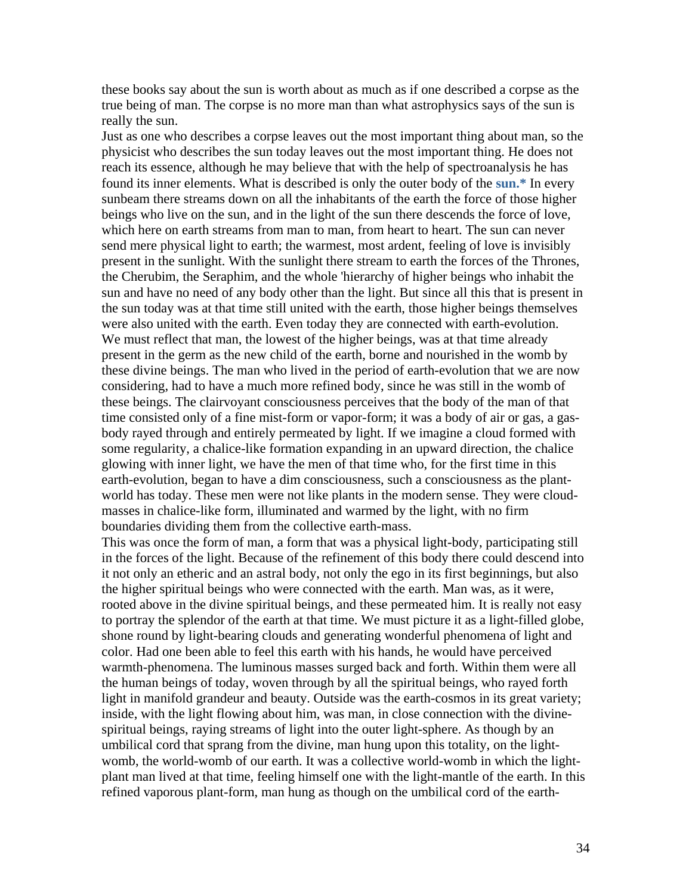these books say about the sun is worth about as much as if one described a corpse as the true being of man. The corpse is no more man than what astrophysics says of the sun is really the sun.

Just as one who describes a corpse leaves out the most important thing about man, so the physicist who describes the sun today leaves out the most important thing. He does not reach its essence, although he may believe that with the help of spectroanalysis he has found its inner elements. What is described is only the outer body of the **sun.*** In every sunbeam there streams down on all the inhabitants of the earth the force of those higher beings who live on the sun, and in the light of the sun there descends the force of love, which here on earth streams from man to man, from heart to heart. The sun can never send mere physical light to earth; the warmest, most ardent, feeling of love is invisibly present in the sunlight. With the sunlight there stream to earth the forces of the Thrones, the Cherubim, the Seraphim, and the whole 'hierarchy of higher beings who inhabit the sun and have no need of any body other than the light. But since all this that is present in the sun today was at that time still united with the earth, those higher beings themselves were also united with the earth. Even today they are connected with earth-evolution.

We must reflect that man, the lowest of the higher beings, was at that time already present in the germ as the new child of the earth, borne and nourished in the womb by these divine beings. The man who lived in the period of earth-evolution that we are now considering, had to have a much more refined body, since he was still in the womb of these beings. The clairvoyant consciousness perceives that the body of the man of that time consisted only of a fine mist-form or vapor-form; it was a body of air or gas, a gas-body rayed through and entirely permeated by light. If we imagine a cloud formed with some regularity, a chalice-like formation expanding in an upward direction, the chalice glowing with inner light, we have the men of that time who, for the first time in this earth-evolution, began to have a dim consciousness, such a consciousness as the plant-world has today. These men were not like plants in the modern sense. They were cloud-masses in chalice-like form, illuminated and warmed by the light, with no firm boundaries dividing them from the collective earth-mass.

This was once the form of man, a form that was a physical light-body, participating still in the forces of the light. Because of the refinement of this body there could descend into it not only an etheric and an astral body, not only the ego in its first beginnings, but also the higher spiritual beings who were connected with the earth. Man was, as it were, rooted above in the divine spiritual beings, and these permeated him. It is really not easy to portray the splendor of the earth at that time. We must picture it as a light-filled globe, shone round by light-bearing clouds and generating wonderful phenomena of light and color. Had one been able to feel this earth with his hands, he would have perceived warmth-phenomena. The luminous masses surged back and forth. Within them were all the human beings of today, woven through by all the spiritual beings, who rayed forth light in manifold grandeur and beauty. Outside was the earth-cosmos in its great variety; inside, with the light flowing about him, was man, in close connection with the divine-spiritual beings, raying streams of light into the outer light-sphere. As though by an umbilical cord that sprang from the divine, man hung upon this totality, on the light-womb, the world-womb of our earth. It was a collective world-womb in which the light-plant man lived at that time, feeling himself one with the light-mantle of the earth. In this refined vaporous plant-form, man hung as though on the umbilical cord of the earth-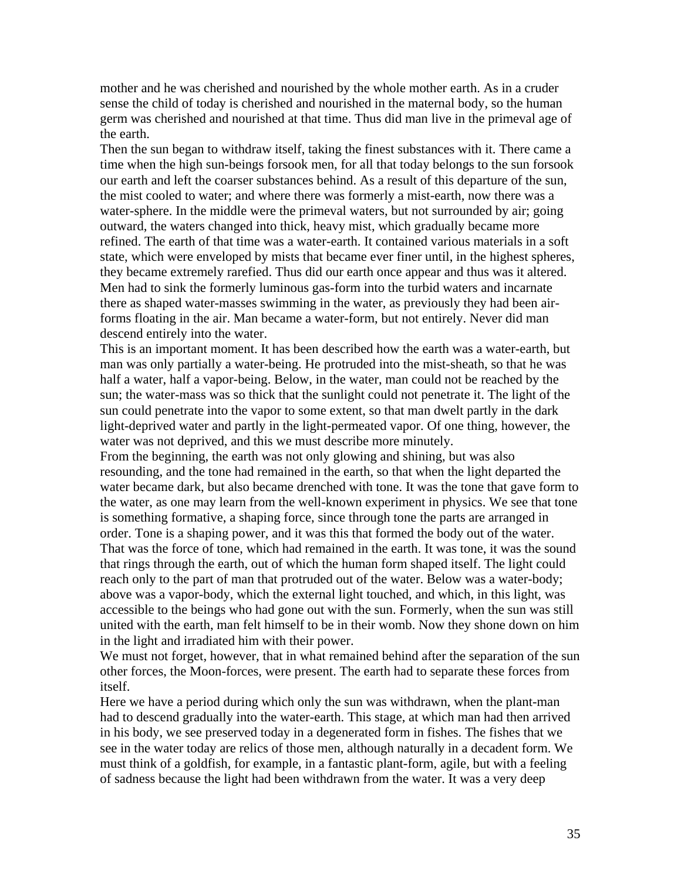mother and he was cherished and nourished by the whole mother earth. As in a cruder sense the child of today is cherished and nourished in the maternal body, so the human germ was cherished and nourished at that time. Thus did man live in the primeval age of the earth.

Then the sun began to withdraw itself, taking the finest substances with it. There came a time when the high sun-beings forsook men, for all that today belongs to the sun forsook our earth and left the coarser substances behind. As a result of this departure of the sun, the mist cooled to water; and where there was formerly a mist-earth, now there was a water-sphere. In the middle were the primeval waters, but not surrounded by air; going outward, the waters changed into thick, heavy mist, which gradually became more refined. The earth of that time was a water-earth. It contained various materials in a soft state, which were enveloped by mists that became ever finer until, in the highest spheres, they became extremely rarefied. Thus did our earth once appear and thus was it altered. Men had to sink the formerly luminous gas-form into the turbid waters and incarnate there as shaped water-masses swimming in the water, as previously they had been air-forms floating in the air. Man became a water-form, but not entirely. Never did man descend entirely into the water.

This is an important moment. It has been described how the earth was a water-earth, but man was only partially a water-being. He protruded into the mist-sheath, so that he was half a water, half a vapor-being. Below, in the water, man could not be reached by the sun; the water-mass was so thick that the sunlight could not penetrate it. The light of the sun could penetrate into the vapor to some extent, so that man dwelt partly in the dark light-deprived water and partly in the light-permeated vapor. Of one thing, however, the water was not deprived, and this we must describe more minutely.

From the beginning, the earth was not only glowing and shining, but was also resounding, and the tone had remained in the earth, so that when the light departed the water became dark, but also became drenched with tone. It was the tone that gave form to the water, as one may learn from the well-known experiment in physics. We see that tone is something formative, a shaping force, since through tone the parts are arranged in order. Tone is a shaping power, and it was this that formed the body out of the water. That was the force of tone, which had remained in the earth. It was tone, it was the sound that rings through the earth, out of which the human form shaped itself. The light could reach only to the part of man that protruded out of the water. Below was a water-body; above was a vapor-body, which the external light touched, and which, in this light, was accessible to the beings who had gone out with the sun. Formerly, when the sun was still united with the earth, man felt himself to be in their womb. Now they shone down on him in the light and irradiated him with their power.

We must not forget, however, that in what remained behind after the separation of the sun other forces, the Moon-forces, were present. The earth had to separate these forces from itself.

Here we have a period during which only the sun was withdrawn, when the plant-man had to descend gradually into the water-earth. This stage, at which man had then arrived in his body, we see preserved today in a degenerated form in fishes. The fishes that we see in the water today are relics of those men, although naturally in a decadent form. We must think of a goldfish, for example, in a fantastic plant-form, agile, but with a feeling of sadness because the light had been withdrawn from the water. It was a very deep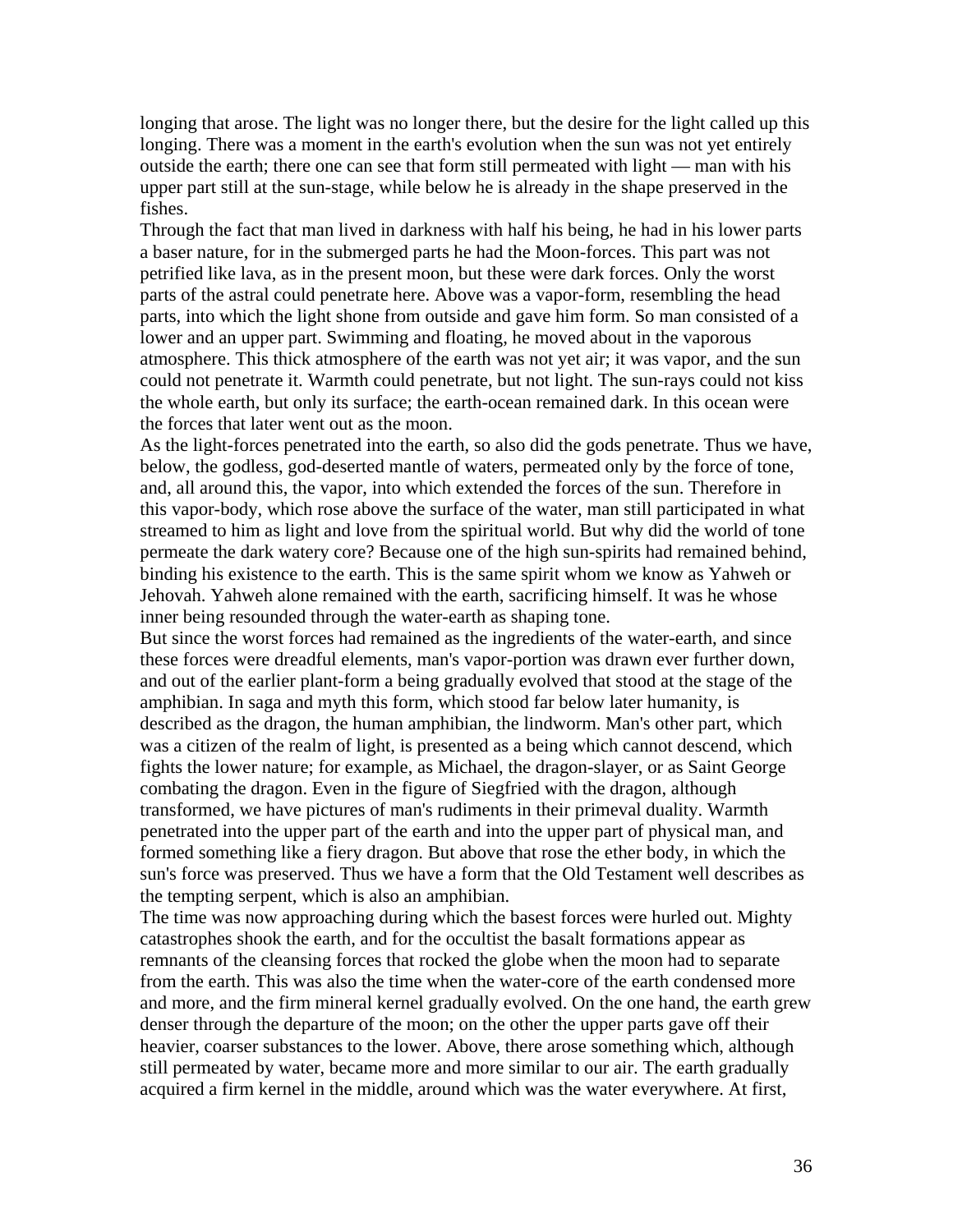longing that arose. The light was no longer there, but the desire for the light called up this longing. There was a moment in the earth's evolution when the sun was not yet entirely outside the earth; there one can see that form still permeated with light — man with his upper part still at the sun-stage, while below he is already in the shape preserved in the fishes.

Through the fact that man lived in darkness with half his being, he had in his lower parts a baser nature, for in the submerged parts he had the Moon-forces. This part was not petrified like lava, as in the present moon, but these were dark forces. Only the worst parts of the astral could penetrate here. Above was a vapor-form, resembling the head parts, into which the light shone from outside and gave him form. So man consisted of a lower and an upper part. Swimming and floating, he moved about in the vaporous atmosphere. This thick atmosphere of the earth was not yet air; it was vapor, and the sun could not penetrate it. Warmth could penetrate, but not light. The sun-rays could not kiss the whole earth, but only its surface; the earth-ocean remained dark. In this ocean were the forces that later went out as the moon.

As the light-forces penetrated into the earth, so also did the gods penetrate. Thus we have, below, the godless, god-deserted mantle of waters, permeated only by the force of tone, and, all around this, the vapor, into which extended the forces of the sun. Therefore in this vapor-body, which rose above the surface of the water, man still participated in what streamed to him as light and love from the spiritual world. But why did the world of tone permeate the dark watery core? Because one of the high sun-spirits had remained behind, binding his existence to the earth. This is the same spirit whom we know as Yahweh or Jehovah. Yahweh alone remained with the earth, sacrificing himself. It was he whose inner being resounded through the water-earth as shaping tone.

But since the worst forces had remained as the ingredients of the water-earth, and since these forces were dreadful elements, man's vapor-portion was drawn ever further down, and out of the earlier plant-form a being gradually evolved that stood at the stage of the amphibian. In saga and myth this form, which stood far below later humanity, is described as the dragon, the human amphibian, the lindworm. Man's other part, which was a citizen of the realm of light, is presented as a being which cannot descend, which fights the lower nature; for example, as Michael, the dragon-slayer, or as Saint George combating the dragon. Even in the figure of Siegfried with the dragon, although transformed, we have pictures of man's rudiments in their primeval duality. Warmth penetrated into the upper part of the earth and into the upper part of physical man, and formed something like a fiery dragon. But above that rose the ether body, in which the sun's force was preserved. Thus we have a form that the Old Testament well describes as the tempting serpent, which is also an amphibian.

The time was now approaching during which the basest forces were hurled out. Mighty catastrophes shook the earth, and for the occultist the basalt formations appear as remnants of the cleansing forces that rocked the globe when the moon had to separate from the earth. This was also the time when the water-core of the earth condensed more and more, and the firm mineral kernel gradually evolved. On the one hand, the earth grew denser through the departure of the moon; on the other the upper parts gave off their heavier, coarser substances to the lower. Above, there arose something which, although still permeated by water, became more and more similar to our air. The earth gradually acquired a firm kernel in the middle, around which was the water everywhere. At first,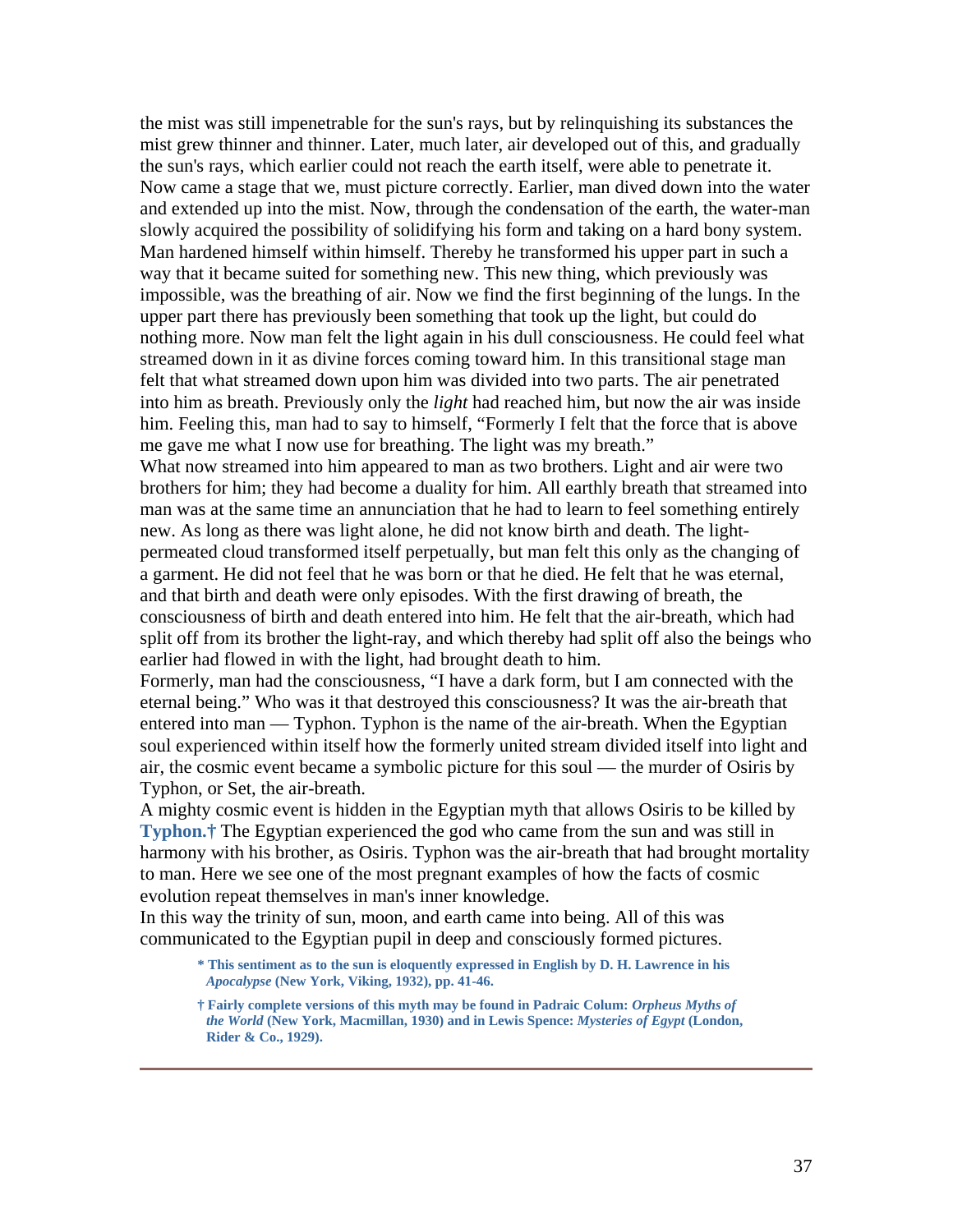the mist was still impenetrable for the sun's rays, but by relinquishing its substances the mist grew thinner and thinner. Later, much later, air developed out of this, and gradually the sun's rays, which earlier could not reach the earth itself, were able to penetrate it. Now came a stage that we, must picture correctly. Earlier, man dived down into the water and extended up into the mist. Now, through the condensation of the earth, the water-man slowly acquired the possibility of solidifying his form and taking on a hard bony system. Man hardened himself within himself. Thereby he transformed his upper part in such a way that it became suited for something new. This new thing, which previously was impossible, was the breathing of air. Now we find the first beginning of the lungs. In the upper part there has previously been something that took up the light, but could do nothing more. Now man felt the light again in his dull consciousness. He could feel what streamed down in it as divine forces coming toward him. In this transitional stage man felt that what streamed down upon him was divided into two parts. The air penetrated into him as breath. Previously only the *light* had reached him, but now the air was inside him. Feeling this, man had to say to himself, “Formerly I felt that the force that is above me gave me what I now use for breathing. The light was my breath.”

What now streamed into him appeared to man as two brothers. Light and air were two brothers for him; they had become a duality for him. All earthly breath that streamed into man was at the same time an annunciation that he had to learn to feel something entirely new. As long as there was light alone, he did not know birth and death. The light-permeated cloud transformed itself perpetually, but man felt this only as the changing of a garment. He did not feel that he was born or that he died. He felt that he was eternal, and that birth and death were only episodes. With the first drawing of breath, the consciousness of birth and death entered into him. He felt that the air-breath, which had split off from its brother the light-ray, and which thereby had split off also the beings who earlier had flowed in with the light, had brought death to him.

Formerly, man had the consciousness, “I have a dark form, but I am connected with the eternal being.” Who was it that destroyed this consciousness? It was the air-breath that entered into man — Typhon. Typhon is the name of the air-breath. When the Egyptian soul experienced within itself how the formerly united stream divided itself into light and air, the cosmic event became a symbolic picture for this soul — the murder of Osiris by Typhon, or Set, the air-breath.

A mighty cosmic event is hidden in the Egyptian myth that allows Osiris to be killed by **Typhon.†** The Egyptian experienced the god who came from the sun and was still in harmony with his brother, as Osiris. Typhon was the air-breath that had brought mortality to man. Here we see one of the most pregnant examples of how the facts of cosmic evolution repeat themselves in man's inner knowledge.

In this way the trinity of sun, moon, and earth came into being. All of this was communicated to the Egyptian pupil in deep and consciously formed pictures.

**\* This sentiment as to the sun is eloquently expressed in English by D. H. Lawrence in his *Apocalypse* (New York, Viking, 1932), pp. 41-46.**

**† Fairly complete versions of this myth may be found in Padraic Colum: *Orpheus Myths of the World* (New York, Macmillan, 1930) and in Lewis Spence: *Mysteries of Egypt* (London, Rider & Co., 1929).**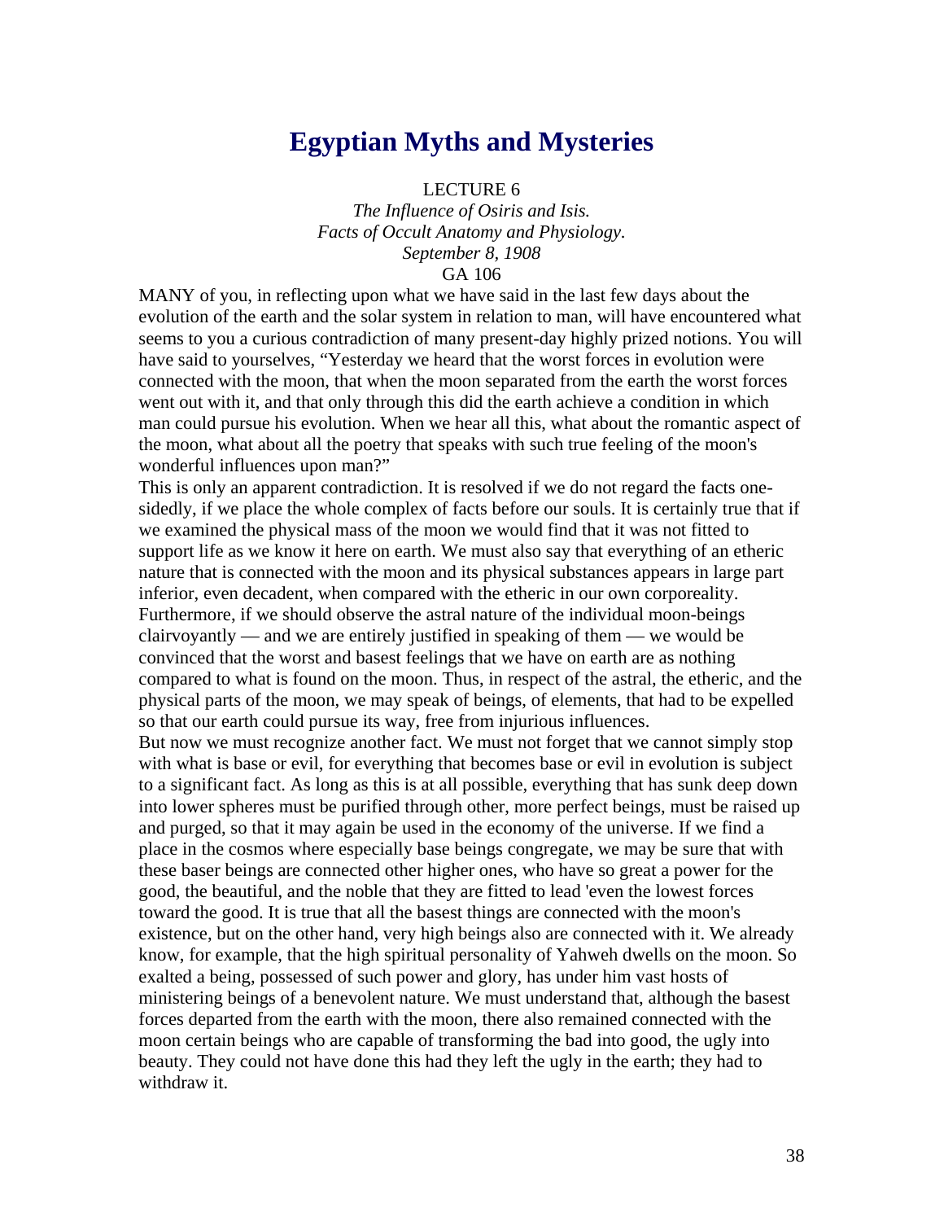# Egyptian Myths and Mysteries

LECTURE 6

*The Influence of Osiris and Isis.*
*Facts of Occult Anatomy and Physiology.*
*September 8, 1908*
GA 106

MANY of you, in reflecting upon what we have said in the last few days about the evolution of the earth and the solar system in relation to man, will have encountered what seems to you a curious contradiction of many present-day highly prized notions. You will have said to yourselves, "Yesterday we heard that the worst forces in evolution were connected with the moon, that when the moon separated from the earth the worst forces went out with it, and that only through this did the earth achieve a condition in which man could pursue his evolution. When we hear all this, what about the romantic aspect of the moon, what about all the poetry that speaks with such true feeling of the moon's wonderful influences upon man?"

This is only an apparent contradiction. It is resolved if we do not regard the facts one-sidedly, if we place the whole complex of facts before our souls. It is certainly true that if we examined the physical mass of the moon we would find that it was not fitted to support life as we know it here on earth. We must also say that everything of an etheric nature that is connected with the moon and its physical substances appears in large part inferior, even decadent, when compared with the etheric in our own corporeality. Furthermore, if we should observe the astral nature of the individual moon-beings clairvoyantly — and we are entirely justified in speaking of them — we would be convinced that the worst and basest feelings that we have on earth are as nothing compared to what is found on the moon. Thus, in respect of the astral, the etheric, and the physical parts of the moon, we may speak of beings, of elements, that had to be expelled so that our earth could pursue its way, free from injurious influences.

But now we must recognize another fact. We must not forget that we cannot simply stop with what is base or evil, for everything that becomes base or evil in evolution is subject to a significant fact. As long as this is at all possible, everything that has sunk deep down into lower spheres must be purified through other, more perfect beings, must be raised up and purged, so that it may again be used in the economy of the universe. If we find a place in the cosmos where especially base beings congregate, we may be sure that with these baser beings are connected other higher ones, who have so great a power for the good, the beautiful, and the noble that they are fitted to lead 'even the lowest forces toward the good. It is true that all the basest things are connected with the moon's existence, but on the other hand, very high beings also are connected with it. We already know, for example, that the high spiritual personality of Yahweh dwells on the moon. So exalted a being, possessed of such power and glory, has under him vast hosts of ministering beings of a benevolent nature. We must understand that, although the basest forces departed from the earth with the moon, there also remained connected with the moon certain beings who are capable of transforming the bad into good, the ugly into beauty. They could not have done this had they left the ugly in the earth; they had to withdraw it.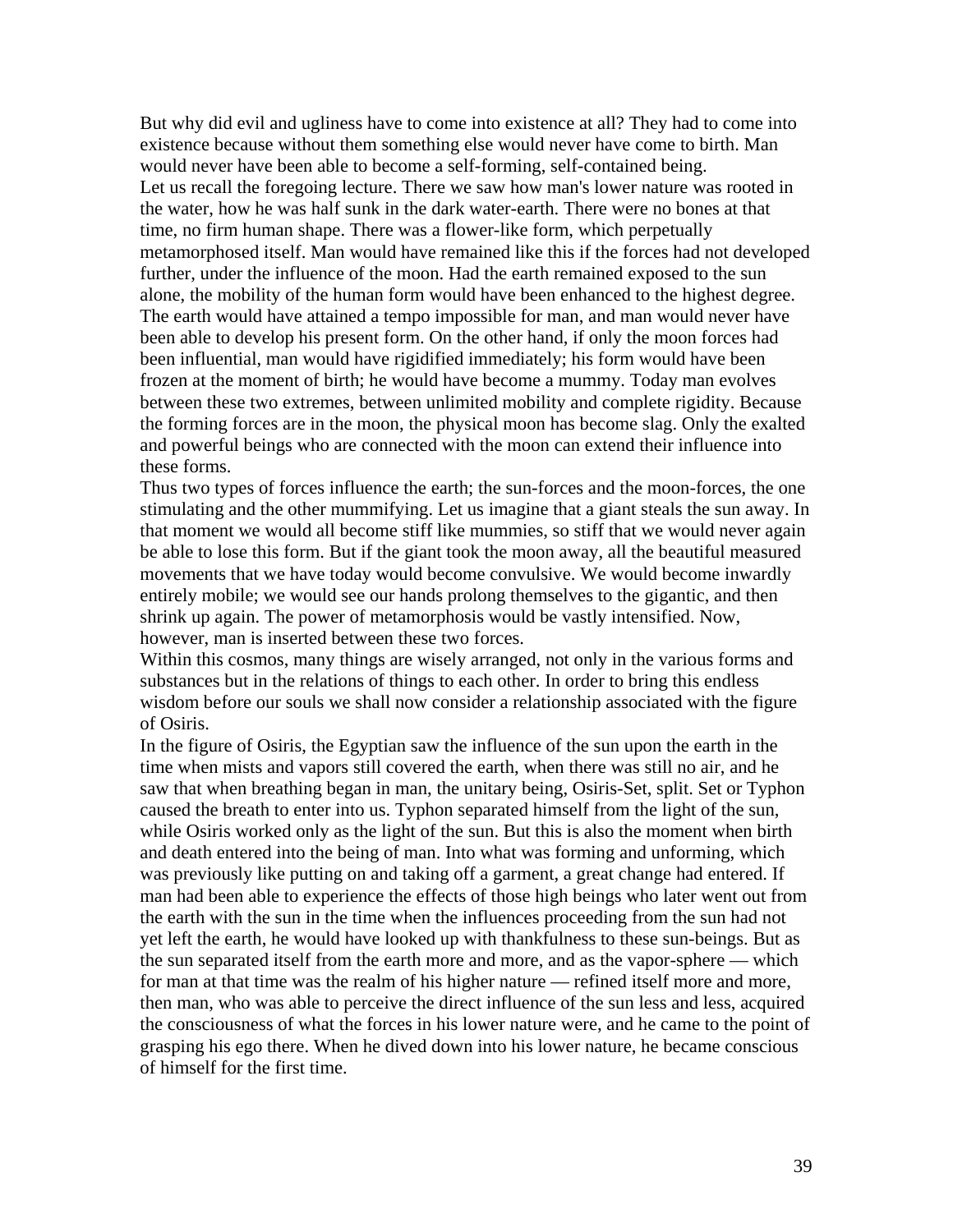But why did evil and ugliness have to come into existence at all? They had to come into existence because without them something else would never have come to birth. Man would never have been able to become a self-forming, self-contained being.

Let us recall the foregoing lecture. There we saw how man's lower nature was rooted in the water, how he was half sunk in the dark water-earth. There were no bones at that time, no firm human shape. There was a flower-like form, which perpetually metamorphosed itself. Man would have remained like this if the forces had not developed further, under the influence of the moon. Had the earth remained exposed to the sun alone, the mobility of the human form would have been enhanced to the highest degree. The earth would have attained a tempo impossible for man, and man would never have been able to develop his present form. On the other hand, if only the moon forces had been influential, man would have rigidified immediately; his form would have been frozen at the moment of birth; he would have become a mummy. Today man evolves between these two extremes, between unlimited mobility and complete rigidity. Because the forming forces are in the moon, the physical moon has become slag. Only the exalted and powerful beings who are connected with the moon can extend their influence into these forms.

Thus two types of forces influence the earth; the sun-forces and the moon-forces, the one stimulating and the other mummifying. Let us imagine that a giant steals the sun away. In that moment we would all become stiff like mummies, so stiff that we would never again be able to lose this form. But if the giant took the moon away, all the beautiful measured movements that we have today would become convulsive. We would become inwardly entirely mobile; we would see our hands prolong themselves to the gigantic, and then shrink up again. The power of metamorphosis would be vastly intensified. Now, however, man is inserted between these two forces.

Within this cosmos, many things are wisely arranged, not only in the various forms and substances but in the relations of things to each other. In order to bring this endless wisdom before our souls we shall now consider a relationship associated with the figure of Osiris.

In the figure of Osiris, the Egyptian saw the influence of the sun upon the earth in the time when mists and vapors still covered the earth, when there was still no air, and he saw that when breathing began in man, the unitary being, Osiris-Set, split. Set or Typhon caused the breath to enter into us. Typhon separated himself from the light of the sun, while Osiris worked only as the light of the sun. But this is also the moment when birth and death entered into the being of man. Into what was forming and unforming, which was previously like putting on and taking off a garment, a great change had entered. If man had been able to experience the effects of those high beings who later went out from the earth with the sun in the time when the influences proceeding from the sun had not yet left the earth, he would have looked up with thankfulness to these sun-beings. But as the sun separated itself from the earth more and more, and as the vapor-sphere — which for man at that time was the realm of his higher nature — refined itself more and more, then man, who was able to perceive the direct influence of the sun less and less, acquired the consciousness of what the forces in his lower nature were, and he came to the point of grasping his ego there. When he dived down into his lower nature, he became conscious of himself for the first time.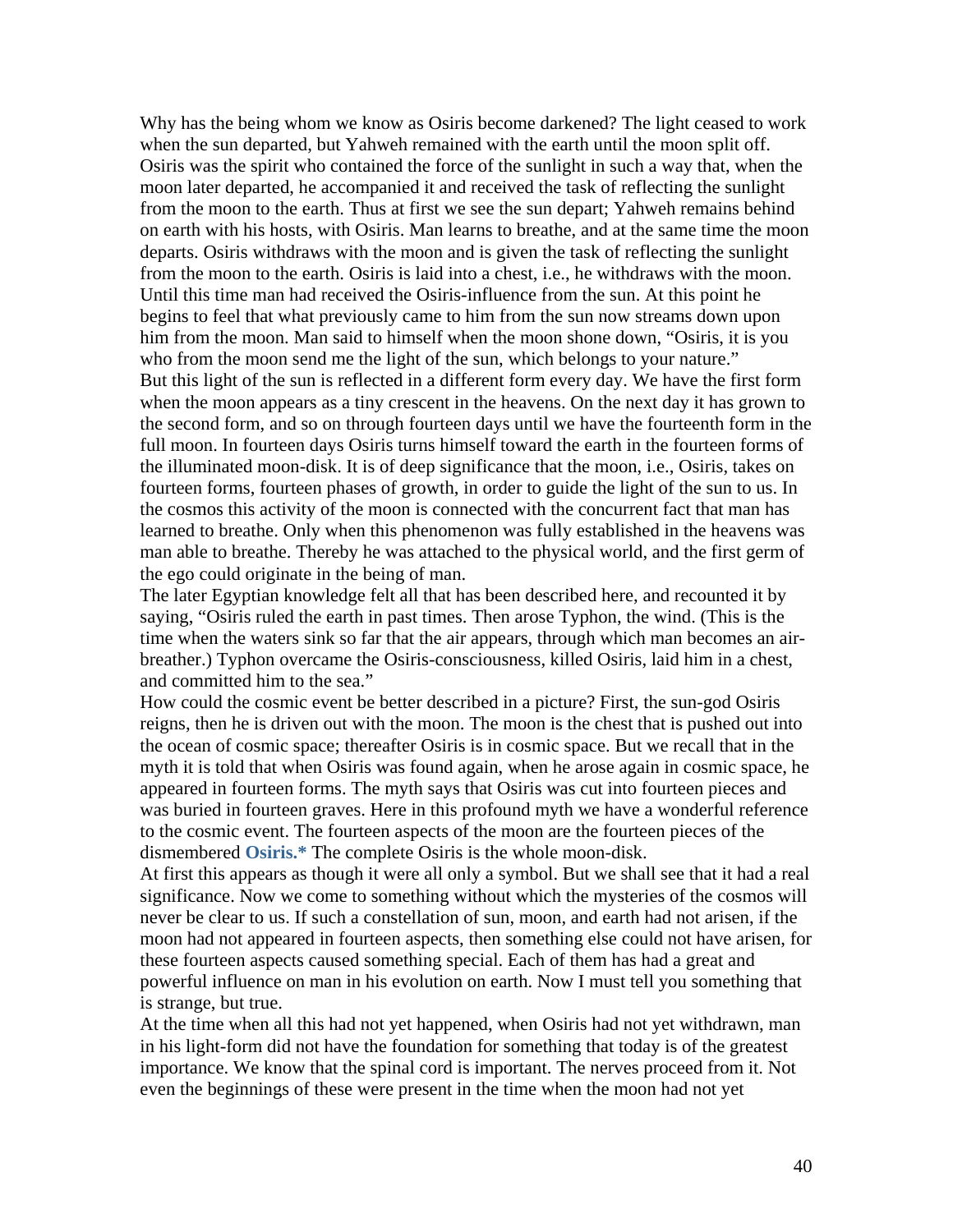Why has the being whom we know as Osiris become darkened? The light ceased to work when the sun departed, but Yahweh remained with the earth until the moon split off. Osiris was the spirit who contained the force of the sunlight in such a way that, when the moon later departed, he accompanied it and received the task of reflecting the sunlight from the moon to the earth. Thus at first we see the sun depart; Yahweh remains behind on earth with his hosts, with Osiris. Man learns to breathe, and at the same time the moon departs. Osiris withdraws with the moon and is given the task of reflecting the sunlight from the moon to the earth. Osiris is laid into a chest, i.e., he withdraws with the moon. Until this time man had received the Osiris-influence from the sun. At this point he begins to feel that what previously came to him from the sun now streams down upon him from the moon. Man said to himself when the moon shone down, "Osiris, it is you who from the moon send me the light of the sun, which belongs to your nature."

But this light of the sun is reflected in a different form every day. We have the first form when the moon appears as a tiny crescent in the heavens. On the next day it has grown to the second form, and so on through fourteen days until we have the fourteenth form in the full moon. In fourteen days Osiris turns himself toward the earth in the fourteen forms of the illuminated moon-disk. It is of deep significance that the moon, i.e., Osiris, takes on fourteen forms, fourteen phases of growth, in order to guide the light of the sun to us. In the cosmos this activity of the moon is connected with the concurrent fact that man has learned to breathe. Only when this phenomenon was fully established in the heavens was man able to breathe. Thereby he was attached to the physical world, and the first germ of the ego could originate in the being of man.

The later Egyptian knowledge felt all that has been described here, and recounted it by saying, "Osiris ruled the earth in past times. Then arose Typhon, the wind. (This is the time when the waters sink so far that the air appears, through which man becomes an air-breather.) Typhon overcame the Osiris-consciousness, killed Osiris, laid him in a chest, and committed him to the sea."

How could the cosmic event be better described in a picture? First, the sun-god Osiris reigns, then he is driven out with the moon. The moon is the chest that is pushed out into the ocean of cosmic space; thereafter Osiris is in cosmic space. But we recall that in the myth it is told that when Osiris was found again, when he arose again in cosmic space, he appeared in fourteen forms. The myth says that Osiris was cut into fourteen pieces and was buried in fourteen graves. Here in this profound myth we have a wonderful reference to the cosmic event. The fourteen aspects of the moon are the fourteen pieces of the dismembered **Osiris.*** The complete Osiris is the whole moon-disk.

At first this appears as though it were all only a symbol. But we shall see that it had a real significance. Now we come to something without which the mysteries of the cosmos will never be clear to us. If such a constellation of sun, moon, and earth had not arisen, if the moon had not appeared in fourteen aspects, then something else could not have arisen, for these fourteen aspects caused something special. Each of them has had a great and powerful influence on man in his evolution on earth. Now I must tell you something that is strange, but true.

At the time when all this had not yet happened, when Osiris had not yet withdrawn, man in his light-form did not have the foundation for something that today is of the greatest importance. We know that the spinal cord is important. The nerves proceed from it. Not even the beginnings of these were present in the time when the moon had not yet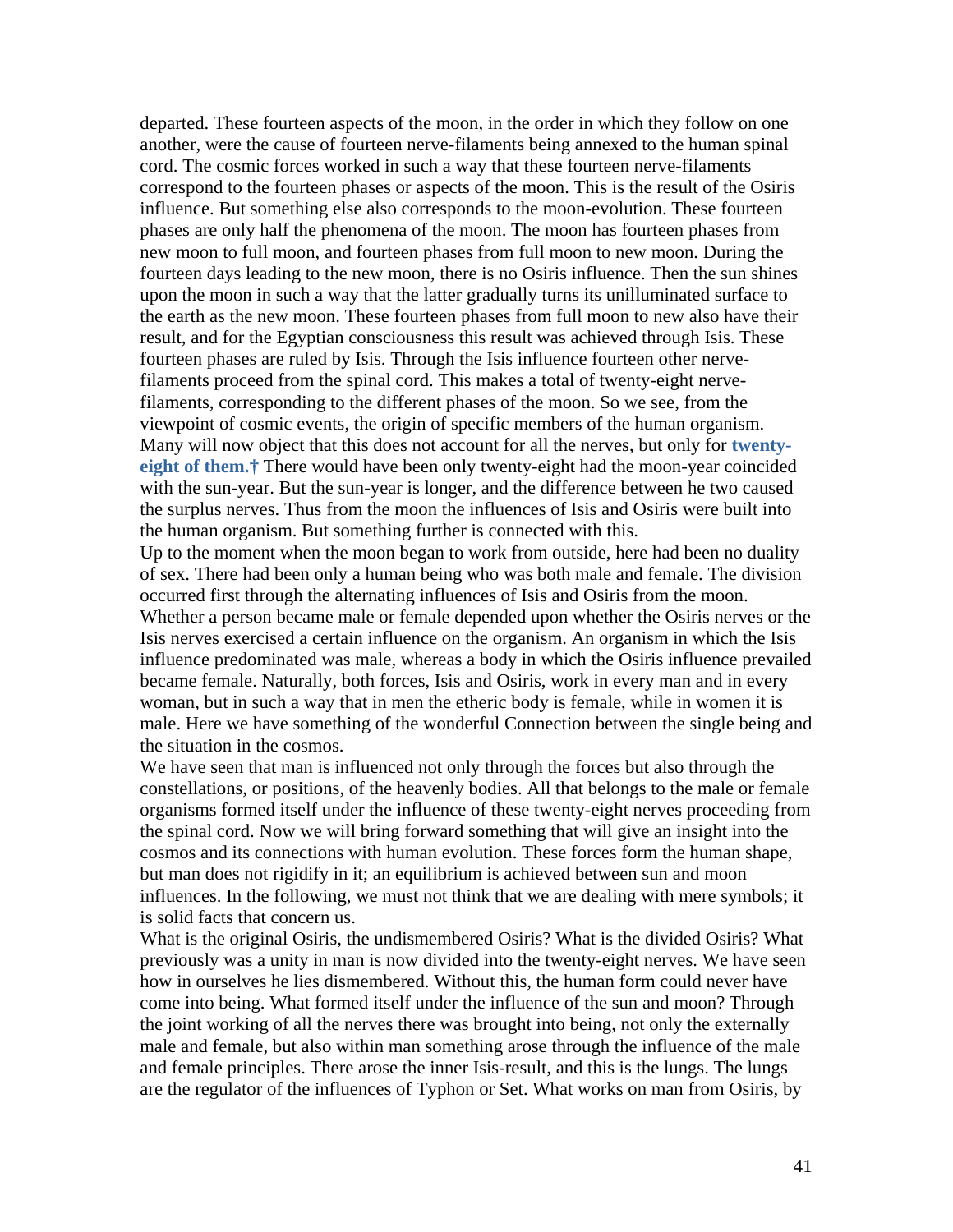departed. These fourteen aspects of the moon, in the order in which they follow on one another, were the cause of fourteen nerve-filaments being annexed to the human spinal cord. The cosmic forces worked in such a way that these fourteen nerve-filaments correspond to the fourteen phases or aspects of the moon. This is the result of the Osiris influence. But something else also corresponds to the moon-evolution. These fourteen phases are only half the phenomena of the moon. The moon has fourteen phases from new moon to full moon, and fourteen phases from full moon to new moon. During the fourteen days leading to the new moon, there is no Osiris influence. Then the sun shines upon the moon in such a way that the latter gradually turns its unilluminated surface to the earth as the new moon. These fourteen phases from full moon to new also have their result, and for the Egyptian consciousness this result was achieved through Isis. These fourteen phases are ruled by Isis. Through the Isis influence fourteen other nerve-filaments proceed from the spinal cord. This makes a total of twenty-eight nerve-filaments, corresponding to the different phases of the moon. So we see, from the viewpoint of cosmic events, the origin of specific members of the human organism. Many will now object that this does not account for all the nerves, but only for **twenty-eight of them.†** There would have been only twenty-eight had the moon-year coincided with the sun-year. But the sun-year is longer, and the difference between he two caused the surplus nerves. Thus from the moon the influences of Isis and Osiris were built into the human organism. But something further is connected with this.

Up to the moment when the moon began to work from outside, here had been no duality of sex. There had been only a human being who was both male and female. The division occurred first through the alternating influences of Isis and Osiris from the moon. Whether a person became male or female depended upon whether the Osiris nerves or the Isis nerves exercised a certain influence on the organism. An organism in which the Isis influence predominated was male, whereas a body in which the Osiris influence prevailed became female. Naturally, both forces, Isis and Osiris, work in every man and in every woman, but in such a way that in men the etheric body is female, while in women it is male. Here we have something of the wonderful Connection between the single being and the situation in the cosmos.

We have seen that man is influenced not only through the forces but also through the constellations, or positions, of the heavenly bodies. All that belongs to the male or female organisms formed itself under the influence of these twenty-eight nerves proceeding from the spinal cord. Now we will bring forward something that will give an insight into the cosmos and its connections with human evolution. These forces form the human shape, but man does not rigidify in it; an equilibrium is achieved between sun and moon influences. In the following, we must not think that we are dealing with mere symbols; it is solid facts that concern us.

What is the original Osiris, the undismembered Osiris? What is the divided Osiris? What previously was a unity in man is now divided into the twenty-eight nerves. We have seen how in ourselves he lies dismembered. Without this, the human form could never have come into being. What formed itself under the influence of the sun and moon? Through the joint working of all the nerves there was brought into being, not only the externally male and female, but also within man something arose through the influence of the male and female principles. There arose the inner Isis-result, and this is the lungs. The lungs are the regulator of the influences of Typhon or Set. What works on man from Osiris, by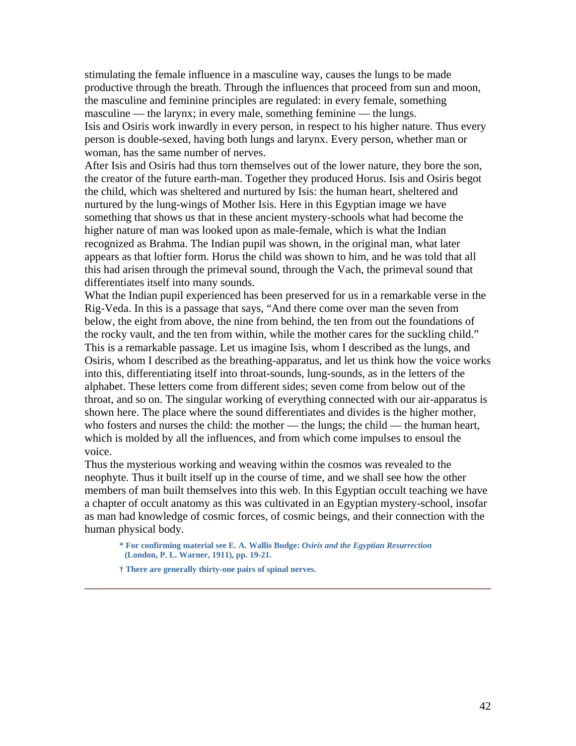stimulating the female influence in a masculine way, causes the lungs to be made productive through the breath. Through the influences that proceed from sun and moon, the masculine and feminine principles are regulated: in every female, something masculine — the larynx; in every male, something feminine — the lungs.

Isis and Osiris work inwardly in every person, in respect to his higher nature. Thus every person is double-sexed, having both lungs and larynx. Every person, whether man or woman, has the same number of nerves.

After Isis and Osiris had thus torn themselves out of the lower nature, they bore the son, the creator of the future earth-man. Together they produced Horus. Isis and Osiris begot the child, which was sheltered and nurtured by Isis: the human heart, sheltered and nurtured by the lung-wings of Mother Isis. Here in this Egyptian image we have something that shows us that in these ancient mystery-schools what had become the higher nature of man was looked upon as male-female, which is what the Indian recognized as Brahma. The Indian pupil was shown, in the original man, what later appears as that loftier form. Horus the child was shown to him, and he was told that all this had arisen through the primeval sound, through the Vach, the primeval sound that differentiates itself into many sounds.

What the Indian pupil experienced has been preserved for us in a remarkable verse in the Rig-Veda. In this is a passage that says, "And there come over man the seven from below, the eight from above, the nine from behind, the ten from out the foundations of the rocky vault, and the ten from within, while the mother cares for the suckling child." This is a remarkable passage. Let us imagine Isis, whom I described as the lungs, and Osiris, whom I described as the breathing-apparatus, and let us think how the voice works into this, differentiating itself into throat-sounds, lung-sounds, as in the letters of the alphabet. These letters come from different sides; seven come from below out of the throat, and so on. The singular working of everything connected with our air-apparatus is shown here. The place where the sound differentiates and divides is the higher mother, who fosters and nurses the child: the mother — the lungs; the child — the human heart, which is molded by all the influences, and from which come impulses to ensoul the voice.

Thus the mysterious working and weaving within the cosmos was revealed to the neophyte. Thus it built itself up in the course of time, and we shall see how the other members of man built themselves into this web. In this Egyptian occult teaching we have a chapter of occult anatomy as this was cultivated in an Egyptian mystery-school, insofar as man had knowledge of cosmic forces, of cosmic beings, and their connection with the human physical body.

**\* For confirming material see E. A. Wallis Budge: *Osiris and the Egyptian Resurrection* (London, P. L. Warner, 1911), pp. 19-21.**

**† There are generally thirty-one pairs of spinal nerves.**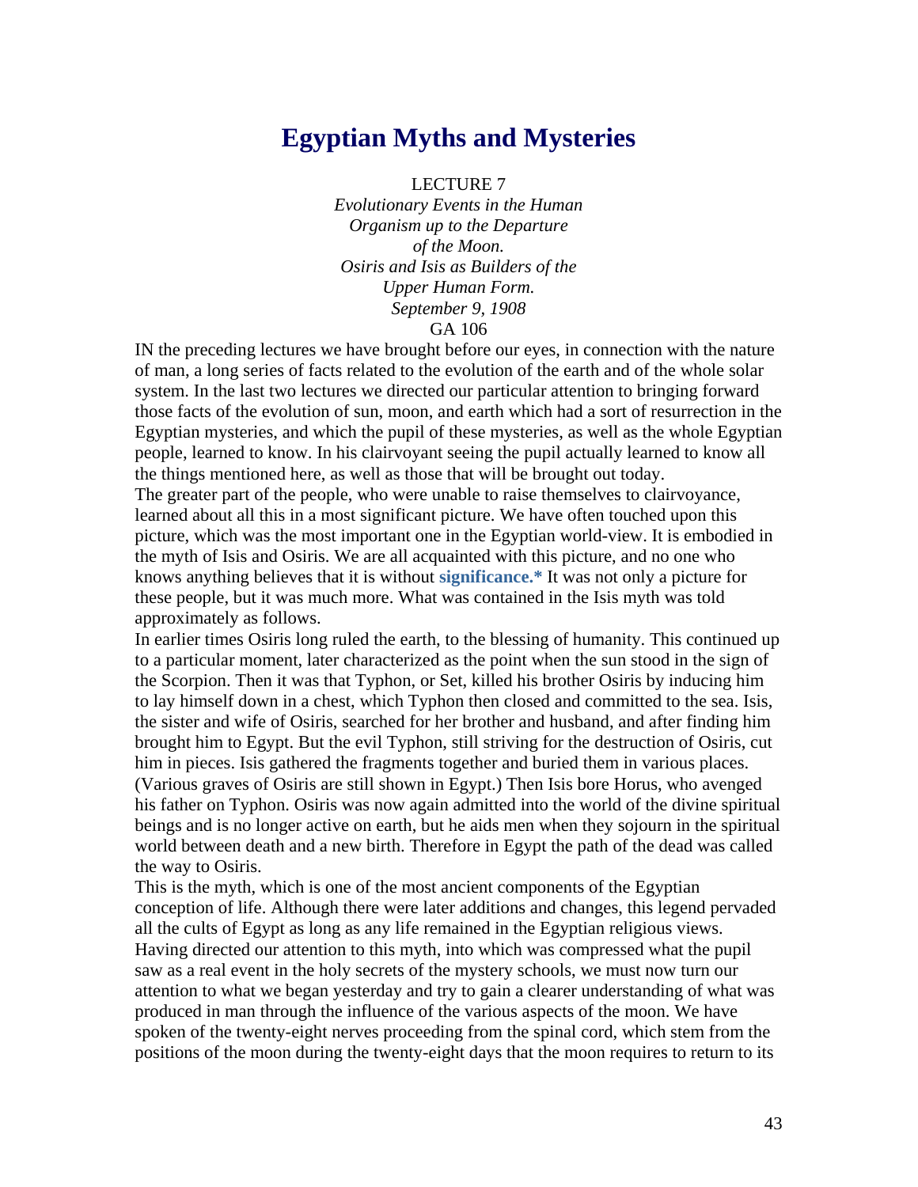# Egyptian Myths and Mysteries

LECTURE 7

*Evolutionary Events in the Human Organism up to the Departure of the Moon.*
*Osiris and Isis as Builders of the Upper Human Form.*
*September 9, 1908*

GA 106

IN the preceding lectures we have brought before our eyes, in connection with the nature of man, a long series of facts related to the evolution of the earth and of the whole solar system. In the last two lectures we directed our particular attention to bringing forward those facts of the evolution of sun, moon, and earth which had a sort of resurrection in the Egyptian mysteries, and which the pupil of these mysteries, as well as the whole Egyptian people, learned to know. In his clairvoyant seeing the pupil actually learned to know all the things mentioned here, as well as those that will be brought out today.

The greater part of the people, who were unable to raise themselves to clairvoyance, learned about all this in a most significant picture. We have often touched upon this picture, which was the most important one in the Egyptian world-view. It is embodied in the myth of Isis and Osiris. We are all acquainted with this picture, and no one who knows anything believes that it is without **significance.*** It was not only a picture for these people, but it was much more. What was contained in the Isis myth was told approximately as follows.

In earlier times Osiris long ruled the earth, to the blessing of humanity. This continued up to a particular moment, later characterized as the point when the sun stood in the sign of the Scorpion. Then it was that Typhon, or Set, killed his brother Osiris by inducing him to lay himself down in a chest, which Typhon then closed and committed to the sea. Isis, the sister and wife of Osiris, searched for her brother and husband, and after finding him brought him to Egypt. But the evil Typhon, still striving for the destruction of Osiris, cut him in pieces. Isis gathered the fragments together and buried them in various places. (Various graves of Osiris are still shown in Egypt.) Then Isis bore Horus, who avenged his father on Typhon. Osiris was now again admitted into the world of the divine spiritual beings and is no longer active on earth, but he aids men when they sojourn in the spiritual world between death and a new birth. Therefore in Egypt the path of the dead was called the way to Osiris.

This is the myth, which is one of the most ancient components of the Egyptian conception of life. Although there were later additions and changes, this legend pervaded all the cults of Egypt as long as any life remained in the Egyptian religious views. Having directed our attention to this myth, into which was compressed what the pupil saw as a real event in the holy secrets of the mystery schools, we must now turn our attention to what we began yesterday and try to gain a clearer understanding of what was produced in man through the influence of the various aspects of the moon. We have spoken of the twenty-eight nerves proceeding from the spinal cord, which stem from the positions of the moon during the twenty-eight days that the moon requires to return to its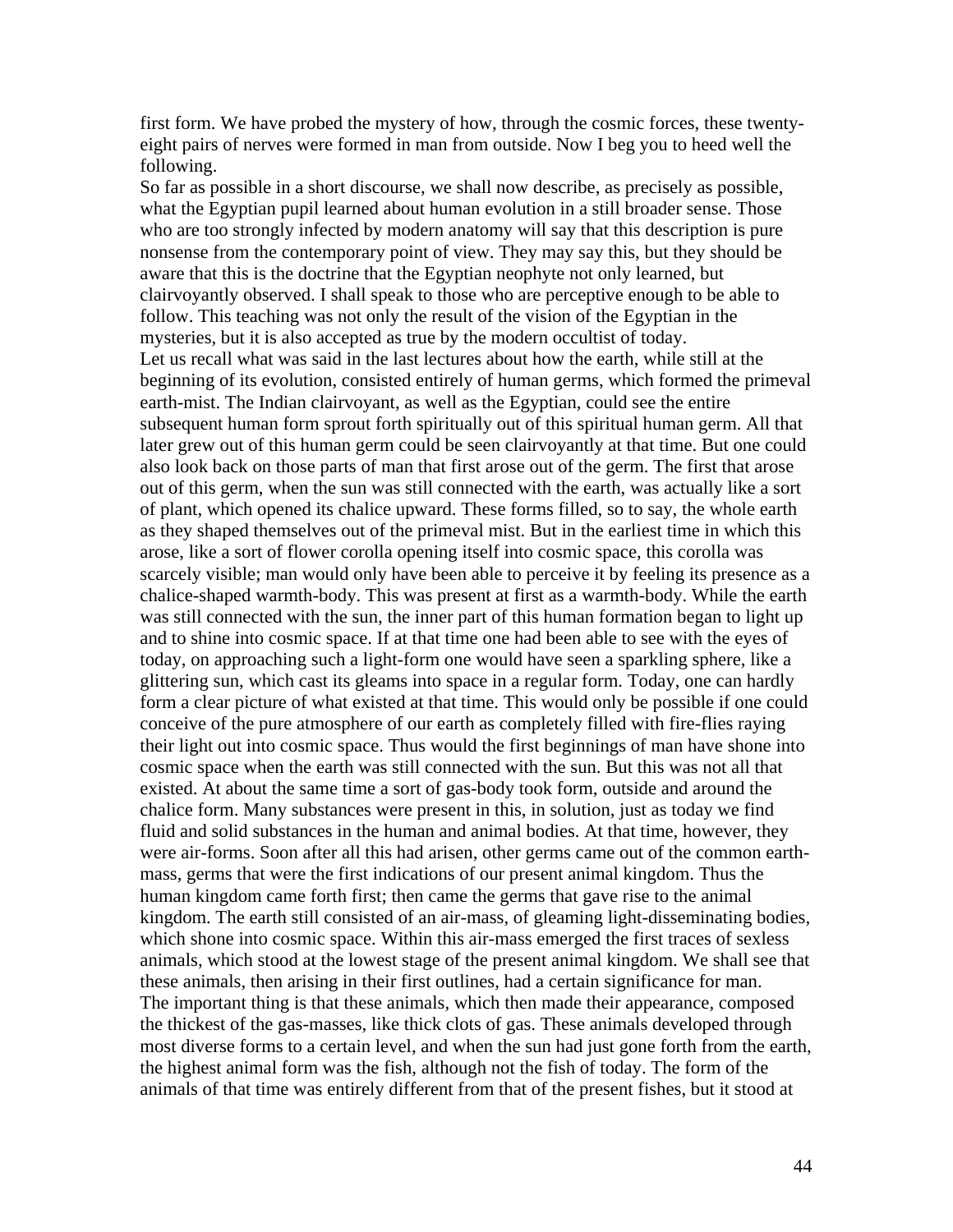first form. We have probed the mystery of how, through the cosmic forces, these twenty-eight pairs of nerves were formed in man from outside. Now I beg you to heed well the following.

So far as possible in a short discourse, we shall now describe, as precisely as possible, what the Egyptian pupil learned about human evolution in a still broader sense. Those who are too strongly infected by modern anatomy will say that this description is pure nonsense from the contemporary point of view. They may say this, but they should be aware that this is the doctrine that the Egyptian neophyte not only learned, but clairvoyantly observed. I shall speak to those who are perceptive enough to be able to follow. This teaching was not only the result of the vision of the Egyptian in the mysteries, but it is also accepted as true by the modern occultist of today.

Let us recall what was said in the last lectures about how the earth, while still at the beginning of its evolution, consisted entirely of human germs, which formed the primeval earth-mist. The Indian clairvoyant, as well as the Egyptian, could see the entire subsequent human form sprout forth spiritually out of this spiritual human germ. All that later grew out of this human germ could be seen clairvoyantly at that time. But one could also look back on those parts of man that first arose out of the germ. The first that arose out of this germ, when the sun was still connected with the earth, was actually like a sort of plant, which opened its chalice upward. These forms filled, so to say, the whole earth as they shaped themselves out of the primeval mist. But in the earliest time in which this arose, like a sort of flower corolla opening itself into cosmic space, this corolla was scarcely visible; man would only have been able to perceive it by feeling its presence as a chalice-shaped warmth-body. This was present at first as a warmth-body. While the earth was still connected with the sun, the inner part of this human formation began to light up and to shine into cosmic space. If at that time one had been able to see with the eyes of today, on approaching such a light-form one would have seen a sparkling sphere, like a glittering sun, which cast its gleams into space in a regular form. Today, one can hardly form a clear picture of what existed at that time. This would only be possible if one could conceive of the pure atmosphere of our earth as completely filled with fire-flies raying their light out into cosmic space. Thus would the first beginnings of man have shone into cosmic space when the earth was still connected with the sun. But this was not all that existed. At about the same time a sort of gas-body took form, outside and around the chalice form. Many substances were present in this, in solution, just as today we find fluid and solid substances in the human and animal bodies. At that time, however, they were air-forms. Soon after all this had arisen, other germs came out of the common earth-mass, germs that were the first indications of our present animal kingdom. Thus the human kingdom came forth first; then came the germs that gave rise to the animal kingdom. The earth still consisted of an air-mass, of gleaming light-disseminating bodies, which shone into cosmic space. Within this air-mass emerged the first traces of sexless animals, which stood at the lowest stage of the present animal kingdom. We shall see that these animals, then arising in their first outlines, had a certain significance for man.

The important thing is that these animals, which then made their appearance, composed the thickest of the gas-masses, like thick clots of gas. These animals developed through most diverse forms to a certain level, and when the sun had just gone forth from the earth, the highest animal form was the fish, although not the fish of today. The form of the animals of that time was entirely different from that of the present fishes, but it stood at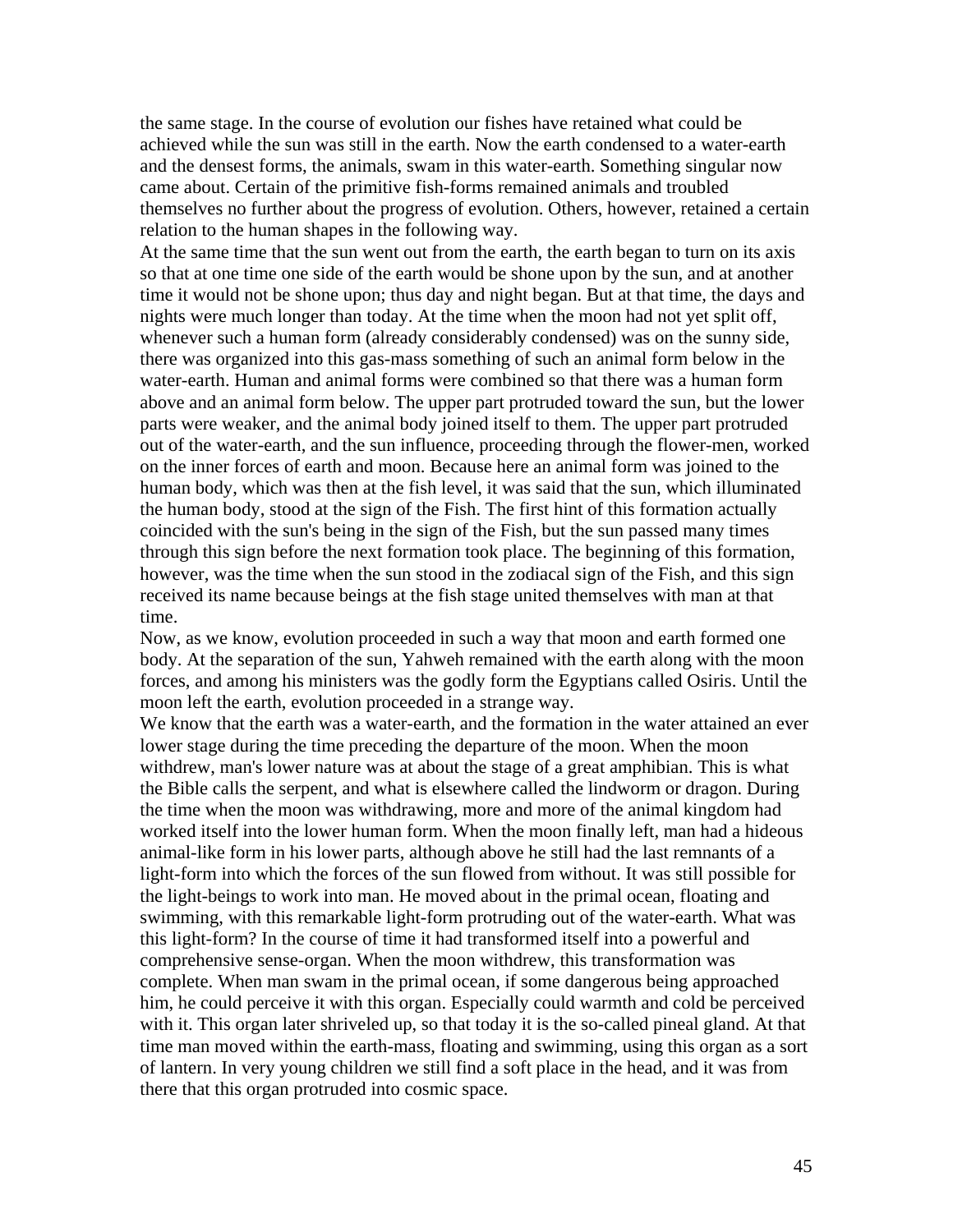the same stage. In the course of evolution our fishes have retained what could be achieved while the sun was still in the earth. Now the earth condensed to a water-earth and the densest forms, the animals, swam in this water-earth. Something singular now came about. Certain of the primitive fish-forms remained animals and troubled themselves no further about the progress of evolution. Others, however, retained a certain relation to the human shapes in the following way.

At the same time that the sun went out from the earth, the earth began to turn on its axis so that at one time one side of the earth would be shone upon by the sun, and at another time it would not be shone upon; thus day and night began. But at that time, the days and nights were much longer than today. At the time when the moon had not yet split off, whenever such a human form (already considerably condensed) was on the sunny side, there was organized into this gas-mass something of such an animal form below in the water-earth. Human and animal forms were combined so that there was a human form above and an animal form below. The upper part protruded toward the sun, but the lower parts were weaker, and the animal body joined itself to them. The upper part protruded out of the water-earth, and the sun influence, proceeding through the flower-men, worked on the inner forces of earth and moon. Because here an animal form was joined to the human body, which was then at the fish level, it was said that the sun, which illuminated the human body, stood at the sign of the Fish. The first hint of this formation actually coincided with the sun's being in the sign of the Fish, but the sun passed many times through this sign before the next formation took place. The beginning of this formation, however, was the time when the sun stood in the zodiacal sign of the Fish, and this sign received its name because beings at the fish stage united themselves with man at that time.

Now, as we know, evolution proceeded in such a way that moon and earth formed one body. At the separation of the sun, Yahweh remained with the earth along with the moon forces, and among his ministers was the godly form the Egyptians called Osiris. Until the moon left the earth, evolution proceeded in a strange way.

We know that the earth was a water-earth, and the formation in the water attained an ever lower stage during the time preceding the departure of the moon. When the moon withdrew, man's lower nature was at about the stage of a great amphibian. This is what the Bible calls the serpent, and what is elsewhere called the lindworm or dragon. During the time when the moon was withdrawing, more and more of the animal kingdom had worked itself into the lower human form. When the moon finally left, man had a hideous animal-like form in his lower parts, although above he still had the last remnants of a light-form into which the forces of the sun flowed from without. It was still possible for the light-beings to work into man. He moved about in the primal ocean, floating and swimming, with this remarkable light-form protruding out of the water-earth. What was this light-form? In the course of time it had transformed itself into a powerful and comprehensive sense-organ. When the moon withdrew, this transformation was complete. When man swam in the primal ocean, if some dangerous being approached him, he could perceive it with this organ. Especially could warmth and cold be perceived with it. This organ later shriveled up, so that today it is the so-called pineal gland. At that time man moved within the earth-mass, floating and swimming, using this organ as a sort of lantern. In very young children we still find a soft place in the head, and it was from there that this organ protruded into cosmic space.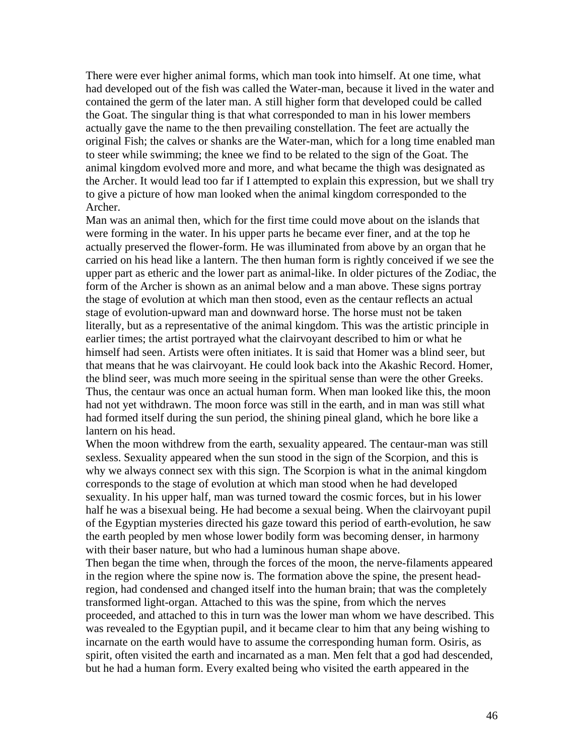There were ever higher animal forms, which man took into himself. At one time, what had developed out of the fish was called the Water-man, because it lived in the water and contained the germ of the later man. A still higher form that developed could be called the Goat. The singular thing is that what corresponded to man in his lower members actually gave the name to the then prevailing constellation. The feet are actually the original Fish; the calves or shanks are the Water-man, which for a long time enabled man to steer while swimming; the knee we find to be related to the sign of the Goat. The animal kingdom evolved more and more, and what became the thigh was designated as the Archer. It would lead too far if I attempted to explain this expression, but we shall try to give a picture of how man looked when the animal kingdom corresponded to the Archer.

Man was an animal then, which for the first time could move about on the islands that were forming in the water. In his upper parts he became ever finer, and at the top he actually preserved the flower-form. He was illuminated from above by an organ that he carried on his head like a lantern. The then human form is rightly conceived if we see the upper part as etheric and the lower part as animal-like. In older pictures of the Zodiac, the form of the Archer is shown as an animal below and a man above. These signs portray the stage of evolution at which man then stood, even as the centaur reflects an actual stage of evolution-upward man and downward horse. The horse must not be taken literally, but as a representative of the animal kingdom. This was the artistic principle in earlier times; the artist portrayed what the clairvoyant described to him or what he himself had seen. Artists were often initiates. It is said that Homer was a blind seer, but that means that he was clairvoyant. He could look back into the Akashic Record. Homer, the blind seer, was much more seeing in the spiritual sense than were the other Greeks. Thus, the centaur was once an actual human form. When man looked like this, the moon had not yet withdrawn. The moon force was still in the earth, and in man was still what had formed itself during the sun period, the shining pineal gland, which he bore like a lantern on his head.

When the moon withdrew from the earth, sexuality appeared. The centaur-man was still sexless. Sexuality appeared when the sun stood in the sign of the Scorpion, and this is why we always connect sex with this sign. The Scorpion is what in the animal kingdom corresponds to the stage of evolution at which man stood when he had developed sexuality. In his upper half, man was turned toward the cosmic forces, but in his lower half he was a bisexual being. He had become a sexual being. When the clairvoyant pupil of the Egyptian mysteries directed his gaze toward this period of earth-evolution, he saw the earth peopled by men whose lower bodily form was becoming denser, in harmony with their baser nature, but who had a luminous human shape above.

Then began the time when, through the forces of the moon, the nerve-filaments appeared in the region where the spine now is. The formation above the spine, the present head-region, had condensed and changed itself into the human brain; that was the completely transformed light-organ. Attached to this was the spine, from which the nerves proceeded, and attached to this in turn was the lower man whom we have described. This was revealed to the Egyptian pupil, and it became clear to him that any being wishing to incarnate on the earth would have to assume the corresponding human form. Osiris, as spirit, often visited the earth and incarnated as a man. Men felt that a god had descended, but he had a human form. Every exalted being who visited the earth appeared in the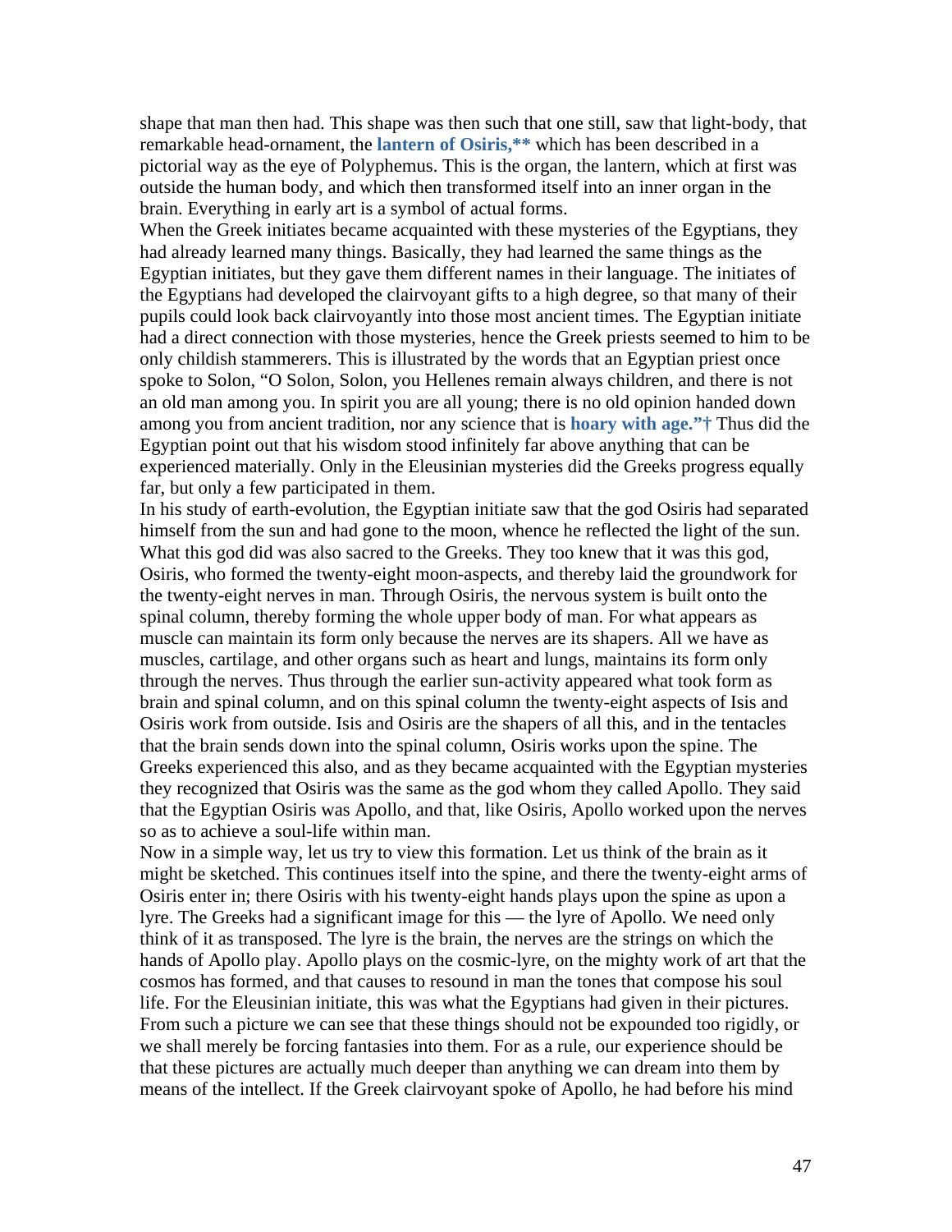shape that man then had. This shape was then such that one still, saw that light-body, that remarkable head-ornament, the **lantern of Osiris,\*\*** which has been described in a pictorial way as the eye of Polyphemus. This is the organ, the lantern, which at first was outside the human body, and which then transformed itself into an inner organ in the brain. Everything in early art is a symbol of actual forms.

When the Greek initiates became acquainted with these mysteries of the Egyptians, they had already learned many things. Basically, they had learned the same things as the Egyptian initiates, but they gave them different names in their language. The initiates of the Egyptians had developed the clairvoyant gifts to a high degree, so that many of their pupils could look back clairvoyantly into those most ancient times. The Egyptian initiate had a direct connection with those mysteries, hence the Greek priests seemed to him to be only childish stammerers. This is illustrated by the words that an Egyptian priest once spoke to Solon, "O Solon, Solon, you Hellenes remain always children, and there is not an old man among you. In spirit you are all young; there is no old opinion handed down among you from ancient tradition, nor any science that is **hoary with age."†** Thus did the Egyptian point out that his wisdom stood infinitely far above anything that can be experienced materially. Only in the Eleusinian mysteries did the Greeks progress equally far, but only a few participated in them.

In his study of earth-evolution, the Egyptian initiate saw that the god Osiris had separated himself from the sun and had gone to the moon, whence he reflected the light of the sun. What this god did was also sacred to the Greeks. They too knew that it was this god, Osiris, who formed the twenty-eight moon-aspects, and thereby laid the groundwork for the twenty-eight nerves in man. Through Osiris, the nervous system is built onto the spinal column, thereby forming the whole upper body of man. For what appears as muscle can maintain its form only because the nerves are its shapers. All we have as muscles, cartilage, and other organs such as heart and lungs, maintains its form only through the nerves. Thus through the earlier sun-activity appeared what took form as brain and spinal column, and on this spinal column the twenty-eight aspects of Isis and Osiris work from outside. Isis and Osiris are the shapers of all this, and in the tentacles that the brain sends down into the spinal column, Osiris works upon the spine. The Greeks experienced this also, and as they became acquainted with the Egyptian mysteries they recognized that Osiris was the same as the god whom they called Apollo. They said that the Egyptian Osiris was Apollo, and that, like Osiris, Apollo worked upon the nerves so as to achieve a soul-life within man.

Now in a simple way, let us try to view this formation. Let us think of the brain as it might be sketched. This continues itself into the spine, and there the twenty-eight arms of Osiris enter in; there Osiris with his twenty-eight hands plays upon the spine as upon a lyre. The Greeks had a significant image for this — the lyre of Apollo. We need only think of it as transposed. The lyre is the brain, the nerves are the strings on which the hands of Apollo play. Apollo plays on the cosmic-lyre, on the mighty work of art that the cosmos has formed, and that causes to resound in man the tones that compose his soul life. For the Eleusinian initiate, this was what the Egyptians had given in their pictures. From such a picture we can see that these things should not be expounded too rigidly, or we shall merely be forcing fantasies into them. For as a rule, our experience should be that these pictures are actually much deeper than anything we can dream into them by means of the intellect. If the Greek clairvoyant spoke of Apollo, he had before his mind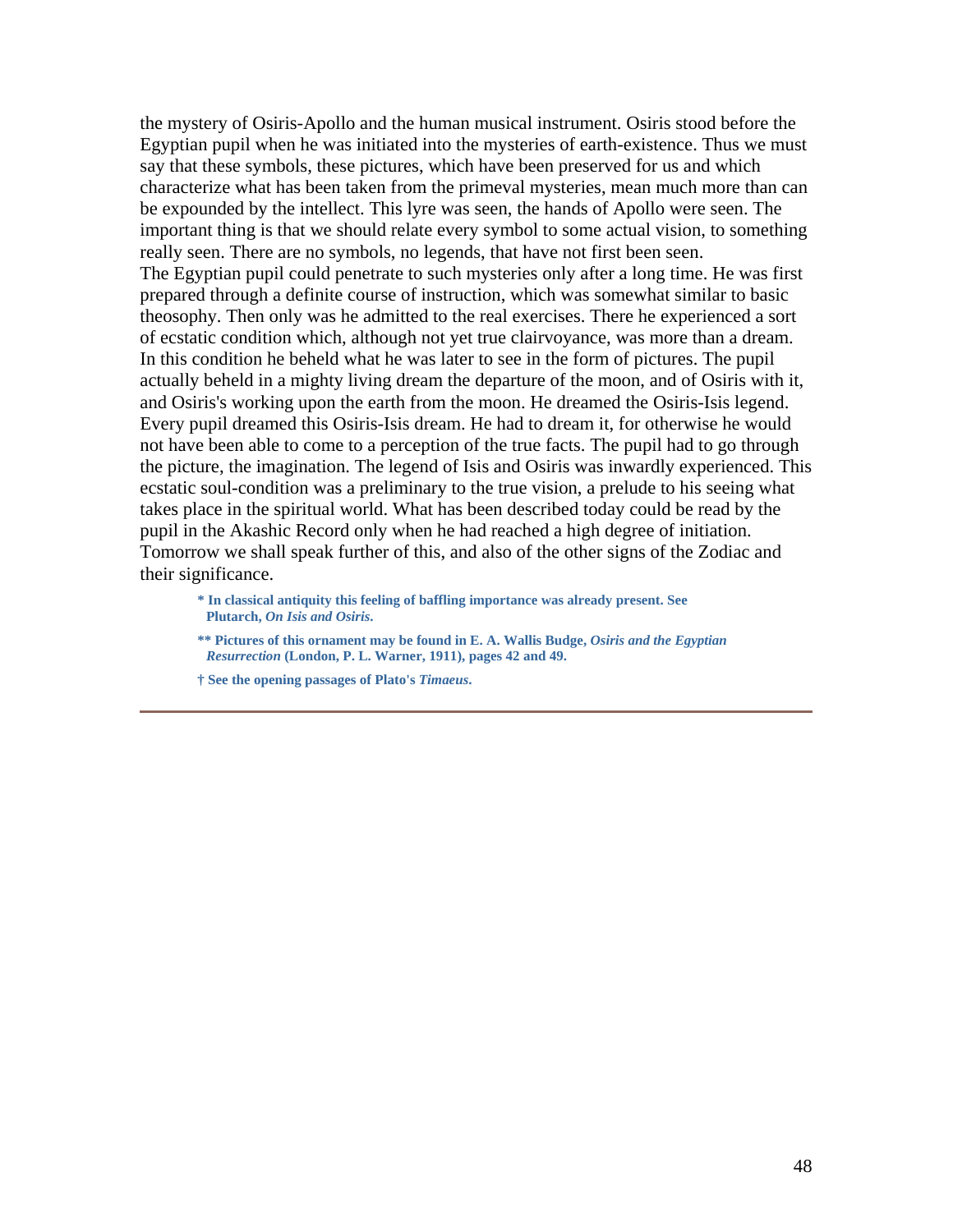the mystery of Osiris-Apollo and the human musical instrument. Osiris stood before the Egyptian pupil when he was initiated into the mysteries of earth-existence. Thus we must say that these symbols, these pictures, which have been preserved for us and which characterize what has been taken from the primeval mysteries, mean much more than can be expounded by the intellect. This lyre was seen, the hands of Apollo were seen. The important thing is that we should relate every symbol to some actual vision, to something really seen. There are no symbols, no legends, that have not first been seen.

The Egyptian pupil could penetrate to such mysteries only after a long time. He was first prepared through a definite course of instruction, which was somewhat similar to basic theosophy. Then only was he admitted to the real exercises. There he experienced a sort of ecstatic condition which, although not yet true clairvoyance, was more than a dream. In this condition he beheld what he was later to see in the form of pictures. The pupil actually beheld in a mighty living dream the departure of the moon, and of Osiris with it, and Osiris's working upon the earth from the moon. He dreamed the Osiris-Isis legend. Every pupil dreamed this Osiris-Isis dream. He had to dream it, for otherwise he would not have been able to come to a perception of the true facts. The pupil had to go through the picture, the imagination. The legend of Isis and Osiris was inwardly experienced. This ecstatic soul-condition was a preliminary to the true vision, a prelude to his seeing what takes place in the spiritual world. What has been described today could be read by the pupil in the Akashic Record only when he had reached a high degree of initiation. Tomorrow we shall speak further of this, and also of the other signs of the Zodiac and their significance.

**\* In classical antiquity this feeling of baffling importance was already present. See Plutarch, *On Isis and Osiris*.**

**\*\* Pictures of this ornament may be found in E. A. Wallis Budge, *Osiris and the Egyptian Resurrection* (London, P. L. Warner, 1911), pages 42 and 49.**

**† See the opening passages of Plato's *Timaeus*.**

---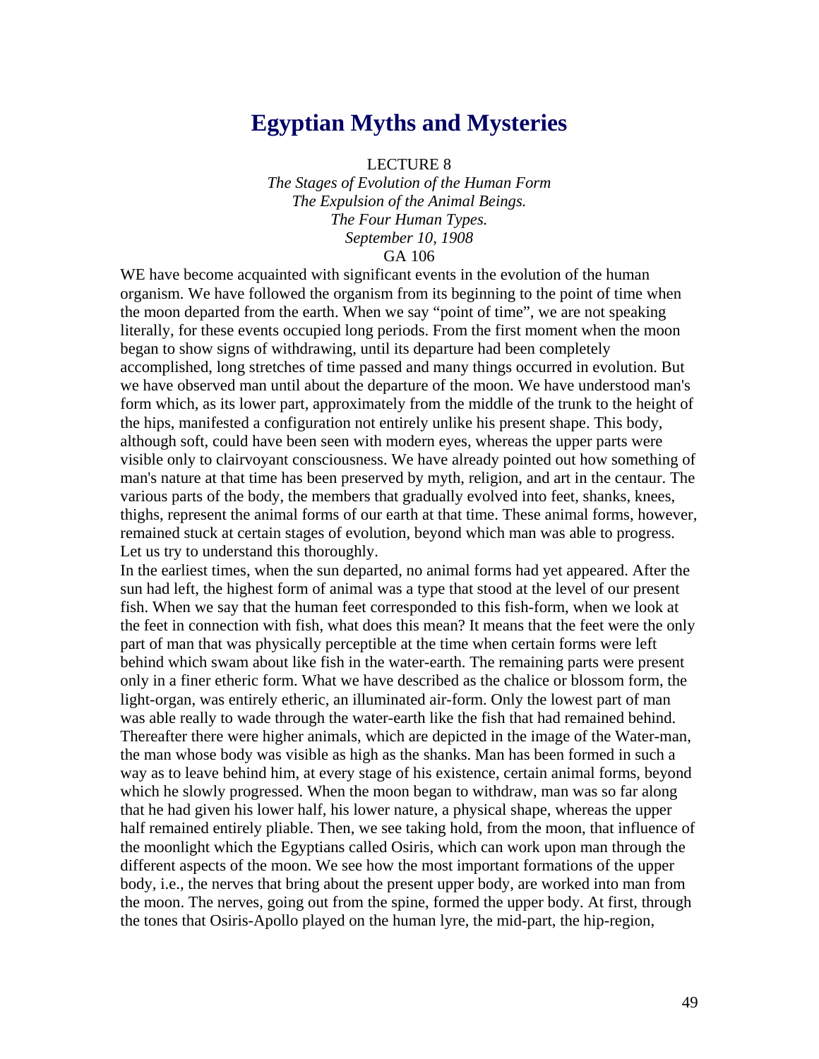# Egyptian Myths and Mysteries

LECTURE 8

*The Stages of Evolution of the Human Form*
*The Expulsion of the Animal Beings.*
*The Four Human Types.*
*September 10, 1908*
GA 106

WE have become acquainted with significant events in the evolution of the human organism. We have followed the organism from its beginning to the point of time when the moon departed from the earth. When we say "point of time", we are not speaking literally, for these events occupied long periods. From the first moment when the moon began to show signs of withdrawing, until its departure had been completely accomplished, long stretches of time passed and many things occurred in evolution. But we have observed man until about the departure of the moon. We have understood man's form which, as its lower part, approximately from the middle of the trunk to the height of the hips, manifested a configuration not entirely unlike his present shape. This body, although soft, could have been seen with modern eyes, whereas the upper parts were visible only to clairvoyant consciousness. We have already pointed out how something of man's nature at that time has been preserved by myth, religion, and art in the centaur. The various parts of the body, the members that gradually evolved into feet, shanks, knees, thighs, represent the animal forms of our earth at that time. These animal forms, however, remained stuck at certain stages of evolution, beyond which man was able to progress. Let us try to understand this thoroughly.

In the earliest times, when the sun departed, no animal forms had yet appeared. After the sun had left, the highest form of animal was a type that stood at the level of our present fish. When we say that the human feet corresponded to this fish-form, when we look at the feet in connection with fish, what does this mean? It means that the feet were the only part of man that was physically perceptible at the time when certain forms were left behind which swam about like fish in the water-earth. The remaining parts were present only in a finer etheric form. What we have described as the chalice or blossom form, the light-organ, was entirely etheric, an illuminated air-form. Only the lowest part of man was able really to wade through the water-earth like the fish that had remained behind. Thereafter there were higher animals, which are depicted in the image of the Water-man, the man whose body was visible as high as the shanks. Man has been formed in such a way as to leave behind him, at every stage of his existence, certain animal forms, beyond which he slowly progressed. When the moon began to withdraw, man was so far along that he had given his lower half, his lower nature, a physical shape, whereas the upper half remained entirely pliable. Then, we see taking hold, from the moon, that influence of the moonlight which the Egyptians called Osiris, which can work upon man through the different aspects of the moon. We see how the most important formations of the upper body, i.e., the nerves that bring about the present upper body, are worked into man from the moon. The nerves, going out from the spine, formed the upper body. At first, through the tones that Osiris-Apollo played on the human lyre, the mid-part, the hip-region,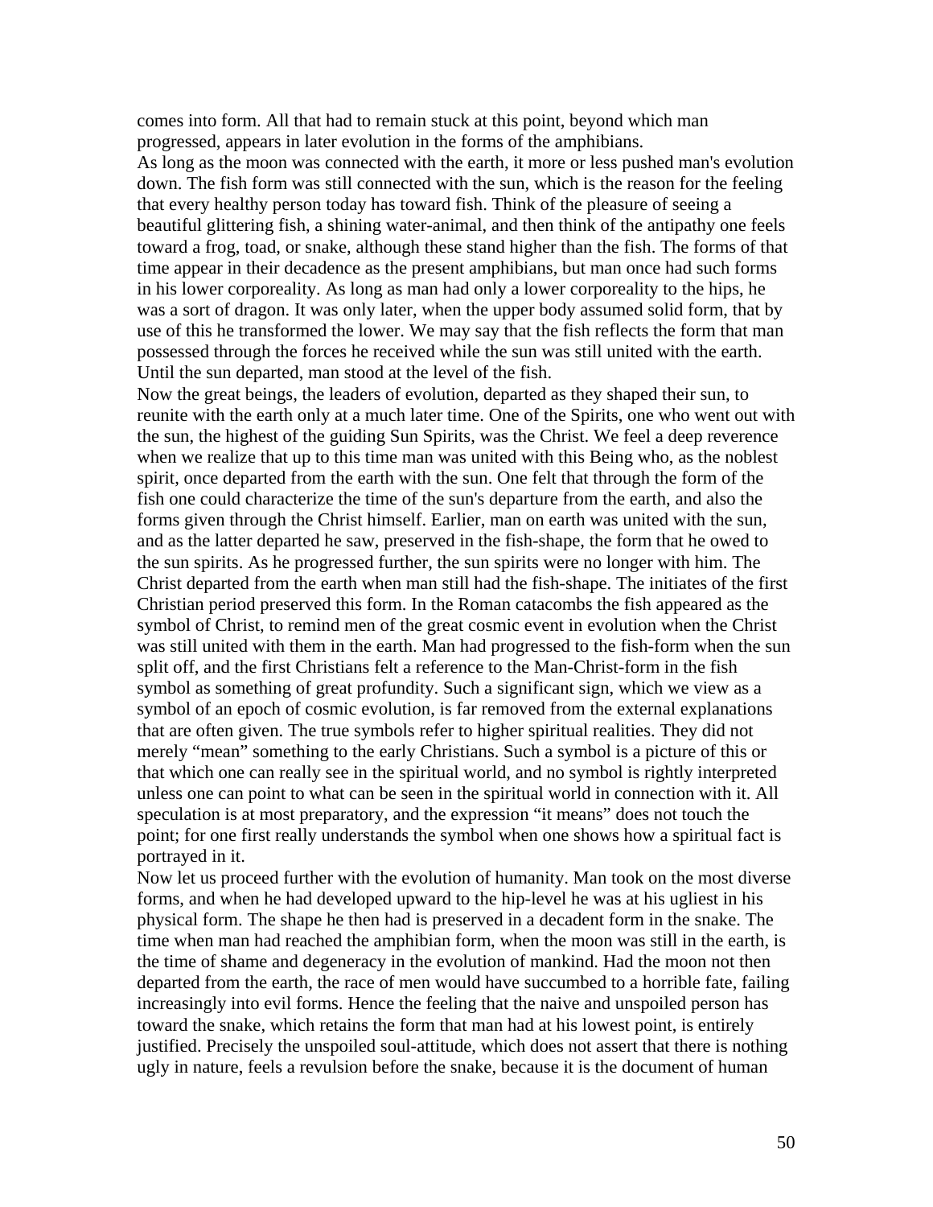comes into form. All that had to remain stuck at this point, beyond which man progressed, appears in later evolution in the forms of the amphibians.

As long as the moon was connected with the earth, it more or less pushed man's evolution down. The fish form was still connected with the sun, which is the reason for the feeling that every healthy person today has toward fish. Think of the pleasure of seeing a beautiful glittering fish, a shining water-animal, and then think of the antipathy one feels toward a frog, toad, or snake, although these stand higher than the fish. The forms of that time appear in their decadence as the present amphibians, but man once had such forms in his lower corporeality. As long as man had only a lower corporeality to the hips, he was a sort of dragon. It was only later, when the upper body assumed solid form, that by use of this he transformed the lower. We may say that the fish reflects the form that man possessed through the forces he received while the sun was still united with the earth. Until the sun departed, man stood at the level of the fish.

Now the great beings, the leaders of evolution, departed as they shaped their sun, to reunite with the earth only at a much later time. One of the Spirits, one who went out with the sun, the highest of the guiding Sun Spirits, was the Christ. We feel a deep reverence when we realize that up to this time man was united with this Being who, as the noblest spirit, once departed from the earth with the sun. One felt that through the form of the fish one could characterize the time of the sun's departure from the earth, and also the forms given through the Christ himself. Earlier, man on earth was united with the sun, and as the latter departed he saw, preserved in the fish-shape, the form that he owed to the sun spirits. As he progressed further, the sun spirits were no longer with him. The Christ departed from the earth when man still had the fish-shape. The initiates of the first Christian period preserved this form. In the Roman catacombs the fish appeared as the symbol of Christ, to remind men of the great cosmic event in evolution when the Christ was still united with them in the earth. Man had progressed to the fish-form when the sun split off, and the first Christians felt a reference to the Man-Christ-form in the fish symbol as something of great profundity. Such a significant sign, which we view as a symbol of an epoch of cosmic evolution, is far removed from the external explanations that are often given. The true symbols refer to higher spiritual realities. They did not merely "mean" something to the early Christians. Such a symbol is a picture of this or that which one can really see in the spiritual world, and no symbol is rightly interpreted unless one can point to what can be seen in the spiritual world in connection with it. All speculation is at most preparatory, and the expression "it means" does not touch the point; for one first really understands the symbol when one shows how a spiritual fact is portrayed in it.

Now let us proceed further with the evolution of humanity. Man took on the most diverse forms, and when he had developed upward to the hip-level he was at his ugliest in his physical form. The shape he then had is preserved in a decadent form in the snake. The time when man had reached the amphibian form, when the moon was still in the earth, is the time of shame and degeneracy in the evolution of mankind. Had the moon not then departed from the earth, the race of men would have succumbed to a horrible fate, failing increasingly into evil forms. Hence the feeling that the naive and unspoiled person has toward the snake, which retains the form that man had at his lowest point, is entirely justified. Precisely the unspoiled soul-attitude, which does not assert that there is nothing ugly in nature, feels a revulsion before the snake, because it is the document of human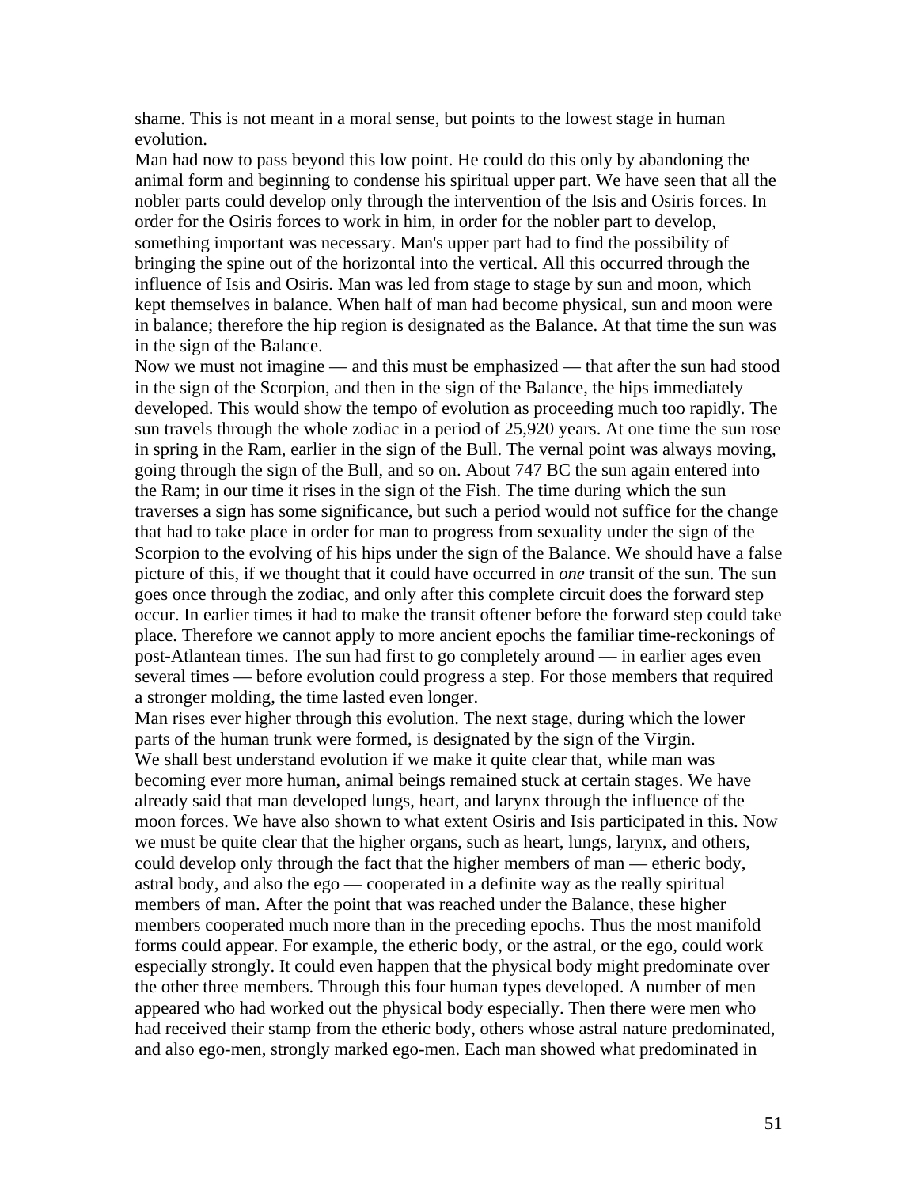shame. This is not meant in a moral sense, but points to the lowest stage in human evolution.

Man had now to pass beyond this low point. He could do this only by abandoning the animal form and beginning to condense his spiritual upper part. We have seen that all the nobler parts could develop only through the intervention of the Isis and Osiris forces. In order for the Osiris forces to work in him, in order for the nobler part to develop, something important was necessary. Man's upper part had to find the possibility of bringing the spine out of the horizontal into the vertical. All this occurred through the influence of Isis and Osiris. Man was led from stage to stage by sun and moon, which kept themselves in balance. When half of man had become physical, sun and moon were in balance; therefore the hip region is designated as the Balance. At that time the sun was in the sign of the Balance.

Now we must not imagine — and this must be emphasized — that after the sun had stood in the sign of the Scorpion, and then in the sign of the Balance, the hips immediately developed. This would show the tempo of evolution as proceeding much too rapidly. The sun travels through the whole zodiac in a period of 25,920 years. At one time the sun rose in spring in the Ram, earlier in the sign of the Bull. The vernal point was always moving, going through the sign of the Bull, and so on. About 747 BC the sun again entered into the Ram; in our time it rises in the sign of the Fish. The time during which the sun traverses a sign has some significance, but such a period would not suffice for the change that had to take place in order for man to progress from sexuality under the sign of the Scorpion to the evolving of his hips under the sign of the Balance. We should have a false picture of this, if we thought that it could have occurred in *one* transit of the sun. The sun goes once through the zodiac, and only after this complete circuit does the forward step occur. In earlier times it had to make the transit oftener before the forward step could take place. Therefore we cannot apply to more ancient epochs the familiar time-reckonings of post-Atlantean times. The sun had first to go completely around — in earlier ages even several times — before evolution could progress a step. For those members that required a stronger molding, the time lasted even longer.

Man rises ever higher through this evolution. The next stage, during which the lower parts of the human trunk were formed, is designated by the sign of the Virgin.

We shall best understand evolution if we make it quite clear that, while man was becoming ever more human, animal beings remained stuck at certain stages. We have already said that man developed lungs, heart, and larynx through the influence of the moon forces. We have also shown to what extent Osiris and Isis participated in this. Now we must be quite clear that the higher organs, such as heart, lungs, larynx, and others, could develop only through the fact that the higher members of man — etheric body, astral body, and also the ego — cooperated in a definite way as the really spiritual members of man. After the point that was reached under the Balance, these higher members cooperated much more than in the preceding epochs. Thus the most manifold forms could appear. For example, the etheric body, or the astral, or the ego, could work especially strongly. It could even happen that the physical body might predominate over the other three members. Through this four human types developed. A number of men appeared who had worked out the physical body especially. Then there were men who had received their stamp from the etheric body, others whose astral nature predominated, and also ego-men, strongly marked ego-men. Each man showed what predominated in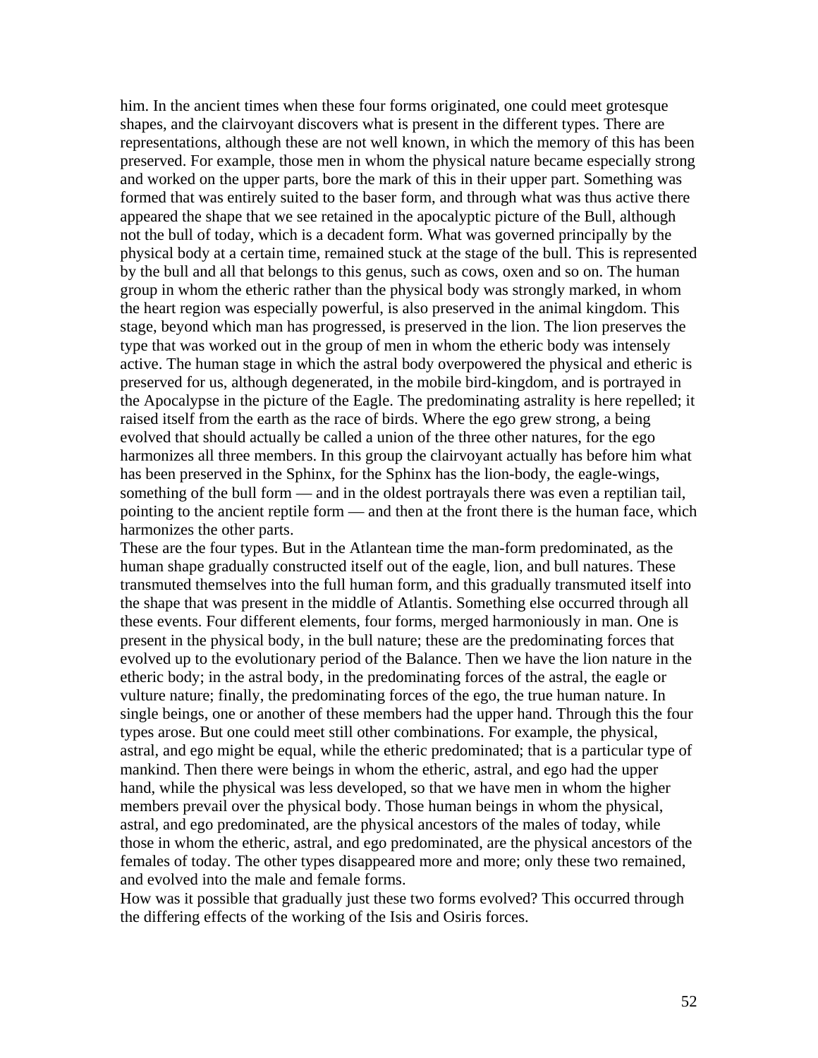him. In the ancient times when these four forms originated, one could meet grotesque shapes, and the clairvoyant discovers what is present in the different types. There are representations, although these are not well known, in which the memory of this has been preserved. For example, those men in whom the physical nature became especially strong and worked on the upper parts, bore the mark of this in their upper part. Something was formed that was entirely suited to the baser form, and through what was thus active there appeared the shape that we see retained in the apocalyptic picture of the Bull, although not the bull of today, which is a decadent form. What was governed principally by the physical body at a certain time, remained stuck at the stage of the bull. This is represented by the bull and all that belongs to this genus, such as cows, oxen and so on. The human group in whom the etheric rather than the physical body was strongly marked, in whom the heart region was especially powerful, is also preserved in the animal kingdom. This stage, beyond which man has progressed, is preserved in the lion. The lion preserves the type that was worked out in the group of men in whom the etheric body was intensely active. The human stage in which the astral body overpowered the physical and etheric is preserved for us, although degenerated, in the mobile bird-kingdom, and is portrayed in the Apocalypse in the picture of the Eagle. The predominating astrality is here repelled; it raised itself from the earth as the race of birds. Where the ego grew strong, a being evolved that should actually be called a union of the three other natures, for the ego harmonizes all three members. In this group the clairvoyant actually has before him what has been preserved in the Sphinx, for the Sphinx has the lion-body, the eagle-wings, something of the bull form — and in the oldest portrayals there was even a reptilian tail, pointing to the ancient reptile form — and then at the front there is the human face, which harmonizes the other parts.

These are the four types. But in the Atlantean time the man-form predominated, as the human shape gradually constructed itself out of the eagle, lion, and bull natures. These transmuted themselves into the full human form, and this gradually transmuted itself into the shape that was present in the middle of Atlantis. Something else occurred through all these events. Four different elements, four forms, merged harmoniously in man. One is present in the physical body, in the bull nature; these are the predominating forces that evolved up to the evolutionary period of the Balance. Then we have the lion nature in the etheric body; in the astral body, in the predominating forces of the astral, the eagle or vulture nature; finally, the predominating forces of the ego, the true human nature. In single beings, one or another of these members had the upper hand. Through this the four types arose. But one could meet still other combinations. For example, the physical, astral, and ego might be equal, while the etheric predominated; that is a particular type of mankind. Then there were beings in whom the etheric, astral, and ego had the upper hand, while the physical was less developed, so that we have men in whom the higher members prevail over the physical body. Those human beings in whom the physical, astral, and ego predominated, are the physical ancestors of the males of today, while those in whom the etheric, astral, and ego predominated, are the physical ancestors of the females of today. The other types disappeared more and more; only these two remained, and evolved into the male and female forms.

How was it possible that gradually just these two forms evolved? This occurred through the differing effects of the working of the Isis and Osiris forces.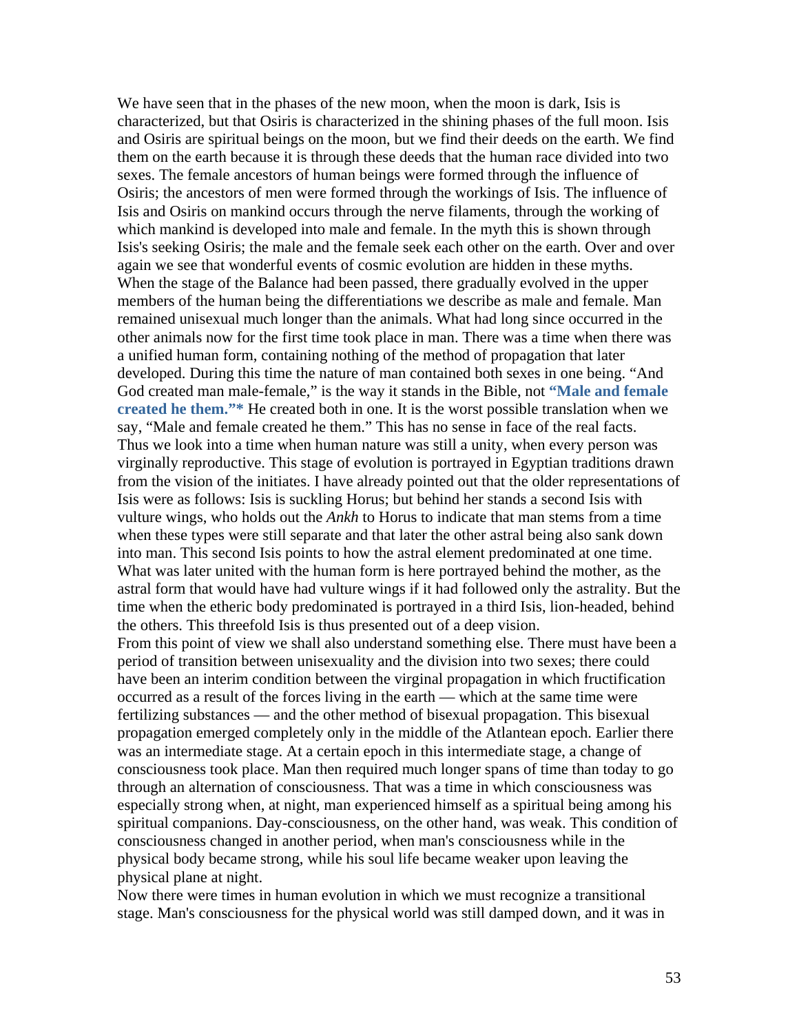We have seen that in the phases of the new moon, when the moon is dark, Isis is characterized, but that Osiris is characterized in the shining phases of the full moon. Isis and Osiris are spiritual beings on the moon, but we find their deeds on the earth. We find them on the earth because it is through these deeds that the human race divided into two sexes. The female ancestors of human beings were formed through the influence of Osiris; the ancestors of men were formed through the workings of Isis. The influence of Isis and Osiris on mankind occurs through the nerve filaments, through the working of which mankind is developed into male and female. In the myth this is shown through Isis's seeking Osiris; the male and the female seek each other on the earth. Over and over again we see that wonderful events of cosmic evolution are hidden in these myths.

When the stage of the Balance had been passed, there gradually evolved in the upper members of the human being the differentiations we describe as male and female. Man remained unisexual much longer than the animals. What had long since occurred in the other animals now for the first time took place in man. There was a time when there was a unified human form, containing nothing of the method of propagation that later developed. During this time the nature of man contained both sexes in one being. "And God created man male-female," is the way it stands in the Bible, not **"Male and female created he them."*** He created both in one. It is the worst possible translation when we say, "Male and female created he them." This has no sense in face of the real facts.

Thus we look into a time when human nature was still a unity, when every person was virginally reproductive. This stage of evolution is portrayed in Egyptian traditions drawn from the vision of the initiates. I have already pointed out that the older representations of Isis were as follows: Isis is suckling Horus; but behind her stands a second Isis with vulture wings, who holds out the *Ankh* to Horus to indicate that man stems from a time when these types were still separate and that later the other astral being also sank down into man. This second Isis points to how the astral element predominated at one time. What was later united with the human form is here portrayed behind the mother, as the astral form that would have had vulture wings if it had followed only the astrality. But the time when the etheric body predominated is portrayed in a third Isis, lion-headed, behind the others. This threefold Isis is thus presented out of a deep vision.

From this point of view we shall also understand something else. There must have been a period of transition between unisexuality and the division into two sexes; there could have been an interim condition between the virginal propagation in which fructification occurred as a result of the forces living in the earth — which at the same time were fertilizing substances — and the other method of bisexual propagation. This bisexual propagation emerged completely only in the middle of the Atlantean epoch. Earlier there was an intermediate stage. At a certain epoch in this intermediate stage, a change of consciousness took place. Man then required much longer spans of time than today to go through an alternation of consciousness. That was a time in which consciousness was especially strong when, at night, man experienced himself as a spiritual being among his spiritual companions. Day-consciousness, on the other hand, was weak. This condition of consciousness changed in another period, when man's consciousness while in the physical body became strong, while his soul life became weaker upon leaving the physical plane at night.

Now there were times in human evolution in which we must recognize a transitional stage. Man's consciousness for the physical world was still damped down, and it was in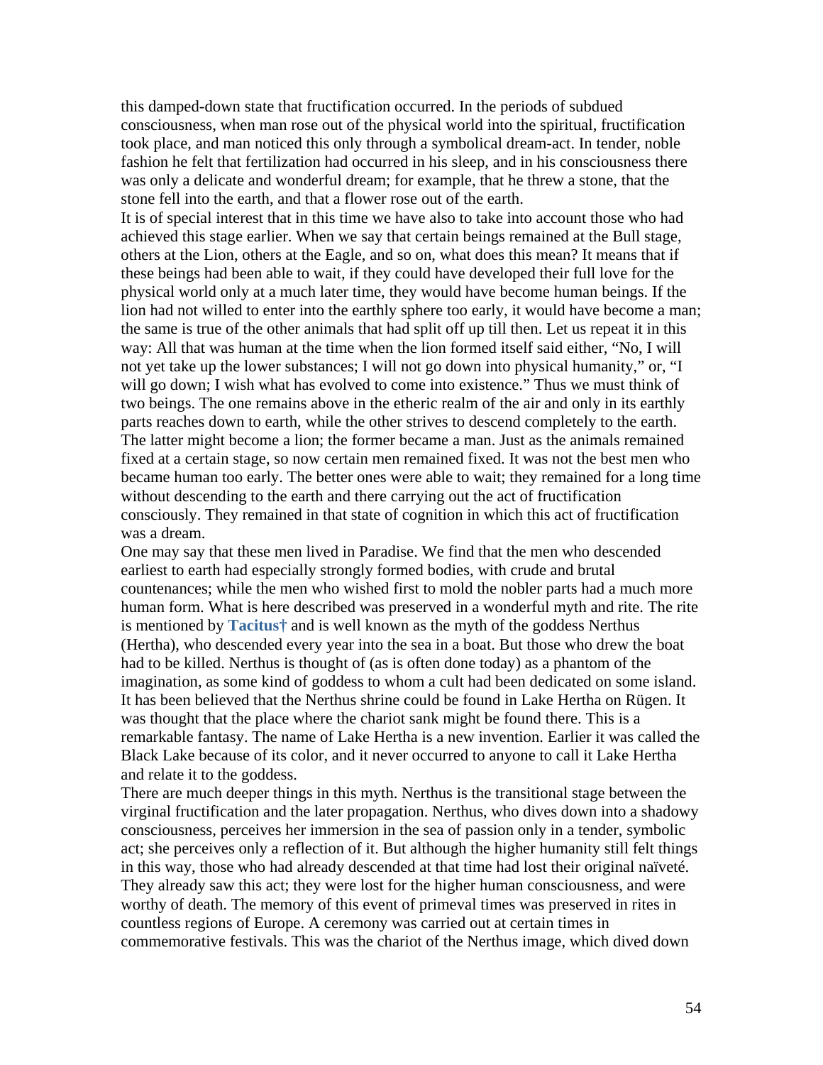this damped-down state that fructification occurred. In the periods of subdued consciousness, when man rose out of the physical world into the spiritual, fructification took place, and man noticed this only through a symbolical dream-act. In tender, noble fashion he felt that fertilization had occurred in his sleep, and in his consciousness there was only a delicate and wonderful dream; for example, that he threw a stone, that the stone fell into the earth, and that a flower rose out of the earth.

It is of special interest that in this time we have also to take into account those who had achieved this stage earlier. When we say that certain beings remained at the Bull stage, others at the Lion, others at the Eagle, and so on, what does this mean? It means that if these beings had been able to wait, if they could have developed their full love for the physical world only at a much later time, they would have become human beings. If the lion had not willed to enter into the earthly sphere too early, it would have become a man; the same is true of the other animals that had split off up till then. Let us repeat it in this way: All that was human at the time when the lion formed itself said either, "No, I will not yet take up the lower substances; I will not go down into physical humanity," or, "I will go down; I wish what has evolved to come into existence." Thus we must think of two beings. The one remains above in the etheric realm of the air and only in its earthly parts reaches down to earth, while the other strives to descend completely to the earth. The latter might become a lion; the former became a man. Just as the animals remained fixed at a certain stage, so now certain men remained fixed. It was not the best men who became human too early. The better ones were able to wait; they remained for a long time without descending to the earth and there carrying out the act of fructification consciously. They remained in that state of cognition in which this act of fructification was a dream.

One may say that these men lived in Paradise. We find that the men who descended earliest to earth had especially strongly formed bodies, with crude and brutal countenances; while the men who wished first to mold the nobler parts had a much more human form. What is here described was preserved in a wonderful myth and rite. The rite is mentioned by **Tacitus†** and is well known as the myth of the goddess Nerthus (Hertha), who descended every year into the sea in a boat. But those who drew the boat had to be killed. Nerthus is thought of (as is often done today) as a phantom of the imagination, as some kind of goddess to whom a cult had been dedicated on some island. It has been believed that the Nerthus shrine could be found in Lake Hertha on Rügen. It was thought that the place where the chariot sank might be found there. This is a remarkable fantasy. The name of Lake Hertha is a new invention. Earlier it was called the Black Lake because of its color, and it never occurred to anyone to call it Lake Hertha and relate it to the goddess.

There are much deeper things in this myth. Nerthus is the transitional stage between the virginal fructification and the later propagation. Nerthus, who dives down into a shadowy consciousness, perceives her immersion in the sea of passion only in a tender, symbolic act; she perceives only a reflection of it. But although the higher humanity still felt things in this way, those who had already descended at that time had lost their original naïveté. They already saw this act; they were lost for the higher human consciousness, and were worthy of death. The memory of this event of primeval times was preserved in rites in countless regions of Europe. A ceremony was carried out at certain times in commemorative festivals. This was the chariot of the Nerthus image, which dived down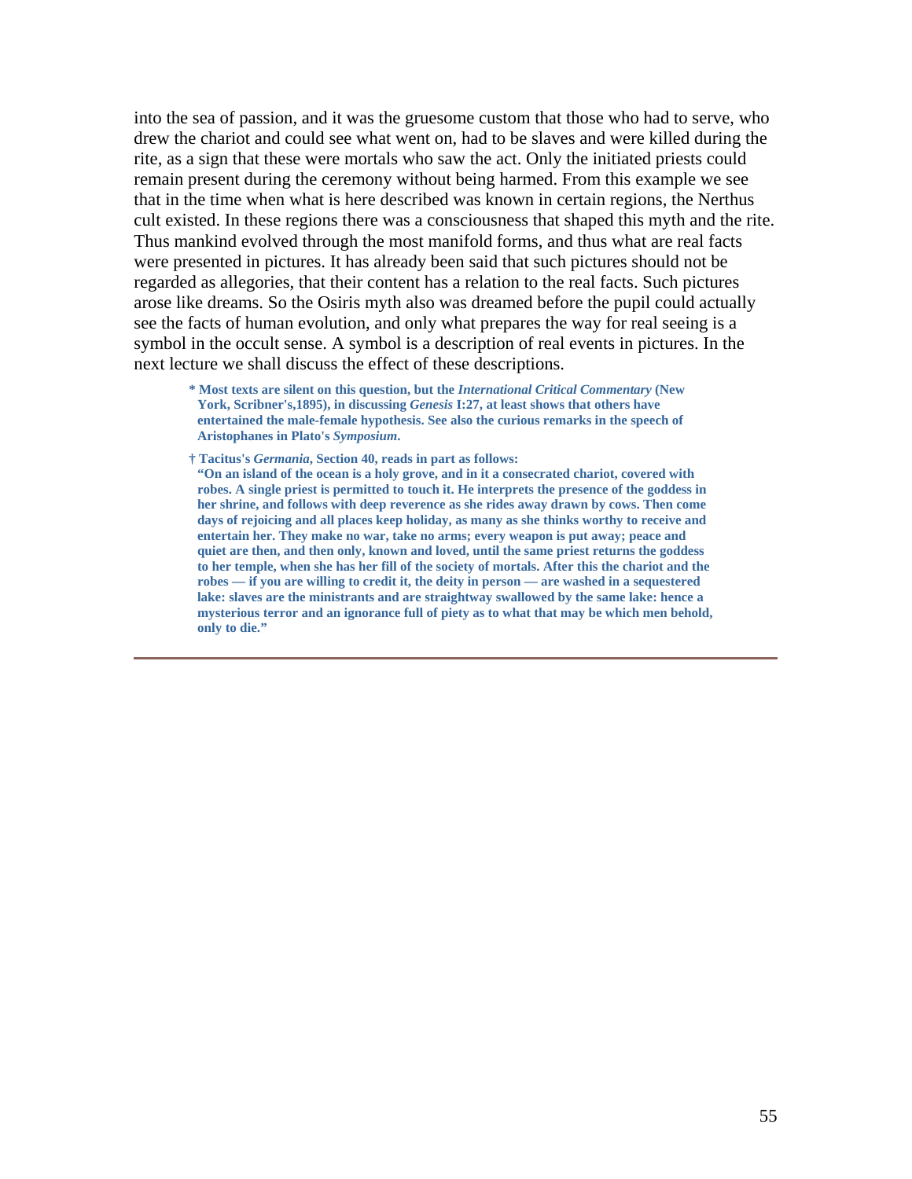into the sea of passion, and it was the gruesome custom that those who had to serve, who drew the chariot and could see what went on, had to be slaves and were killed during the rite, as a sign that these were mortals who saw the act. Only the initiated priests could remain present during the ceremony without being harmed. From this example we see that in the time when what is here described was known in certain regions, the Nerthus cult existed. In these regions there was a consciousness that shaped this myth and the rite. Thus mankind evolved through the most manifold forms, and thus what are real facts were presented in pictures. It has already been said that such pictures should not be regarded as allegories, that their content has a relation to the real facts. Such pictures arose like dreams. So the Osiris myth also was dreamed before the pupil could actually see the facts of human evolution, and only what prepares the way for real seeing is a symbol in the occult sense. A symbol is a description of real events in pictures. In the next lecture we shall discuss the effect of these descriptions.

**\* Most texts are silent on this question, but the *International Critical Commentary* (New York, Scribner's,1895), in discussing *Genesis* I:27, at least shows that others have entertained the male-female hypothesis. See also the curious remarks in the speech of Aristophanes in Plato's *Symposium*.**

**† Tacitus's *Germania*, Section 40, reads in part as follows:**
**"On an island of the ocean is a holy grove, and in it a consecrated chariot, covered with robes. A single priest is permitted to touch it. He interprets the presence of the goddess in her shrine, and follows with deep reverence as she rides away drawn by cows. Then come days of rejoicing and all places keep holiday, as many as she thinks worthy to receive and entertain her. They make no war, take no arms; every weapon is put away; peace and quiet are then, and then only, known and loved, until the same priest returns the goddess to her temple, when she has her fill of the society of mortals. After this the chariot and the robes — if you are willing to credit it, the deity in person — are washed in a sequestered lake: slaves are the ministrants and are straightway swallowed by the same lake: hence a mysterious terror and an ignorance full of piety as to what that may be which men behold, only to die."**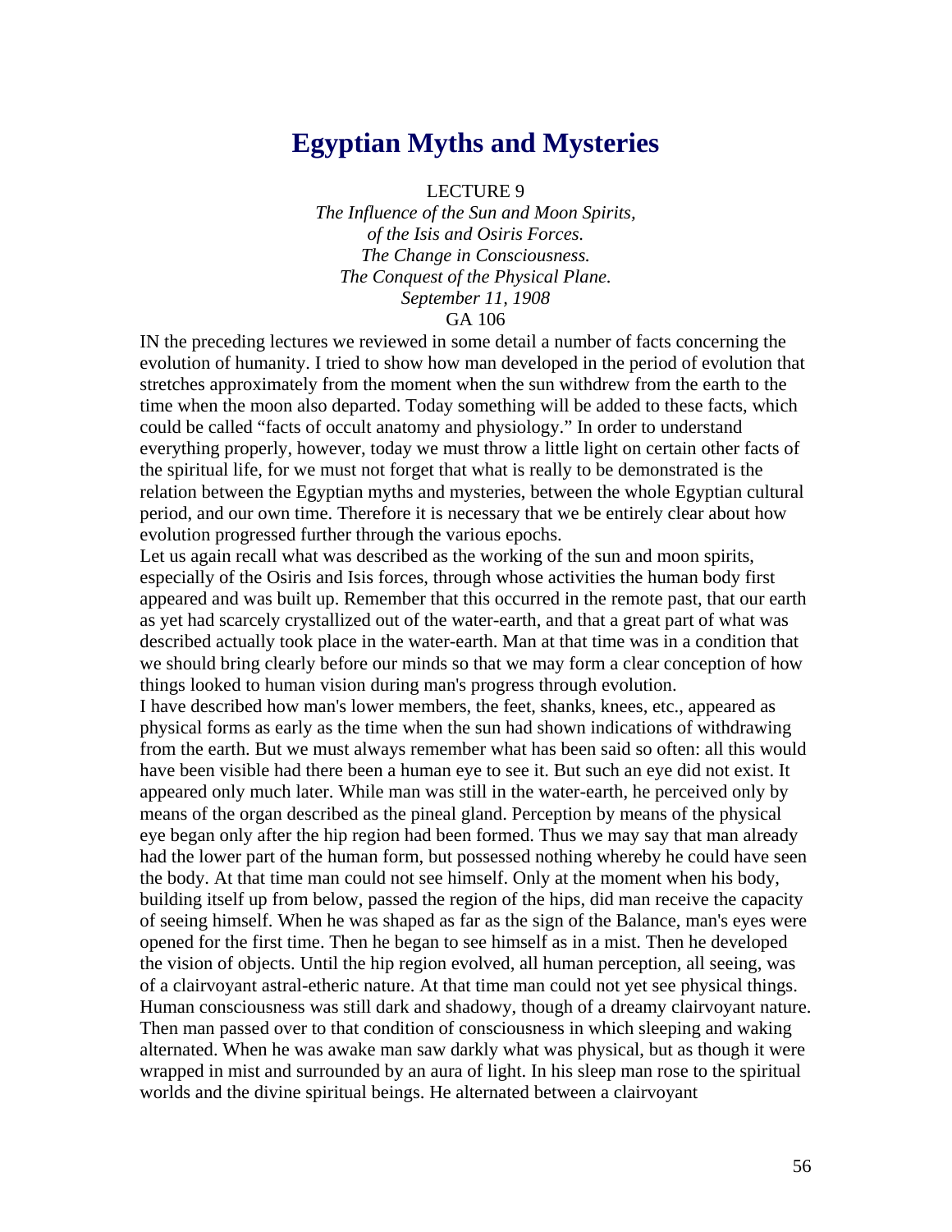# Egyptian Myths and Mysteries

LECTURE 9

*The Influence of the Sun and Moon Spirits,*
*of the Isis and Osiris Forces.*
*The Change in Consciousness.*
*The Conquest of the Physical Plane.*
*September 11, 1908*

GA 106

IN the preceding lectures we reviewed in some detail a number of facts concerning the evolution of humanity. I tried to show how man developed in the period of evolution that stretches approximately from the moment when the sun withdrew from the earth to the time when the moon also departed. Today something will be added to these facts, which could be called "facts of occult anatomy and physiology." In order to understand everything properly, however, today we must throw a little light on certain other facts of the spiritual life, for we must not forget that what is really to be demonstrated is the relation between the Egyptian myths and mysteries, between the whole Egyptian cultural period, and our own time. Therefore it is necessary that we be entirely clear about how evolution progressed further through the various epochs.

Let us again recall what was described as the working of the sun and moon spirits, especially of the Osiris and Isis forces, through whose activities the human body first appeared and was built up. Remember that this occurred in the remote past, that our earth as yet had scarcely crystallized out of the water-earth, and that a great part of what was described actually took place in the water-earth. Man at that time was in a condition that we should bring clearly before our minds so that we may form a clear conception of how things looked to human vision during man's progress through evolution.

I have described how man's lower members, the feet, shanks, knees, etc., appeared as physical forms as early as the time when the sun had shown indications of withdrawing from the earth. But we must always remember what has been said so often: all this would have been visible had there been a human eye to see it. But such an eye did not exist. It appeared only much later. While man was still in the water-earth, he perceived only by means of the organ described as the pineal gland. Perception by means of the physical eye began only after the hip region had been formed. Thus we may say that man already had the lower part of the human form, but possessed nothing whereby he could have seen the body. At that time man could not see himself. Only at the moment when his body, building itself up from below, passed the region of the hips, did man receive the capacity of seeing himself. When he was shaped as far as the sign of the Balance, man's eyes were opened for the first time. Then he began to see himself as in a mist. Then he developed the vision of objects. Until the hip region evolved, all human perception, all seeing, was of a clairvoyant astral-etheric nature. At that time man could not yet see physical things. Human consciousness was still dark and shadowy, though of a dreamy clairvoyant nature. Then man passed over to that condition of consciousness in which sleeping and waking alternated. When he was awake man saw darkly what was physical, but as though it were wrapped in mist and surrounded by an aura of light. In his sleep man rose to the spiritual worlds and the divine spiritual beings. He alternated between a clairvoyant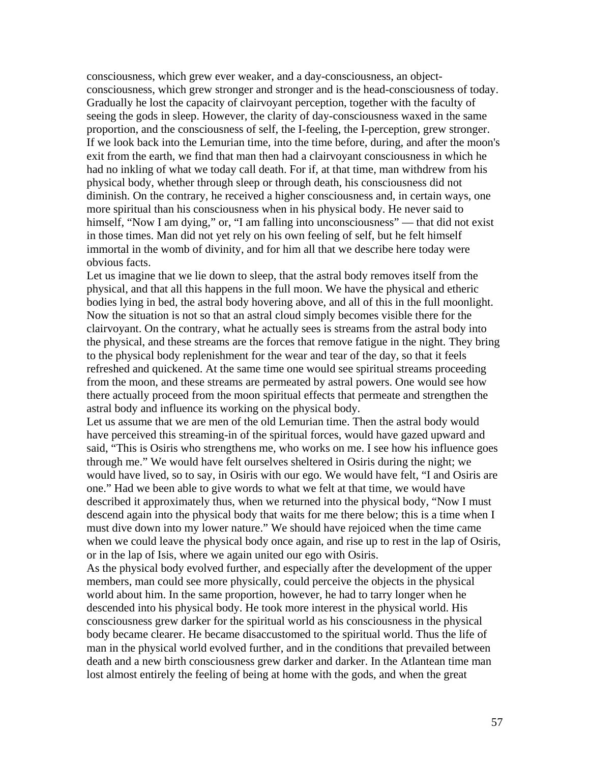consciousness, which grew ever weaker, and a day-consciousness, an object-consciousness, which grew stronger and stronger and is the head-consciousness of today. Gradually he lost the capacity of clairvoyant perception, together with the faculty of seeing the gods in sleep. However, the clarity of day-consciousness waxed in the same proportion, and the consciousness of self, the I-feeling, the I-perception, grew stronger. If we look back into the Lemurian time, into the time before, during, and after the moon's exit from the earth, we find that man then had a clairvoyant consciousness in which he had no inkling of what we today call death. For if, at that time, man withdrew from his physical body, whether through sleep or through death, his consciousness did not diminish. On the contrary, he received a higher consciousness and, in certain ways, one more spiritual than his consciousness when in his physical body. He never said to himself, "Now I am dying," or, "I am falling into unconsciousness" — that did not exist in those times. Man did not yet rely on his own feeling of self, but he felt himself immortal in the womb of divinity, and for him all that we describe here today were obvious facts.

Let us imagine that we lie down to sleep, that the astral body removes itself from the physical, and that all this happens in the full moon. We have the physical and etheric bodies lying in bed, the astral body hovering above, and all of this in the full moonlight. Now the situation is not so that an astral cloud simply becomes visible there for the clairvoyant. On the contrary, what he actually sees is streams from the astral body into the physical, and these streams are the forces that remove fatigue in the night. They bring to the physical body replenishment for the wear and tear of the day, so that it feels refreshed and quickened. At the same time one would see spiritual streams proceeding from the moon, and these streams are permeated by astral powers. One would see how there actually proceed from the moon spiritual effects that permeate and strengthen the astral body and influence its working on the physical body.

Let us assume that we are men of the old Lemurian time. Then the astral body would have perceived this streaming-in of the spiritual forces, would have gazed upward and said, "This is Osiris who strengthens me, who works on me. I see how his influence goes through me." We would have felt ourselves sheltered in Osiris during the night; we would have lived, so to say, in Osiris with our ego. We would have felt, "I and Osiris are one." Had we been able to give words to what we felt at that time, we would have described it approximately thus, when we returned into the physical body, "Now I must descend again into the physical body that waits for me there below; this is a time when I must dive down into my lower nature." We should have rejoiced when the time came when we could leave the physical body once again, and rise up to rest in the lap of Osiris, or in the lap of Isis, where we again united our ego with Osiris.

As the physical body evolved further, and especially after the development of the upper members, man could see more physically, could perceive the objects in the physical world about him. In the same proportion, however, he had to tarry longer when he descended into his physical body. He took more interest in the physical world. His consciousness grew darker for the spiritual world as his consciousness in the physical body became clearer. He became disaccustomed to the spiritual world. Thus the life of man in the physical world evolved further, and in the conditions that prevailed between death and a new birth consciousness grew darker and darker. In the Atlantean time man lost almost entirely the feeling of being at home with the gods, and when the great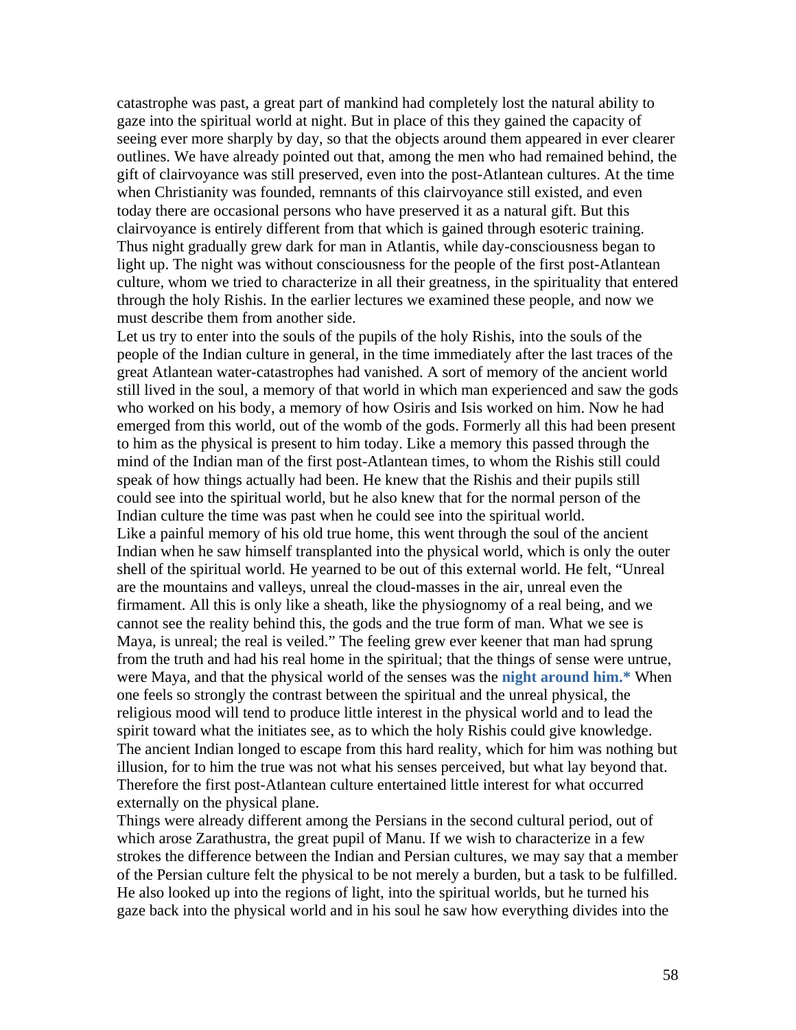catastrophe was past, a great part of mankind had completely lost the natural ability to gaze into the spiritual world at night. But in place of this they gained the capacity of seeing ever more sharply by day, so that the objects around them appeared in ever clearer outlines. We have already pointed out that, among the men who had remained behind, the gift of clairvoyance was still preserved, even into the post-Atlantean cultures. At the time when Christianity was founded, remnants of this clairvoyance still existed, and even today there are occasional persons who have preserved it as a natural gift. But this clairvoyance is entirely different from that which is gained through esoteric training. Thus night gradually grew dark for man in Atlantis, while day-consciousness began to light up. The night was without consciousness for the people of the first post-Atlantean culture, whom we tried to characterize in all their greatness, in the spirituality that entered through the holy Rishis. In the earlier lectures we examined these people, and now we must describe them from another side.

Let us try to enter into the souls of the pupils of the holy Rishis, into the souls of the people of the Indian culture in general, in the time immediately after the last traces of the great Atlantean water-catastrophes had vanished. A sort of memory of the ancient world still lived in the soul, a memory of that world in which man experienced and saw the gods who worked on his body, a memory of how Osiris and Isis worked on him. Now he had emerged from this world, out of the womb of the gods. Formerly all this had been present to him as the physical is present to him today. Like a memory this passed through the mind of the Indian man of the first post-Atlantean times, to whom the Rishis still could speak of how things actually had been. He knew that the Rishis and their pupils still could see into the spiritual world, but he also knew that for the normal person of the Indian culture the time was past when he could see into the spiritual world.

Like a painful memory of his old true home, this went through the soul of the ancient Indian when he saw himself transplanted into the physical world, which is only the outer shell of the spiritual world. He yearned to be out of this external world. He felt, "Unreal are the mountains and valleys, unreal the cloud-masses in the air, unreal even the firmament. All this is only like a sheath, like the physiognomy of a real being, and we cannot see the reality behind this, the gods and the true form of man. What we see is Maya, is unreal; the real is veiled." The feeling grew ever keener that man had sprung from the truth and had his real home in the spiritual; that the things of sense were untrue, were Maya, and that the physical world of the senses was the **night around him.*** When one feels so strongly the contrast between the spiritual and the unreal physical, the religious mood will tend to produce little interest in the physical world and to lead the spirit toward what the initiates see, as to which the holy Rishis could give knowledge. The ancient Indian longed to escape from this hard reality, which for him was nothing but illusion, for to him the true was not what his senses perceived, but what lay beyond that. Therefore the first post-Atlantean culture entertained little interest for what occurred externally on the physical plane.

Things were already different among the Persians in the second cultural period, out of which arose Zarathustra, the great pupil of Manu. If we wish to characterize in a few strokes the difference between the Indian and Persian cultures, we may say that a member of the Persian culture felt the physical to be not merely a burden, but a task to be fulfilled. He also looked up into the regions of light, into the spiritual worlds, but he turned his gaze back into the physical world and in his soul he saw how everything divides into the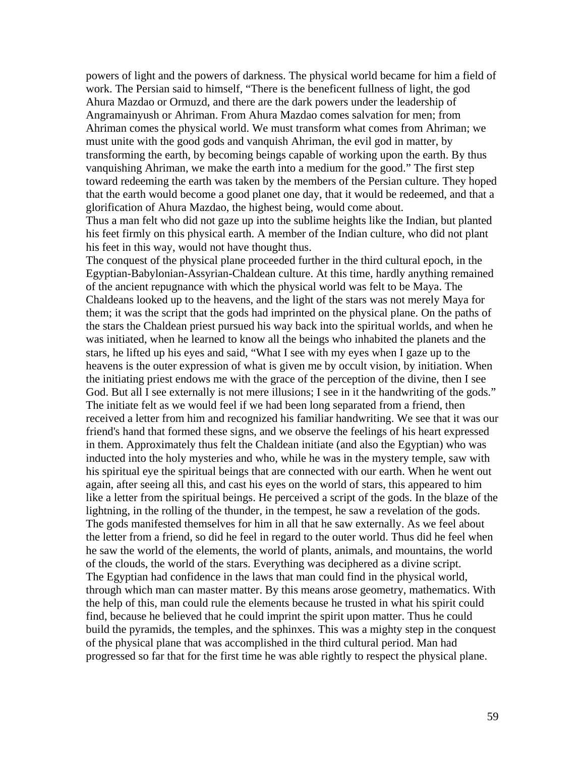powers of light and the powers of darkness. The physical world became for him a field of work. The Persian said to himself, "There is the beneficent fullness of light, the god Ahura Mazdao or Ormuzd, and there are the dark powers under the leadership of Angramainyush or Ahriman. From Ahura Mazdao comes salvation for men; from Ahriman comes the physical world. We must transform what comes from Ahriman; we must unite with the good gods and vanquish Ahriman, the evil god in matter, by transforming the earth, by becoming beings capable of working upon the earth. By thus vanquishing Ahriman, we make the earth into a medium for the good." The first step toward redeeming the earth was taken by the members of the Persian culture. They hoped that the earth would become a good planet one day, that it would be redeemed, and that a glorification of Ahura Mazdao, the highest being, would come about.

Thus a man felt who did not gaze up into the sublime heights like the Indian, but planted his feet firmly on this physical earth. A member of the Indian culture, who did not plant his feet in this way, would not have thought thus.

The conquest of the physical plane proceeded further in the third cultural epoch, in the Egyptian-Babylonian-Assyrian-Chaldean culture. At this time, hardly anything remained of the ancient repugnance with which the physical world was felt to be Maya. The Chaldeans looked up to the heavens, and the light of the stars was not merely Maya for them; it was the script that the gods had imprinted on the physical plane. On the paths of the stars the Chaldean priest pursued his way back into the spiritual worlds, and when he was initiated, when he learned to know all the beings who inhabited the planets and the stars, he lifted up his eyes and said, "What I see with my eyes when I gaze up to the heavens is the outer expression of what is given me by occult vision, by initiation. When the initiating priest endows me with the grace of the perception of the divine, then I see God. But all I see externally is not mere illusions; I see in it the handwriting of the gods." The initiate felt as we would feel if we had been long separated from a friend, then received a letter from him and recognized his familiar handwriting. We see that it was our friend's hand that formed these signs, and we observe the feelings of his heart expressed in them. Approximately thus felt the Chaldean initiate (and also the Egyptian) who was inducted into the holy mysteries and who, while he was in the mystery temple, saw with his spiritual eye the spiritual beings that are connected with our earth. When he went out again, after seeing all this, and cast his eyes on the world of stars, this appeared to him like a letter from the spiritual beings. He perceived a script of the gods. In the blaze of the lightning, in the rolling of the thunder, in the tempest, he saw a revelation of the gods. The gods manifested themselves for him in all that he saw externally. As we feel about the letter from a friend, so did he feel in regard to the outer world. Thus did he feel when he saw the world of the elements, the world of plants, animals, and mountains, the world of the clouds, the world of the stars. Everything was deciphered as a divine script.

The Egyptian had confidence in the laws that man could find in the physical world, through which man can master matter. By this means arose geometry, mathematics. With the help of this, man could rule the elements because he trusted in what his spirit could find, because he believed that he could imprint the spirit upon matter. Thus he could build the pyramids, the temples, and the sphinxes. This was a mighty step in the conquest of the physical plane that was accomplished in the third cultural period. Man had progressed so far that for the first time he was able rightly to respect the physical plane.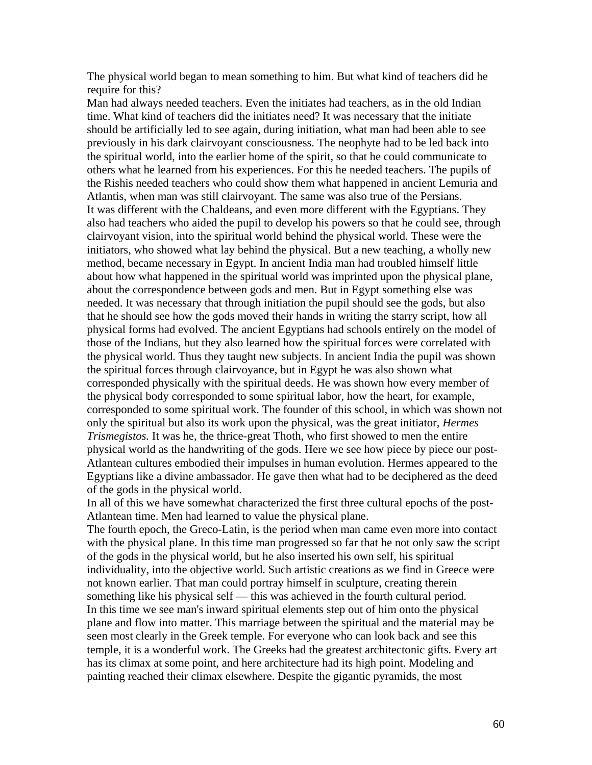The physical world began to mean something to him. But what kind of teachers did he require for this?

Man had always needed teachers. Even the initiates had teachers, as in the old Indian time. What kind of teachers did the initiates need? It was necessary that the initiate should be artificially led to see again, during initiation, what man had been able to see previously in his dark clairvoyant consciousness. The neophyte had to be led back into the spiritual world, into the earlier home of the spirit, so that he could communicate to others what he learned from his experiences. For this he needed teachers. The pupils of the Rishis needed teachers who could show them what happened in ancient Lemuria and Atlantis, when man was still clairvoyant. The same was also true of the Persians.

It was different with the Chaldeans, and even more different with the Egyptians. They also had teachers who aided the pupil to develop his powers so that he could see, through clairvoyant vision, into the spiritual world behind the physical world. These were the initiators, who showed what lay behind the physical. But a new teaching, a wholly new method, became necessary in Egypt. In ancient India man had troubled himself little about how what happened in the spiritual world was imprinted upon the physical plane, about the correspondence between gods and men. But in Egypt something else was needed. It was necessary that through initiation the pupil should see the gods, but also that he should see how the gods moved their hands in writing the starry script, how all physical forms had evolved. The ancient Egyptians had schools entirely on the model of those of the Indians, but they also learned how the spiritual forces were correlated with the physical world. Thus they taught new subjects. In ancient India the pupil was shown the spiritual forces through clairvoyance, but in Egypt he was also shown what corresponded physically with the spiritual deeds. He was shown how every member of the physical body corresponded to some spiritual labor, how the heart, for example, corresponded to some spiritual work. The founder of this school, in which was shown not only the spiritual but also its work upon the physical, was the great initiator, *Hermes Trismegistos.* It was he, the thrice-great Thoth, who first showed to men the entire physical world as the handwriting of the gods. Here we see how piece by piece our post-Atlantean cultures embodied their impulses in human evolution. Hermes appeared to the Egyptians like a divine ambassador. He gave then what had to be deciphered as the deed of the gods in the physical world.

In all of this we have somewhat characterized the first three cultural epochs of the post-Atlantean time. Men had learned to value the physical plane.

The fourth epoch, the Greco-Latin, is the period when man came even more into contact with the physical plane. In this time man progressed so far that he not only saw the script of the gods in the physical world, but he also inserted his own self, his spiritual individuality, into the objective world. Such artistic creations as we find in Greece were not known earlier. That man could portray himself in sculpture, creating therein something like his physical self — this was achieved in the fourth cultural period.

In this time we see man's inward spiritual elements step out of him onto the physical plane and flow into matter. This marriage between the spiritual and the material may be seen most clearly in the Greek temple. For everyone who can look back and see this temple, it is a wonderful work. The Greeks had the greatest architectonic gifts. Every art has its climax at some point, and here architecture had its high point. Modeling and painting reached their climax elsewhere. Despite the gigantic pyramids, the most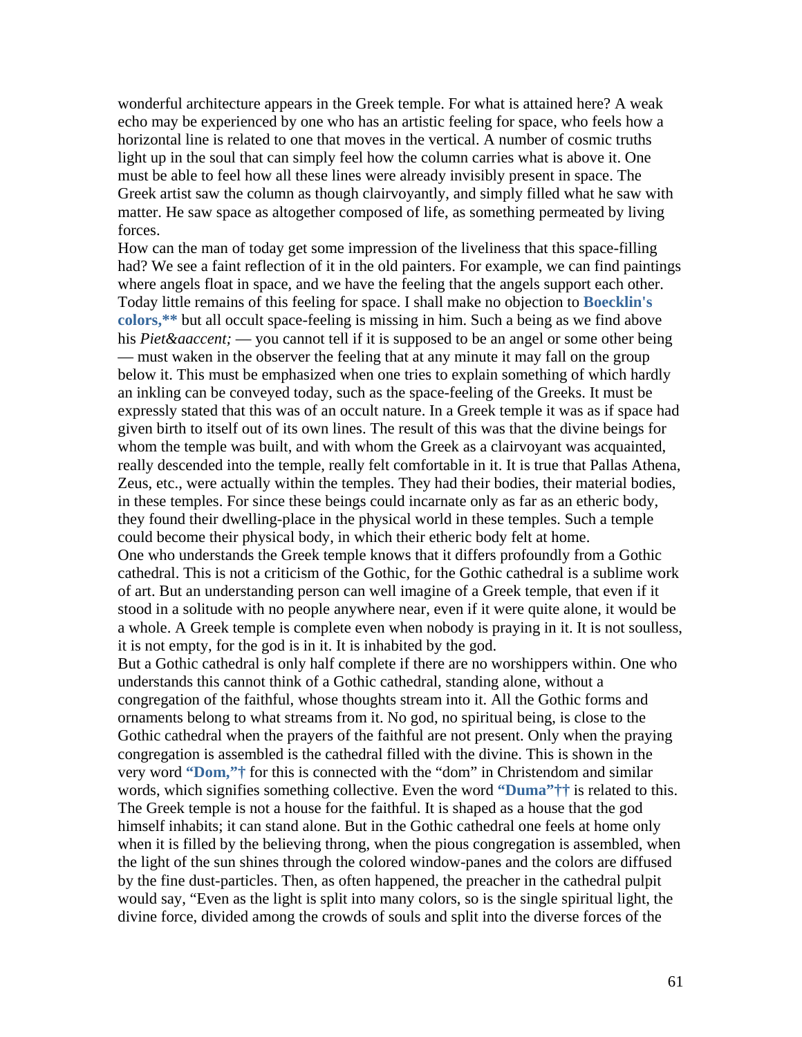wonderful architecture appears in the Greek temple. For what is attained here? A weak echo may be experienced by one who has an artistic feeling for space, who feels how a horizontal line is related to one that moves in the vertical. A number of cosmic truths light up in the soul that can simply feel how the column carries what is above it. One must be able to feel how all these lines were already invisibly present in space. The Greek artist saw the column as though clairvoyantly, and simply filled what he saw with matter. He saw space as altogether composed of life, as something permeated by living forces.

How can the man of today get some impression of the liveliness that this space-filling had? We see a faint reflection of it in the old painters. For example, we can find paintings where angels float in space, and we have the feeling that the angels support each other. Today little remains of this feeling for space. I shall make no objection to **Boecklin's colors,**** but all occult space-feeling is missing in him. Such a being as we find above his *Piet&aaccent;* — you cannot tell if it is supposed to be an angel or some other being — must waken in the observer the feeling that at any minute it may fall on the group below it. This must be emphasized when one tries to explain something of which hardly an inkling can be conveyed today, such as the space-feeling of the Greeks. It must be expressly stated that this was of an occult nature. In a Greek temple it was as if space had given birth to itself out of its own lines. The result of this was that the divine beings for whom the temple was built, and with whom the Greek as a clairvoyant was acquainted, really descended into the temple, really felt comfortable in it. It is true that Pallas Athena, Zeus, etc., were actually within the temples. They had their bodies, their material bodies, in these temples. For since these beings could incarnate only as far as an etheric body, they found their dwelling-place in the physical world in these temples. Such a temple could become their physical body, in which their etheric body felt at home.

One who understands the Greek temple knows that it differs profoundly from a Gothic cathedral. This is not a criticism of the Gothic, for the Gothic cathedral is a sublime work of art. But an understanding person can well imagine of a Greek temple, that even if it stood in a solitude with no people anywhere near, even if it were quite alone, it would be a whole. A Greek temple is complete even when nobody is praying in it. It is not soulless, it is not empty, for the god is in it. It is inhabited by the god.

But a Gothic cathedral is only half complete if there are no worshippers within. One who understands this cannot think of a Gothic cathedral, standing alone, without a congregation of the faithful, whose thoughts stream into it. All the Gothic forms and ornaments belong to what streams from it. No god, no spiritual being, is close to the Gothic cathedral when the prayers of the faithful are not present. Only when the praying congregation is assembled is the cathedral filled with the divine. This is shown in the very word **"Dom,"†** for this is connected with the "dom" in Christendom and similar words, which signifies something collective. Even the word **"Duma"††** is related to this. The Greek temple is not a house for the faithful. It is shaped as a house that the god himself inhabits; it can stand alone. But in the Gothic cathedral one feels at home only when it is filled by the believing throng, when the pious congregation is assembled, when the light of the sun shines through the colored window-panes and the colors are diffused by the fine dust-particles. Then, as often happened, the preacher in the cathedral pulpit would say, "Even as the light is split into many colors, so is the single spiritual light, the divine force, divided among the crowds of souls and split into the diverse forces of the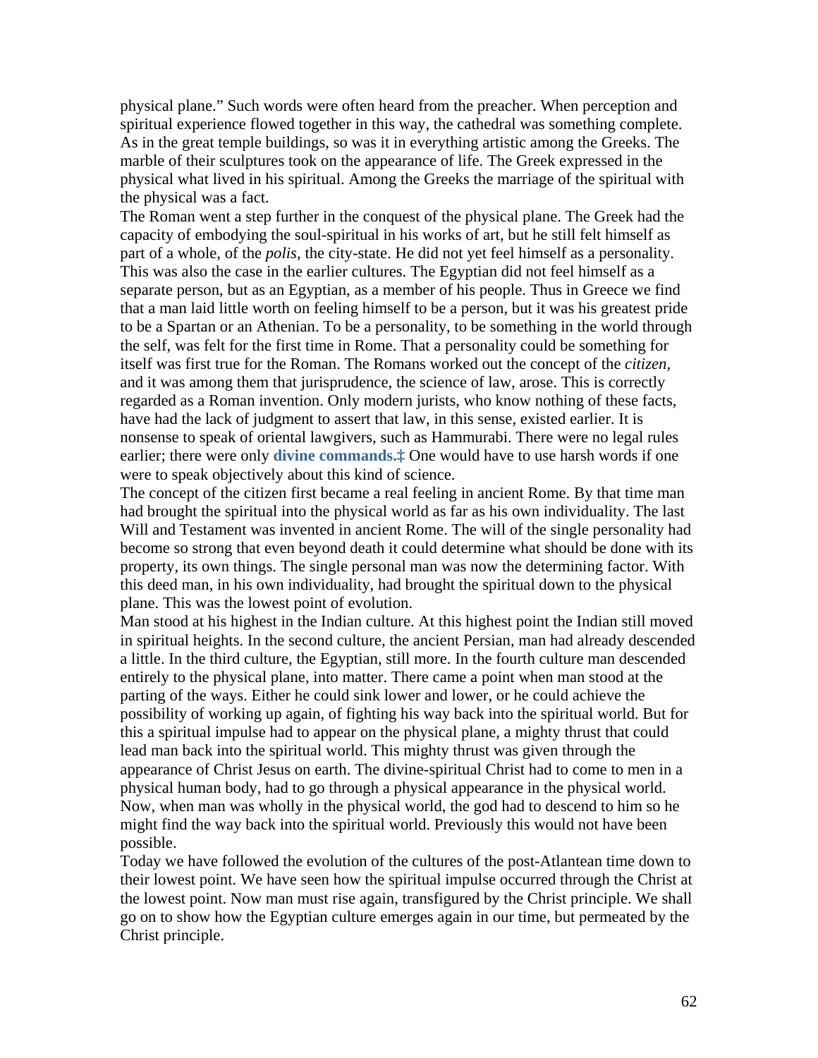physical plane." Such words were often heard from the preacher. When perception and spiritual experience flowed together in this way, the cathedral was something complete. As in the great temple buildings, so was it in everything artistic among the Greeks. The marble of their sculptures took on the appearance of life. The Greek expressed in the physical what lived in his spiritual. Among the Greeks the marriage of the spiritual with the physical was a fact.

The Roman went a step further in the conquest of the physical plane. The Greek had the capacity of embodying the soul-spiritual in his works of art, but he still felt himself as part of a whole, of the *polis,* the city-state. He did not yet feel himself as a personality. This was also the case in the earlier cultures. The Egyptian did not feel himself as a separate person, but as an Egyptian, as a member of his people. Thus in Greece we find that a man laid little worth on feeling himself to be a person, but it was his greatest pride to be a Spartan or an Athenian. To be a personality, to be something in the world through the self, was felt for the first time in Rome. That a personality could be something for itself was first true for the Roman. The Romans worked out the concept of the *citizen,* and it was among them that jurisprudence, the science of law, arose. This is correctly regarded as a Roman invention. Only modern jurists, who know nothing of these facts, have had the lack of judgment to assert that law, in this sense, existed earlier. It is nonsense to speak of oriental lawgivers, such as Hammurabi. There were no legal rules earlier; there were only **divine commands.‡** One would have to use harsh words if one were to speak objectively about this kind of science.

The concept of the citizen first became a real feeling in ancient Rome. By that time man had brought the spiritual into the physical world as far as his own individuality. The last Will and Testament was invented in ancient Rome. The will of the single personality had become so strong that even beyond death it could determine what should be done with its property, its own things. The single personal man was now the determining factor. With this deed man, in his own individuality, had brought the spiritual down to the physical plane. This was the lowest point of evolution.

Man stood at his highest in the Indian culture. At this highest point the Indian still moved in spiritual heights. In the second culture, the ancient Persian, man had already descended a little. In the third culture, the Egyptian, still more. In the fourth culture man descended entirely to the physical plane, into matter. There came a point when man stood at the parting of the ways. Either he could sink lower and lower, or he could achieve the possibility of working up again, of fighting his way back into the spiritual world. But for this a spiritual impulse had to appear on the physical plane, a mighty thrust that could lead man back into the spiritual world. This mighty thrust was given through the appearance of Christ Jesus on earth. The divine-spiritual Christ had to come to men in a physical human body, had to go through a physical appearance in the physical world. Now, when man was wholly in the physical world, the god had to descend to him so he might find the way back into the spiritual world. Previously this would not have been possible.

Today we have followed the evolution of the cultures of the post-Atlantean time down to their lowest point. We have seen how the spiritual impulse occurred through the Christ at the lowest point. Now man must rise again, transfigured by the Christ principle. We shall go on to show how the Egyptian culture emerges again in our time, but permeated by the Christ principle.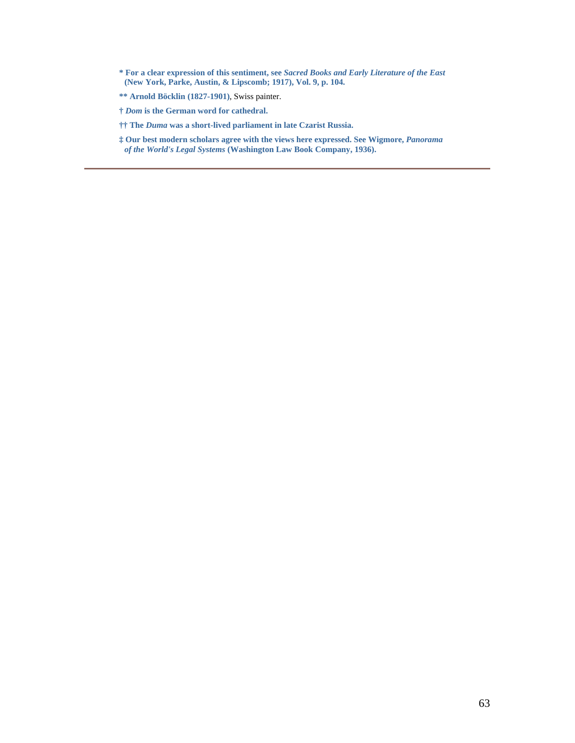**\* For a clear expression of this sentiment, see *Sacred Books and Early Literature of the East* (New York, Parke, Austin, & Lipscomb; 1917), Vol. 9, p. 104.**

**\*\* Arnold Böcklin (1827-1901)**, Swiss painter.

**† *Dom* is the German word for cathedral.**

**†† The *Duma* was a short-lived parliament in late Czarist Russia.**

**‡ Our best modern scholars agree with the views here expressed. See Wigmore, *Panorama of the World's Legal Systems* (Washington Law Book Company, 1936).**

---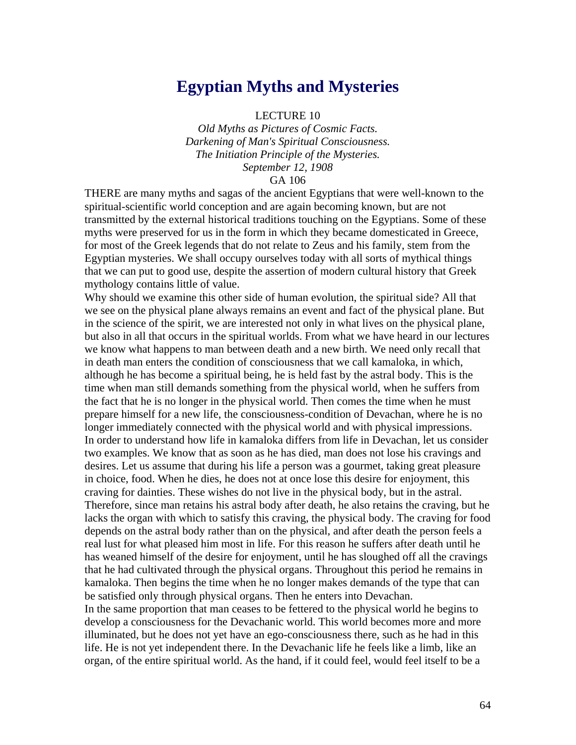# Egyptian Myths and Mysteries

LECTURE 10

*Old Myths as Pictures of Cosmic Facts.*
*Darkening of Man's Spiritual Consciousness.*
*The Initiation Principle of the Mysteries.*
*September 12, 1908*
GA 106

THERE are many myths and sagas of the ancient Egyptians that were well-known to the spiritual-scientific world conception and are again becoming known, but are not transmitted by the external historical traditions touching on the Egyptians. Some of these myths were preserved for us in the form in which they became domesticated in Greece, for most of the Greek legends that do not relate to Zeus and his family, stem from the Egyptian mysteries. We shall occupy ourselves today with all sorts of mythical things that we can put to good use, despite the assertion of modern cultural history that Greek mythology contains little of value.

Why should we examine this other side of human evolution, the spiritual side? All that we see on the physical plane always remains an event and fact of the physical plane. But in the science of the spirit, we are interested not only in what lives on the physical plane, but also in all that occurs in the spiritual worlds. From what we have heard in our lectures we know what happens to man between death and a new birth. We need only recall that in death man enters the condition of consciousness that we call kamaloka, in which, although he has become a spiritual being, he is held fast by the astral body. This is the time when man still demands something from the physical world, when he suffers from the fact that he is no longer in the physical world. Then comes the time when he must prepare himself for a new life, the consciousness-condition of Devachan, where he is no longer immediately connected with the physical world and with physical impressions.

In order to understand how life in kamaloka differs from life in Devachan, let us consider two examples. We know that as soon as he has died, man does not lose his cravings and desires. Let us assume that during his life a person was a gourmet, taking great pleasure in choice, food. When he dies, he does not at once lose this desire for enjoyment, this craving for dainties. These wishes do not live in the physical body, but in the astral. Therefore, since man retains his astral body after death, he also retains the craving, but he lacks the organ with which to satisfy this craving, the physical body. The craving for food depends on the astral body rather than on the physical, and after death the person feels a real lust for what pleased him most in life. For this reason he suffers after death until he has weaned himself of the desire for enjoyment, until he has sloughed off all the cravings that he had cultivated through the physical organs. Throughout this period he remains in kamaloka. Then begins the time when he no longer makes demands of the type that can be satisfied only through physical organs. Then he enters into Devachan.

In the same proportion that man ceases to be fettered to the physical world he begins to develop a consciousness for the Devachanic world. This world becomes more and more illuminated, but he does not yet have an ego-consciousness there, such as he had in this life. He is not yet independent there. In the Devachanic life he feels like a limb, like an organ, of the entire spiritual world. As the hand, if it could feel, would feel itself to be a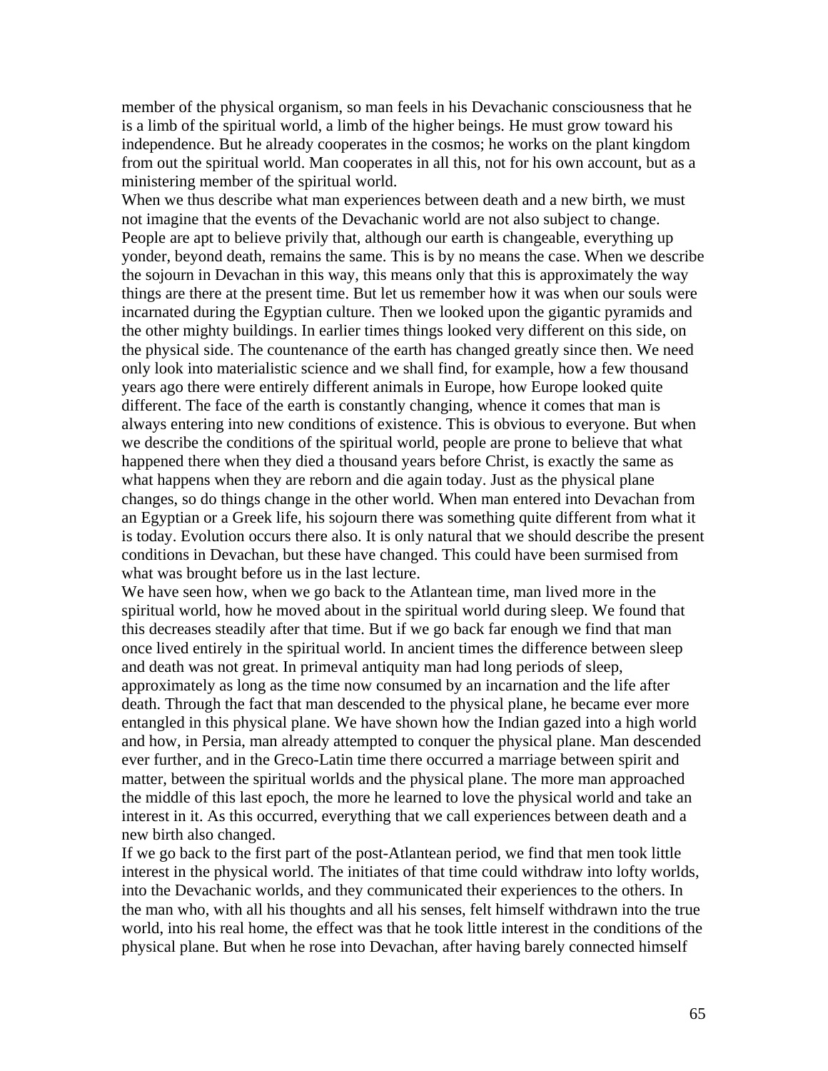member of the physical organism, so man feels in his Devachanic consciousness that he is a limb of the spiritual world, a limb of the higher beings. He must grow toward his independence. But he already cooperates in the cosmos; he works on the plant kingdom from out the spiritual world. Man cooperates in all this, not for his own account, but as a ministering member of the spiritual world.

When we thus describe what man experiences between death and a new birth, we must not imagine that the events of the Devachanic world are not also subject to change. People are apt to believe privily that, although our earth is changeable, everything up yonder, beyond death, remains the same. This is by no means the case. When we describe the sojourn in Devachan in this way, this means only that this is approximately the way things are there at the present time. But let us remember how it was when our souls were incarnated during the Egyptian culture. Then we looked upon the gigantic pyramids and the other mighty buildings. In earlier times things looked very different on this side, on the physical side. The countenance of the earth has changed greatly since then. We need only look into materialistic science and we shall find, for example, how a few thousand years ago there were entirely different animals in Europe, how Europe looked quite different. The face of the earth is constantly changing, whence it comes that man is always entering into new conditions of existence. This is obvious to everyone. But when we describe the conditions of the spiritual world, people are prone to believe that what happened there when they died a thousand years before Christ, is exactly the same as what happens when they are reborn and die again today. Just as the physical plane changes, so do things change in the other world. When man entered into Devachan from an Egyptian or a Greek life, his sojourn there was something quite different from what it is today. Evolution occurs there also. It is only natural that we should describe the present conditions in Devachan, but these have changed. This could have been surmised from what was brought before us in the last lecture.

We have seen how, when we go back to the Atlantean time, man lived more in the spiritual world, how he moved about in the spiritual world during sleep. We found that this decreases steadily after that time. But if we go back far enough we find that man once lived entirely in the spiritual world. In ancient times the difference between sleep and death was not great. In primeval antiquity man had long periods of sleep, approximately as long as the time now consumed by an incarnation and the life after death. Through the fact that man descended to the physical plane, he became ever more entangled in this physical plane. We have shown how the Indian gazed into a high world and how, in Persia, man already attempted to conquer the physical plane. Man descended ever further, and in the Greco-Latin time there occurred a marriage between spirit and matter, between the spiritual worlds and the physical plane. The more man approached the middle of this last epoch, the more he learned to love the physical world and take an interest in it. As this occurred, everything that we call experiences between death and a new birth also changed.

If we go back to the first part of the post-Atlantean period, we find that men took little interest in the physical world. The initiates of that time could withdraw into lofty worlds, into the Devachanic worlds, and they communicated their experiences to the others. In the man who, with all his thoughts and all his senses, felt himself withdrawn into the true world, into his real home, the effect was that he took little interest in the conditions of the physical plane. But when he rose into Devachan, after having barely connected himself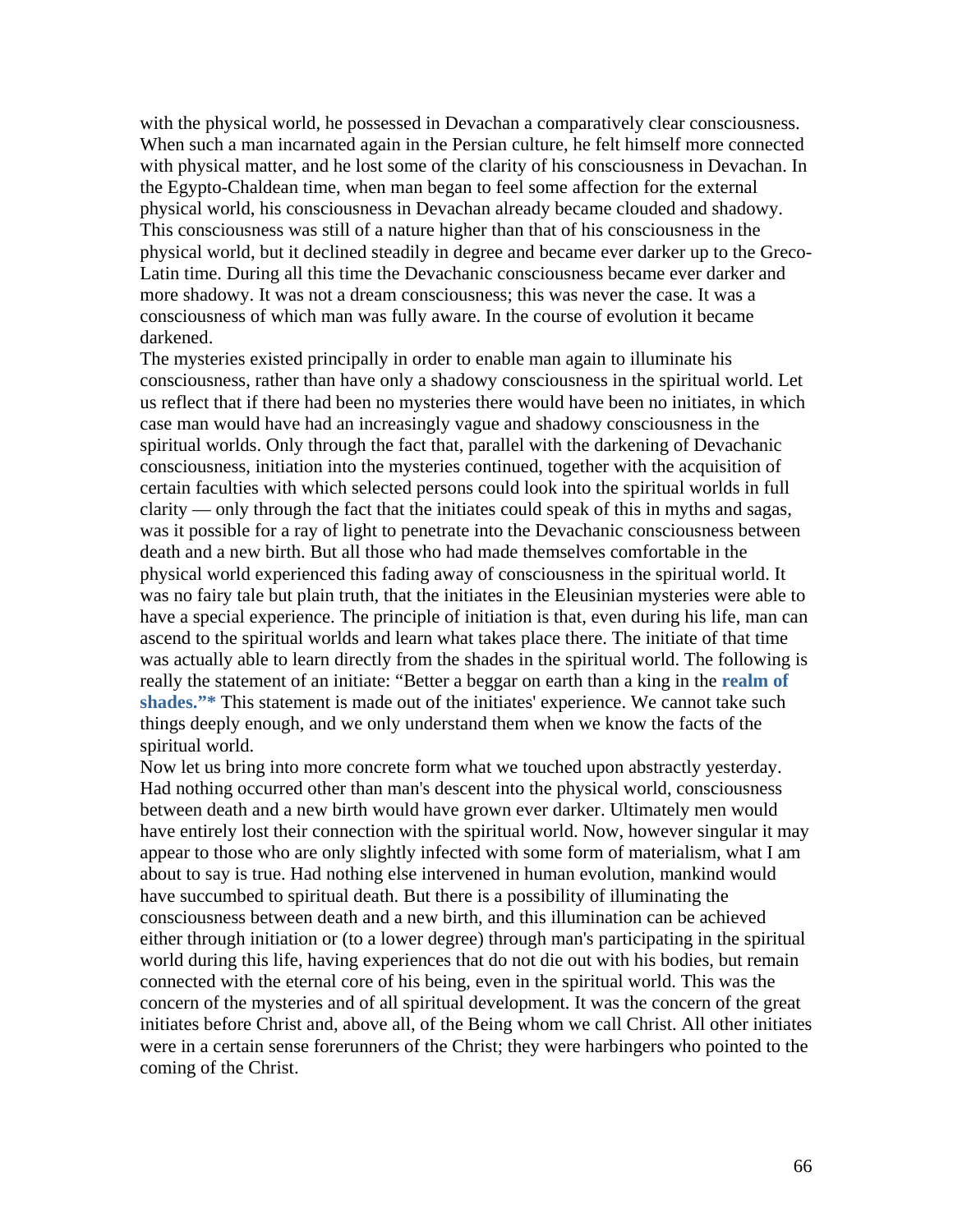with the physical world, he possessed in Devachan a comparatively clear consciousness. When such a man incarnated again in the Persian culture, he felt himself more connected with physical matter, and he lost some of the clarity of his consciousness in Devachan. In the Egypto-Chaldean time, when man began to feel some affection for the external physical world, his consciousness in Devachan already became clouded and shadowy. This consciousness was still of a nature higher than that of his consciousness in the physical world, but it declined steadily in degree and became ever darker up to the Greco-Latin time. During all this time the Devachanic consciousness became ever darker and more shadowy. It was not a dream consciousness; this was never the case. It was a consciousness of which man was fully aware. In the course of evolution it became darkened.

The mysteries existed principally in order to enable man again to illuminate his consciousness, rather than have only a shadowy consciousness in the spiritual world. Let us reflect that if there had been no mysteries there would have been no initiates, in which case man would have had an increasingly vague and shadowy consciousness in the spiritual worlds. Only through the fact that, parallel with the darkening of Devachanic consciousness, initiation into the mysteries continued, together with the acquisition of certain faculties with which selected persons could look into the spiritual worlds in full clarity — only through the fact that the initiates could speak of this in myths and sagas, was it possible for a ray of light to penetrate into the Devachanic consciousness between death and a new birth. But all those who had made themselves comfortable in the physical world experienced this fading away of consciousness in the spiritual world. It was no fairy tale but plain truth, that the initiates in the Eleusinian mysteries were able to have a special experience. The principle of initiation is that, even during his life, man can ascend to the spiritual worlds and learn what takes place there. The initiate of that time was actually able to learn directly from the shades in the spiritual world. The following is really the statement of an initiate: "Better a beggar on earth than a king in the **realm of shades."*** This statement is made out of the initiates' experience. We cannot take such things deeply enough, and we only understand them when we know the facts of the spiritual world.

Now let us bring into more concrete form what we touched upon abstractly yesterday. Had nothing occurred other than man's descent into the physical world, consciousness between death and a new birth would have grown ever darker. Ultimately men would have entirely lost their connection with the spiritual world. Now, however singular it may appear to those who are only slightly infected with some form of materialism, what I am about to say is true. Had nothing else intervened in human evolution, mankind would have succumbed to spiritual death. But there is a possibility of illuminating the consciousness between death and a new birth, and this illumination can be achieved either through initiation or (to a lower degree) through man's participating in the spiritual world during this life, having experiences that do not die out with his bodies, but remain connected with the eternal core of his being, even in the spiritual world. This was the concern of the mysteries and of all spiritual development. It was the concern of the great initiates before Christ and, above all, of the Being whom we call Christ. All other initiates were in a certain sense forerunners of the Christ; they were harbingers who pointed to the coming of the Christ.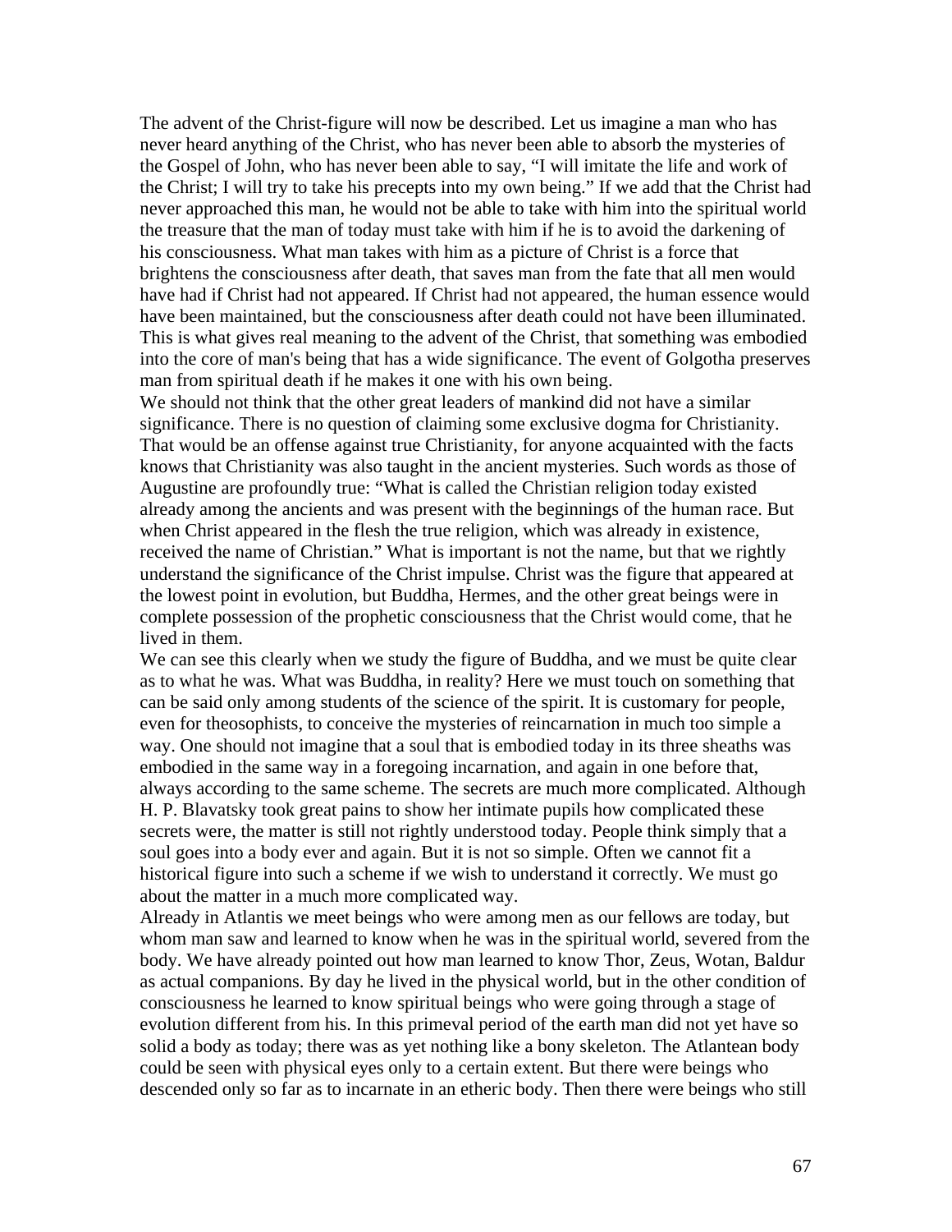The advent of the Christ-figure will now be described. Let us imagine a man who has never heard anything of the Christ, who has never been able to absorb the mysteries of the Gospel of John, who has never been able to say, "I will imitate the life and work of the Christ; I will try to take his precepts into my own being." If we add that the Christ had never approached this man, he would not be able to take with him into the spiritual world the treasure that the man of today must take with him if he is to avoid the darkening of his consciousness. What man takes with him as a picture of Christ is a force that brightens the consciousness after death, that saves man from the fate that all men would have had if Christ had not appeared. If Christ had not appeared, the human essence would have been maintained, but the consciousness after death could not have been illuminated. This is what gives real meaning to the advent of the Christ, that something was embodied into the core of man's being that has a wide significance. The event of Golgotha preserves man from spiritual death if he makes it one with his own being.

We should not think that the other great leaders of mankind did not have a similar significance. There is no question of claiming some exclusive dogma for Christianity. That would be an offense against true Christianity, for anyone acquainted with the facts knows that Christianity was also taught in the ancient mysteries. Such words as those of Augustine are profoundly true: "What is called the Christian religion today existed already among the ancients and was present with the beginnings of the human race. But when Christ appeared in the flesh the true religion, which was already in existence, received the name of Christian." What is important is not the name, but that we rightly understand the significance of the Christ impulse. Christ was the figure that appeared at the lowest point in evolution, but Buddha, Hermes, and the other great beings were in complete possession of the prophetic consciousness that the Christ would come, that he lived in them.

We can see this clearly when we study the figure of Buddha, and we must be quite clear as to what he was. What was Buddha, in reality? Here we must touch on something that can be said only among students of the science of the spirit. It is customary for people, even for theosophists, to conceive the mysteries of reincarnation in much too simple a way. One should not imagine that a soul that is embodied today in its three sheaths was embodied in the same way in a foregoing incarnation, and again in one before that, always according to the same scheme. The secrets are much more complicated. Although H. P. Blavatsky took great pains to show her intimate pupils how complicated these secrets were, the matter is still not rightly understood today. People think simply that a soul goes into a body ever and again. But it is not so simple. Often we cannot fit a historical figure into such a scheme if we wish to understand it correctly. We must go about the matter in a much more complicated way.

Already in Atlantis we meet beings who were among men as our fellows are today, but whom man saw and learned to know when he was in the spiritual world, severed from the body. We have already pointed out how man learned to know Thor, Zeus, Wotan, Baldur as actual companions. By day he lived in the physical world, but in the other condition of consciousness he learned to know spiritual beings who were going through a stage of evolution different from his. In this primeval period of the earth man did not yet have so solid a body as today; there was as yet nothing like a bony skeleton. The Atlantean body could be seen with physical eyes only to a certain extent. But there were beings who descended only so far as to incarnate in an etheric body. Then there were beings who still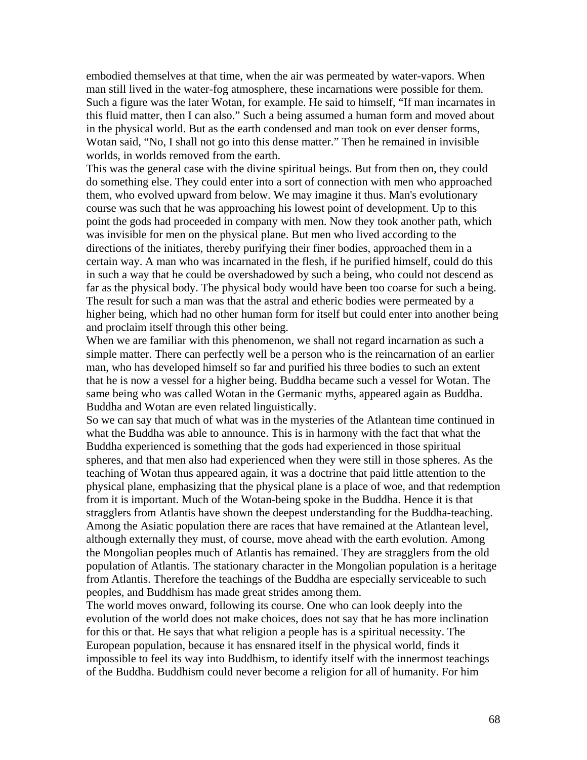embodied themselves at that time, when the air was permeated by water-vapors. When man still lived in the water-fog atmosphere, these incarnations were possible for them. Such a figure was the later Wotan, for example. He said to himself, "If man incarnates in this fluid matter, then I can also." Such a being assumed a human form and moved about in the physical world. But as the earth condensed and man took on ever denser forms, Wotan said, "No, I shall not go into this dense matter." Then he remained in invisible worlds, in worlds removed from the earth.

This was the general case with the divine spiritual beings. But from then on, they could do something else. They could enter into a sort of connection with men who approached them, who evolved upward from below. We may imagine it thus. Man's evolutionary course was such that he was approaching his lowest point of development. Up to this point the gods had proceeded in company with men. Now they took another path, which was invisible for men on the physical plane. But men who lived according to the directions of the initiates, thereby purifying their finer bodies, approached them in a certain way. A man who was incarnated in the flesh, if he purified himself, could do this in such a way that he could be overshadowed by such a being, who could not descend as far as the physical body. The physical body would have been too coarse for such a being. The result for such a man was that the astral and etheric bodies were permeated by a higher being, which had no other human form for itself but could enter into another being and proclaim itself through this other being.

When we are familiar with this phenomenon, we shall not regard incarnation as such a simple matter. There can perfectly well be a person who is the reincarnation of an earlier man, who has developed himself so far and purified his three bodies to such an extent that he is now a vessel for a higher being. Buddha became such a vessel for Wotan. The same being who was called Wotan in the Germanic myths, appeared again as Buddha. Buddha and Wotan are even related linguistically.

So we can say that much of what was in the mysteries of the Atlantean time continued in what the Buddha was able to announce. This is in harmony with the fact that what the Buddha experienced is something that the gods had experienced in those spiritual spheres, and that men also had experienced when they were still in those spheres. As the teaching of Wotan thus appeared again, it was a doctrine that paid little attention to the physical plane, emphasizing that the physical plane is a place of woe, and that redemption from it is important. Much of the Wotan-being spoke in the Buddha. Hence it is that stragglers from Atlantis have shown the deepest understanding for the Buddha-teaching. Among the Asiatic population there are races that have remained at the Atlantean level, although externally they must, of course, move ahead with the earth evolution. Among the Mongolian peoples much of Atlantis has remained. They are stragglers from the old population of Atlantis. The stationary character in the Mongolian population is a heritage from Atlantis. Therefore the teachings of the Buddha are especially serviceable to such peoples, and Buddhism has made great strides among them.

The world moves onward, following its course. One who can look deeply into the evolution of the world does not make choices, does not say that he has more inclination for this or that. He says that what religion a people has is a spiritual necessity. The European population, because it has ensnared itself in the physical world, finds it impossible to feel its way into Buddhism, to identify itself with the innermost teachings of the Buddha. Buddhism could never become a religion for all of humanity. For him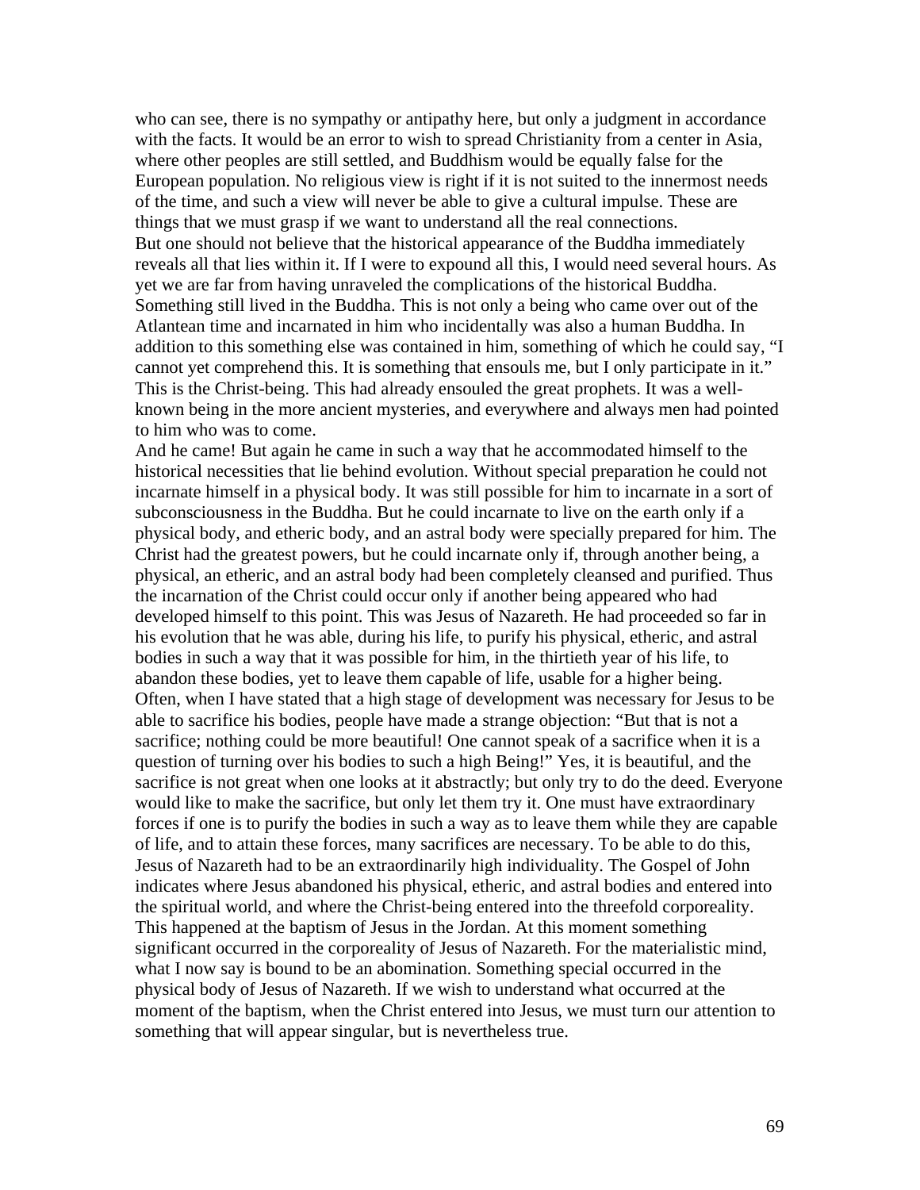who can see, there is no sympathy or antipathy here, but only a judgment in accordance with the facts. It would be an error to wish to spread Christianity from a center in Asia, where other peoples are still settled, and Buddhism would be equally false for the European population. No religious view is right if it is not suited to the innermost needs of the time, and such a view will never be able to give a cultural impulse. These are things that we must grasp if we want to understand all the real connections.

But one should not believe that the historical appearance of the Buddha immediately reveals all that lies within it. If I were to expound all this, I would need several hours. As yet we are far from having unraveled the complications of the historical Buddha. Something still lived in the Buddha. This is not only a being who came over out of the Atlantean time and incarnated in him who incidentally was also a human Buddha. In addition to this something else was contained in him, something of which he could say, "I cannot yet comprehend this. It is something that ensouls me, but I only participate in it." This is the Christ-being. This had already ensouled the great prophets. It was a well-known being in the more ancient mysteries, and everywhere and always men had pointed to him who was to come.

And he came! But again he came in such a way that he accommodated himself to the historical necessities that lie behind evolution. Without special preparation he could not incarnate himself in a physical body. It was still possible for him to incarnate in a sort of subconsciousness in the Buddha. But he could incarnate to live on the earth only if a physical body, and etheric body, and an astral body were specially prepared for him. The Christ had the greatest powers, but he could incarnate only if, through another being, a physical, an etheric, and an astral body had been completely cleansed and purified. Thus the incarnation of the Christ could occur only if another being appeared who had developed himself to this point. This was Jesus of Nazareth. He had proceeded so far in his evolution that he was able, during his life, to purify his physical, etheric, and astral bodies in such a way that it was possible for him, in the thirtieth year of his life, to abandon these bodies, yet to leave them capable of life, usable for a higher being.

Often, when I have stated that a high stage of development was necessary for Jesus to be able to sacrifice his bodies, people have made a strange objection: "But that is not a sacrifice; nothing could be more beautiful! One cannot speak of a sacrifice when it is a question of turning over his bodies to such a high Being!" Yes, it is beautiful, and the sacrifice is not great when one looks at it abstractly; but only try to do the deed. Everyone would like to make the sacrifice, but only let them try it. One must have extraordinary forces if one is to purify the bodies in such a way as to leave them while they are capable of life, and to attain these forces, many sacrifices are necessary. To be able to do this, Jesus of Nazareth had to be an extraordinarily high individuality. The Gospel of John indicates where Jesus abandoned his physical, etheric, and astral bodies and entered into the spiritual world, and where the Christ-being entered into the threefold corporeality. This happened at the baptism of Jesus in the Jordan. At this moment something significant occurred in the corporeality of Jesus of Nazareth. For the materialistic mind, what I now say is bound to be an abomination. Something special occurred in the physical body of Jesus of Nazareth. If we wish to understand what occurred at the moment of the baptism, when the Christ entered into Jesus, we must turn our attention to something that will appear singular, but is nevertheless true.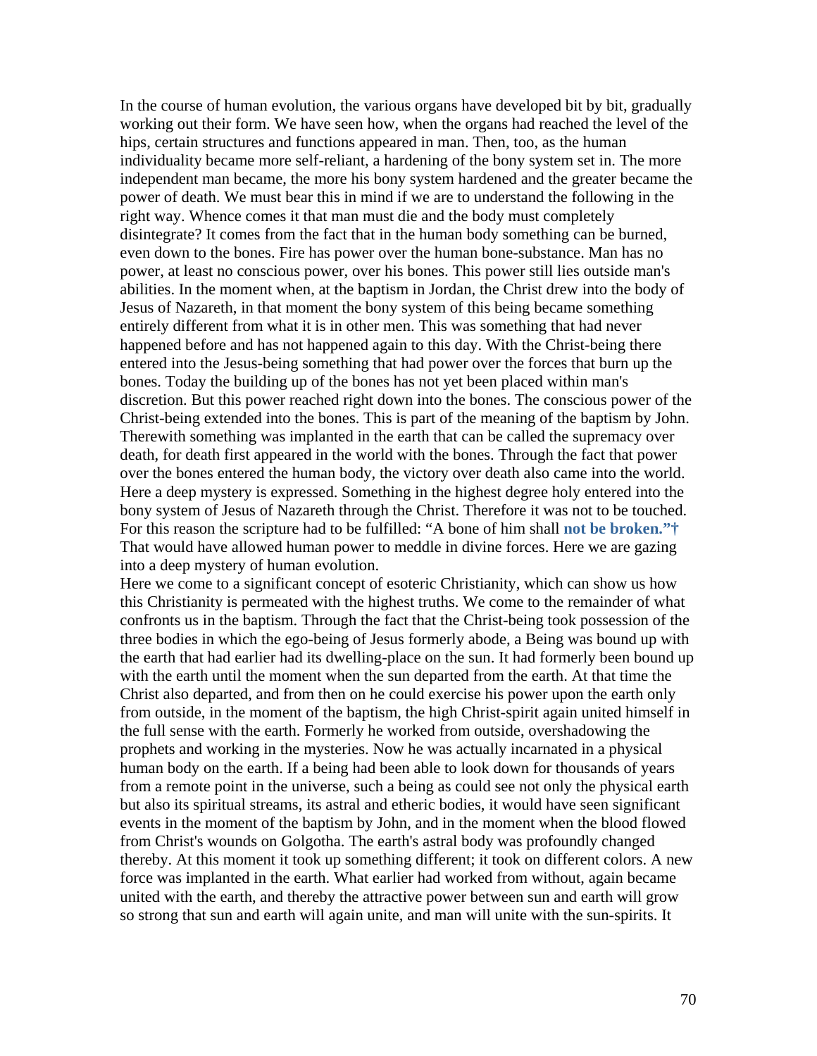In the course of human evolution, the various organs have developed bit by bit, gradually working out their form. We have seen how, when the organs had reached the level of the hips, certain structures and functions appeared in man. Then, too, as the human individuality became more self-reliant, a hardening of the bony system set in. The more independent man became, the more his bony system hardened and the greater became the power of death. We must bear this in mind if we are to understand the following in the right way. Whence comes it that man must die and the body must completely disintegrate? It comes from the fact that in the human body something can be burned, even down to the bones. Fire has power over the human bone-substance. Man has no power, at least no conscious power, over his bones. This power still lies outside man's abilities. In the moment when, at the baptism in Jordan, the Christ drew into the body of Jesus of Nazareth, in that moment the bony system of this being became something entirely different from what it is in other men. This was something that had never happened before and has not happened again to this day. With the Christ-being there entered into the Jesus-being something that had power over the forces that burn up the bones. Today the building up of the bones has not yet been placed within man's discretion. But this power reached right down into the bones. The conscious power of the Christ-being extended into the bones. This is part of the meaning of the baptism by John. Therewith something was implanted in the earth that can be called the supremacy over death, for death first appeared in the world with the bones. Through the fact that power over the bones entered the human body, the victory over death also came into the world. Here a deep mystery is expressed. Something in the highest degree holy entered into the bony system of Jesus of Nazareth through the Christ. Therefore it was not to be touched. For this reason the scripture had to be fulfilled: "A bone of him shall **not be broken."†** That would have allowed human power to meddle in divine forces. Here we are gazing into a deep mystery of human evolution.

Here we come to a significant concept of esoteric Christianity, which can show us how this Christianity is permeated with the highest truths. We come to the remainder of what confronts us in the baptism. Through the fact that the Christ-being took possession of the three bodies in which the ego-being of Jesus formerly abode, a Being was bound up with the earth that had earlier had its dwelling-place on the sun. It had formerly been bound up with the earth until the moment when the sun departed from the earth. At that time the Christ also departed, and from then on he could exercise his power upon the earth only from outside, in the moment of the baptism, the high Christ-spirit again united himself in the full sense with the earth. Formerly he worked from outside, overshadowing the prophets and working in the mysteries. Now he was actually incarnated in a physical human body on the earth. If a being had been able to look down for thousands of years from a remote point in the universe, such a being as could see not only the physical earth but also its spiritual streams, its astral and etheric bodies, it would have seen significant events in the moment of the baptism by John, and in the moment when the blood flowed from Christ's wounds on Golgotha. The earth's astral body was profoundly changed thereby. At this moment it took up something different; it took on different colors. A new force was implanted in the earth. What earlier had worked from without, again became united with the earth, and thereby the attractive power between sun and earth will grow so strong that sun and earth will again unite, and man will unite with the sun-spirits. It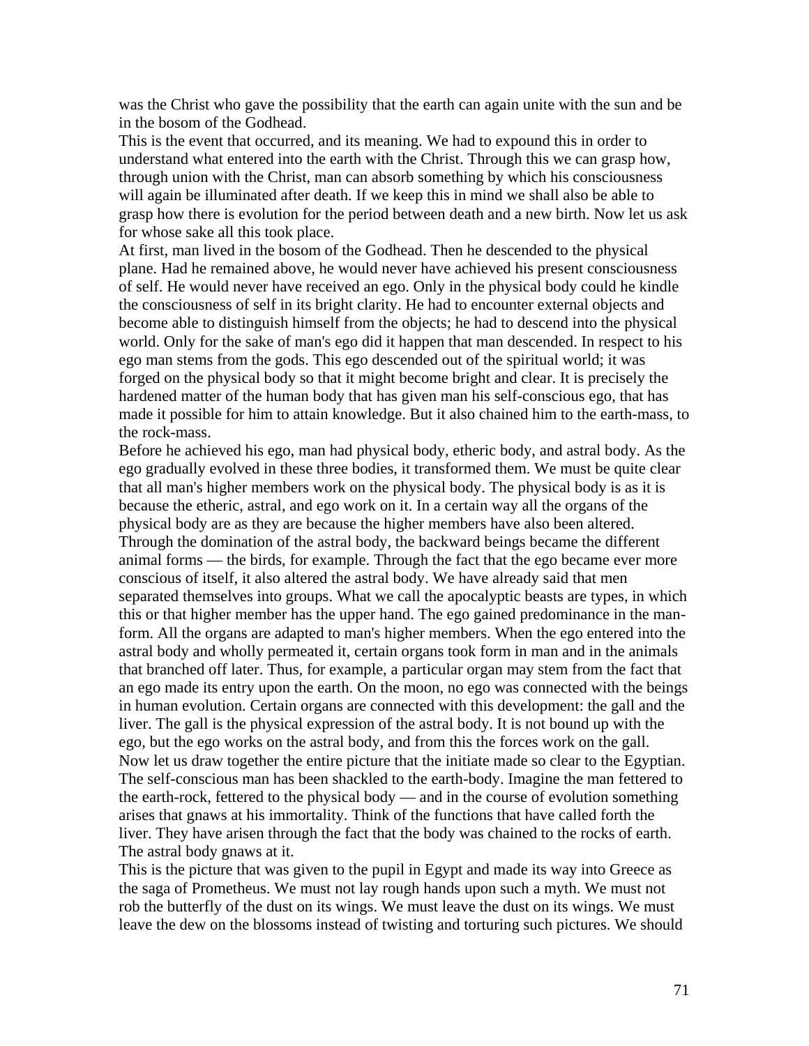was the Christ who gave the possibility that the earth can again unite with the sun and be in the bosom of the Godhead.

This is the event that occurred, and its meaning. We had to expound this in order to understand what entered into the earth with the Christ. Through this we can grasp how, through union with the Christ, man can absorb something by which his consciousness will again be illuminated after death. If we keep this in mind we shall also be able to grasp how there is evolution for the period between death and a new birth. Now let us ask for whose sake all this took place.

At first, man lived in the bosom of the Godhead. Then he descended to the physical plane. Had he remained above, he would never have achieved his present consciousness of self. He would never have received an ego. Only in the physical body could he kindle the consciousness of self in its bright clarity. He had to encounter external objects and become able to distinguish himself from the objects; he had to descend into the physical world. Only for the sake of man's ego did it happen that man descended. In respect to his ego man stems from the gods. This ego descended out of the spiritual world; it was forged on the physical body so that it might become bright and clear. It is precisely the hardened matter of the human body that has given man his self-conscious ego, that has made it possible for him to attain knowledge. But it also chained him to the earth-mass, to the rock-mass.

Before he achieved his ego, man had physical body, etheric body, and astral body. As the ego gradually evolved in these three bodies, it transformed them. We must be quite clear that all man's higher members work on the physical body. The physical body is as it is because the etheric, astral, and ego work on it. In a certain way all the organs of the physical body are as they are because the higher members have also been altered. Through the domination of the astral body, the backward beings became the different animal forms — the birds, for example. Through the fact that the ego became ever more conscious of itself, it also altered the astral body. We have already said that men separated themselves into groups. What we call the apocalyptic beasts are types, in which this or that higher member has the upper hand. The ego gained predominance in the man-form. All the organs are adapted to man's higher members. When the ego entered into the astral body and wholly permeated it, certain organs took form in man and in the animals that branched off later. Thus, for example, a particular organ may stem from the fact that an ego made its entry upon the earth. On the moon, no ego was connected with the beings in human evolution. Certain organs are connected with this development: the gall and the liver. The gall is the physical expression of the astral body. It is not bound up with the ego, but the ego works on the astral body, and from this the forces work on the gall.

Now let us draw together the entire picture that the initiate made so clear to the Egyptian. The self-conscious man has been shackled to the earth-body. Imagine the man fettered to the earth-rock, fettered to the physical body — and in the course of evolution something arises that gnaws at his immortality. Think of the functions that have called forth the liver. They have arisen through the fact that the body was chained to the rocks of earth. The astral body gnaws at it.

This is the picture that was given to the pupil in Egypt and made its way into Greece as the saga of Prometheus. We must not lay rough hands upon such a myth. We must not rob the butterfly of the dust on its wings. We must leave the dust on its wings. We must leave the dew on the blossoms instead of twisting and torturing such pictures. We should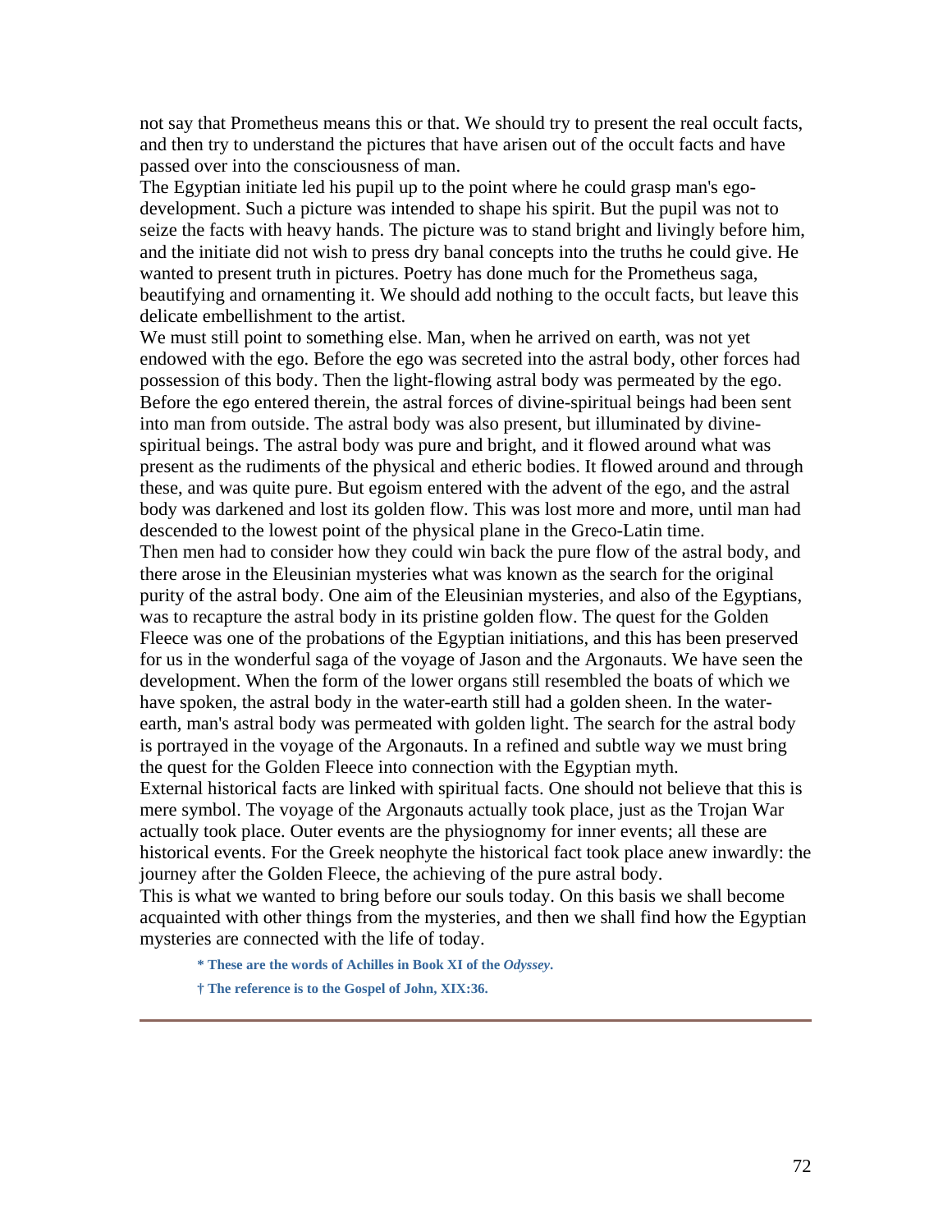not say that Prometheus means this or that. We should try to present the real occult facts, and then try to understand the pictures that have arisen out of the occult facts and have passed over into the consciousness of man.

The Egyptian initiate led his pupil up to the point where he could grasp man's ego-development. Such a picture was intended to shape his spirit. But the pupil was not to seize the facts with heavy hands. The picture was to stand bright and livingly before him, and the initiate did not wish to press dry banal concepts into the truths he could give. He wanted to present truth in pictures. Poetry has done much for the Prometheus saga, beautifying and ornamenting it. We should add nothing to the occult facts, but leave this delicate embellishment to the artist.

We must still point to something else. Man, when he arrived on earth, was not yet endowed with the ego. Before the ego was secreted into the astral body, other forces had possession of this body. Then the light-flowing astral body was permeated by the ego. Before the ego entered therein, the astral forces of divine-spiritual beings had been sent into man from outside. The astral body was also present, but illuminated by divine-spiritual beings. The astral body was pure and bright, and it flowed around what was present as the rudiments of the physical and etheric bodies. It flowed around and through these, and was quite pure. But egoism entered with the advent of the ego, and the astral body was darkened and lost its golden flow. This was lost more and more, until man had descended to the lowest point of the physical plane in the Greco-Latin time.

Then men had to consider how they could win back the pure flow of the astral body, and there arose in the Eleusinian mysteries what was known as the search for the original purity of the astral body. One aim of the Eleusinian mysteries, and also of the Egyptians, was to recapture the astral body in its pristine golden flow. The quest for the Golden Fleece was one of the probations of the Egyptian initiations, and this has been preserved for us in the wonderful saga of the voyage of Jason and the Argonauts. We have seen the development. When the form of the lower organs still resembled the boats of which we have spoken, the astral body in the water-earth still had a golden sheen. In the water-earth, man's astral body was permeated with golden light. The search for the astral body is portrayed in the voyage of the Argonauts. In a refined and subtle way we must bring the quest for the Golden Fleece into connection with the Egyptian myth.

External historical facts are linked with spiritual facts. One should not believe that this is mere symbol. The voyage of the Argonauts actually took place, just as the Trojan War actually took place. Outer events are the physiognomy for inner events; all these are historical events. For the Greek neophyte the historical fact took place anew inwardly: the journey after the Golden Fleece, the achieving of the pure astral body.

This is what we wanted to bring before our souls today. On this basis we shall become acquainted with other things from the mysteries, and then we shall find how the Egyptian mysteries are connected with the life of today.

**\* These are the words of Achilles in Book XI of the *Odyssey*.**

**† The reference is to the Gospel of John, XIX:36.**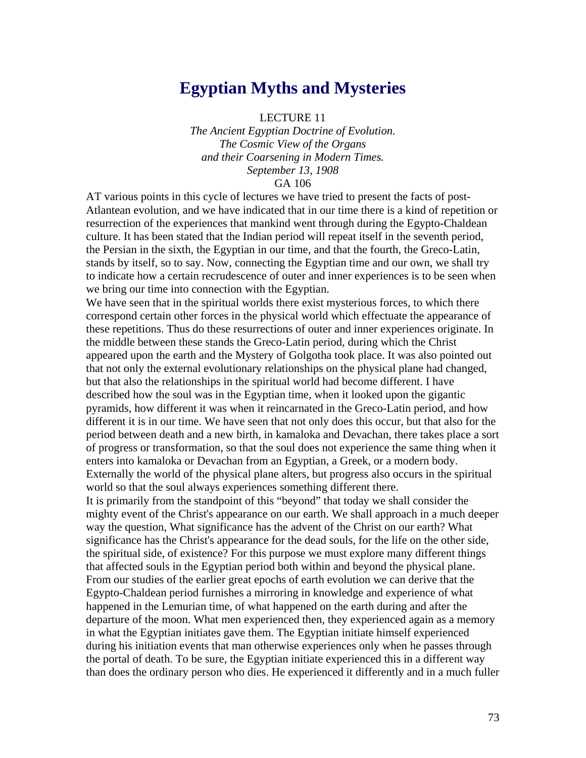# Egyptian Myths and Mysteries

LECTURE 11

*The Ancient Egyptian Doctrine of Evolution.*
*The Cosmic View of the Organs*
*and their Coarsening in Modern Times.*
*September 13, 1908*
GA 106

AT various points in this cycle of lectures we have tried to present the facts of post-Atlantean evolution, and we have indicated that in our time there is a kind of repetition or resurrection of the experiences that mankind went through during the Egypto-Chaldean culture. It has been stated that the Indian period will repeat itself in the seventh period, the Persian in the sixth, the Egyptian in our time, and that the fourth, the Greco-Latin, stands by itself, so to say. Now, connecting the Egyptian time and our own, we shall try to indicate how a certain recrudescence of outer and inner experiences is to be seen when we bring our time into connection with the Egyptian.

We have seen that in the spiritual worlds there exist mysterious forces, to which there correspond certain other forces in the physical world which effectuate the appearance of these repetitions. Thus do these resurrections of outer and inner experiences originate. In the middle between these stands the Greco-Latin period, during which the Christ appeared upon the earth and the Mystery of Golgotha took place. It was also pointed out that not only the external evolutionary relationships on the physical plane had changed, but that also the relationships in the spiritual world had become different. I have described how the soul was in the Egyptian time, when it looked upon the gigantic pyramids, how different it was when it reincarnated in the Greco-Latin period, and how different it is in our time. We have seen that not only does this occur, but that also for the period between death and a new birth, in kamaloka and Devachan, there takes place a sort of progress or transformation, so that the soul does not experience the same thing when it enters into kamaloka or Devachan from an Egyptian, a Greek, or a modern body. Externally the world of the physical plane alters, but progress also occurs in the spiritual world so that the soul always experiences something different there.

It is primarily from the standpoint of this "beyond" that today we shall consider the mighty event of the Christ's appearance on our earth. We shall approach in a much deeper way the question, What significance has the advent of the Christ on our earth? What significance has the Christ's appearance for the dead souls, for the life on the other side, the spiritual side, of existence? For this purpose we must explore many different things that affected souls in the Egyptian period both within and beyond the physical plane. From our studies of the earlier great epochs of earth evolution we can derive that the Egypto-Chaldean period furnishes a mirroring in knowledge and experience of what happened in the Lemurian time, of what happened on the earth during and after the departure of the moon. What men experienced then, they experienced again as a memory in what the Egyptian initiates gave them. The Egyptian initiate himself experienced during his initiation events that man otherwise experiences only when he passes through the portal of death. To be sure, the Egyptian initiate experienced this in a different way than does the ordinary person who dies. He experienced it differently and in a much fuller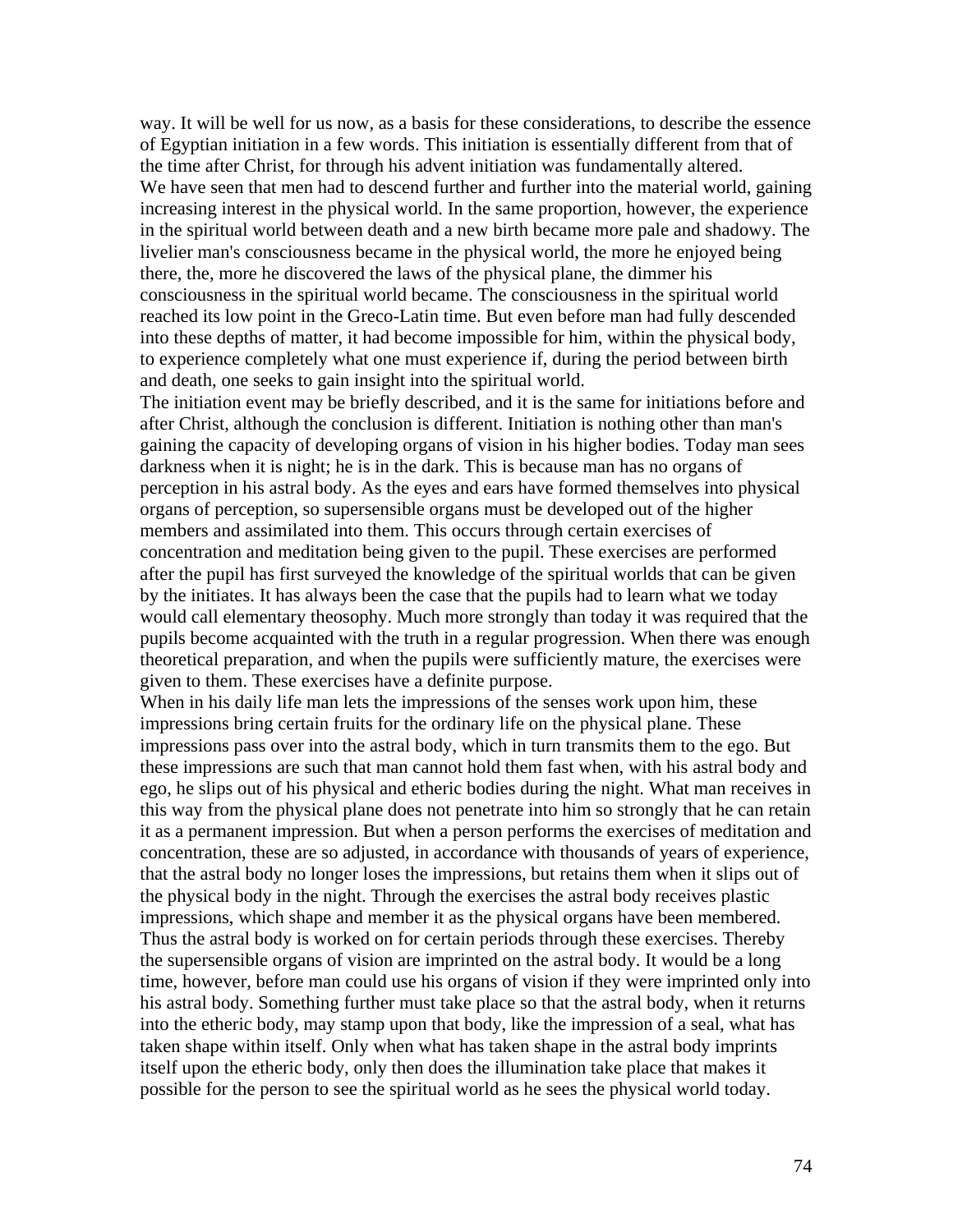way. It will be well for us now, as a basis for these considerations, to describe the essence of Egyptian initiation in a few words. This initiation is essentially different from that of the time after Christ, for through his advent initiation was fundamentally altered.

We have seen that men had to descend further and further into the material world, gaining increasing interest in the physical world. In the same proportion, however, the experience in the spiritual world between death and a new birth became more pale and shadowy. The livelier man's consciousness became in the physical world, the more he enjoyed being there, the, more he discovered the laws of the physical plane, the dimmer his consciousness in the spiritual world became. The consciousness in the spiritual world reached its low point in the Greco-Latin time. But even before man had fully descended into these depths of matter, it had become impossible for him, within the physical body, to experience completely what one must experience if, during the period between birth and death, one seeks to gain insight into the spiritual world.

The initiation event may be briefly described, and it is the same for initiations before and after Christ, although the conclusion is different. Initiation is nothing other than man's gaining the capacity of developing organs of vision in his higher bodies. Today man sees darkness when it is night; he is in the dark. This is because man has no organs of perception in his astral body. As the eyes and ears have formed themselves into physical organs of perception, so supersensible organs must be developed out of the higher members and assimilated into them. This occurs through certain exercises of concentration and meditation being given to the pupil. These exercises are performed after the pupil has first surveyed the knowledge of the spiritual worlds that can be given by the initiates. It has always been the case that the pupils had to learn what we today would call elementary theosophy. Much more strongly than today it was required that the pupils become acquainted with the truth in a regular progression. When there was enough theoretical preparation, and when the pupils were sufficiently mature, the exercises were given to them. These exercises have a definite purpose.

When in his daily life man lets the impressions of the senses work upon him, these impressions bring certain fruits for the ordinary life on the physical plane. These impressions pass over into the astral body, which in turn transmits them to the ego. But these impressions are such that man cannot hold them fast when, with his astral body and ego, he slips out of his physical and etheric bodies during the night. What man receives in this way from the physical plane does not penetrate into him so strongly that he can retain it as a permanent impression. But when a person performs the exercises of meditation and concentration, these are so adjusted, in accordance with thousands of years of experience, that the astral body no longer loses the impressions, but retains them when it slips out of the physical body in the night. Through the exercises the astral body receives plastic impressions, which shape and member it as the physical organs have been membered. Thus the astral body is worked on for certain periods through these exercises. Thereby the supersensible organs of vision are imprinted on the astral body. It would be a long time, however, before man could use his organs of vision if they were imprinted only into his astral body. Something further must take place so that the astral body, when it returns into the etheric body, may stamp upon that body, like the impression of a seal, what has taken shape within itself. Only when what has taken shape in the astral body imprints itself upon the etheric body, only then does the illumination take place that makes it possible for the person to see the spiritual world as he sees the physical world today.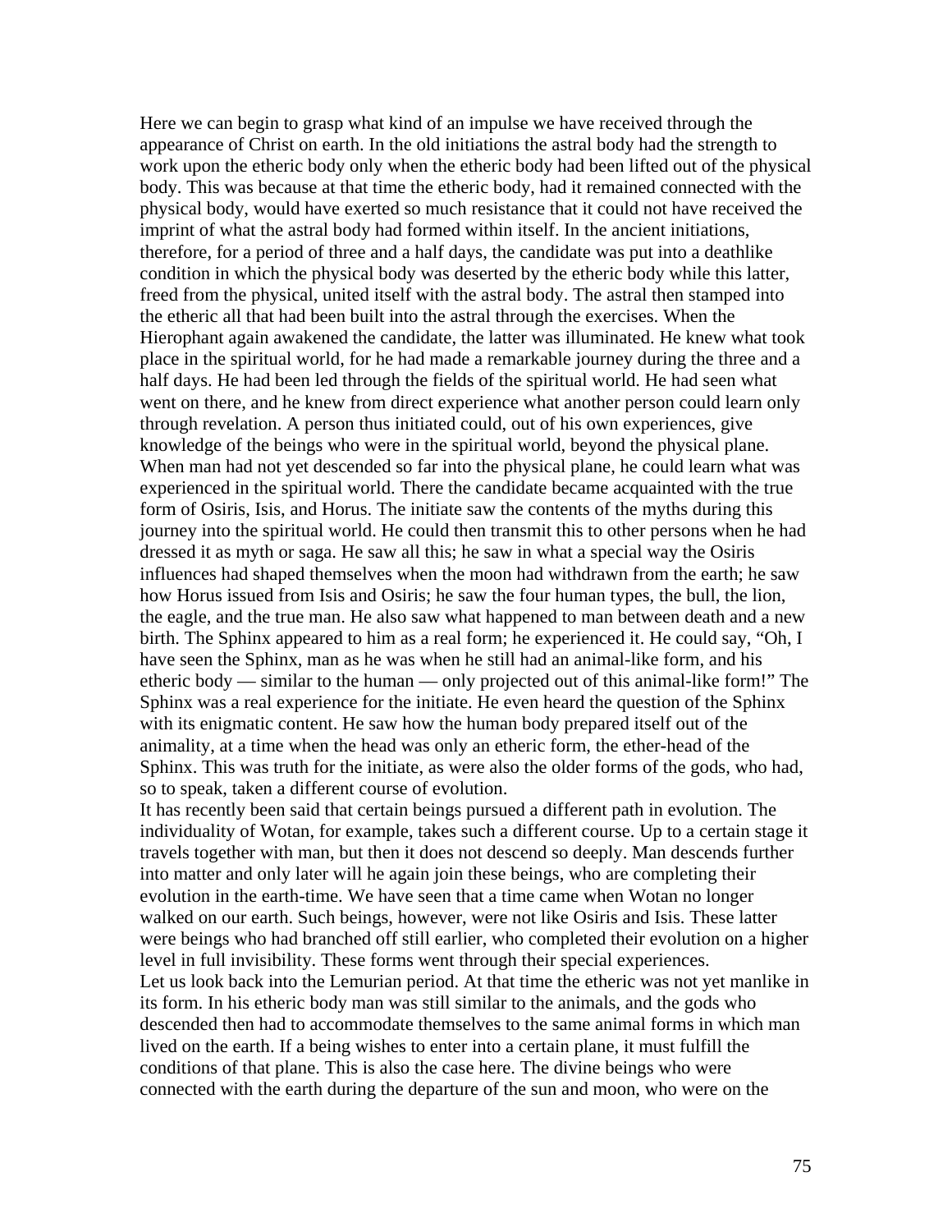Here we can begin to grasp what kind of an impulse we have received through the appearance of Christ on earth. In the old initiations the astral body had the strength to work upon the etheric body only when the etheric body had been lifted out of the physical body. This was because at that time the etheric body, had it remained connected with the physical body, would have exerted so much resistance that it could not have received the imprint of what the astral body had formed within itself. In the ancient initiations, therefore, for a period of three and a half days, the candidate was put into a deathlike condition in which the physical body was deserted by the etheric body while this latter, freed from the physical, united itself with the astral body. The astral then stamped into the etheric all that had been built into the astral through the exercises. When the Hierophant again awakened the candidate, the latter was illuminated. He knew what took place in the spiritual world, for he had made a remarkable journey during the three and a half days. He had been led through the fields of the spiritual world. He had seen what went on there, and he knew from direct experience what another person could learn only through revelation. A person thus initiated could, out of his own experiences, give knowledge of the beings who were in the spiritual world, beyond the physical plane. When man had not yet descended so far into the physical plane, he could learn what was experienced in the spiritual world. There the candidate became acquainted with the true form of Osiris, Isis, and Horus. The initiate saw the contents of the myths during this journey into the spiritual world. He could then transmit this to other persons when he had dressed it as myth or saga. He saw all this; he saw in what a special way the Osiris influences had shaped themselves when the moon had withdrawn from the earth; he saw how Horus issued from Isis and Osiris; he saw the four human types, the bull, the lion, the eagle, and the true man. He also saw what happened to man between death and a new birth. The Sphinx appeared to him as a real form; he experienced it. He could say, “Oh, I have seen the Sphinx, man as he was when he still had an animal-like form, and his etheric body — similar to the human — only projected out of this animal-like form!” The Sphinx was a real experience for the initiate. He even heard the question of the Sphinx with its enigmatic content. He saw how the human body prepared itself out of the animality, at a time when the head was only an etheric form, the ether-head of the Sphinx. This was truth for the initiate, as were also the older forms of the gods, who had, so to speak, taken a different course of evolution.

It has recently been said that certain beings pursued a different path in evolution. The individuality of Wotan, for example, takes such a different course. Up to a certain stage it travels together with man, but then it does not descend so deeply. Man descends further into matter and only later will he again join these beings, who are completing their evolution in the earth-time. We have seen that a time came when Wotan no longer walked on our earth. Such beings, however, were not like Osiris and Isis. These latter were beings who had branched off still earlier, who completed their evolution on a higher level in full invisibility. These forms went through their special experiences.

Let us look back into the Lemurian period. At that time the etheric was not yet manlike in its form. In his etheric body man was still similar to the animals, and the gods who descended then had to accommodate themselves to the same animal forms in which man lived on the earth. If a being wishes to enter into a certain plane, it must fulfill the conditions of that plane. This is also the case here. The divine beings who were connected with the earth during the departure of the sun and moon, who were on the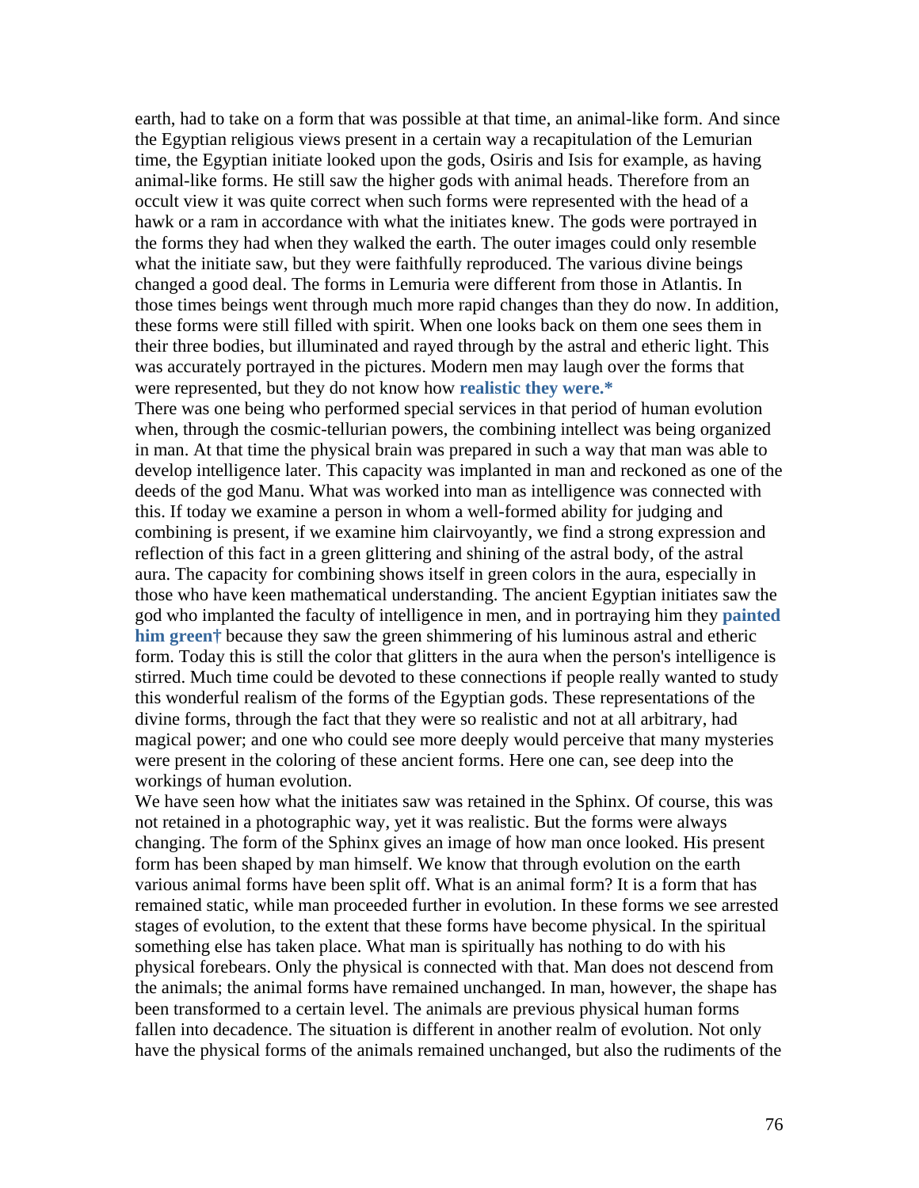earth, had to take on a form that was possible at that time, an animal-like form. And since the Egyptian religious views present in a certain way a recapitulation of the Lemurian time, the Egyptian initiate looked upon the gods, Osiris and Isis for example, as having animal-like forms. He still saw the higher gods with animal heads. Therefore from an occult view it was quite correct when such forms were represented with the head of a hawk or a ram in accordance with what the initiates knew. The gods were portrayed in the forms they had when they walked the earth. The outer images could only resemble what the initiate saw, but they were faithfully reproduced. The various divine beings changed a good deal. The forms in Lemuria were different from those in Atlantis. In those times beings went through much more rapid changes than they do now. In addition, these forms were still filled with spirit. When one looks back on them one sees them in their three bodies, but illuminated and rayed through by the astral and etheric light. This was accurately portrayed in the pictures. Modern men may laugh over the forms that were represented, but they do not know how **realistic they were.***

There was one being who performed special services in that period of human evolution when, through the cosmic-tellurian powers, the combining intellect was being organized in man. At that time the physical brain was prepared in such a way that man was able to develop intelligence later. This capacity was implanted in man and reckoned as one of the deeds of the god Manu. What was worked into man as intelligence was connected with this. If today we examine a person in whom a well-formed ability for judging and combining is present, if we examine him clairvoyantly, we find a strong expression and reflection of this fact in a green glittering and shining of the astral body, of the astral aura. The capacity for combining shows itself in green colors in the aura, especially in those who have keen mathematical understanding. The ancient Egyptian initiates saw the god who implanted the faculty of intelligence in men, and in portraying him they **painted him green†** because they saw the green shimmering of his luminous astral and etheric form. Today this is still the color that glitters in the aura when the person's intelligence is stirred. Much time could be devoted to these connections if people really wanted to study this wonderful realism of the forms of the Egyptian gods. These representations of the divine forms, through the fact that they were so realistic and not at all arbitrary, had magical power; and one who could see more deeply would perceive that many mysteries were present in the coloring of these ancient forms. Here one can, see deep into the workings of human evolution.

We have seen how what the initiates saw was retained in the Sphinx. Of course, this was not retained in a photographic way, yet it was realistic. But the forms were always changing. The form of the Sphinx gives an image of how man once looked. His present form has been shaped by man himself. We know that through evolution on the earth various animal forms have been split off. What is an animal form? It is a form that has remained static, while man proceeded further in evolution. In these forms we see arrested stages of evolution, to the extent that these forms have become physical. In the spiritual something else has taken place. What man is spiritually has nothing to do with his physical forebears. Only the physical is connected with that. Man does not descend from the animals; the animal forms have remained unchanged. In man, however, the shape has been transformed to a certain level. The animals are previous physical human forms fallen into decadence. The situation is different in another realm of evolution. Not only have the physical forms of the animals remained unchanged, but also the rudiments of the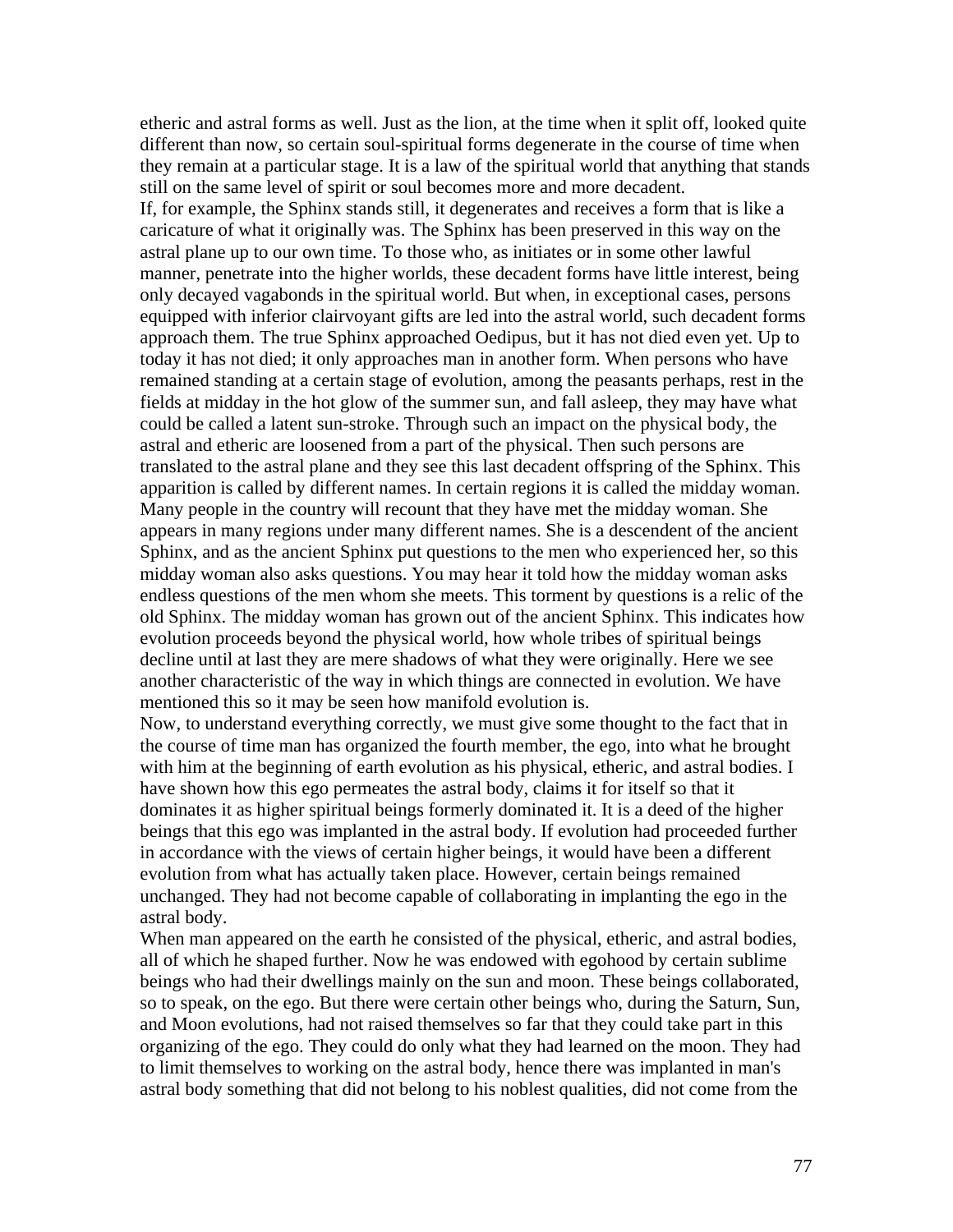etheric and astral forms as well. Just as the lion, at the time when it split off, looked quite different than now, so certain soul-spiritual forms degenerate in the course of time when they remain at a particular stage. It is a law of the spiritual world that anything that stands still on the same level of spirit or soul becomes more and more decadent.

If, for example, the Sphinx stands still, it degenerates and receives a form that is like a caricature of what it originally was. The Sphinx has been preserved in this way on the astral plane up to our own time. To those who, as initiates or in some other lawful manner, penetrate into the higher worlds, these decadent forms have little interest, being only decayed vagabonds in the spiritual world. But when, in exceptional cases, persons equipped with inferior clairvoyant gifts are led into the astral world, such decadent forms approach them. The true Sphinx approached Oedipus, but it has not died even yet. Up to today it has not died; it only approaches man in another form. When persons who have remained standing at a certain stage of evolution, among the peasants perhaps, rest in the fields at midday in the hot glow of the summer sun, and fall asleep, they may have what could be called a latent sun-stroke. Through such an impact on the physical body, the astral and etheric are loosened from a part of the physical. Then such persons are translated to the astral plane and they see this last decadent offspring of the Sphinx. This apparition is called by different names. In certain regions it is called the midday woman. Many people in the country will recount that they have met the midday woman. She appears in many regions under many different names. She is a descendent of the ancient Sphinx, and as the ancient Sphinx put questions to the men who experienced her, so this midday woman also asks questions. You may hear it told how the midday woman asks endless questions of the men whom she meets. This torment by questions is a relic of the old Sphinx. The midday woman has grown out of the ancient Sphinx. This indicates how evolution proceeds beyond the physical world, how whole tribes of spiritual beings decline until at last they are mere shadows of what they were originally. Here we see another characteristic of the way in which things are connected in evolution. We have mentioned this so it may be seen how manifold evolution is.

Now, to understand everything correctly, we must give some thought to the fact that in the course of time man has organized the fourth member, the ego, into what he brought with him at the beginning of earth evolution as his physical, etheric, and astral bodies. I have shown how this ego permeates the astral body, claims it for itself so that it dominates it as higher spiritual beings formerly dominated it. It is a deed of the higher beings that this ego was implanted in the astral body. If evolution had proceeded further in accordance with the views of certain higher beings, it would have been a different evolution from what has actually taken place. However, certain beings remained unchanged. They had not become capable of collaborating in implanting the ego in the astral body.

When man appeared on the earth he consisted of the physical, etheric, and astral bodies, all of which he shaped further. Now he was endowed with egohood by certain sublime beings who had their dwellings mainly on the sun and moon. These beings collaborated, so to speak, on the ego. But there were certain other beings who, during the Saturn, Sun, and Moon evolutions, had not raised themselves so far that they could take part in this organizing of the ego. They could do only what they had learned on the moon. They had to limit themselves to working on the astral body, hence there was implanted in man's astral body something that did not belong to his noblest qualities, did not come from the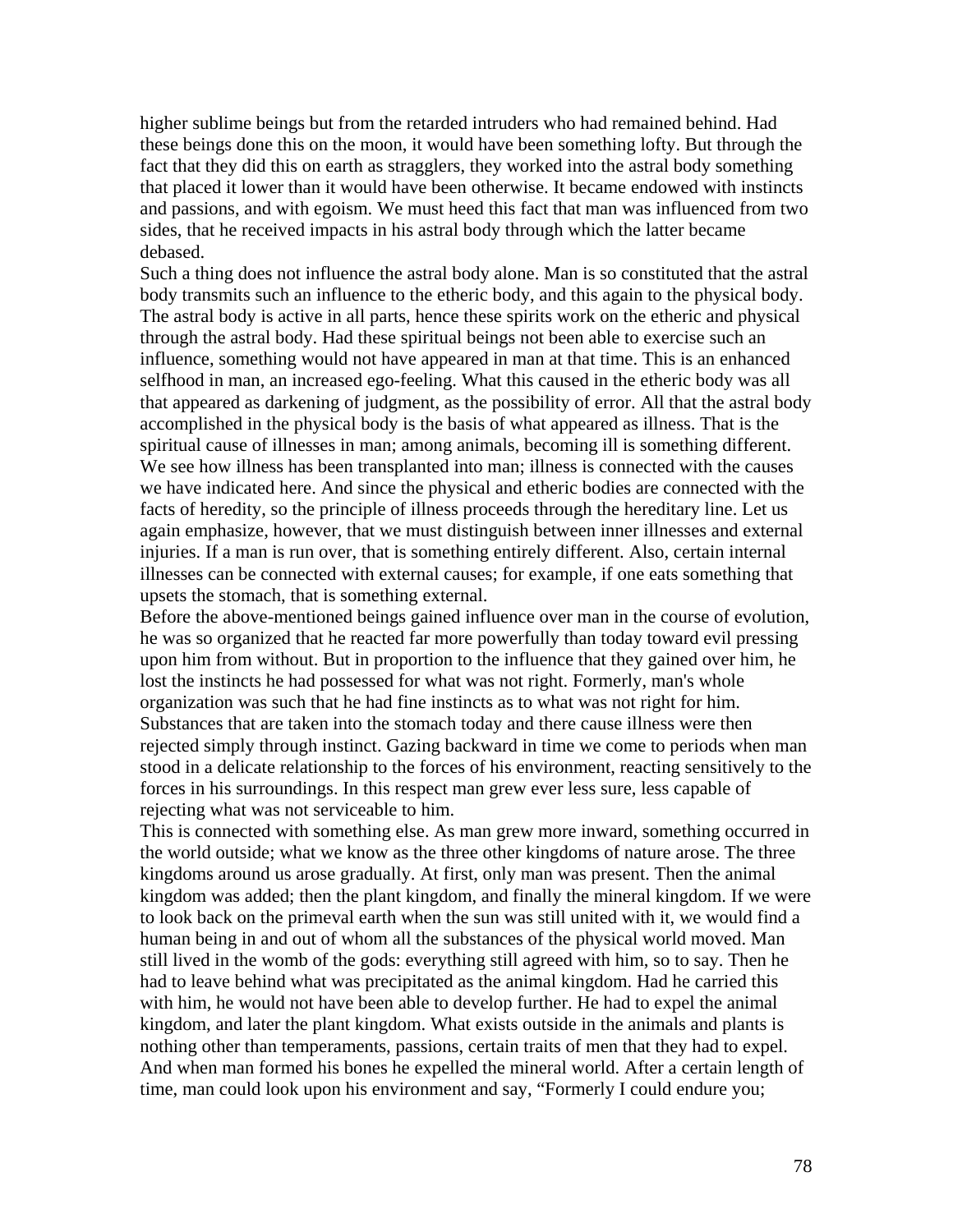higher sublime beings but from the retarded intruders who had remained behind. Had these beings done this on the moon, it would have been something lofty. But through the fact that they did this on earth as stragglers, they worked into the astral body something that placed it lower than it would have been otherwise. It became endowed with instincts and passions, and with egoism. We must heed this fact that man was influenced from two sides, that he received impacts in his astral body through which the latter became debased.

Such a thing does not influence the astral body alone. Man is so constituted that the astral body transmits such an influence to the etheric body, and this again to the physical body. The astral body is active in all parts, hence these spirits work on the etheric and physical through the astral body. Had these spiritual beings not been able to exercise such an influence, something would not have appeared in man at that time. This is an enhanced selfhood in man, an increased ego-feeling. What this caused in the etheric body was all that appeared as darkening of judgment, as the possibility of error. All that the astral body accomplished in the physical body is the basis of what appeared as illness. That is the spiritual cause of illnesses in man; among animals, becoming ill is something different. We see how illness has been transplanted into man; illness is connected with the causes we have indicated here. And since the physical and etheric bodies are connected with the facts of heredity, so the principle of illness proceeds through the hereditary line. Let us again emphasize, however, that we must distinguish between inner illnesses and external injuries. If a man is run over, that is something entirely different. Also, certain internal illnesses can be connected with external causes; for example, if one eats something that upsets the stomach, that is something external.

Before the above-mentioned beings gained influence over man in the course of evolution, he was so organized that he reacted far more powerfully than today toward evil pressing upon him from without. But in proportion to the influence that they gained over him, he lost the instincts he had possessed for what was not right. Formerly, man's whole organization was such that he had fine instincts as to what was not right for him. Substances that are taken into the stomach today and there cause illness were then rejected simply through instinct. Gazing backward in time we come to periods when man stood in a delicate relationship to the forces of his environment, reacting sensitively to the forces in his surroundings. In this respect man grew ever less sure, less capable of rejecting what was not serviceable to him.

This is connected with something else. As man grew more inward, something occurred in the world outside; what we know as the three other kingdoms of nature arose. The three kingdoms around us arose gradually. At first, only man was present. Then the animal kingdom was added; then the plant kingdom, and finally the mineral kingdom. If we were to look back on the primeval earth when the sun was still united with it, we would find a human being in and out of whom all the substances of the physical world moved. Man still lived in the womb of the gods: everything still agreed with him, so to say. Then he had to leave behind what was precipitated as the animal kingdom. Had he carried this with him, he would not have been able to develop further. He had to expel the animal kingdom, and later the plant kingdom. What exists outside in the animals and plants is nothing other than temperaments, passions, certain traits of men that they had to expel. And when man formed his bones he expelled the mineral world. After a certain length of time, man could look upon his environment and say, "Formerly I could endure you;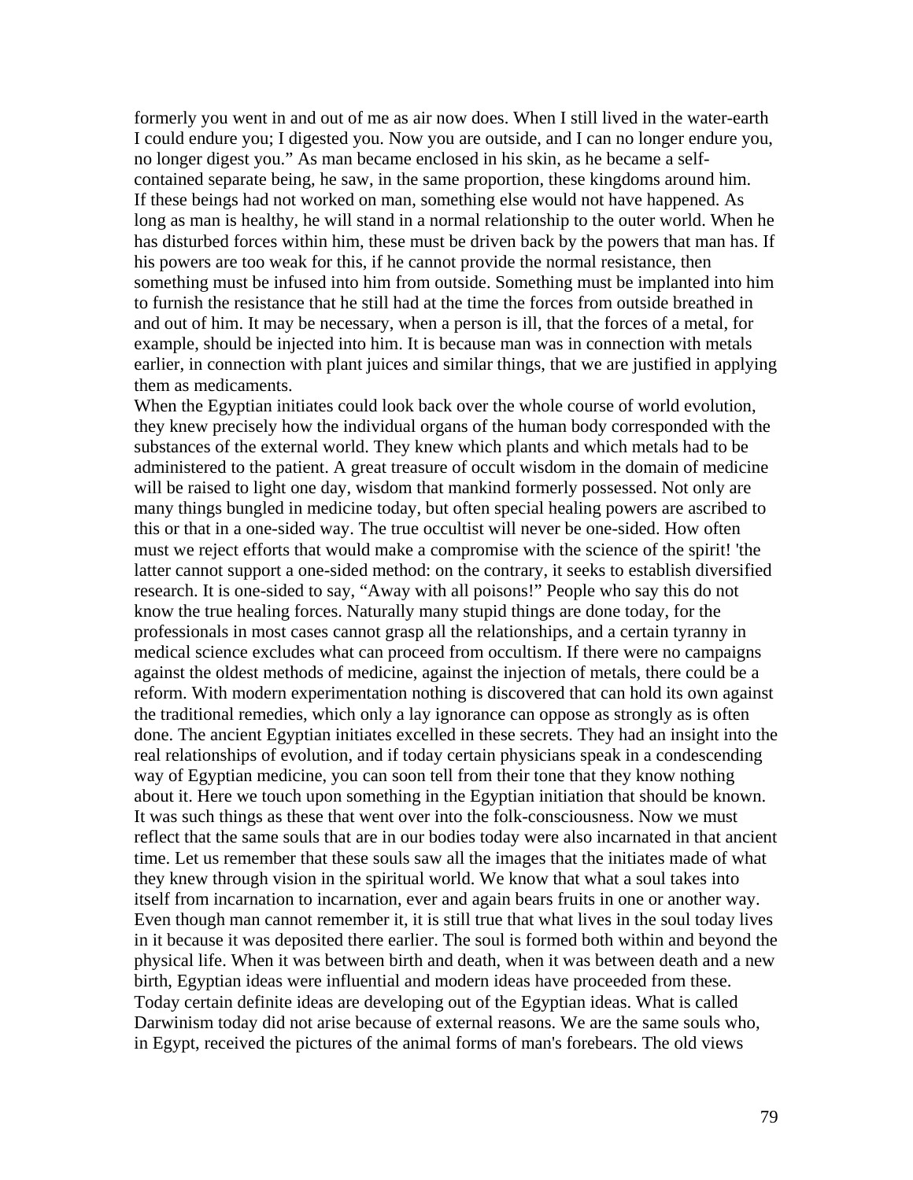formerly you went in and out of me as air now does. When I still lived in the water-earth I could endure you; I digested you. Now you are outside, and I can no longer endure you, no longer digest you." As man became enclosed in his skin, as he became a self-contained separate being, he saw, in the same proportion, these kingdoms around him. If these beings had not worked on man, something else would not have happened. As long as man is healthy, he will stand in a normal relationship to the outer world. When he has disturbed forces within him, these must be driven back by the powers that man has. If his powers are too weak for this, if he cannot provide the normal resistance, then something must be infused into him from outside. Something must be implanted into him to furnish the resistance that he still had at the time the forces from outside breathed in and out of him. It may be necessary, when a person is ill, that the forces of a metal, for example, should be injected into him. It is because man was in connection with metals earlier, in connection with plant juices and similar things, that we are justified in applying them as medicaments.

When the Egyptian initiates could look back over the whole course of world evolution, they knew precisely how the individual organs of the human body corresponded with the substances of the external world. They knew which plants and which metals had to be administered to the patient. A great treasure of occult wisdom in the domain of medicine will be raised to light one day, wisdom that mankind formerly possessed. Not only are many things bungled in medicine today, but often special healing powers are ascribed to this or that in a one-sided way. The true occultist will never be one-sided. How often must we reject efforts that would make a compromise with the science of the spirit! 'the latter cannot support a one-sided method: on the contrary, it seeks to establish diversified research. It is one-sided to say, "Away with all poisons!" People who say this do not know the true healing forces. Naturally many stupid things are done today, for the professionals in most cases cannot grasp all the relationships, and a certain tyranny in medical science excludes what can proceed from occultism. If there were no campaigns against the oldest methods of medicine, against the injection of metals, there could be a reform. With modern experimentation nothing is discovered that can hold its own against the traditional remedies, which only a lay ignorance can oppose as strongly as is often done. The ancient Egyptian initiates excelled in these secrets. They had an insight into the real relationships of evolution, and if today certain physicians speak in a condescending way of Egyptian medicine, you can soon tell from their tone that they know nothing about it. Here we touch upon something in the Egyptian initiation that should be known. It was such things as these that went over into the folk-consciousness. Now we must reflect that the same souls that are in our bodies today were also incarnated in that ancient time. Let us remember that these souls saw all the images that the initiates made of what they knew through vision in the spiritual world. We know that what a soul takes into itself from incarnation to incarnation, ever and again bears fruits in one or another way. Even though man cannot remember it, it is still true that what lives in the soul today lives in it because it was deposited there earlier. The soul is formed both within and beyond the physical life. When it was between birth and death, when it was between death and a new birth, Egyptian ideas were influential and modern ideas have proceeded from these. Today certain definite ideas are developing out of the Egyptian ideas. What is called Darwinism today did not arise because of external reasons. We are the same souls who, in Egypt, received the pictures of the animal forms of man's forebears. The old views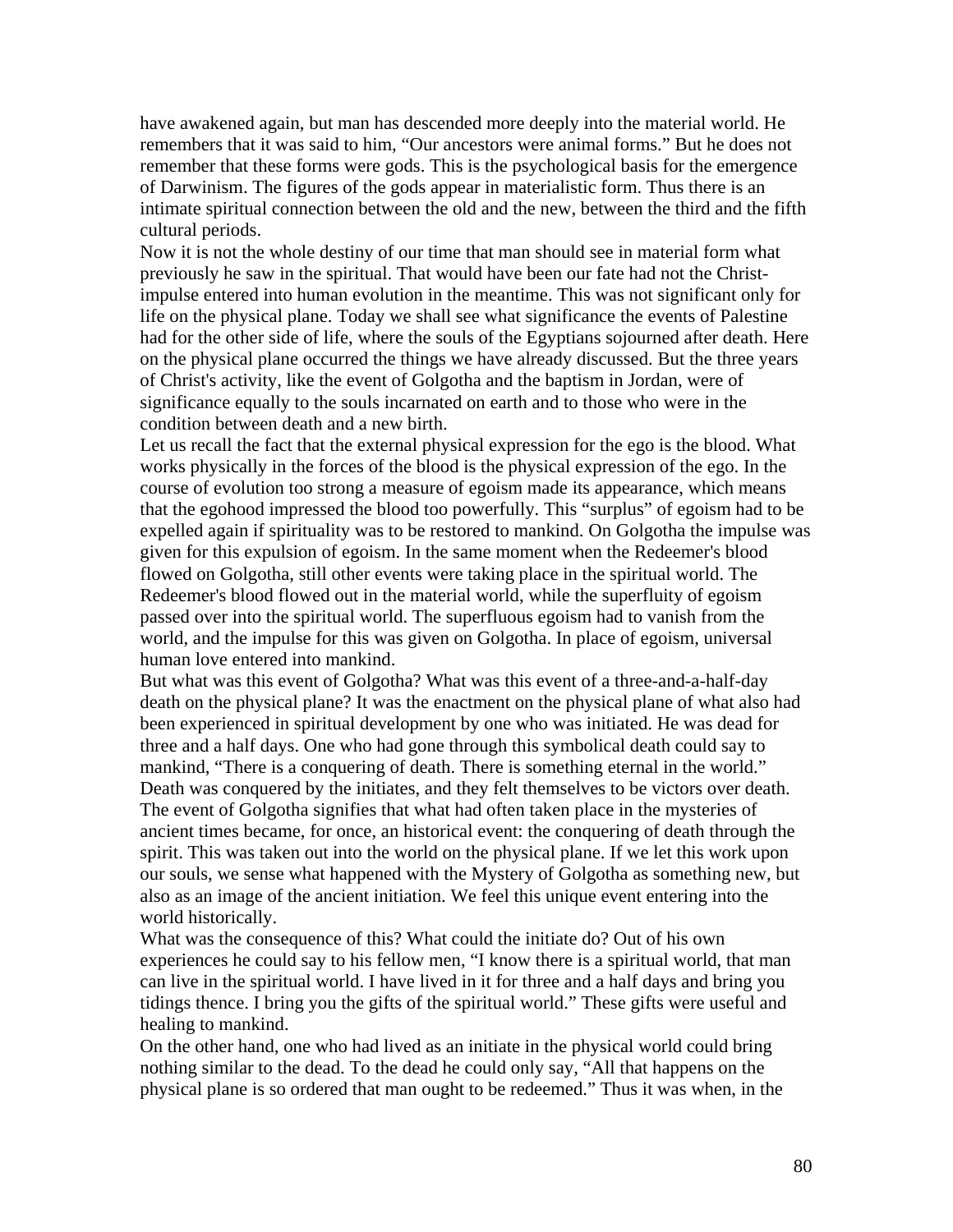have awakened again, but man has descended more deeply into the material world. He remembers that it was said to him, "Our ancestors were animal forms." But he does not remember that these forms were gods. This is the psychological basis for the emergence of Darwinism. The figures of the gods appear in materialistic form. Thus there is an intimate spiritual connection between the old and the new, between the third and the fifth cultural periods.

Now it is not the whole destiny of our time that man should see in material form what previously he saw in the spiritual. That would have been our fate had not the Christ-impulse entered into human evolution in the meantime. This was not significant only for life on the physical plane. Today we shall see what significance the events of Palestine had for the other side of life, where the souls of the Egyptians sojourned after death. Here on the physical plane occurred the things we have already discussed. But the three years of Christ's activity, like the event of Golgotha and the baptism in Jordan, were of significance equally to the souls incarnated on earth and to those who were in the condition between death and a new birth.

Let us recall the fact that the external physical expression for the ego is the blood. What works physically in the forces of the blood is the physical expression of the ego. In the course of evolution too strong a measure of egoism made its appearance, which means that the egohood impressed the blood too powerfully. This "surplus" of egoism had to be expelled again if spirituality was to be restored to mankind. On Golgotha the impulse was given for this expulsion of egoism. In the same moment when the Redeemer's blood flowed on Golgotha, still other events were taking place in the spiritual world. The Redeemer's blood flowed out in the material world, while the superfluity of egoism passed over into the spiritual world. The superfluous egoism had to vanish from the world, and the impulse for this was given on Golgotha. In place of egoism, universal human love entered into mankind.

But what was this event of Golgotha? What was this event of a three-and-a-half-day death on the physical plane? It was the enactment on the physical plane of what also had been experienced in spiritual development by one who was initiated. He was dead for three and a half days. One who had gone through this symbolical death could say to mankind, "There is a conquering of death. There is something eternal in the world." Death was conquered by the initiates, and they felt themselves to be victors over death. The event of Golgotha signifies that what had often taken place in the mysteries of ancient times became, for once, an historical event: the conquering of death through the spirit. This was taken out into the world on the physical plane. If we let this work upon our souls, we sense what happened with the Mystery of Golgotha as something new, but also as an image of the ancient initiation. We feel this unique event entering into the world historically.

What was the consequence of this? What could the initiate do? Out of his own experiences he could say to his fellow men, "I know there is a spiritual world, that man can live in the spiritual world. I have lived in it for three and a half days and bring you tidings thence. I bring you the gifts of the spiritual world." These gifts were useful and healing to mankind.

On the other hand, one who had lived as an initiate in the physical world could bring nothing similar to the dead. To the dead he could only say, "All that happens on the physical plane is so ordered that man ought to be redeemed." Thus it was when, in the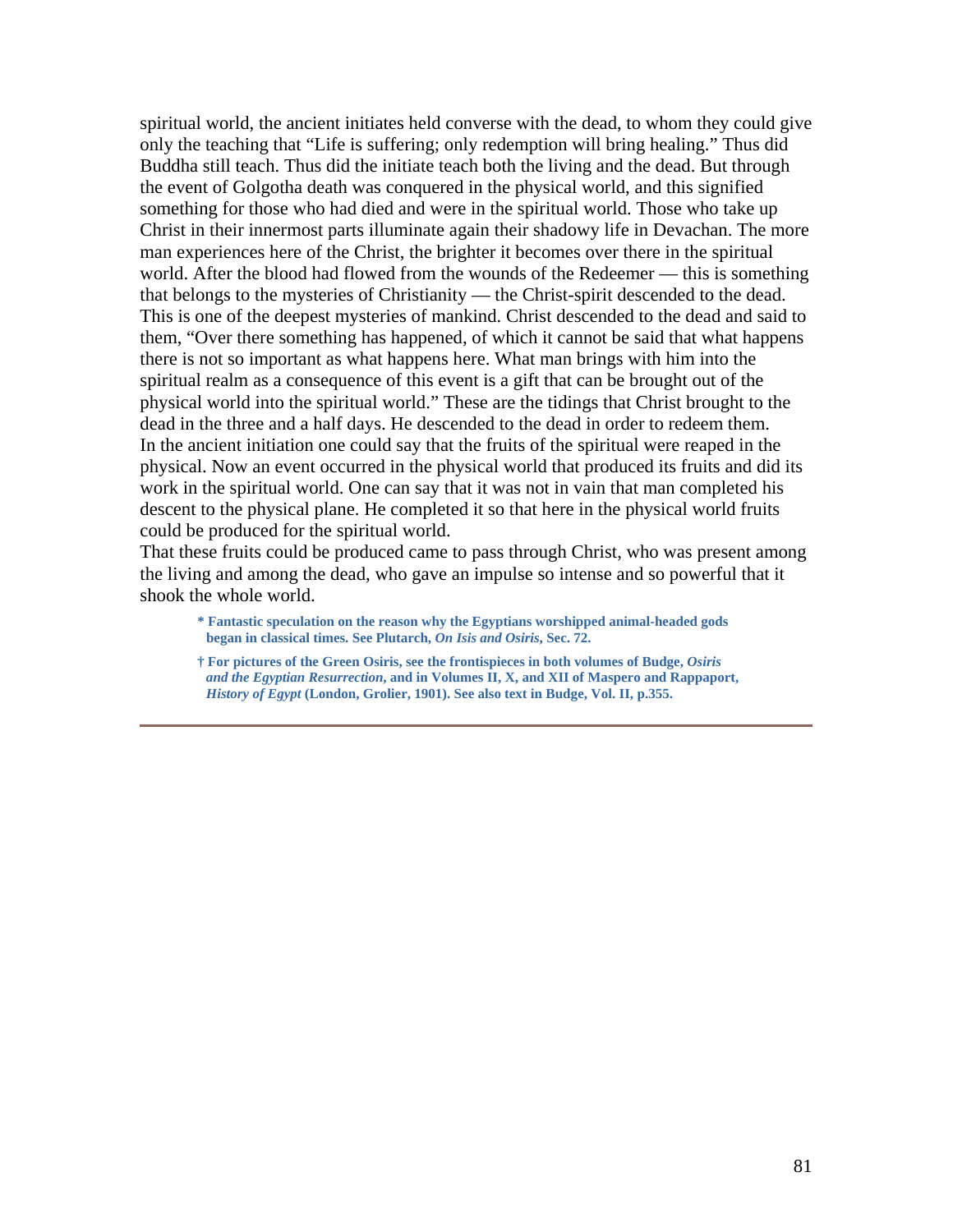spiritual world, the ancient initiates held converse with the dead, to whom they could give only the teaching that “Life is suffering; only redemption will bring healing.” Thus did Buddha still teach. Thus did the initiate teach both the living and the dead. But through the event of Golgotha death was conquered in the physical world, and this signified something for those who had died and were in the spiritual world. Those who take up Christ in their innermost parts illuminate again their shadowy life in Devachan. The more man experiences here of the Christ, the brighter it becomes over there in the spiritual world. After the blood had flowed from the wounds of the Redeemer — this is something that belongs to the mysteries of Christianity — the Christ-spirit descended to the dead. This is one of the deepest mysteries of mankind. Christ descended to the dead and said to them, “Over there something has happened, of which it cannot be said that what happens there is not so important as what happens here. What man brings with him into the spiritual realm as a consequence of this event is a gift that can be brought out of the physical world into the spiritual world.” These are the tidings that Christ brought to the dead in the three and a half days. He descended to the dead in order to redeem them.

In the ancient initiation one could say that the fruits of the spiritual were reaped in the physical. Now an event occurred in the physical world that produced its fruits and did its work in the spiritual world. One can say that it was not in vain that man completed his descent to the physical plane. He completed it so that here in the physical world fruits could be produced for the spiritual world.

That these fruits could be produced came to pass through Christ, who was present among the living and among the dead, who gave an impulse so intense and so powerful that it shook the whole world.

**\* Fantastic speculation on the reason why the Egyptians worshipped animal-headed gods began in classical times. See Plutarch, *On Isis and Osiris*, Sec. 72.**

**† For pictures of the Green Osiris, see the frontispieces in both volumes of Budge, *Osiris and the Egyptian Resurrection*, and in Volumes II, X, and XII of Maspero and Rappaport, *History of Egypt* (London, Grolier, 1901). See also text in Budge, Vol. II, p.355.**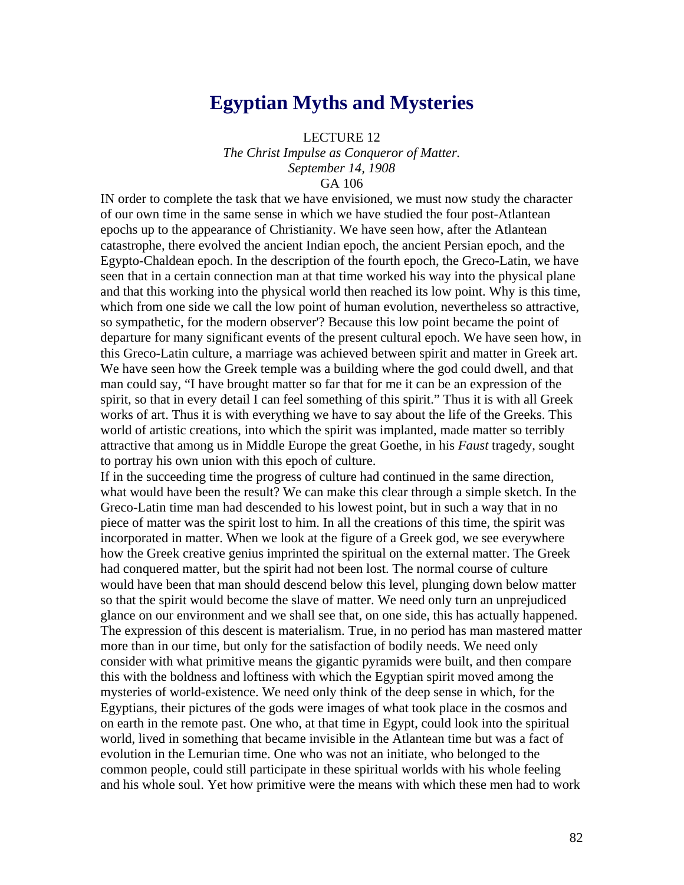# Egyptian Myths and Mysteries

LECTURE 12

*The Christ Impulse as Conqueror of Matter.*

*September 14, 1908*

GA 106

IN order to complete the task that we have envisioned, we must now study the character of our own time in the same sense in which we have studied the four post-Atlantean epochs up to the appearance of Christianity. We have seen how, after the Atlantean catastrophe, there evolved the ancient Indian epoch, the ancient Persian epoch, and the Egypto-Chaldean epoch. In the description of the fourth epoch, the Greco-Latin, we have seen that in a certain connection man at that time worked his way into the physical plane and that this working into the physical world then reached its low point. Why is this time, which from one side we call the low point of human evolution, nevertheless so attractive, so sympathetic, for the modern observer'? Because this low point became the point of departure for many significant events of the present cultural epoch. We have seen how, in this Greco-Latin culture, a marriage was achieved between spirit and matter in Greek art. We have seen how the Greek temple was a building where the god could dwell, and that man could say, "I have brought matter so far that for me it can be an expression of the spirit, so that in every detail I can feel something of this spirit." Thus it is with all Greek works of art. Thus it is with everything we have to say about the life of the Greeks. This world of artistic creations, into which the spirit was implanted, made matter so terribly attractive that among us in Middle Europe the great Goethe, in his *Faust* tragedy, sought to portray his own union with this epoch of culture.

If in the succeeding time the progress of culture had continued in the same direction, what would have been the result? We can make this clear through a simple sketch. In the Greco-Latin time man had descended to his lowest point, but in such a way that in no piece of matter was the spirit lost to him. In all the creations of this time, the spirit was incorporated in matter. When we look at the figure of a Greek god, we see everywhere how the Greek creative genius imprinted the spiritual on the external matter. The Greek had conquered matter, but the spirit had not been lost. The normal course of culture would have been that man should descend below this level, plunging down below matter so that the spirit would become the slave of matter. We need only turn an unprejudiced glance on our environment and we shall see that, on one side, this has actually happened. The expression of this descent is materialism. True, in no period has man mastered matter more than in our time, but only for the satisfaction of bodily needs. We need only consider with what primitive means the gigantic pyramids were built, and then compare this with the boldness and loftiness with which the Egyptian spirit moved among the mysteries of world-existence. We need only think of the deep sense in which, for the Egyptians, their pictures of the gods were images of what took place in the cosmos and on earth in the remote past. One who, at that time in Egypt, could look into the spiritual world, lived in something that became invisible in the Atlantean time but was a fact of evolution in the Lemurian time. One who was not an initiate, who belonged to the common people, could still participate in these spiritual worlds with his whole feeling and his whole soul. Yet how primitive were the means with which these men had to work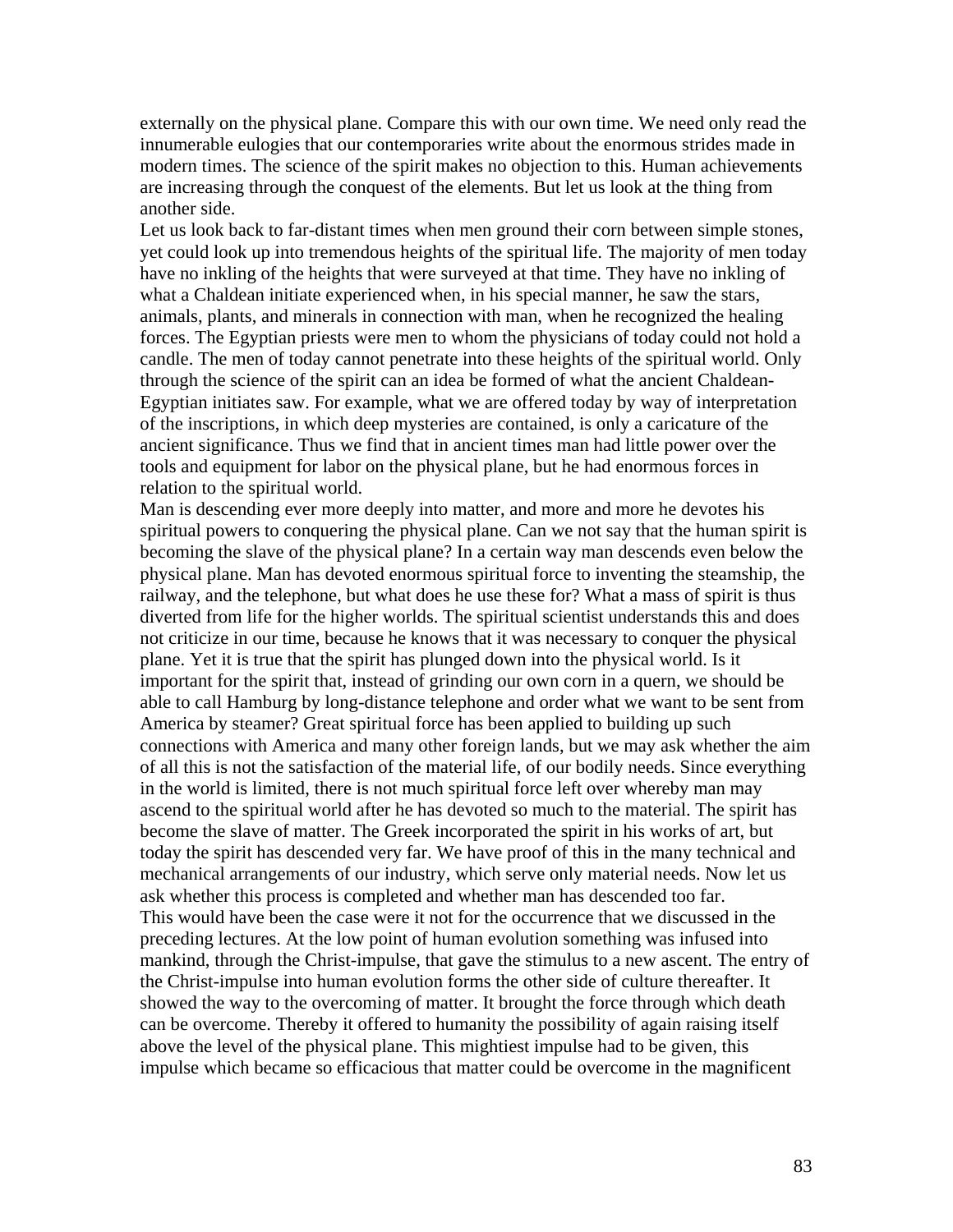externally on the physical plane. Compare this with our own time. We need only read the innumerable eulogies that our contemporaries write about the enormous strides made in modern times. The science of the spirit makes no objection to this. Human achievements are increasing through the conquest of the elements. But let us look at the thing from another side.

Let us look back to far-distant times when men ground their corn between simple stones, yet could look up into tremendous heights of the spiritual life. The majority of men today have no inkling of the heights that were surveyed at that time. They have no inkling of what a Chaldean initiate experienced when, in his special manner, he saw the stars, animals, plants, and minerals in connection with man, when he recognized the healing forces. The Egyptian priests were men to whom the physicians of today could not hold a candle. The men of today cannot penetrate into these heights of the spiritual world. Only through the science of the spirit can an idea be formed of what the ancient Chaldean-Egyptian initiates saw. For example, what we are offered today by way of interpretation of the inscriptions, in which deep mysteries are contained, is only a caricature of the ancient significance. Thus we find that in ancient times man had little power over the tools and equipment for labor on the physical plane, but he had enormous forces in relation to the spiritual world.

Man is descending ever more deeply into matter, and more and more he devotes his spiritual powers to conquering the physical plane. Can we not say that the human spirit is becoming the slave of the physical plane? In a certain way man descends even below the physical plane. Man has devoted enormous spiritual force to inventing the steamship, the railway, and the telephone, but what does he use these for? What a mass of spirit is thus diverted from life for the higher worlds. The spiritual scientist understands this and does not criticize in our time, because he knows that it was necessary to conquer the physical plane. Yet it is true that the spirit has plunged down into the physical world. Is it important for the spirit that, instead of grinding our own corn in a quern, we should be able to call Hamburg by long-distance telephone and order what we want to be sent from America by steamer? Great spiritual force has been applied to building up such connections with America and many other foreign lands, but we may ask whether the aim of all this is not the satisfaction of the material life, of our bodily needs. Since everything in the world is limited, there is not much spiritual force left over whereby man may ascend to the spiritual world after he has devoted so much to the material. The spirit has become the slave of matter. The Greek incorporated the spirit in his works of art, but today the spirit has descended very far. We have proof of this in the many technical and mechanical arrangements of our industry, which serve only material needs. Now let us ask whether this process is completed and whether man has descended too far.

This would have been the case were it not for the occurrence that we discussed in the preceding lectures. At the low point of human evolution something was infused into mankind, through the Christ-impulse, that gave the stimulus to a new ascent. The entry of the Christ-impulse into human evolution forms the other side of culture thereafter. It showed the way to the overcoming of matter. It brought the force through which death can be overcome. Thereby it offered to humanity the possibility of again raising itself above the level of the physical plane. This mightiest impulse had to be given, this impulse which became so efficacious that matter could be overcome in the magnificent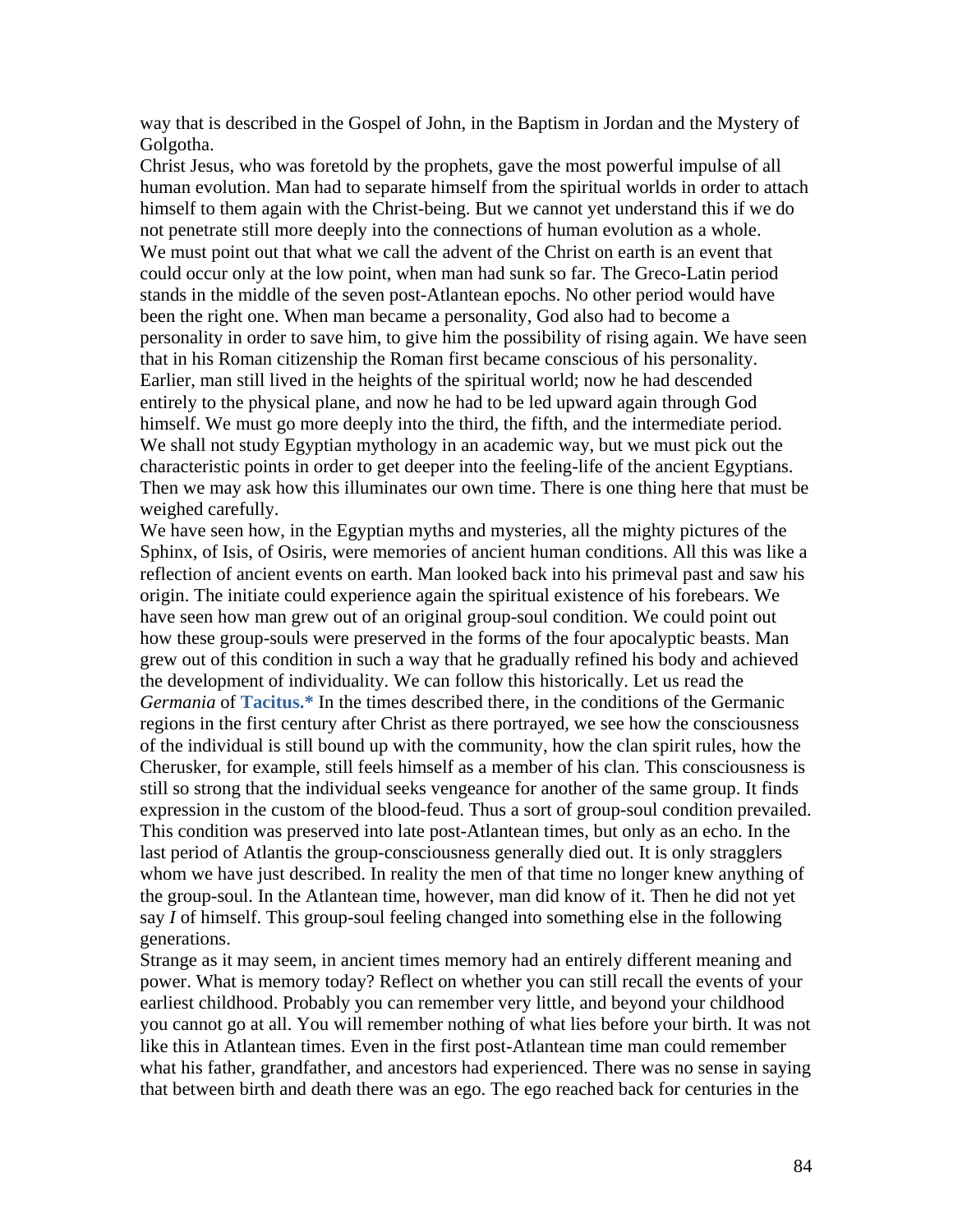way that is described in the Gospel of John, in the Baptism in Jordan and the Mystery of Golgotha.

Christ Jesus, who was foretold by the prophets, gave the most powerful impulse of all human evolution. Man had to separate himself from the spiritual worlds in order to attach himself to them again with the Christ-being. But we cannot yet understand this if we do not penetrate still more deeply into the connections of human evolution as a whole.

We must point out that what we call the advent of the Christ on earth is an event that could occur only at the low point, when man had sunk so far. The Greco-Latin period stands in the middle of the seven post-Atlantean epochs. No other period would have been the right one. When man became a personality, God also had to become a personality in order to save him, to give him the possibility of rising again. We have seen that in his Roman citizenship the Roman first became conscious of his personality. Earlier, man still lived in the heights of the spiritual world; now he had descended entirely to the physical plane, and now he had to be led upward again through God himself. We must go more deeply into the third, the fifth, and the intermediate period. We shall not study Egyptian mythology in an academic way, but we must pick out the characteristic points in order to get deeper into the feeling-life of the ancient Egyptians. Then we may ask how this illuminates our own time. There is one thing here that must be weighed carefully.

We have seen how, in the Egyptian myths and mysteries, all the mighty pictures of the Sphinx, of Isis, of Osiris, were memories of ancient human conditions. All this was like a reflection of ancient events on earth. Man looked back into his primeval past and saw his origin. The initiate could experience again the spiritual existence of his forebears. We have seen how man grew out of an original group-soul condition. We could point out how these group-souls were preserved in the forms of the four apocalyptic beasts. Man grew out of this condition in such a way that he gradually refined his body and achieved the development of individuality. We can follow this historically. Let us read the *Germania* of **Tacitus.*** In the times described there, in the conditions of the Germanic regions in the first century after Christ as there portrayed, we see how the consciousness of the individual is still bound up with the community, how the clan spirit rules, how the Cherusker, for example, still feels himself as a member of his clan. This consciousness is still so strong that the individual seeks vengeance for another of the same group. It finds expression in the custom of the blood-feud. Thus a sort of group-soul condition prevailed. This condition was preserved into late post-Atlantean times, but only as an echo. In the last period of Atlantis the group-consciousness generally died out. It is only stragglers whom we have just described. In reality the men of that time no longer knew anything of the group-soul. In the Atlantean time, however, man did know of it. Then he did not yet say *I* of himself. This group-soul feeling changed into something else in the following generations.

Strange as it may seem, in ancient times memory had an entirely different meaning and power. What is memory today? Reflect on whether you can still recall the events of your earliest childhood. Probably you can remember very little, and beyond your childhood you cannot go at all. You will remember nothing of what lies before your birth. It was not like this in Atlantean times. Even in the first post-Atlantean time man could remember what his father, grandfather, and ancestors had experienced. There was no sense in saying that between birth and death there was an ego. The ego reached back for centuries in the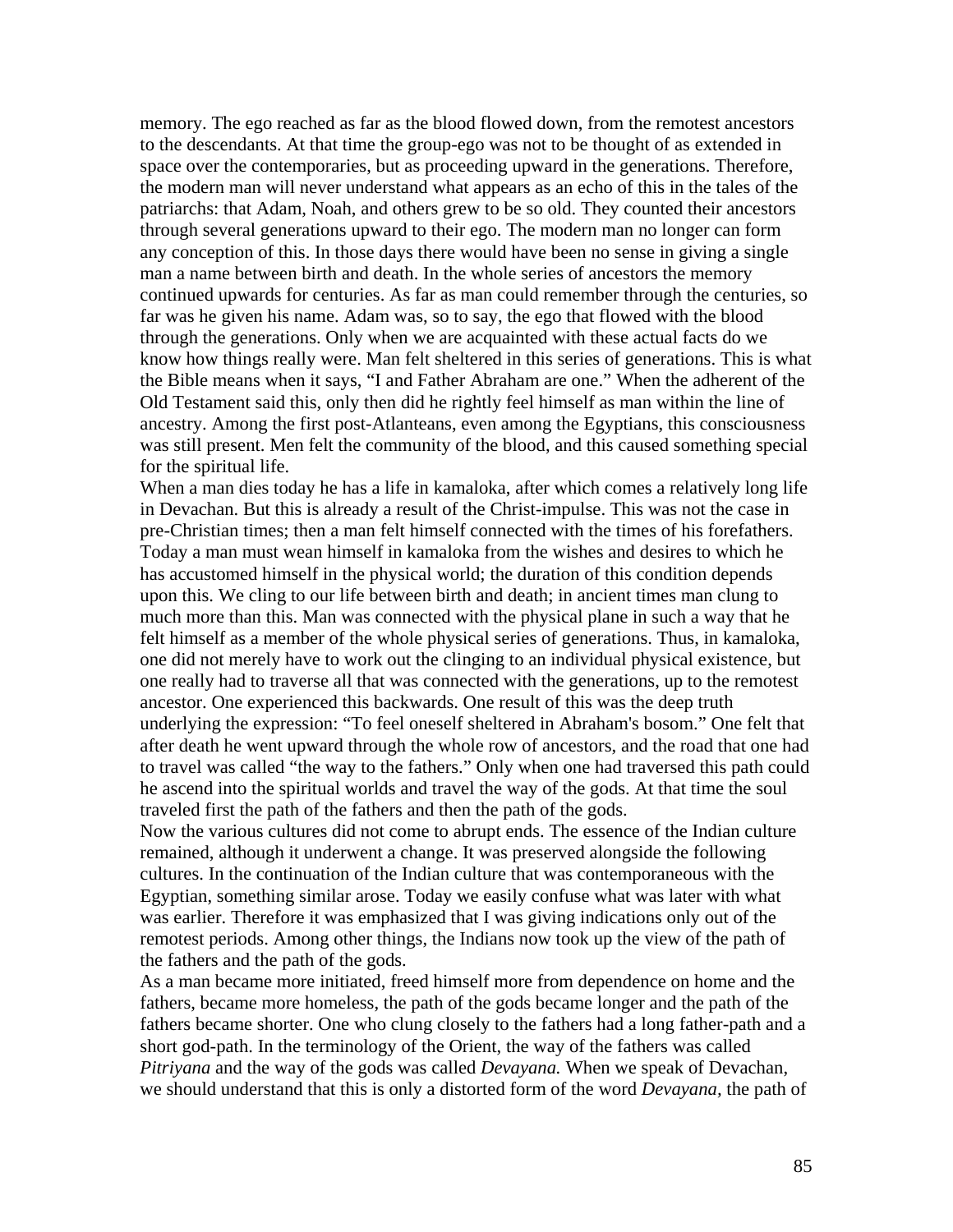memory. The ego reached as far as the blood flowed down, from the remotest ancestors to the descendants. At that time the group-ego was not to be thought of as extended in space over the contemporaries, but as proceeding upward in the generations. Therefore, the modern man will never understand what appears as an echo of this in the tales of the patriarchs: that Adam, Noah, and others grew to be so old. They counted their ancestors through several generations upward to their ego. The modern man no longer can form any conception of this. In those days there would have been no sense in giving a single man a name between birth and death. In the whole series of ancestors the memory continued upwards for centuries. As far as man could remember through the centuries, so far was he given his name. Adam was, so to say, the ego that flowed with the blood through the generations. Only when we are acquainted with these actual facts do we know how things really were. Man felt sheltered in this series of generations. This is what the Bible means when it says, "I and Father Abraham are one." When the adherent of the Old Testament said this, only then did he rightly feel himself as man within the line of ancestry. Among the first post-Atlanteans, even among the Egyptians, this consciousness was still present. Men felt the community of the blood, and this caused something special for the spiritual life.

When a man dies today he has a life in kamaloka, after which comes a relatively long life in Devachan. But this is already a result of the Christ-impulse. This was not the case in pre-Christian times; then a man felt himself connected with the times of his forefathers. Today a man must wean himself in kamaloka from the wishes and desires to which he has accustomed himself in the physical world; the duration of this condition depends upon this. We cling to our life between birth and death; in ancient times man clung to much more than this. Man was connected with the physical plane in such a way that he felt himself as a member of the whole physical series of generations. Thus, in kamaloka, one did not merely have to work out the clinging to an individual physical existence, but one really had to traverse all that was connected with the generations, up to the remotest ancestor. One experienced this backwards. One result of this was the deep truth underlying the expression: "To feel oneself sheltered in Abraham's bosom." One felt that after death he went upward through the whole row of ancestors, and the road that one had to travel was called "the way to the fathers." Only when one had traversed this path could he ascend into the spiritual worlds and travel the way of the gods. At that time the soul traveled first the path of the fathers and then the path of the gods.

Now the various cultures did not come to abrupt ends. The essence of the Indian culture remained, although it underwent a change. It was preserved alongside the following cultures. In the continuation of the Indian culture that was contemporaneous with the Egyptian, something similar arose. Today we easily confuse what was later with what was earlier. Therefore it was emphasized that I was giving indications only out of the remotest periods. Among other things, the Indians now took up the view of the path of the fathers and the path of the gods.

As a man became more initiated, freed himself more from dependence on home and the fathers, became more homeless, the path of the gods became longer and the path of the fathers became shorter. One who clung closely to the fathers had a long father-path and a short god-path. In the terminology of the Orient, the way of the fathers was called *Pitriyana* and the way of the gods was called *Devayana.* When we speak of Devachan, we should understand that this is only a distorted form of the word *Devayana,* the path of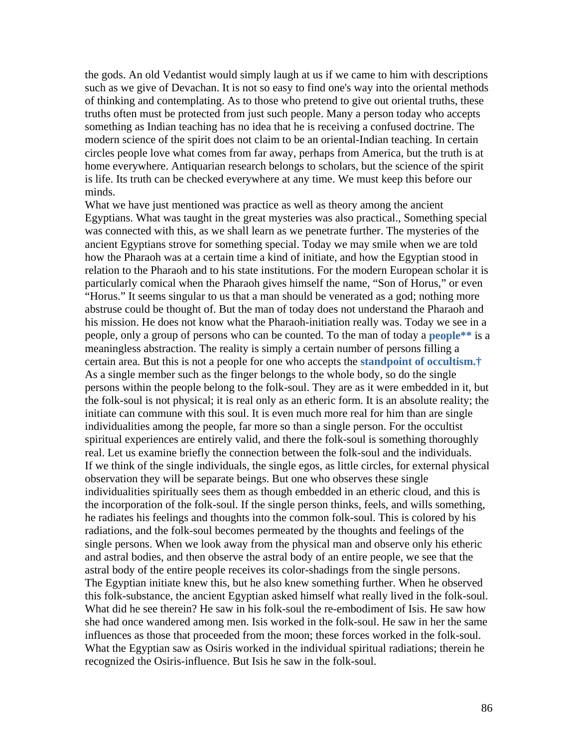the gods. An old Vedantist would simply laugh at us if we came to him with descriptions such as we give of Devachan. It is not so easy to find one's way into the oriental methods of thinking and contemplating. As to those who pretend to give out oriental truths, these truths often must be protected from just such people. Many a person today who accepts something as Indian teaching has no idea that he is receiving a confused doctrine. The modern science of the spirit does not claim to be an oriental-Indian teaching. In certain circles people love what comes from far away, perhaps from America, but the truth is at home everywhere. Antiquarian research belongs to scholars, but the science of the spirit is life. Its truth can be checked everywhere at any time. We must keep this before our minds.

What we have just mentioned was practice as well as theory among the ancient Egyptians. What was taught in the great mysteries was also practical., Something special was connected with this, as we shall learn as we penetrate further. The mysteries of the ancient Egyptians strove for something special. Today we may smile when we are told how the Pharaoh was at a certain time a kind of initiate, and how the Egyptian stood in relation to the Pharaoh and to his state institutions. For the modern European scholar it is particularly comical when the Pharaoh gives himself the name, "Son of Horus," or even "Horus." It seems singular to us that a man should be venerated as a god; nothing more abstruse could be thought of. But the man of today does not understand the Pharaoh and his mission. He does not know what the Pharaoh-initiation really was. Today we see in a people, only a group of persons who can be counted. To the man of today a **people**** is a meaningless abstraction. The reality is simply a certain number of persons filling a certain area. But this is not a people for one who accepts the **standpoint of occultism.†** As a single member such as the finger belongs to the whole body, so do the single persons within the people belong to the folk-soul. They are as it were embedded in it, but the folk-soul is not physical; it is real only as an etheric form. It is an absolute reality; the initiate can commune with this soul. It is even much more real for him than are single individualities among the people, far more so than a single person. For the occultist spiritual experiences are entirely valid, and there the folk-soul is something thoroughly real. Let us examine briefly the connection between the folk-soul and the individuals.

If we think of the single individuals, the single egos, as little circles, for external physical observation they will be separate beings. But one who observes these single individualities spiritually sees them as though embedded in an etheric cloud, and this is the incorporation of the folk-soul. If the single person thinks, feels, and wills something, he radiates his feelings and thoughts into the common folk-soul. This is colored by his radiations, and the folk-soul becomes permeated by the thoughts and feelings of the single persons. When we look away from the physical man and observe only his etheric and astral bodies, and then observe the astral body of an entire people, we see that the astral body of the entire people receives its color-shadings from the single persons.

The Egyptian initiate knew this, but he also knew something further. When he observed this folk-substance, the ancient Egyptian asked himself what really lived in the folk-soul. What did he see therein? He saw in his folk-soul the re-embodiment of Isis. He saw how she had once wandered among men. Isis worked in the folk-soul. He saw in her the same influences as those that proceeded from the moon; these forces worked in the folk-soul. What the Egyptian saw as Osiris worked in the individual spiritual radiations; therein he recognized the Osiris-influence. But Isis he saw in the folk-soul.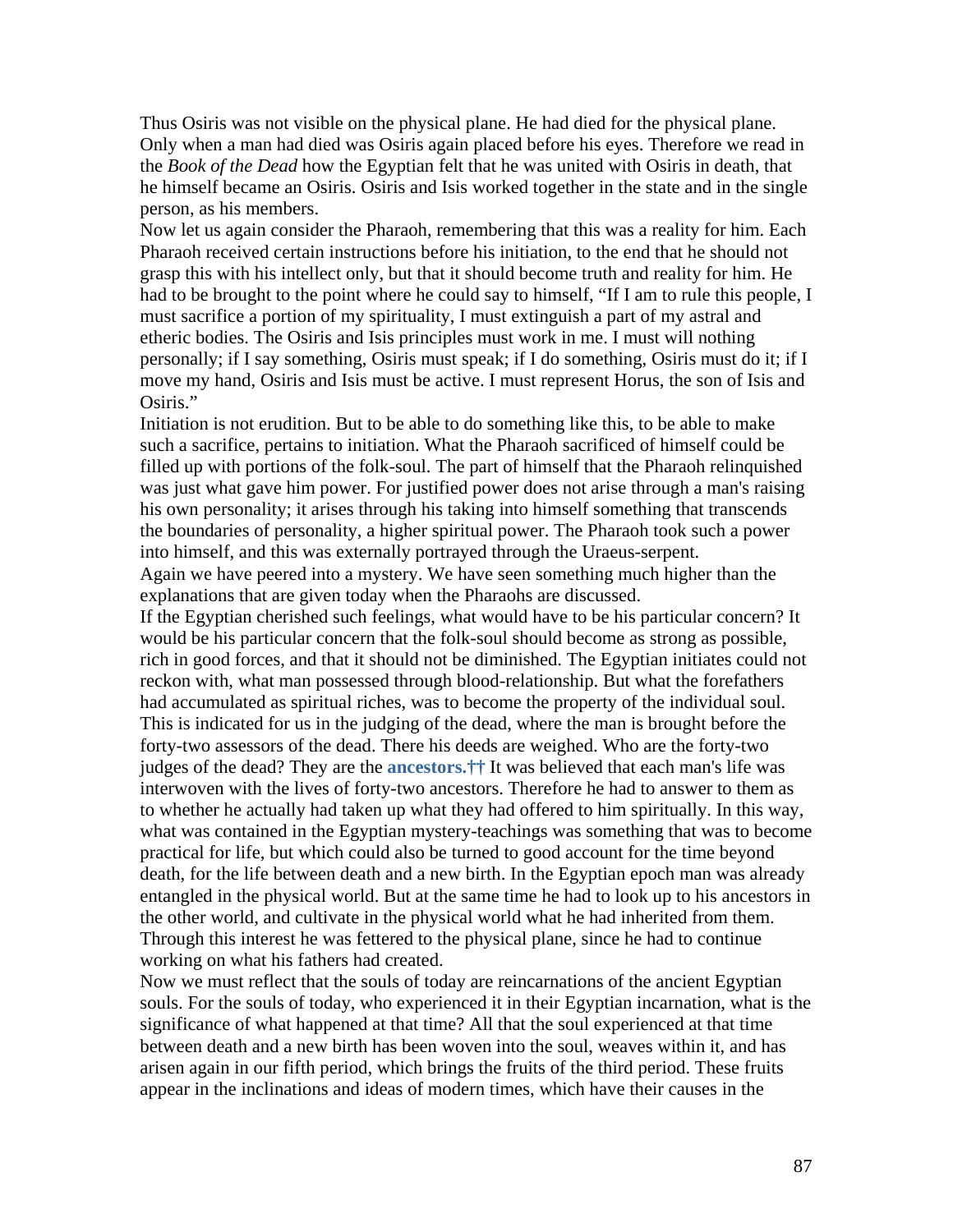Thus Osiris was not visible on the physical plane. He had died for the physical plane. Only when a man had died was Osiris again placed before his eyes. Therefore we read in the *Book of the Dead* how the Egyptian felt that he was united with Osiris in death, that he himself became an Osiris. Osiris and Isis worked together in the state and in the single person, as his members.

Now let us again consider the Pharaoh, remembering that this was a reality for him. Each Pharaoh received certain instructions before his initiation, to the end that he should not grasp this with his intellect only, but that it should become truth and reality for him. He had to be brought to the point where he could say to himself, "If I am to rule this people, I must sacrifice a portion of my spirituality, I must extinguish a part of my astral and etheric bodies. The Osiris and Isis principles must work in me. I must will nothing personally; if I say something, Osiris must speak; if I do something, Osiris must do it; if I move my hand, Osiris and Isis must be active. I must represent Horus, the son of Isis and Osiris."

Initiation is not erudition. But to be able to do something like this, to be able to make such a sacrifice, pertains to initiation. What the Pharaoh sacrificed of himself could be filled up with portions of the folk-soul. The part of himself that the Pharaoh relinquished was just what gave him power. For justified power does not arise through a man's raising his own personality; it arises through his taking into himself something that transcends the boundaries of personality, a higher spiritual power. The Pharaoh took such a power into himself, and this was externally portrayed through the Uraeus-serpent.

Again we have peered into a mystery. We have seen something much higher than the explanations that are given today when the Pharaohs are discussed.

If the Egyptian cherished such feelings, what would have to be his particular concern? It would be his particular concern that the folk-soul should become as strong as possible, rich in good forces, and that it should not be diminished. The Egyptian initiates could not reckon with, what man possessed through blood-relationship. But what the forefathers had accumulated as spiritual riches, was to become the property of the individual soul. This is indicated for us in the judging of the dead, where the man is brought before the forty-two assessors of the dead. There his deeds are weighed. Who are the forty-two judges of the dead? They are the **ancestors.††** It was believed that each man's life was interwoven with the lives of forty-two ancestors. Therefore he had to answer to them as to whether he actually had taken up what they had offered to him spiritually. In this way, what was contained in the Egyptian mystery-teachings was something that was to become practical for life, but which could also be turned to good account for the time beyond death, for the life between death and a new birth. In the Egyptian epoch man was already entangled in the physical world. But at the same time he had to look up to his ancestors in the other world, and cultivate in the physical world what he had inherited from them. Through this interest he was fettered to the physical plane, since he had to continue working on what his fathers had created.

Now we must reflect that the souls of today are reincarnations of the ancient Egyptian souls. For the souls of today, who experienced it in their Egyptian incarnation, what is the significance of what happened at that time? All that the soul experienced at that time between death and a new birth has been woven into the soul, weaves within it, and has arisen again in our fifth period, which brings the fruits of the third period. These fruits appear in the inclinations and ideas of modern times, which have their causes in the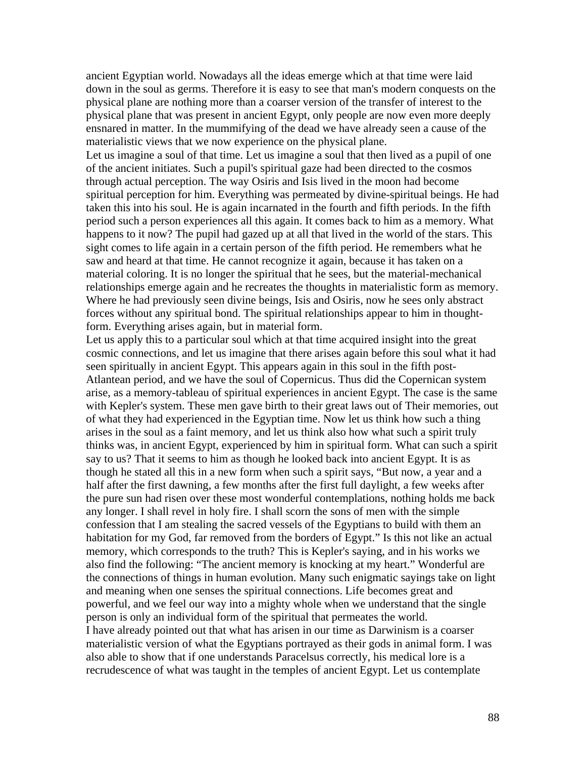ancient Egyptian world. Nowadays all the ideas emerge which at that time were laid down in the soul as germs. Therefore it is easy to see that man's modern conquests on the physical plane are nothing more than a coarser version of the transfer of interest to the physical plane that was present in ancient Egypt, only people are now even more deeply ensnared in matter. In the mummifying of the dead we have already seen a cause of the materialistic views that we now experience on the physical plane.

Let us imagine a soul of that time. Let us imagine a soul that then lived as a pupil of one of the ancient initiates. Such a pupil's spiritual gaze had been directed to the cosmos through actual perception. The way Osiris and Isis lived in the moon had become spiritual perception for him. Everything was permeated by divine-spiritual beings. He had taken this into his soul. He is again incarnated in the fourth and fifth periods. In the fifth period such a person experiences all this again. It comes back to him as a memory. What happens to it now? The pupil had gazed up at all that lived in the world of the stars. This sight comes to life again in a certain person of the fifth period. He remembers what he saw and heard at that time. He cannot recognize it again, because it has taken on a material coloring. It is no longer the spiritual that he sees, but the material-mechanical relationships emerge again and he recreates the thoughts in materialistic form as memory. Where he had previously seen divine beings, Isis and Osiris, now he sees only abstract forces without any spiritual bond. The spiritual relationships appear to him in thought-form. Everything arises again, but in material form.

Let us apply this to a particular soul which at that time acquired insight into the great cosmic connections, and let us imagine that there arises again before this soul what it had seen spiritually in ancient Egypt. This appears again in this soul in the fifth post-Atlantean period, and we have the soul of Copernicus. Thus did the Copernican system arise, as a memory-tableau of spiritual experiences in ancient Egypt. The case is the same with Kepler's system. These men gave birth to their great laws out of Their memories, out of what they had experienced in the Egyptian time. Now let us think how such a thing arises in the soul as a faint memory, and let us think also how what such a spirit truly thinks was, in ancient Egypt, experienced by him in spiritual form. What can such a spirit say to us? That it seems to him as though he looked back into ancient Egypt. It is as though he stated all this in a new form when such a spirit says, “But now, a year and a half after the first dawning, a few months after the first full daylight, a few weeks after the pure sun had risen over these most wonderful contemplations, nothing holds me back any longer. I shall revel in holy fire. I shall scorn the sons of men with the simple confession that I am stealing the sacred vessels of the Egyptians to build with them an habitation for my God, far removed from the borders of Egypt.” Is this not like an actual memory, which corresponds to the truth? This is Kepler's saying, and in his works we also find the following: “The ancient memory is knocking at my heart.” Wonderful are the connections of things in human evolution. Many such enigmatic sayings take on light and meaning when one senses the spiritual connections. Life becomes great and powerful, and we feel our way into a mighty whole when we understand that the single person is only an individual form of the spiritual that permeates the world.

I have already pointed out that what has arisen in our time as Darwinism is a coarser materialistic version of what the Egyptians portrayed as their gods in animal form. I was also able to show that if one understands Paracelsus correctly, his medical lore is a recrudescence of what was taught in the temples of ancient Egypt. Let us contemplate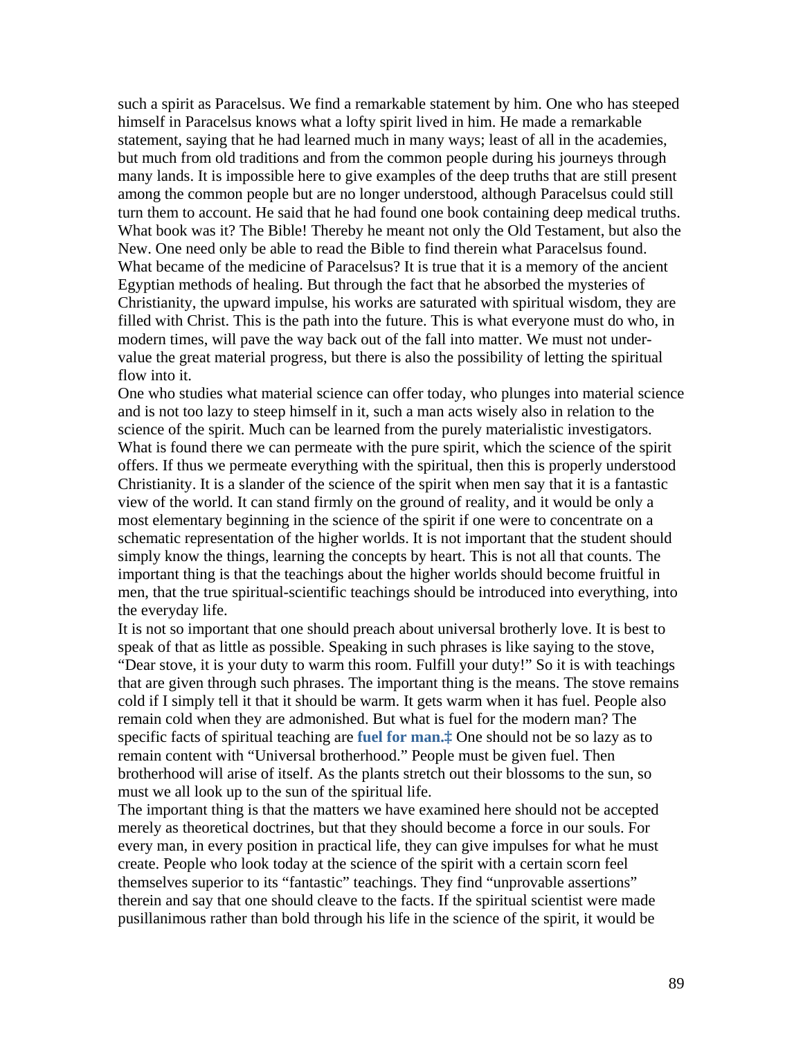such a spirit as Paracelsus. We find a remarkable statement by him. One who has steeped himself in Paracelsus knows what a lofty spirit lived in him. He made a remarkable statement, saying that he had learned much in many ways; least of all in the academies, but much from old traditions and from the common people during his journeys through many lands. It is impossible here to give examples of the deep truths that are still present among the common people but are no longer understood, although Paracelsus could still turn them to account. He said that he had found one book containing deep medical truths. What book was it? The Bible! Thereby he meant not only the Old Testament, but also the New. One need only be able to read the Bible to find therein what Paracelsus found. What became of the medicine of Paracelsus? It is true that it is a memory of the ancient Egyptian methods of healing. But through the fact that he absorbed the mysteries of Christianity, the upward impulse, his works are saturated with spiritual wisdom, they are filled with Christ. This is the path into the future. This is what everyone must do who, in modern times, will pave the way back out of the fall into matter. We must not under-value the great material progress, but there is also the possibility of letting the spiritual flow into it.

One who studies what material science can offer today, who plunges into material science and is not too lazy to steep himself in it, such a man acts wisely also in relation to the science of the spirit. Much can be learned from the purely materialistic investigators. What is found there we can permeate with the pure spirit, which the science of the spirit offers. If thus we permeate everything with the spiritual, then this is properly understood Christianity. It is a slander of the science of the spirit when men say that it is a fantastic view of the world. It can stand firmly on the ground of reality, and it would be only a most elementary beginning in the science of the spirit if one were to concentrate on a schematic representation of the higher worlds. It is not important that the student should simply know the things, learning the concepts by heart. This is not all that counts. The important thing is that the teachings about the higher worlds should become fruitful in men, that the true spiritual-scientific teachings should be introduced into everything, into the everyday life.

It is not so important that one should preach about universal brotherly love. It is best to speak of that as little as possible. Speaking in such phrases is like saying to the stove, "Dear stove, it is your duty to warm this room. Fulfill your duty!" So it is with teachings that are given through such phrases. The important thing is the means. The stove remains cold if I simply tell it that it should be warm. It gets warm when it has fuel. People also remain cold when they are admonished. But what is fuel for the modern man? The specific facts of spiritual teaching are **fuel for man.‡** One should not be so lazy as to remain content with "Universal brotherhood." People must be given fuel. Then brotherhood will arise of itself. As the plants stretch out their blossoms to the sun, so must we all look up to the sun of the spiritual life.

The important thing is that the matters we have examined here should not be accepted merely as theoretical doctrines, but that they should become a force in our souls. For every man, in every position in practical life, they can give impulses for what he must create. People who look today at the science of the spirit with a certain scorn feel themselves superior to its "fantastic" teachings. They find "unprovable assertions" therein and say that one should cleave to the facts. If the spiritual scientist were made pusillanimous rather than bold through his life in the science of the spirit, it would be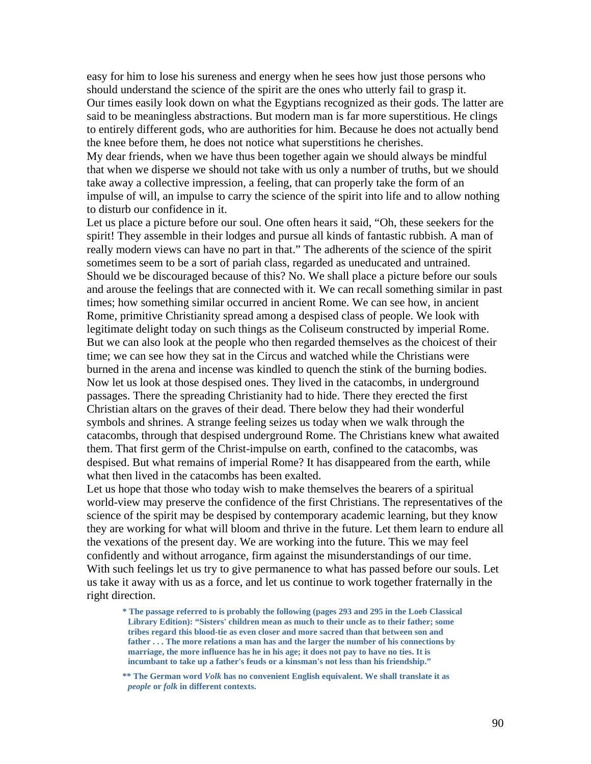easy for him to lose his sureness and energy when he sees how just those persons who should understand the science of the spirit are the ones who utterly fail to grasp it.
Our times easily look down on what the Egyptians recognized as their gods. The latter are said to be meaningless abstractions. But modern man is far more superstitious. He clings to entirely different gods, who are authorities for him. Because he does not actually bend the knee before them, he does not notice what superstitions he cherishes.
My dear friends, when we have thus been together again we should always be mindful that when we disperse we should not take with us only a number of truths, but we should take away a collective impression, a feeling, that can properly take the form of an impulse of will, an impulse to carry the science of the spirit into life and to allow nothing to disturb our confidence in it.
Let us place a picture before our soul. One often hears it said, "Oh, these seekers for the spirit! They assemble in their lodges and pursue all kinds of fantastic rubbish. A man of really modern views can have no part in that." The adherents of the science of the spirit sometimes seem to be a sort of pariah class, regarded as uneducated and untrained. Should we be discouraged because of this? No. We shall place a picture before our souls and arouse the feelings that are connected with it. We can recall something similar in past times; how something similar occurred in ancient Rome. We can see how, in ancient Rome, primitive Christianity spread among a despised class of people. We look with legitimate delight today on such things as the Coliseum constructed by imperial Rome. But we can also look at the people who then regarded themselves as the choicest of their time; we can see how they sat in the Circus and watched while the Christians were burned in the arena and incense was kindled to quench the stink of the burning bodies. Now let us look at those despised ones. They lived in the catacombs, in underground passages. There the spreading Christianity had to hide. There they erected the first Christian altars on the graves of their dead. There below they had their wonderful symbols and shrines. A strange feeling seizes us today when we walk through the catacombs, through that despised underground Rome. The Christians knew what awaited them. That first germ of the Christ-impulse on earth, confined to the catacombs, was despised. But what remains of imperial Rome? It has disappeared from the earth, while what then lived in the catacombs has been exalted.
Let us hope that those who today wish to make themselves the bearers of a spiritual world-view may preserve the confidence of the first Christians. The representatives of the science of the spirit may be despised by contemporary academic learning, but they know they are working for what will bloom and thrive in the future. Let them learn to endure all the vexations of the present day. We are working into the future. This we may feel confidently and without arrogance, firm against the misunderstandings of our time.
With such feelings let us try to give permanence to what has passed before our souls. Let us take it away with us as a force, and let us continue to work together fraternally in the right direction.

**\* The passage referred to is probably the following (pages 293 and 295 in the Loeb Classical Library Edition): "Sisters' children mean as much to their uncle as to their father; some tribes regard this blood-tie as even closer and more sacred than that between son and father . . . The more relations a man has and the larger the number of his connections by marriage, the more influence has he in his age; it does not pay to have no ties. It is incumbant to take up a father's feuds or a kinsman's not less than his friendship."**

**\*\* The German word *Volk* has no convenient English equivalent. We shall translate it as *people* or *folk* in different contexts.**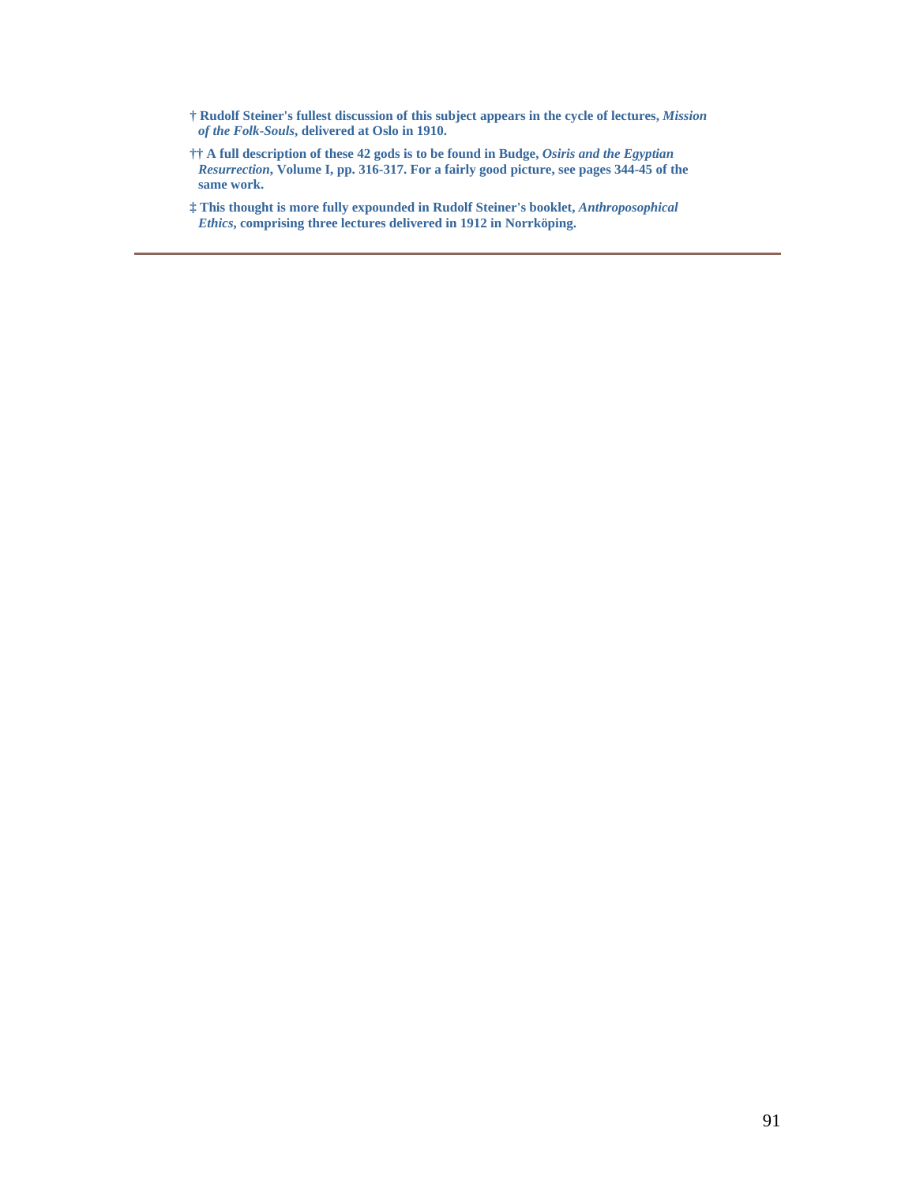**† Rudolf Steiner's fullest discussion of this subject appears in the cycle of lectures, *Mission of the Folk-Souls*, delivered at Oslo in 1910.**

**†† A full description of these 42 gods is to be found in Budge, *Osiris and the Egyptian Resurrection*, Volume I, pp. 316-317. For a fairly good picture, see pages 344-45 of the same work.**

**‡ This thought is more fully expounded in Rudolf Steiner's booklet, *Anthroposophical Ethics*, comprising three lectures delivered in 1912 in Norrköping.**

---